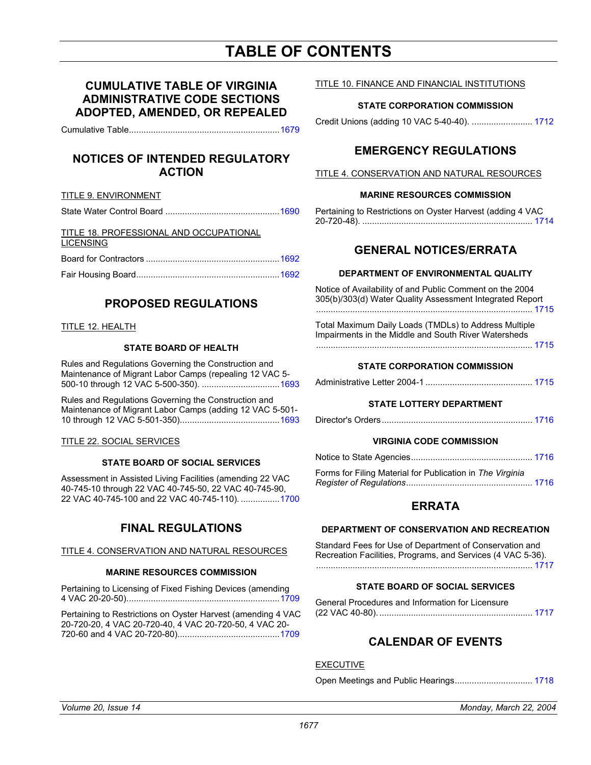# TABLE OF CONTENTS

## CUMULATIVE TABLE OF VIRGINIA ADMINISTRATIVE CODE SECTIONS ADOPTED, AMENDED, OR REPEALED

Cumulative Table....................................................................1679

## NOTICES OF INTENDED REGULATORY ACTION

TITLE 9. ENVIRONMENT

State Water Control Board ...............................................1690

TITLE 18. PROFESSIONAL AND OCCUPATIONAL LICENSING

Board for Contractors .......................................................1692

Fair Housing Board...........................................................1692

## PROPOSED REGULATIONS

TITLE 12. HEALTH

**STATE BOARD OF HEALTH**

Rules and Regulations Governing the Construction and Maintenance of Migrant Labor Camps (repealing 12 VAC 5-500-10 through 12 VAC 5-500-350). ................................1693

Rules and Regulations Governing the Construction and Maintenance of Migrant Labor Camps (adding 12 VAC 5-501-10 through 12 VAC 5-501-350).........................................1693

TITLE 22. SOCIAL SERVICES

**STATE BOARD OF SOCIAL SERVICES**

Assessment in Assisted Living Facilities (amending 22 VAC 40-745-10 through 22 VAC 40-745-50, 22 VAC 40-745-90, 22 VAC 40-745-100 and 22 VAC 40-745-110). ................1700

## FINAL REGULATIONS

TITLE 4. CONSERVATION AND NATURAL RESOURCES

**MARINE RESOURCES COMMISSION**

Pertaining to Licensing of Fixed Fishing Devices (amending 4 VAC 20-20-50)...............................................................1709

Pertaining to Restrictions on Oyster Harvest (amending 4 VAC 20-720-20, 4 VAC 20-720-40, 4 VAC 20-720-50, 4 VAC 20-720-60 and 4 VAC 20-720-80)..........................................1709

TITLE 10. FINANCE AND FINANCIAL INSTITUTIONS

**STATE CORPORATION COMMISSION**

Credit Unions (adding 10 VAC 5-40-40). ......................... 1712

## EMERGENCY REGULATIONS

TITLE 4. CONSERVATION AND NATURAL RESOURCES

**MARINE RESOURCES COMMISSION**

Pertaining to Restrictions on Oyster Harvest (adding 4 VAC 20-720-48). ..................................................................... 1714

## GENERAL NOTICES/ERRATA

**DEPARTMENT OF ENVIRONMENTAL QUALITY**

Notice of Availability of and Public Comment on the 2004 305(b)/303(d) Water Quality Assessment Integrated Report ........................................................................................ 1715

Total Maximum Daily Loads (TMDLs) to Address Multiple Impairments in the Middle and South River Watersheds ........................................................................................ 1715

**STATE CORPORATION COMMISSION**

Administrative Letter 2004-1 ............................................ 1715

**STATE LOTTERY DEPARTMENT**

Director's Orders ............................................................. 1716

**VIRGINIA CODE COMMISSION**

Notice to State Agencies................................................. 1716

Forms for Filing Material for Publication in *The Virginia Register of Regulations*.................................................... 1716

## ERRATA

**DEPARTMENT OF CONSERVATION AND RECREATION**

Standard Fees for Use of Department of Conservation and Recreation Facilities, Programs, and Services (4 VAC 5-36). ........................................................................................ 1717

**STATE BOARD OF SOCIAL SERVICES**

General Procedures and Information for Licensure (22 VAC 40-80). ............................................................... 1717

## CALENDAR OF EVENTS

EXECUTIVE

Open Meetings and Public Hearings................................ 1718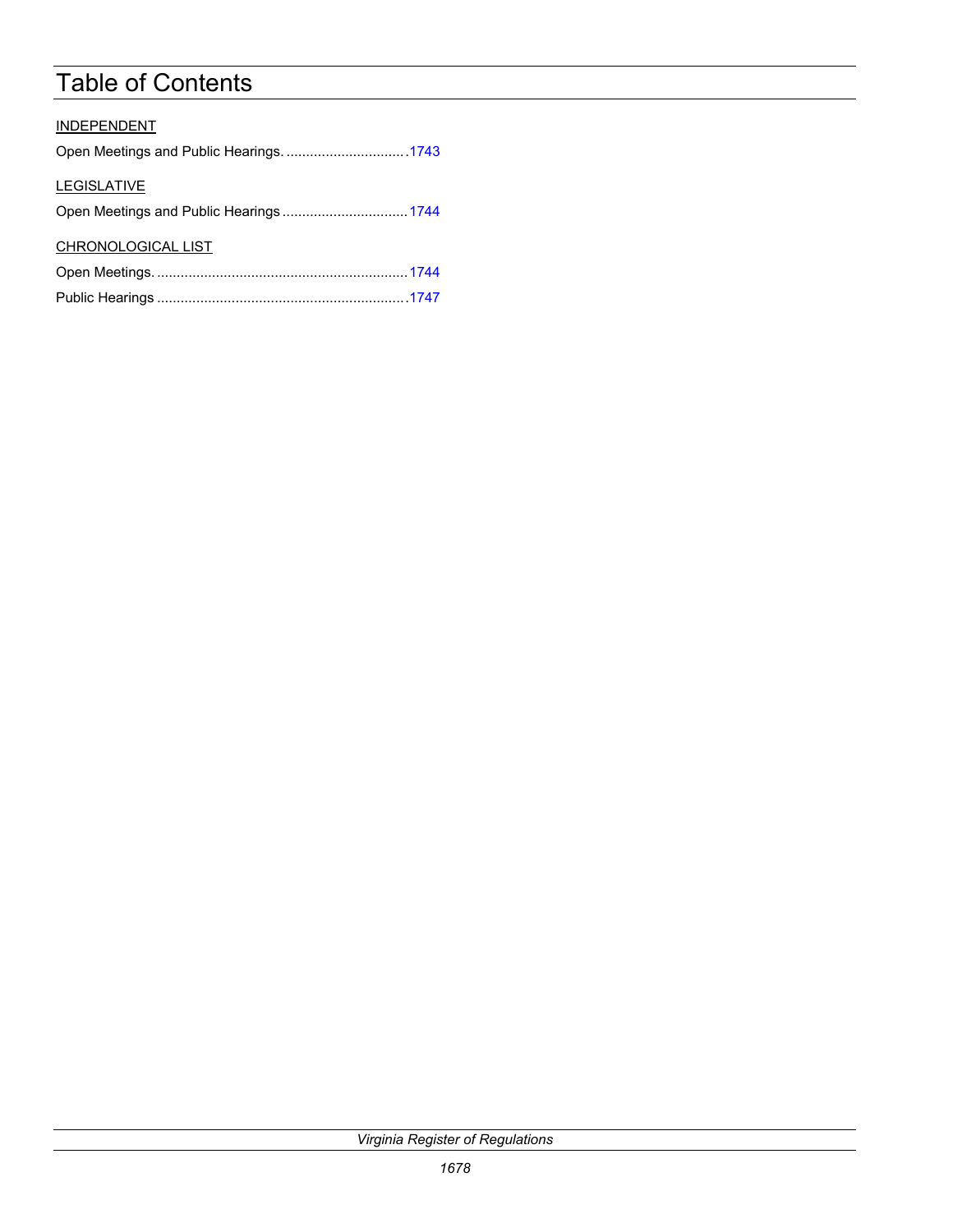# Table of Contents

INDEPENDENT

Open Meetings and Public Hearings. ............................... 1743

LEGISLATIVE

Open Meetings and Public Hearings ................................ 1744

CHRONOLOGICAL LIST

Open Meetings. ................................................................ 1744

Public Hearings ............................................................... 1747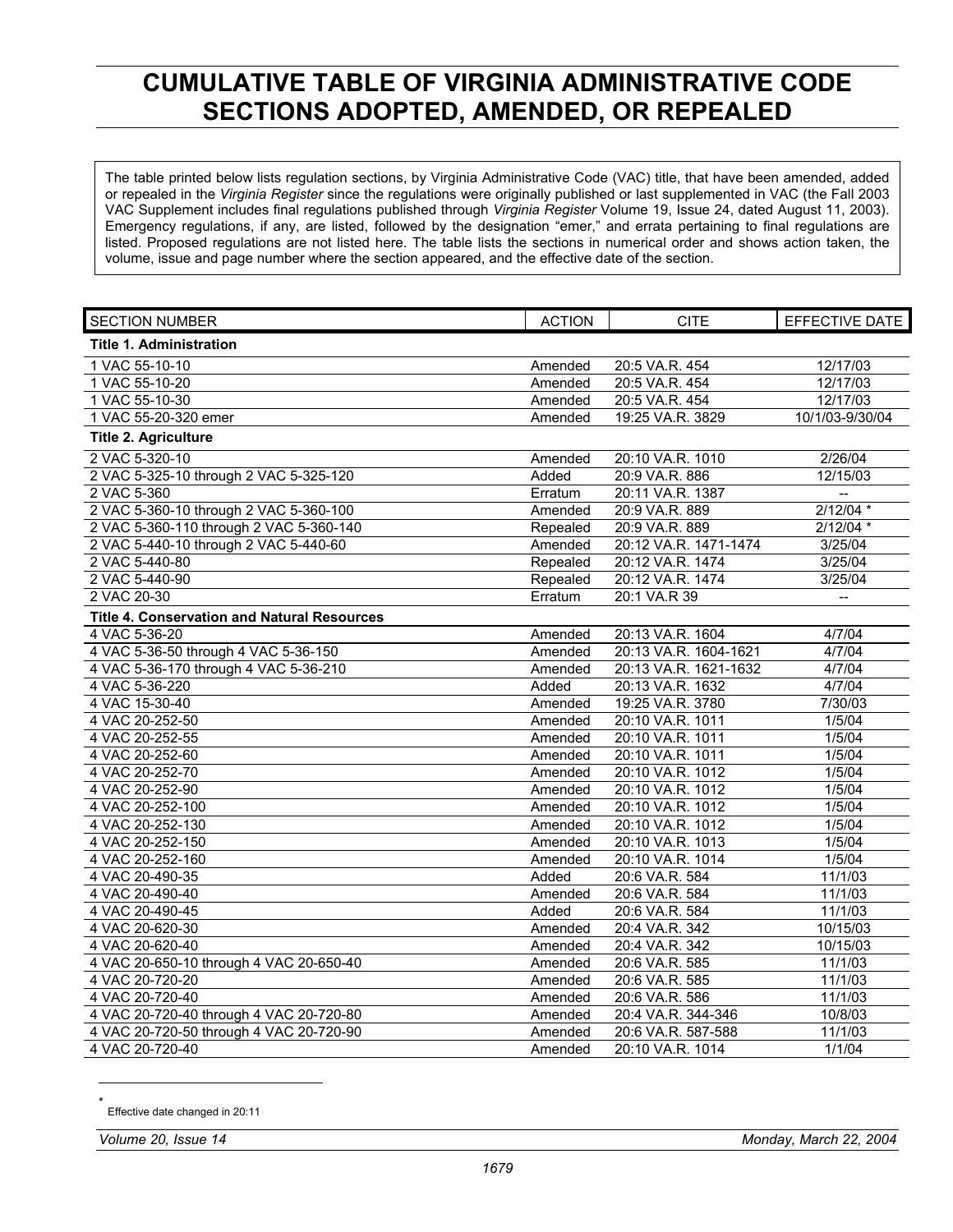# CUMULATIVE TABLE OF VIRGINIA ADMINISTRATIVE CODE SECTIONS ADOPTED, AMENDED, OR REPEALED

The table printed below lists regulation sections, by Virginia Administrative Code (VAC) title, that have been amended, added or repealed in the *Virginia Register* since the regulations were originally published or last supplemented in VAC (the Fall 2003 VAC Supplement includes final regulations published through *Virginia Register* Volume 19, Issue 24, dated August 11, 2003). Emergency regulations, if any, are listed, followed by the designation "emer," and errata pertaining to final regulations are listed. Proposed regulations are not listed here. The table lists the sections in numerical order and shows action taken, the volume, issue and page number where the section appeared, and the effective date of the section.

| SECTION NUMBER | ACTION | CITE | EFFECTIVE DATE |
|---|---|---|---|
| **Title 1. Administration** | | | |
| 1 VAC 55-10-10 | Amended | 20:5 VA.R. 454 | 12/17/03 |
| 1 VAC 55-10-20 | Amended | 20:5 VA.R. 454 | 12/17/03 |
| 1 VAC 55-10-30 | Amended | 20:5 VA.R. 454 | 12/17/03 |
| 1 VAC 55-20-320 emer | Amended | 19:25 VA.R. 3829 | 10/1/03-9/30/04 |
| **Title 2. Agriculture** | | | |
| 2 VAC 5-320-10 | Amended | 20:10 VA.R. 1010 | 2/26/04 |
| 2 VAC 5-325-10 through 2 VAC 5-325-120 | Added | 20:9 VA.R. 886 | 12/15/03 |
| 2 VAC 5-360 | Erratum | 20:11 VA.R. 1387 | -- |
| 2 VAC 5-360-10 through 2 VAC 5-360-100 | Amended | 20:9 VA.R. 889 | 2/12/04 * |
| 2 VAC 5-360-110 through 2 VAC 5-360-140 | Repealed | 20:9 VA.R. 889 | 2/12/04 * |
| 2 VAC 5-440-10 through 2 VAC 5-440-60 | Amended | 20:12 VA.R. 1471-1474 | 3/25/04 |
| 2 VAC 5-440-80 | Repealed | 20:12 VA.R. 1474 | 3/25/04 |
| 2 VAC 5-440-90 | Repealed | 20:12 VA.R. 1474 | 3/25/04 |
| 2 VAC 20-30 | Erratum | 20:1 VA.R 39 | -- |
| **Title 4. Conservation and Natural Resources** | | | |
| 4 VAC 5-36-20 | Amended | 20:13 VA.R. 1604 | 4/7/04 |
| 4 VAC 5-36-50 through 4 VAC 5-36-150 | Amended | 20:13 VA.R. 1604-1621 | 4/7/04 |
| 4 VAC 5-36-170 through 4 VAC 5-36-210 | Amended | 20:13 VA.R. 1621-1632 | 4/7/04 |
| 4 VAC 5-36-220 | Added | 20:13 VA.R. 1632 | 4/7/04 |
| 4 VAC 15-30-40 | Amended | 19:25 VA.R. 3780 | 7/30/03 |
| 4 VAC 20-252-50 | Amended | 20:10 VA.R. 1011 | 1/5/04 |
| 4 VAC 20-252-55 | Amended | 20:10 VA.R. 1011 | 1/5/04 |
| 4 VAC 20-252-60 | Amended | 20:10 VA.R. 1011 | 1/5/04 |
| 4 VAC 20-252-70 | Amended | 20:10 VA.R. 1012 | 1/5/04 |
| 4 VAC 20-252-90 | Amended | 20:10 VA.R. 1012 | 1/5/04 |
| 4 VAC 20-252-100 | Amended | 20:10 VA.R. 1012 | 1/5/04 |
| 4 VAC 20-252-130 | Amended | 20:10 VA.R. 1012 | 1/5/04 |
| 4 VAC 20-252-150 | Amended | 20:10 VA.R. 1013 | 1/5/04 |
| 4 VAC 20-252-160 | Amended | 20:10 VA.R. 1014 | 1/5/04 |
| 4 VAC 20-490-35 | Added | 20:6 VA.R. 584 | 11/1/03 |
| 4 VAC 20-490-40 | Amended | 20:6 VA.R. 584 | 11/1/03 |
| 4 VAC 20-490-45 | Added | 20:6 VA.R. 584 | 11/1/03 |
| 4 VAC 20-620-30 | Amended | 20:4 VA.R. 342 | 10/15/03 |
| 4 VAC 20-620-40 | Amended | 20:4 VA.R. 342 | 10/15/03 |
| 4 VAC 20-650-10 through 4 VAC 20-650-40 | Amended | 20:6 VA.R. 585 | 11/1/03 |
| 4 VAC 20-720-20 | Amended | 20:6 VA.R. 585 | 11/1/03 |
| 4 VAC 20-720-40 | Amended | 20:6 VA.R. 586 | 11/1/03 |
| 4 VAC 20-720-40 through 4 VAC 20-720-80 | Amended | 20:4 VA.R. 344-346 | 10/8/03 |
| 4 VAC 20-720-50 through 4 VAC 20-720-90 | Amended | 20:6 VA.R. 587-588 | 11/1/03 |
| 4 VAC 20-720-40 | Amended | 20:10 VA.R. 1014 | 1/1/04 |

\* Effective date changed in 20:11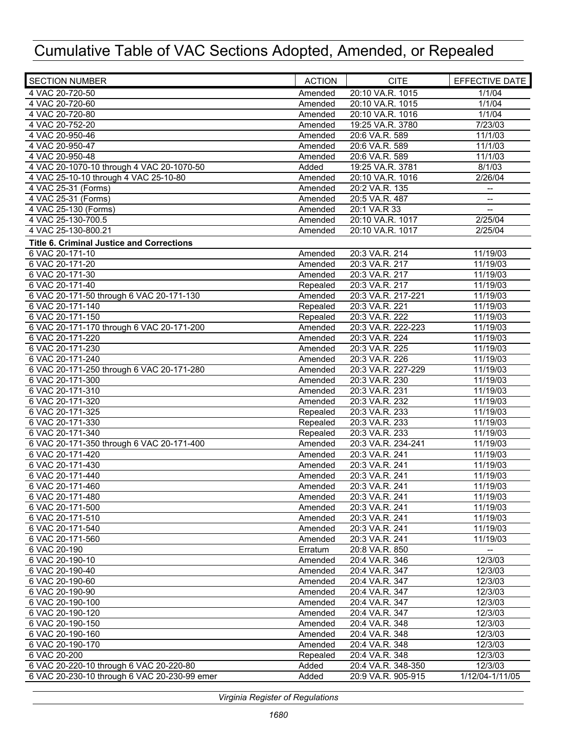# Cumulative Table of VAC Sections Adopted, Amended, or Repealed

| SECTION NUMBER | ACTION | CITE | EFFECTIVE DATE |
|---|---|---|---|
| 4 VAC 20-720-50 | Amended | 20:10 VA.R. 1015 | 1/1/04 |
| 4 VAC 20-720-60 | Amended | 20:10 VA.R. 1015 | 1/1/04 |
| 4 VAC 20-720-80 | Amended | 20:10 VA.R. 1016 | 1/1/04 |
| 4 VAC 20-752-20 | Amended | 19:25 VA.R. 3780 | 7/23/03 |
| 4 VAC 20-950-46 | Amended | 20:6 VA.R. 589 | 11/1/03 |
| 4 VAC 20-950-47 | Amended | 20:6 VA.R. 589 | 11/1/03 |
| 4 VAC 20-950-48 | Amended | 20:6 VA.R. 589 | 11/1/03 |
| 4 VAC 20-1070-10 through 4 VAC 20-1070-50 | Added | 19:25 VA.R. 3781 | 8/1/03 |
| 4 VAC 25-10-10 through 4 VAC 25-10-80 | Amended | 20:10 VA.R. 1016 | 2/26/04 |
| 4 VAC 25-31 (Forms) | Amended | 20:2 VA.R. 135 | -- |
| 4 VAC 25-31 (Forms) | Amended | 20:5 VA.R. 487 | -- |
| 4 VAC 25-130 (Forms) | Amended | 20:1 VA.R 33 | -- |
| 4 VAC 25-130-700.5 | Amended | 20:10 VA.R. 1017 | 2/25/04 |
| 4 VAC 25-130-800.21 | Amended | 20:10 VA.R. 1017 | 2/25/04 |
| **Title 6. Criminal Justice and Corrections** | | | |
| 6 VAC 20-171-10 | Amended | 20:3 VA.R. 214 | 11/19/03 |
| 6 VAC 20-171-20 | Amended | 20:3 VA.R. 217 | 11/19/03 |
| 6 VAC 20-171-30 | Amended | 20:3 VA.R. 217 | 11/19/03 |
| 6 VAC 20-171-40 | Repealed | 20:3 VA.R. 217 | 11/19/03 |
| 6 VAC 20-171-50 through 6 VAC 20-171-130 | Amended | 20:3 VA.R. 217-221 | 11/19/03 |
| 6 VAC 20-171-140 | Repealed | 20:3 VA.R. 221 | 11/19/03 |
| 6 VAC 20-171-150 | Repealed | 20:3 VA.R. 222 | 11/19/03 |
| 6 VAC 20-171-170 through 6 VAC 20-171-200 | Amended | 20:3 VA.R. 222-223 | 11/19/03 |
| 6 VAC 20-171-220 | Amended | 20:3 VA.R. 224 | 11/19/03 |
| 6 VAC 20-171-230 | Amended | 20:3 VA.R. 225 | 11/19/03 |
| 6 VAC 20-171-240 | Amended | 20:3 VA.R. 226 | 11/19/03 |
| 6 VAC 20-171-250 through 6 VAC 20-171-280 | Amended | 20:3 VA.R. 227-229 | 11/19/03 |
| 6 VAC 20-171-300 | Amended | 20:3 VA.R. 230 | 11/19/03 |
| 6 VAC 20-171-310 | Amended | 20:3 VA.R. 231 | 11/19/03 |
| 6 VAC 20-171-320 | Amended | 20:3 VA.R. 232 | 11/19/03 |
| 6 VAC 20-171-325 | Repealed | 20:3 VA.R. 233 | 11/19/03 |
| 6 VAC 20-171-330 | Repealed | 20:3 VA.R. 233 | 11/19/03 |
| 6 VAC 20-171-340 | Repealed | 20:3 VA.R. 233 | 11/19/03 |
| 6 VAC 20-171-350 through 6 VAC 20-171-400 | Amended | 20:3 VA.R. 234-241 | 11/19/03 |
| 6 VAC 20-171-420 | Amended | 20:3 VA.R. 241 | 11/19/03 |
| 6 VAC 20-171-430 | Amended | 20:3 VA.R. 241 | 11/19/03 |
| 6 VAC 20-171-440 | Amended | 20:3 VA.R. 241 | 11/19/03 |
| 6 VAC 20-171-460 | Amended | 20:3 VA.R. 241 | 11/19/03 |
| 6 VAC 20-171-480 | Amended | 20:3 VA.R. 241 | 11/19/03 |
| 6 VAC 20-171-500 | Amended | 20:3 VA.R. 241 | 11/19/03 |
| 6 VAC 20-171-510 | Amended | 20:3 VA.R. 241 | 11/19/03 |
| 6 VAC 20-171-540 | Amended | 20:3 VA.R. 241 | 11/19/03 |
| 6 VAC 20-171-560 | Amended | 20:3 VA.R. 241 | 11/19/03 |
| 6 VAC 20-190 | Erratum | 20:8 VA.R. 850 | -- |
| 6 VAC 20-190-10 | Amended | 20:4 VA.R. 346 | 12/3/03 |
| 6 VAC 20-190-40 | Amended | 20:4 VA.R. 347 | 12/3/03 |
| 6 VAC 20-190-60 | Amended | 20:4 VA.R. 347 | 12/3/03 |
| 6 VAC 20-190-90 | Amended | 20:4 VA.R. 347 | 12/3/03 |
| 6 VAC 20-190-100 | Amended | 20:4 VA.R. 347 | 12/3/03 |
| 6 VAC 20-190-120 | Amended | 20:4 VA.R. 347 | 12/3/03 |
| 6 VAC 20-190-150 | Amended | 20:4 VA.R. 348 | 12/3/03 |
| 6 VAC 20-190-160 | Amended | 20:4 VA.R. 348 | 12/3/03 |
| 6 VAC 20-190-170 | Amended | 20:4 VA.R. 348 | 12/3/03 |
| 6 VAC 20-200 | Repealed | 20:4 VA.R. 348 | 12/3/03 |
| 6 VAC 20-220-10 through 6 VAC 20-220-80 | Added | 20:4 VA.R. 348-350 | 12/3/03 |
| 6 VAC 20-230-10 through 6 VAC 20-230-99 emer | Added | 20:9 VA.R. 905-915 | 1/12/04-1/11/05 |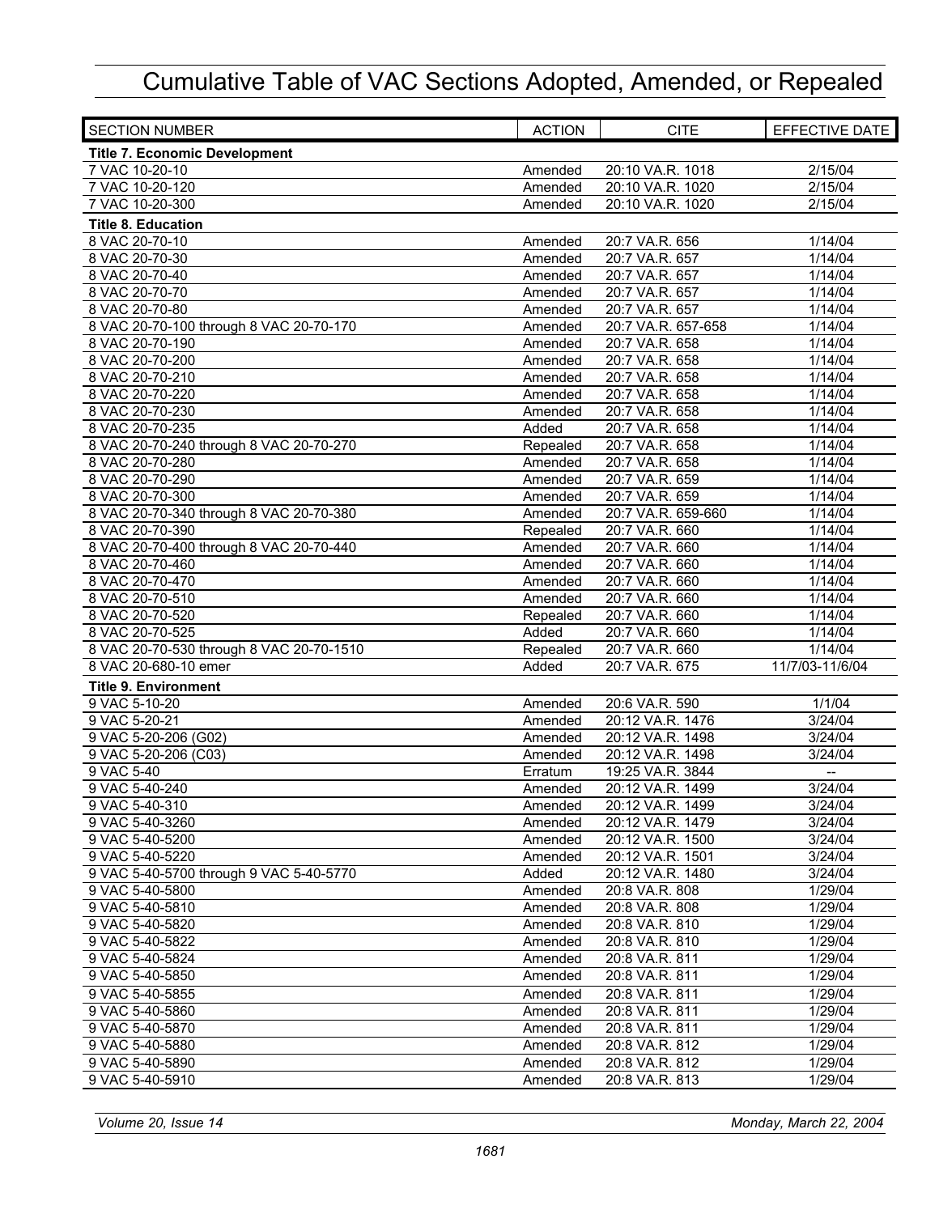# Cumulative Table of VAC Sections Adopted, Amended, or Repealed

| SECTION NUMBER | ACTION | CITE | EFFECTIVE DATE |
|---|---|---|---|
| **Title 7. Economic Development** | | | |
| 7 VAC 10-20-10 | Amended | 20:10 VA.R. 1018 | 2/15/04 |
| 7 VAC 10-20-120 | Amended | 20:10 VA.R. 1020 | 2/15/04 |
| 7 VAC 10-20-300 | Amended | 20:10 VA.R. 1020 | 2/15/04 |
| **Title 8. Education** | | | |
| 8 VAC 20-70-10 | Amended | 20:7 VA.R. 656 | 1/14/04 |
| 8 VAC 20-70-30 | Amended | 20:7 VA.R. 657 | 1/14/04 |
| 8 VAC 20-70-40 | Amended | 20:7 VA.R. 657 | 1/14/04 |
| 8 VAC 20-70-70 | Amended | 20:7 VA.R. 657 | 1/14/04 |
| 8 VAC 20-70-80 | Amended | 20:7 VA.R. 657 | 1/14/04 |
| 8 VAC 20-70-100 through 8 VAC 20-70-170 | Amended | 20:7 VA.R. 657-658 | 1/14/04 |
| 8 VAC 20-70-190 | Amended | 20:7 VA.R. 658 | 1/14/04 |
| 8 VAC 20-70-200 | Amended | 20:7 VA.R. 658 | 1/14/04 |
| 8 VAC 20-70-210 | Amended | 20:7 VA.R. 658 | 1/14/04 |
| 8 VAC 20-70-220 | Amended | 20:7 VA.R. 658 | 1/14/04 |
| 8 VAC 20-70-230 | Amended | 20:7 VA.R. 658 | 1/14/04 |
| 8 VAC 20-70-235 | Added | 20:7 VA.R. 658 | 1/14/04 |
| 8 VAC 20-70-240 through 8 VAC 20-70-270 | Repealed | 20:7 VA.R. 658 | 1/14/04 |
| 8 VAC 20-70-280 | Amended | 20:7 VA.R. 658 | 1/14/04 |
| 8 VAC 20-70-290 | Amended | 20:7 VA.R. 659 | 1/14/04 |
| 8 VAC 20-70-300 | Amended | 20:7 VA.R. 659 | 1/14/04 |
| 8 VAC 20-70-340 through 8 VAC 20-70-380 | Amended | 20:7 VA.R. 659-660 | 1/14/04 |
| 8 VAC 20-70-390 | Repealed | 20:7 VA.R. 660 | 1/14/04 |
| 8 VAC 20-70-400 through 8 VAC 20-70-440 | Amended | 20:7 VA.R. 660 | 1/14/04 |
| 8 VAC 20-70-460 | Amended | 20:7 VA.R. 660 | 1/14/04 |
| 8 VAC 20-70-470 | Amended | 20:7 VA.R. 660 | 1/14/04 |
| 8 VAC 20-70-510 | Amended | 20:7 VA.R. 660 | 1/14/04 |
| 8 VAC 20-70-520 | Repealed | 20:7 VA.R. 660 | 1/14/04 |
| 8 VAC 20-70-525 | Added | 20:7 VA.R. 660 | 1/14/04 |
| 8 VAC 20-70-530 through 8 VAC 20-70-1510 | Repealed | 20:7 VA.R. 660 | 1/14/04 |
| 8 VAC 20-680-10 emer | Added | 20:7 VA.R. 675 | 11/7/03-11/6/04 |
| **Title 9. Environment** | | | |
| 9 VAC 5-10-20 | Amended | 20:6 VA.R. 590 | 1/1/04 |
| 9 VAC 5-20-21 | Amended | 20:12 VA.R. 1476 | 3/24/04 |
| 9 VAC 5-20-206 (G02) | Amended | 20:12 VA.R. 1498 | 3/24/04 |
| 9 VAC 5-20-206 (C03) | Amended | 20:12 VA.R. 1498 | 3/24/04 |
| 9 VAC 5-40 | Erratum | 19:25 VA.R. 3844 | -- |
| 9 VAC 5-40-240 | Amended | 20:12 VA.R. 1499 | 3/24/04 |
| 9 VAC 5-40-310 | Amended | 20:12 VA.R. 1499 | 3/24/04 |
| 9 VAC 5-40-3260 | Amended | 20:12 VA.R. 1479 | 3/24/04 |
| 9 VAC 5-40-5200 | Amended | 20:12 VA.R. 1500 | 3/24/04 |
| 9 VAC 5-40-5220 | Amended | 20:12 VA.R. 1501 | 3/24/04 |
| 9 VAC 5-40-5700 through 9 VAC 5-40-5770 | Added | 20:12 VA.R. 1480 | 3/24/04 |
| 9 VAC 5-40-5800 | Amended | 20:8 VA.R. 808 | 1/29/04 |
| 9 VAC 5-40-5810 | Amended | 20:8 VA.R. 808 | 1/29/04 |
| 9 VAC 5-40-5820 | Amended | 20:8 VA.R. 810 | 1/29/04 |
| 9 VAC 5-40-5822 | Amended | 20:8 VA.R. 810 | 1/29/04 |
| 9 VAC 5-40-5824 | Amended | 20:8 VA.R. 811 | 1/29/04 |
| 9 VAC 5-40-5850 | Amended | 20:8 VA.R. 811 | 1/29/04 |
| 9 VAC 5-40-5855 | Amended | 20:8 VA.R. 811 | 1/29/04 |
| 9 VAC 5-40-5860 | Amended | 20:8 VA.R. 811 | 1/29/04 |
| 9 VAC 5-40-5870 | Amended | 20:8 VA.R. 811 | 1/29/04 |
| 9 VAC 5-40-5880 | Amended | 20:8 VA.R. 812 | 1/29/04 |
| 9 VAC 5-40-5890 | Amended | 20:8 VA.R. 812 | 1/29/04 |
| 9 VAC 5-40-5910 | Amended | 20:8 VA.R. 813 | 1/29/04 |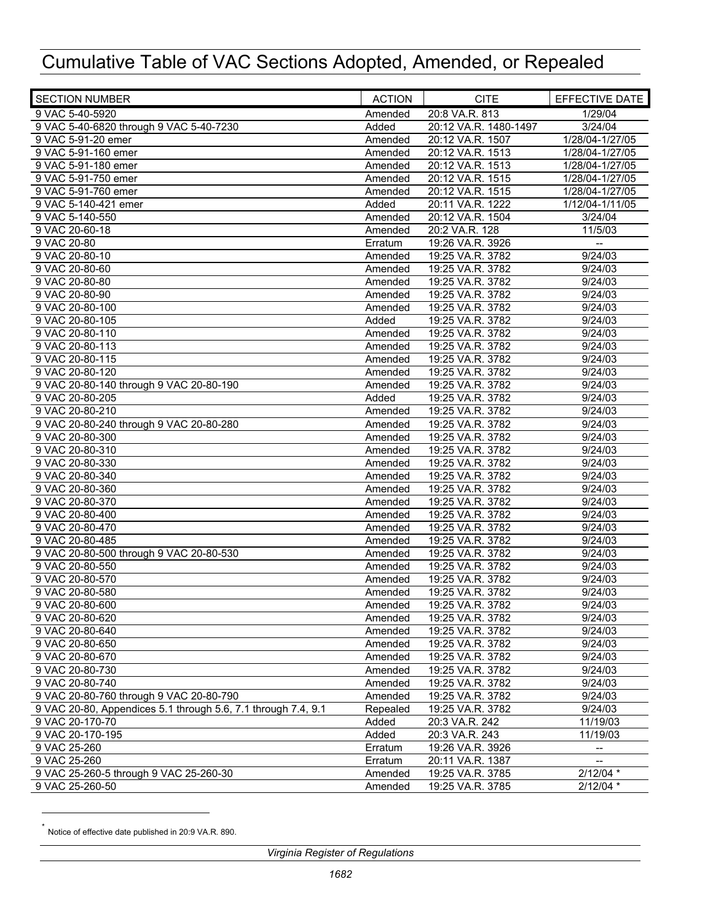# Cumulative Table of VAC Sections Adopted, Amended, or Repealed

| SECTION NUMBER | ACTION | CITE | EFFECTIVE DATE |
|---|---|---|---|
| 9 VAC 5-40-5920 | Amended | 20:8 VA.R. 813 | 1/29/04 |
| 9 VAC 5-40-6820 through 9 VAC 5-40-7230 | Added | 20:12 VA.R. 1480-1497 | 3/24/04 |
| 9 VAC 5-91-20 emer | Amended | 20:12 VA.R. 1507 | 1/28/04-1/27/05 |
| 9 VAC 5-91-160 emer | Amended | 20:12 VA.R. 1513 | 1/28/04-1/27/05 |
| 9 VAC 5-91-180 emer | Amended | 20:12 VA.R. 1513 | 1/28/04-1/27/05 |
| 9 VAC 5-91-750 emer | Amended | 20:12 VA.R. 1515 | 1/28/04-1/27/05 |
| 9 VAC 5-91-760 emer | Amended | 20:12 VA.R. 1515 | 1/28/04-1/27/05 |
| 9 VAC 5-140-421 emer | Added | 20:11 VA.R. 1222 | 1/12/04-1/11/05 |
| 9 VAC 5-140-550 | Amended | 20:12 VA.R. 1504 | 3/24/04 |
| 9 VAC 20-60-18 | Amended | 20:2 VA.R. 128 | 11/5/03 |
| 9 VAC 20-80 | Erratum | 19:26 VA.R. 3926 | -- |
| 9 VAC 20-80-10 | Amended | 19:25 VA.R. 3782 | 9/24/03 |
| 9 VAC 20-80-60 | Amended | 19:25 VA.R. 3782 | 9/24/03 |
| 9 VAC 20-80-80 | Amended | 19:25 VA.R. 3782 | 9/24/03 |
| 9 VAC 20-80-90 | Amended | 19:25 VA.R. 3782 | 9/24/03 |
| 9 VAC 20-80-100 | Amended | 19:25 VA.R. 3782 | 9/24/03 |
| 9 VAC 20-80-105 | Added | 19:25 VA.R. 3782 | 9/24/03 |
| 9 VAC 20-80-110 | Amended | 19:25 VA.R. 3782 | 9/24/03 |
| 9 VAC 20-80-113 | Amended | 19:25 VA.R. 3782 | 9/24/03 |
| 9 VAC 20-80-115 | Amended | 19:25 VA.R. 3782 | 9/24/03 |
| 9 VAC 20-80-120 | Amended | 19:25 VA.R. 3782 | 9/24/03 |
| 9 VAC 20-80-140 through 9 VAC 20-80-190 | Amended | 19:25 VA.R. 3782 | 9/24/03 |
| 9 VAC 20-80-205 | Added | 19:25 VA.R. 3782 | 9/24/03 |
| 9 VAC 20-80-210 | Amended | 19:25 VA.R. 3782 | 9/24/03 |
| 9 VAC 20-80-240 through 9 VAC 20-80-280 | Amended | 19:25 VA.R. 3782 | 9/24/03 |
| 9 VAC 20-80-300 | Amended | 19:25 VA.R. 3782 | 9/24/03 |
| 9 VAC 20-80-310 | Amended | 19:25 VA.R. 3782 | 9/24/03 |
| 9 VAC 20-80-330 | Amended | 19:25 VA.R. 3782 | 9/24/03 |
| 9 VAC 20-80-340 | Amended | 19:25 VA.R. 3782 | 9/24/03 |
| 9 VAC 20-80-360 | Amended | 19:25 VA.R. 3782 | 9/24/03 |
| 9 VAC 20-80-370 | Amended | 19:25 VA.R. 3782 | 9/24/03 |
| 9 VAC 20-80-400 | Amended | 19:25 VA.R. 3782 | 9/24/03 |
| 9 VAC 20-80-470 | Amended | 19:25 VA.R. 3782 | 9/24/03 |
| 9 VAC 20-80-485 | Amended | 19:25 VA.R. 3782 | 9/24/03 |
| 9 VAC 20-80-500 through 9 VAC 20-80-530 | Amended | 19:25 VA.R. 3782 | 9/24/03 |
| 9 VAC 20-80-550 | Amended | 19:25 VA.R. 3782 | 9/24/03 |
| 9 VAC 20-80-570 | Amended | 19:25 VA.R. 3782 | 9/24/03 |
| 9 VAC 20-80-580 | Amended | 19:25 VA.R. 3782 | 9/24/03 |
| 9 VAC 20-80-600 | Amended | 19:25 VA.R. 3782 | 9/24/03 |
| 9 VAC 20-80-620 | Amended | 19:25 VA.R. 3782 | 9/24/03 |
| 9 VAC 20-80-640 | Amended | 19:25 VA.R. 3782 | 9/24/03 |
| 9 VAC 20-80-650 | Amended | 19:25 VA.R. 3782 | 9/24/03 |
| 9 VAC 20-80-670 | Amended | 19:25 VA.R. 3782 | 9/24/03 |
| 9 VAC 20-80-730 | Amended | 19:25 VA.R. 3782 | 9/24/03 |
| 9 VAC 20-80-740 | Amended | 19:25 VA.R. 3782 | 9/24/03 |
| 9 VAC 20-80-760 through 9 VAC 20-80-790 | Amended | 19:25 VA.R. 3782 | 9/24/03 |
| 9 VAC 20-80, Appendices 5.1 through 5.6, 7.1 through 7.4, 9.1 | Repealed | 19:25 VA.R. 3782 | 9/24/03 |
| 9 VAC 20-170-70 | Added | 20:3 VA.R. 242 | 11/19/03 |
| 9 VAC 20-170-195 | Added | 20:3 VA.R. 243 | 11/19/03 |
| 9 VAC 25-260 | Erratum | 19:26 VA.R. 3926 | -- |
| 9 VAC 25-260 | Erratum | 20:11 VA.R. 1387 | -- |
| 9 VAC 25-260-5 through 9 VAC 25-260-30 | Amended | 19:25 VA.R. 3785 | 2/12/04 * |
| 9 VAC 25-260-50 | Amended | 19:25 VA.R. 3785 | 2/12/04 * |

* Notice of effective date published in 20:9 VA.R. 890.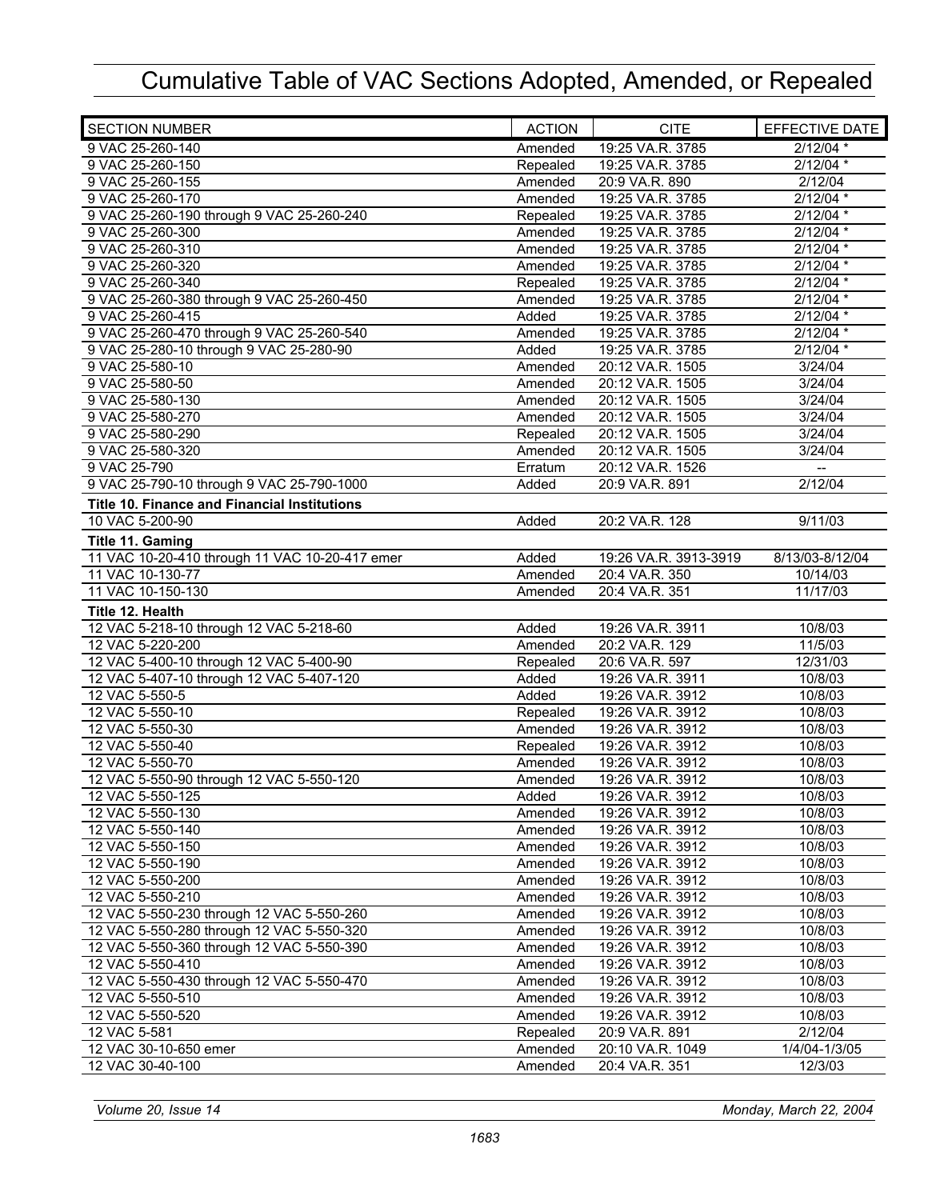# Cumulative Table of VAC Sections Adopted, Amended, or Repealed

| SECTION NUMBER | ACTION | CITE | EFFECTIVE DATE |
|---|---|---|---|
| 9 VAC 25-260-140 | Amended | 19:25 VA.R. 3785 | 2/12/04 * |
| 9 VAC 25-260-150 | Repealed | 19:25 VA.R. 3785 | 2/12/04 * |
| 9 VAC 25-260-155 | Amended | 20:9 VA.R. 890 | 2/12/04 |
| 9 VAC 25-260-170 | Amended | 19:25 VA.R. 3785 | 2/12/04 * |
| 9 VAC 25-260-190 through 9 VAC 25-260-240 | Repealed | 19:25 VA.R. 3785 | 2/12/04 * |
| 9 VAC 25-260-300 | Amended | 19:25 VA.R. 3785 | 2/12/04 * |
| 9 VAC 25-260-310 | Amended | 19:25 VA.R. 3785 | 2/12/04 * |
| 9 VAC 25-260-320 | Amended | 19:25 VA.R. 3785 | 2/12/04 * |
| 9 VAC 25-260-340 | Repealed | 19:25 VA.R. 3785 | 2/12/04 * |
| 9 VAC 25-260-380 through 9 VAC 25-260-450 | Amended | 19:25 VA.R. 3785 | 2/12/04 * |
| 9 VAC 25-260-415 | Added | 19:25 VA.R. 3785 | 2/12/04 * |
| 9 VAC 25-260-470 through 9 VAC 25-260-540 | Amended | 19:25 VA.R. 3785 | 2/12/04 * |
| 9 VAC 25-280-10 through 9 VAC 25-280-90 | Added | 19:25 VA.R. 3785 | 2/12/04 * |
| 9 VAC 25-580-10 | Amended | 20:12 VA.R. 1505 | 3/24/04 |
| 9 VAC 25-580-50 | Amended | 20:12 VA.R. 1505 | 3/24/04 |
| 9 VAC 25-580-130 | Amended | 20:12 VA.R. 1505 | 3/24/04 |
| 9 VAC 25-580-270 | Amended | 20:12 VA.R. 1505 | 3/24/04 |
| 9 VAC 25-580-290 | Repealed | 20:12 VA.R. 1505 | 3/24/04 |
| 9 VAC 25-580-320 | Amended | 20:12 VA.R. 1505 | 3/24/04 |
| 9 VAC 25-790 | Erratum | 20:12 VA.R. 1526 | -- |
| 9 VAC 25-790-10 through 9 VAC 25-790-1000 | Added | 20:9 VA.R. 891 | 2/12/04 |
| **Title 10. Finance and Financial Institutions** | | | |
| 10 VAC 5-200-90 | Added | 20:2 VA.R. 128 | 9/11/03 |
| **Title 11. Gaming** | | | |
| 11 VAC 10-20-410 through 11 VAC 10-20-417 emer | Added | 19:26 VA.R. 3913-3919 | 8/13/03-8/12/04 |
| 11 VAC 10-130-77 | Amended | 20:4 VA.R. 350 | 10/14/03 |
| 11 VAC 10-150-130 | Amended | 20:4 VA.R. 351 | 11/17/03 |
| **Title 12. Health** | | | |
| 12 VAC 5-218-10 through 12 VAC 5-218-60 | Added | 19:26 VA.R. 3911 | 10/8/03 |
| 12 VAC 5-220-200 | Amended | 20:2 VA.R. 129 | 11/5/03 |
| 12 VAC 5-400-10 through 12 VAC 5-400-90 | Repealed | 20:6 VA.R. 597 | 12/31/03 |
| 12 VAC 5-407-10 through 12 VAC 5-407-120 | Added | 19:26 VA.R. 3911 | 10/8/03 |
| 12 VAC 5-550-5 | Added | 19:26 VA.R. 3912 | 10/8/03 |
| 12 VAC 5-550-10 | Repealed | 19:26 VA.R. 3912 | 10/8/03 |
| 12 VAC 5-550-30 | Amended | 19:26 VA.R. 3912 | 10/8/03 |
| 12 VAC 5-550-40 | Repealed | 19:26 VA.R. 3912 | 10/8/03 |
| 12 VAC 5-550-70 | Amended | 19:26 VA.R. 3912 | 10/8/03 |
| 12 VAC 5-550-90 through 12 VAC 5-550-120 | Amended | 19:26 VA.R. 3912 | 10/8/03 |
| 12 VAC 5-550-125 | Added | 19:26 VA.R. 3912 | 10/8/03 |
| 12 VAC 5-550-130 | Amended | 19:26 VA.R. 3912 | 10/8/03 |
| 12 VAC 5-550-140 | Amended | 19:26 VA.R. 3912 | 10/8/03 |
| 12 VAC 5-550-150 | Amended | 19:26 VA.R. 3912 | 10/8/03 |
| 12 VAC 5-550-190 | Amended | 19:26 VA.R. 3912 | 10/8/03 |
| 12 VAC 5-550-200 | Amended | 19:26 VA.R. 3912 | 10/8/03 |
| 12 VAC 5-550-210 | Amended | 19:26 VA.R. 3912 | 10/8/03 |
| 12 VAC 5-550-230 through 12 VAC 5-550-260 | Amended | 19:26 VA.R. 3912 | 10/8/03 |
| 12 VAC 5-550-280 through 12 VAC 5-550-320 | Amended | 19:26 VA.R. 3912 | 10/8/03 |
| 12 VAC 5-550-360 through 12 VAC 5-550-390 | Amended | 19:26 VA.R. 3912 | 10/8/03 |
| 12 VAC 5-550-410 | Amended | 19:26 VA.R. 3912 | 10/8/03 |
| 12 VAC 5-550-430 through 12 VAC 5-550-470 | Amended | 19:26 VA.R. 3912 | 10/8/03 |
| 12 VAC 5-550-510 | Amended | 19:26 VA.R. 3912 | 10/8/03 |
| 12 VAC 5-550-520 | Amended | 19:26 VA.R. 3912 | 10/8/03 |
| 12 VAC 5-581 | Repealed | 20:9 VA.R. 891 | 2/12/04 |
| 12 VAC 30-10-650 emer | Amended | 20:10 VA.R. 1049 | 1/4/04-1/3/05 |
| 12 VAC 30-40-100 | Amended | 20:4 VA.R. 351 | 12/3/03 |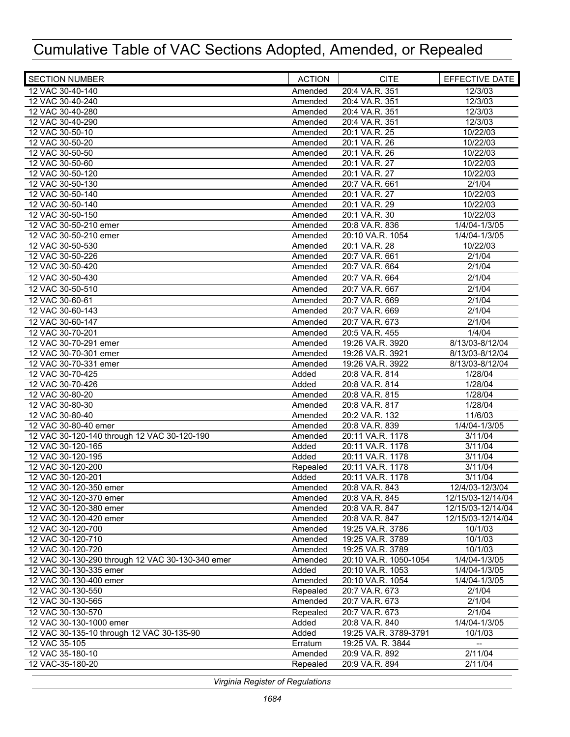# Cumulative Table of VAC Sections Adopted, Amended, or Repealed

| SECTION NUMBER | ACTION | CITE | EFFECTIVE DATE |
|---|---|---|---|
| 12 VAC 30-40-140 | Amended | 20:4 VA.R. 351 | 12/3/03 |
| 12 VAC 30-40-240 | Amended | 20:4 VA.R. 351 | 12/3/03 |
| 12 VAC 30-40-280 | Amended | 20:4 VA.R. 351 | 12/3/03 |
| 12 VAC 30-40-290 | Amended | 20:4 VA.R. 351 | 12/3/03 |
| 12 VAC 30-50-10 | Amended | 20:1 VA.R. 25 | 10/22/03 |
| 12 VAC 30-50-20 | Amended | 20:1 VA.R. 26 | 10/22/03 |
| 12 VAC 30-50-50 | Amended | 20:1 VA.R. 26 | 10/22/03 |
| 12 VAC 30-50-60 | Amended | 20:1 VA.R. 27 | 10/22/03 |
| 12 VAC 30-50-120 | Amended | 20:1 VA.R. 27 | 10/22/03 |
| 12 VAC 30-50-130 | Amended | 20:7 VA.R. 661 | 2/1/04 |
| 12 VAC 30-50-140 | Amended | 20:1 VA.R. 27 | 10/22/03 |
| 12 VAC 30-50-140 | Amended | 20:1 VA.R. 29 | 10/22/03 |
| 12 VAC 30-50-150 | Amended | 20:1 VA.R. 30 | 10/22/03 |
| 12 VAC 30-50-210 emer | Amended | 20:8 VA.R. 836 | 1/4/04-1/3/05 |
| 12 VAC 30-50-210 emer | Amended | 20:10 VA.R. 1054 | 1/4/04-1/3/05 |
| 12 VAC 30-50-530 | Amended | 20:1 VA.R. 28 | 10/22/03 |
| 12 VAC 30-50-226 | Amended | 20:7 VA.R. 661 | 2/1/04 |
| 12 VAC 30-50-420 | Amended | 20:7 VA.R. 664 | 2/1/04 |
| 12 VAC 30-50-430 | Amended | 20:7 VA.R. 664 | 2/1/04 |
| 12 VAC 30-50-510 | Amended | 20:7 VA.R. 667 | 2/1/04 |
| 12 VAC 30-60-61 | Amended | 20:7 VA.R. 669 | 2/1/04 |
| 12 VAC 30-60-143 | Amended | 20:7 VA.R. 669 | 2/1/04 |
| 12 VAC 30-60-147 | Amended | 20:7 VA.R. 673 | 2/1/04 |
| 12 VAC 30-70-201 | Amended | 20:5 VA.R. 455 | 1/4/04 |
| 12 VAC 30-70-291 emer | Amended | 19:26 VA.R. 3920 | 8/13/03-8/12/04 |
| 12 VAC 30-70-301 emer | Amended | 19:26 VA.R. 3921 | 8/13/03-8/12/04 |
| 12 VAC 30-70-331 emer | Amended | 19:26 VA.R. 3922 | 8/13/03-8/12/04 |
| 12 VAC 30-70-425 | Added | 20:8 VA.R. 814 | 1/28/04 |
| 12 VAC 30-70-426 | Added | 20:8 VA.R. 814 | 1/28/04 |
| 12 VAC 30-80-20 | Amended | 20:8 VA.R. 815 | 1/28/04 |
| 12 VAC 30-80-30 | Amended | 20:8 VA.R. 817 | 1/28/04 |
| 12 VAC 30-80-40 | Amended | 20:2 VA.R. 132 | 11/6/03 |
| 12 VAC 30-80-40 emer | Amended | 20:8 VA.R. 839 | 1/4/04-1/3/05 |
| 12 VAC 30-120-140 through 12 VAC 30-120-190 | Amended | 20:11 VA.R. 1178 | 3/11/04 |
| 12 VAC 30-120-165 | Added | 20:11 VA.R. 1178 | 3/11/04 |
| 12 VAC 30-120-195 | Added | 20:11 VA.R. 1178 | 3/11/04 |
| 12 VAC 30-120-200 | Repealed | 20:11 VA.R. 1178 | 3/11/04 |
| 12 VAC 30-120-201 | Added | 20:11 VA.R. 1178 | 3/11/04 |
| 12 VAC 30-120-350 emer | Amended | 20:8 VA.R. 843 | 12/4/03-12/3/04 |
| 12 VAC 30-120-370 emer | Amended | 20:8 VA.R. 845 | 12/15/03-12/14/04 |
| 12 VAC 30-120-380 emer | Amended | 20:8 VA.R. 847 | 12/15/03-12/14/04 |
| 12 VAC 30-120-420 emer | Amended | 20:8 VA.R. 847 | 12/15/03-12/14/04 |
| 12 VAC 30-120-700 | Amended | 19:25 VA.R. 3786 | 10/1/03 |
| 12 VAC 30-120-710 | Amended | 19:25 VA.R. 3789 | 10/1/03 |
| 12 VAC 30-120-720 | Amended | 19:25 VA.R. 3789 | 10/1/03 |
| 12 VAC 30-130-290 through 12 VAC 30-130-340 emer | Amended | 20:10 VA.R. 1050-1054 | 1/4/04-1/3/05 |
| 12 VAC 30-130-335 emer | Added | 20:10 VA.R. 1053 | 1/4/04-1/3/05 |
| 12 VAC 30-130-400 emer | Amended | 20:10 VA.R. 1054 | 1/4/04-1/3/05 |
| 12 VAC 30-130-550 | Repealed | 20:7 VA.R. 673 | 2/1/04 |
| 12 VAC 30-130-565 | Amended | 20:7 VA.R. 673 | 2/1/04 |
| 12 VAC 30-130-570 | Repealed | 20:7 VA.R. 673 | 2/1/04 |
| 12 VAC 30-130-1000 emer | Added | 20:8 VA.R. 840 | 1/4/04-1/3/05 |
| 12 VAC 30-135-10 through 12 VAC 30-135-90 | Added | 19:25 VA.R. 3789-3791 | 10/1/03 |
| 12 VAC 35-105 | Erratum | 19:25 VA. R. 3844 | -- |
| 12 VAC 35-180-10 | Amended | 20:9 VA.R. 892 | 2/11/04 |
| 12 VAC-35-180-20 | Repealed | 20:9 VA.R. 894 | 2/11/04 |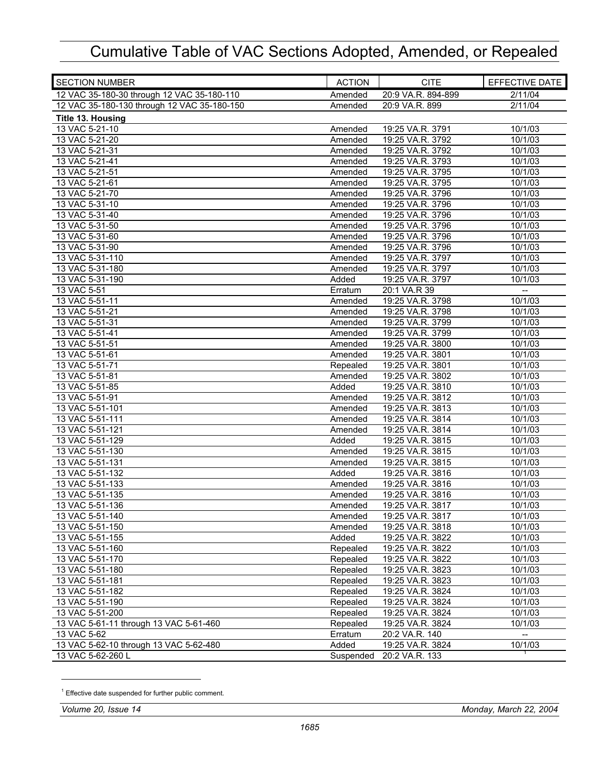# Cumulative Table of VAC Sections Adopted, Amended, or Repealed

| SECTION NUMBER | ACTION | CITE | EFFECTIVE DATE |
|---|---|---|---|
| 12 VAC 35-180-30 through 12 VAC 35-180-110 | Amended | 20:9 VA.R. 894-899 | 2/11/04 |
| 12 VAC 35-180-130 through 12 VAC 35-180-150 | Amended | 20:9 VA.R. 899 | 2/11/04 |
| **Title 13. Housing** | | | |
| 13 VAC 5-21-10 | Amended | 19:25 VA.R. 3791 | 10/1/03 |
| 13 VAC 5-21-20 | Amended | 19:25 VA.R. 3792 | 10/1/03 |
| 13 VAC 5-21-31 | Amended | 19:25 VA.R. 3792 | 10/1/03 |
| 13 VAC 5-21-41 | Amended | 19:25 VA.R. 3793 | 10/1/03 |
| 13 VAC 5-21-51 | Amended | 19:25 VA.R. 3795 | 10/1/03 |
| 13 VAC 5-21-61 | Amended | 19:25 VA.R. 3795 | 10/1/03 |
| 13 VAC 5-21-70 | Amended | 19:25 VA.R. 3796 | 10/1/03 |
| 13 VAC 5-31-10 | Amended | 19:25 VA.R. 3796 | 10/1/03 |
| 13 VAC 5-31-40 | Amended | 19:25 VA.R. 3796 | 10/1/03 |
| 13 VAC 5-31-50 | Amended | 19:25 VA.R. 3796 | 10/1/03 |
| 13 VAC 5-31-60 | Amended | 19:25 VA.R. 3796 | 10/1/03 |
| 13 VAC 5-31-90 | Amended | 19:25 VA.R. 3796 | 10/1/03 |
| 13 VAC 5-31-110 | Amended | 19:25 VA.R. 3797 | 10/1/03 |
| 13 VAC 5-31-180 | Amended | 19:25 VA.R. 3797 | 10/1/03 |
| 13 VAC 5-31-190 | Added | 19:25 VA.R. 3797 | 10/1/03 |
| 13 VAC 5-51 | Erratum | 20:1 VA.R 39 | -- |
| 13 VAC 5-51-11 | Amended | 19:25 VA.R. 3798 | 10/1/03 |
| 13 VAC 5-51-21 | Amended | 19:25 VA.R. 3798 | 10/1/03 |
| 13 VAC 5-51-31 | Amended | 19:25 VA.R. 3799 | 10/1/03 |
| 13 VAC 5-51-41 | Amended | 19:25 VA.R. 3799 | 10/1/03 |
| 13 VAC 5-51-51 | Amended | 19:25 VA.R. 3800 | 10/1/03 |
| 13 VAC 5-51-61 | Amended | 19:25 VA.R. 3801 | 10/1/03 |
| 13 VAC 5-51-71 | Repealed | 19:25 VA.R. 3801 | 10/1/03 |
| 13 VAC 5-51-81 | Amended | 19:25 VA.R. 3802 | 10/1/03 |
| 13 VAC 5-51-85 | Added | 19:25 VA.R. 3810 | 10/1/03 |
| 13 VAC 5-51-91 | Amended | 19:25 VA.R. 3812 | 10/1/03 |
| 13 VAC 5-51-101 | Amended | 19:25 VA.R. 3813 | 10/1/03 |
| 13 VAC 5-51-111 | Amended | 19:25 VA.R. 3814 | 10/1/03 |
| 13 VAC 5-51-121 | Amended | 19:25 VA.R. 3814 | 10/1/03 |
| 13 VAC 5-51-129 | Added | 19:25 VA.R. 3815 | 10/1/03 |
| 13 VAC 5-51-130 | Amended | 19:25 VA.R. 3815 | 10/1/03 |
| 13 VAC 5-51-131 | Amended | 19:25 VA.R. 3815 | 10/1/03 |
| 13 VAC 5-51-132 | Added | 19:25 VA.R. 3816 | 10/1/03 |
| 13 VAC 5-51-133 | Amended | 19:25 VA.R. 3816 | 10/1/03 |
| 13 VAC 5-51-135 | Amended | 19:25 VA.R. 3816 | 10/1/03 |
| 13 VAC 5-51-136 | Amended | 19:25 VA.R. 3817 | 10/1/03 |
| 13 VAC 5-51-140 | Amended | 19:25 VA.R. 3817 | 10/1/03 |
| 13 VAC 5-51-150 | Amended | 19:25 VA.R. 3818 | 10/1/03 |
| 13 VAC 5-51-155 | Added | 19:25 VA.R. 3822 | 10/1/03 |
| 13 VAC 5-51-160 | Repealed | 19:25 VA.R. 3822 | 10/1/03 |
| 13 VAC 5-51-170 | Repealed | 19:25 VA.R. 3822 | 10/1/03 |
| 13 VAC 5-51-180 | Repealed | 19:25 VA.R. 3823 | 10/1/03 |
| 13 VAC 5-51-181 | Repealed | 19:25 VA.R. 3823 | 10/1/03 |
| 13 VAC 5-51-182 | Repealed | 19:25 VA.R. 3824 | 10/1/03 |
| 13 VAC 5-51-190 | Repealed | 19:25 VA.R. 3824 | 10/1/03 |
| 13 VAC 5-51-200 | Repealed | 19:25 VA.R. 3824 | 10/1/03 |
| 13 VAC 5-61-11 through 13 VAC 5-61-460 | Repealed | 19:25 VA.R. 3824 | 10/1/03 |
| 13 VAC 5-62 | Erratum | 20:2 VA.R. 140 | -- |
| 13 VAC 5-62-10 through 13 VAC 5-62-480 | Added | 19:25 VA.R. 3824 | 10/1/03 |
| 13 VAC 5-62-260 L | Suspended | 20:2 VA.R. 133 | [1] |

[1] Effective date suspended for further public comment.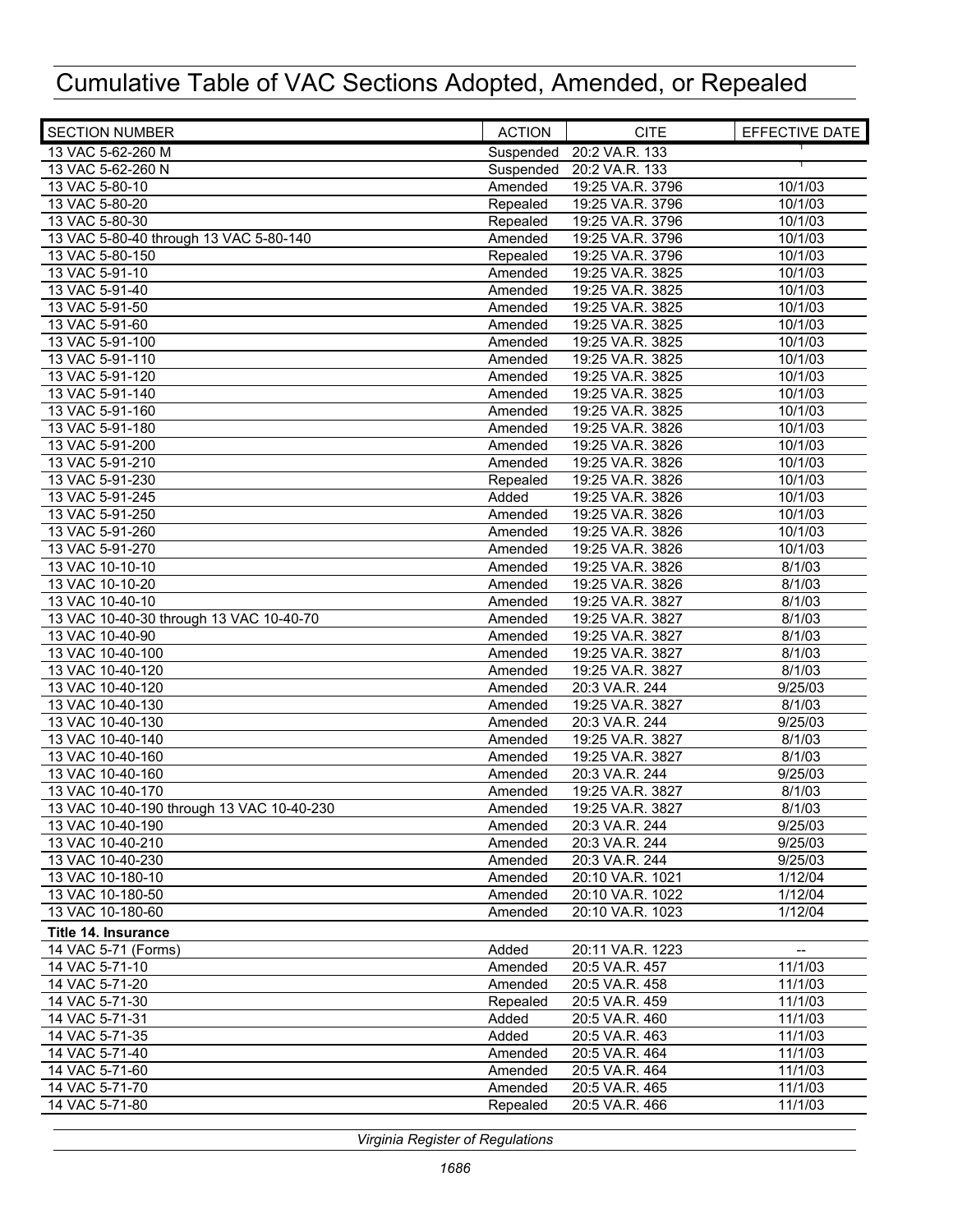# Cumulative Table of VAC Sections Adopted, Amended, or Repealed

| SECTION NUMBER | ACTION | CITE | EFFECTIVE DATE |
|---|---|---|---|
| 13 VAC 5-62-260 M | Suspended | 20:2 VA.R. 133 | † |
| 13 VAC 5-62-260 N | Suspended | 20:2 VA.R. 133 | † |
| 13 VAC 5-80-10 | Amended | 19:25 VA.R. 3796 | 10/1/03 |
| 13 VAC 5-80-20 | Repealed | 19:25 VA.R. 3796 | 10/1/03 |
| 13 VAC 5-80-30 | Repealed | 19:25 VA.R. 3796 | 10/1/03 |
| 13 VAC 5-80-40 through 13 VAC 5-80-140 | Amended | 19:25 VA.R. 3796 | 10/1/03 |
| 13 VAC 5-80-150 | Repealed | 19:25 VA.R. 3796 | 10/1/03 |
| 13 VAC 5-91-10 | Amended | 19:25 VA.R. 3825 | 10/1/03 |
| 13 VAC 5-91-40 | Amended | 19:25 VA.R. 3825 | 10/1/03 |
| 13 VAC 5-91-50 | Amended | 19:25 VA.R. 3825 | 10/1/03 |
| 13 VAC 5-91-60 | Amended | 19:25 VA.R. 3825 | 10/1/03 |
| 13 VAC 5-91-100 | Amended | 19:25 VA.R. 3825 | 10/1/03 |
| 13 VAC 5-91-110 | Amended | 19:25 VA.R. 3825 | 10/1/03 |
| 13 VAC 5-91-120 | Amended | 19:25 VA.R. 3825 | 10/1/03 |
| 13 VAC 5-91-140 | Amended | 19:25 VA.R. 3825 | 10/1/03 |
| 13 VAC 5-91-160 | Amended | 19:25 VA.R. 3825 | 10/1/03 |
| 13 VAC 5-91-180 | Amended | 19:25 VA.R. 3826 | 10/1/03 |
| 13 VAC 5-91-200 | Amended | 19:25 VA.R. 3826 | 10/1/03 |
| 13 VAC 5-91-210 | Amended | 19:25 VA.R. 3826 | 10/1/03 |
| 13 VAC 5-91-230 | Repealed | 19:25 VA.R. 3826 | 10/1/03 |
| 13 VAC 5-91-245 | Added | 19:25 VA.R. 3826 | 10/1/03 |
| 13 VAC 5-91-250 | Amended | 19:25 VA.R. 3826 | 10/1/03 |
| 13 VAC 5-91-260 | Amended | 19:25 VA.R. 3826 | 10/1/03 |
| 13 VAC 5-91-270 | Amended | 19:25 VA.R. 3826 | 10/1/03 |
| 13 VAC 10-10-10 | Amended | 19:25 VA.R. 3826 | 8/1/03 |
| 13 VAC 10-10-20 | Amended | 19:25 VA.R. 3826 | 8/1/03 |
| 13 VAC 10-40-10 | Amended | 19:25 VA.R. 3827 | 8/1/03 |
| 13 VAC 10-40-30 through 13 VAC 10-40-70 | Amended | 19:25 VA.R. 3827 | 8/1/03 |
| 13 VAC 10-40-90 | Amended | 19:25 VA.R. 3827 | 8/1/03 |
| 13 VAC 10-40-100 | Amended | 19:25 VA.R. 3827 | 8/1/03 |
| 13 VAC 10-40-120 | Amended | 19:25 VA.R. 3827 | 8/1/03 |
| 13 VAC 10-40-120 | Amended | 20:3 VA.R. 244 | 9/25/03 |
| 13 VAC 10-40-130 | Amended | 19:25 VA.R. 3827 | 8/1/03 |
| 13 VAC 10-40-130 | Amended | 20:3 VA.R. 244 | 9/25/03 |
| 13 VAC 10-40-140 | Amended | 19:25 VA.R. 3827 | 8/1/03 |
| 13 VAC 10-40-160 | Amended | 19:25 VA.R. 3827 | 8/1/03 |
| 13 VAC 10-40-160 | Amended | 20:3 VA.R. 244 | 9/25/03 |
| 13 VAC 10-40-170 | Amended | 19:25 VA.R. 3827 | 8/1/03 |
| 13 VAC 10-40-190 through 13 VAC 10-40-230 | Amended | 19:25 VA.R. 3827 | 8/1/03 |
| 13 VAC 10-40-190 | Amended | 20:3 VA.R. 244 | 9/25/03 |
| 13 VAC 10-40-210 | Amended | 20:3 VA.R. 244 | 9/25/03 |
| 13 VAC 10-40-230 | Amended | 20:3 VA.R. 244 | 9/25/03 |
| 13 VAC 10-180-10 | Amended | 20:10 VA.R. 1021 | 1/12/04 |
| 13 VAC 10-180-50 | Amended | 20:10 VA.R. 1022 | 1/12/04 |
| 13 VAC 10-180-60 | Amended | 20:10 VA.R. 1023 | 1/12/04 |
| **Title 14. Insurance** | | | |
| 14 VAC 5-71 (Forms) | Added | 20:11 VA.R. 1223 | -- |
| 14 VAC 5-71-10 | Amended | 20:5 VA.R. 457 | 11/1/03 |
| 14 VAC 5-71-20 | Amended | 20:5 VA.R. 458 | 11/1/03 |
| 14 VAC 5-71-30 | Repealed | 20:5 VA.R. 459 | 11/1/03 |
| 14 VAC 5-71-31 | Added | 20:5 VA.R. 460 | 11/1/03 |
| 14 VAC 5-71-35 | Added | 20:5 VA.R. 463 | 11/1/03 |
| 14 VAC 5-71-40 | Amended | 20:5 VA.R. 464 | 11/1/03 |
| 14 VAC 5-71-60 | Amended | 20:5 VA.R. 464 | 11/1/03 |
| 14 VAC 5-71-70 | Amended | 20:5 VA.R. 465 | 11/1/03 |
| 14 VAC 5-71-80 | Repealed | 20:5 VA.R. 466 | 11/1/03 |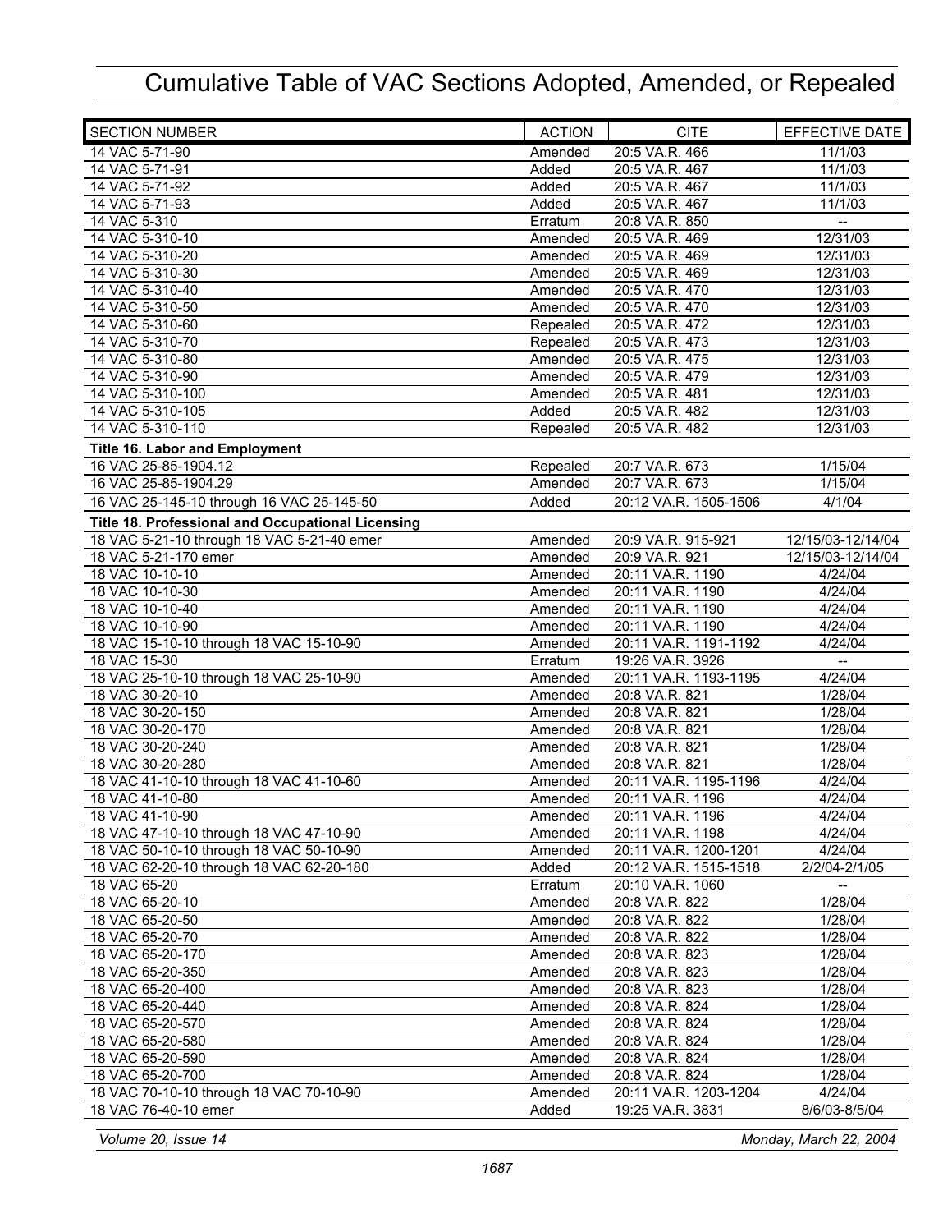# Cumulative Table of VAC Sections Adopted, Amended, or Repealed

| SECTION NUMBER | ACTION | CITE | EFFECTIVE DATE |
|---|---|---|---|
| 14 VAC 5-71-90 | Amended | 20:5 VA.R. 466 | 11/1/03 |
| 14 VAC 5-71-91 | Added | 20:5 VA.R. 467 | 11/1/03 |
| 14 VAC 5-71-92 | Added | 20:5 VA.R. 467 | 11/1/03 |
| 14 VAC 5-71-93 | Added | 20:5 VA.R. 467 | 11/1/03 |
| 14 VAC 5-310 | Erratum | 20:8 VA.R. 850 | -- |
| 14 VAC 5-310-10 | Amended | 20:5 VA.R. 469 | 12/31/03 |
| 14 VAC 5-310-20 | Amended | 20:5 VA.R. 469 | 12/31/03 |
| 14 VAC 5-310-30 | Amended | 20:5 VA.R. 469 | 12/31/03 |
| 14 VAC 5-310-40 | Amended | 20:5 VA.R. 470 | 12/31/03 |
| 14 VAC 5-310-50 | Amended | 20:5 VA.R. 470 | 12/31/03 |
| 14 VAC 5-310-60 | Repealed | 20:5 VA.R. 472 | 12/31/03 |
| 14 VAC 5-310-70 | Repealed | 20:5 VA.R. 473 | 12/31/03 |
| 14 VAC 5-310-80 | Amended | 20:5 VA.R. 475 | 12/31/03 |
| 14 VAC 5-310-90 | Amended | 20:5 VA.R. 479 | 12/31/03 |
| 14 VAC 5-310-100 | Amended | 20:5 VA.R. 481 | 12/31/03 |
| 14 VAC 5-310-105 | Added | 20:5 VA.R. 482 | 12/31/03 |
| 14 VAC 5-310-110 | Repealed | 20:5 VA.R. 482 | 12/31/03 |
| **Title 16. Labor and Employment** | | | |
| 16 VAC 25-85-1904.12 | Repealed | 20:7 VA.R. 673 | 1/15/04 |
| 16 VAC 25-85-1904.29 | Amended | 20:7 VA.R. 673 | 1/15/04 |
| 16 VAC 25-145-10 through 16 VAC 25-145-50 | Added | 20:12 VA.R. 1505-1506 | 4/1/04 |
| **Title 18. Professional and Occupational Licensing** | | | |
| 18 VAC 5-21-10 through 18 VAC 5-21-40 emer | Amended | 20:9 VA.R. 915-921 | 12/15/03-12/14/04 |
| 18 VAC 5-21-170 emer | Amended | 20:9 VA.R. 921 | 12/15/03-12/14/04 |
| 18 VAC 10-10-10 | Amended | 20:11 VA.R. 1190 | 4/24/04 |
| 18 VAC 10-10-30 | Amended | 20:11 VA.R. 1190 | 4/24/04 |
| 18 VAC 10-10-40 | Amended | 20:11 VA.R. 1190 | 4/24/04 |
| 18 VAC 10-10-90 | Amended | 20:11 VA.R. 1190 | 4/24/04 |
| 18 VAC 15-10-10 through 18 VAC 15-10-90 | Amended | 20:11 VA.R. 1191-1192 | 4/24/04 |
| 18 VAC 15-30 | Erratum | 19:26 VA.R. 3926 | -- |
| 18 VAC 25-10-10 through 18 VAC 25-10-90 | Amended | 20:11 VA.R. 1193-1195 | 4/24/04 |
| 18 VAC 30-20-10 | Amended | 20:8 VA.R. 821 | 1/28/04 |
| 18 VAC 30-20-150 | Amended | 20:8 VA.R. 821 | 1/28/04 |
| 18 VAC 30-20-170 | Amended | 20:8 VA.R. 821 | 1/28/04 |
| 18 VAC 30-20-240 | Amended | 20:8 VA.R. 821 | 1/28/04 |
| 18 VAC 30-20-280 | Amended | 20:8 VA.R. 821 | 1/28/04 |
| 18 VAC 41-10-10 through 18 VAC 41-10-60 | Amended | 20:11 VA.R. 1195-1196 | 4/24/04 |
| 18 VAC 41-10-80 | Amended | 20:11 VA.R. 1196 | 4/24/04 |
| 18 VAC 41-10-90 | Amended | 20:11 VA.R. 1196 | 4/24/04 |
| 18 VAC 47-10-10 through 18 VAC 47-10-90 | Amended | 20:11 VA.R. 1198 | 4/24/04 |
| 18 VAC 50-10-10 through 18 VAC 50-10-90 | Amended | 20:11 VA.R. 1200-1201 | 4/24/04 |
| 18 VAC 62-20-10 through 18 VAC 62-20-180 | Added | 20:12 VA.R. 1515-1518 | 2/2/04-2/1/05 |
| 18 VAC 65-20 | Erratum | 20:10 VA.R. 1060 | -- |
| 18 VAC 65-20-10 | Amended | 20:8 VA.R. 822 | 1/28/04 |
| 18 VAC 65-20-50 | Amended | 20:8 VA.R. 822 | 1/28/04 |
| 18 VAC 65-20-70 | Amended | 20:8 VA.R. 822 | 1/28/04 |
| 18 VAC 65-20-170 | Amended | 20:8 VA.R. 823 | 1/28/04 |
| 18 VAC 65-20-350 | Amended | 20:8 VA.R. 823 | 1/28/04 |
| 18 VAC 65-20-400 | Amended | 20:8 VA.R. 823 | 1/28/04 |
| 18 VAC 65-20-440 | Amended | 20:8 VA.R. 824 | 1/28/04 |
| 18 VAC 65-20-570 | Amended | 20:8 VA.R. 824 | 1/28/04 |
| 18 VAC 65-20-580 | Amended | 20:8 VA.R. 824 | 1/28/04 |
| 18 VAC 65-20-590 | Amended | 20:8 VA.R. 824 | 1/28/04 |
| 18 VAC 65-20-700 | Amended | 20:8 VA.R. 824 | 1/28/04 |
| 18 VAC 70-10-10 through 18 VAC 70-10-90 | Amended | 20:11 VA.R. 1203-1204 | 4/24/04 |
| 18 VAC 76-40-10 emer | Added | 19:25 VA.R. 3831 | 8/6/03-8/5/04 |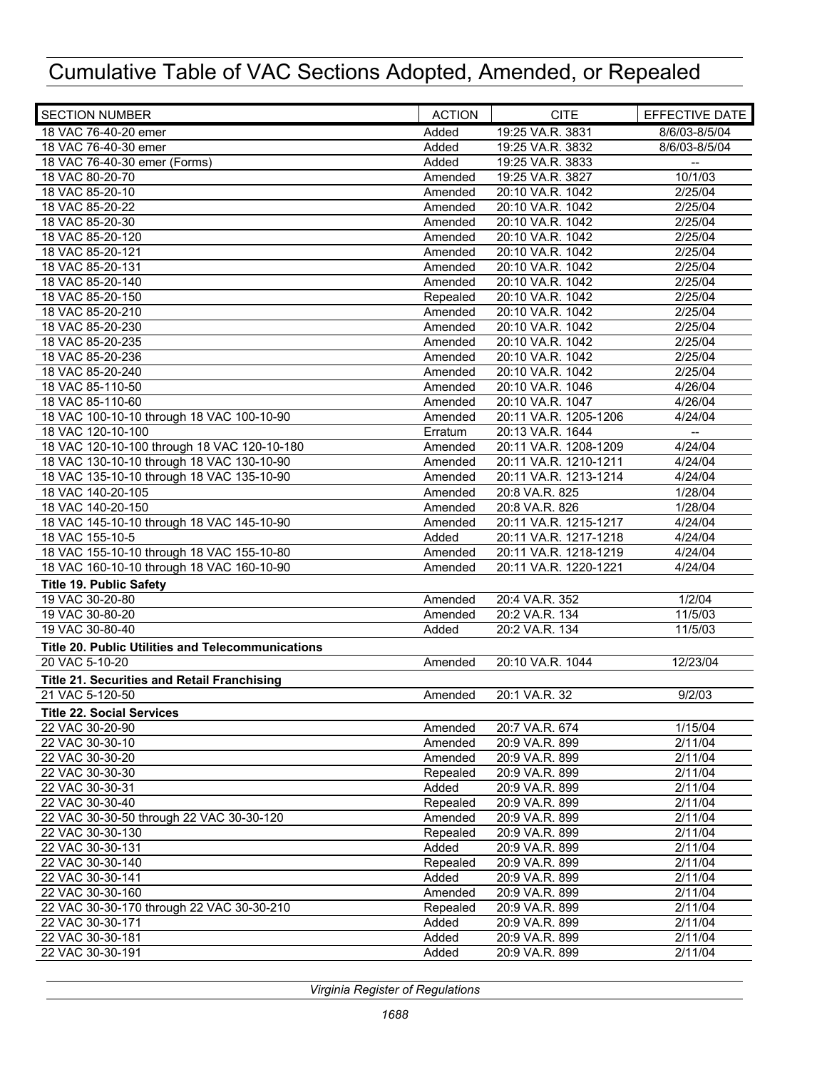# Cumulative Table of VAC Sections Adopted, Amended, or Repealed

| SECTION NUMBER | ACTION | CITE | EFFECTIVE DATE |
|---|---|---|---|
| 18 VAC 76-40-20 emer | Added | 19:25 VA.R. 3831 | 8/6/03-8/5/04 |
| 18 VAC 76-40-30 emer | Added | 19:25 VA.R. 3832 | 8/6/03-8/5/04 |
| 18 VAC 76-40-30 emer (Forms) | Added | 19:25 VA.R. 3833 | -- |
| 18 VAC 80-20-70 | Amended | 19:25 VA.R. 3827 | 10/1/03 |
| 18 VAC 85-20-10 | Amended | 20:10 VA.R. 1042 | 2/25/04 |
| 18 VAC 85-20-22 | Amended | 20:10 VA.R. 1042 | 2/25/04 |
| 18 VAC 85-20-30 | Amended | 20:10 VA.R. 1042 | 2/25/04 |
| 18 VAC 85-20-120 | Amended | 20:10 VA.R. 1042 | 2/25/04 |
| 18 VAC 85-20-121 | Amended | 20:10 VA.R. 1042 | 2/25/04 |
| 18 VAC 85-20-131 | Amended | 20:10 VA.R. 1042 | 2/25/04 |
| 18 VAC 85-20-140 | Amended | 20:10 VA.R. 1042 | 2/25/04 |
| 18 VAC 85-20-150 | Repealed | 20:10 VA.R. 1042 | 2/25/04 |
| 18 VAC 85-20-210 | Amended | 20:10 VA.R. 1042 | 2/25/04 |
| 18 VAC 85-20-230 | Amended | 20:10 VA.R. 1042 | 2/25/04 |
| 18 VAC 85-20-235 | Amended | 20:10 VA.R. 1042 | 2/25/04 |
| 18 VAC 85-20-236 | Amended | 20:10 VA.R. 1042 | 2/25/04 |
| 18 VAC 85-20-240 | Amended | 20:10 VA.R. 1042 | 2/25/04 |
| 18 VAC 85-110-50 | Amended | 20:10 VA.R. 1046 | 4/26/04 |
| 18 VAC 85-110-60 | Amended | 20:10 VA.R. 1047 | 4/26/04 |
| 18 VAC 100-10-10 through 18 VAC 100-10-90 | Amended | 20:11 VA.R. 1205-1206 | 4/24/04 |
| 18 VAC 120-10-100 | Erratum | 20:13 VA.R. 1644 | -- |
| 18 VAC 120-10-100 through 18 VAC 120-10-180 | Amended | 20:11 VA.R. 1208-1209 | 4/24/04 |
| 18 VAC 130-10-10 through 18 VAC 130-10-90 | Amended | 20:11 VA.R. 1210-1211 | 4/24/04 |
| 18 VAC 135-10-10 through 18 VAC 135-10-90 | Amended | 20:11 VA.R. 1213-1214 | 4/24/04 |
| 18 VAC 140-20-105 | Amended | 20:8 VA.R. 825 | 1/28/04 |
| 18 VAC 140-20-150 | Amended | 20:8 VA.R. 826 | 1/28/04 |
| 18 VAC 145-10-10 through 18 VAC 145-10-90 | Amended | 20:11 VA.R. 1215-1217 | 4/24/04 |
| 18 VAC 155-10-5 | Added | 20:11 VA.R. 1217-1218 | 4/24/04 |
| 18 VAC 155-10-10 through 18 VAC 155-10-80 | Amended | 20:11 VA.R. 1218-1219 | 4/24/04 |
| 18 VAC 160-10-10 through 18 VAC 160-10-90 | Amended | 20:11 VA.R. 1220-1221 | 4/24/04 |
| **Title 19. Public Safety** | | | |
| 19 VAC 30-20-80 | Amended | 20:4 VA.R. 352 | 1/2/04 |
| 19 VAC 30-80-20 | Amended | 20:2 VA.R. 134 | 11/5/03 |
| 19 VAC 30-80-40 | Added | 20:2 VA.R. 134 | 11/5/03 |
| **Title 20. Public Utilities and Telecommunications** | | | |
| 20 VAC 5-10-20 | Amended | 20:10 VA.R. 1044 | 12/23/04 |
| **Title 21. Securities and Retail Franchising** | | | |
| 21 VAC 5-120-50 | Amended | 20:1 VA.R. 32 | 9/2/03 |
| **Title 22. Social Services** | | | |
| 22 VAC 30-20-90 | Amended | 20:7 VA.R. 674 | 1/15/04 |
| 22 VAC 30-30-10 | Amended | 20:9 VA.R. 899 | 2/11/04 |
| 22 VAC 30-30-20 | Amended | 20:9 VA.R. 899 | 2/11/04 |
| 22 VAC 30-30-30 | Repealed | 20:9 VA.R. 899 | 2/11/04 |
| 22 VAC 30-30-31 | Added | 20:9 VA.R. 899 | 2/11/04 |
| 22 VAC 30-30-40 | Repealed | 20:9 VA.R. 899 | 2/11/04 |
| 22 VAC 30-30-50 through 22 VAC 30-30-120 | Amended | 20:9 VA.R. 899 | 2/11/04 |
| 22 VAC 30-30-130 | Repealed | 20:9 VA.R. 899 | 2/11/04 |
| 22 VAC 30-30-131 | Added | 20:9 VA.R. 899 | 2/11/04 |
| 22 VAC 30-30-140 | Repealed | 20:9 VA.R. 899 | 2/11/04 |
| 22 VAC 30-30-141 | Added | 20:9 VA.R. 899 | 2/11/04 |
| 22 VAC 30-30-160 | Amended | 20:9 VA.R. 899 | 2/11/04 |
| 22 VAC 30-30-170 through 22 VAC 30-30-210 | Repealed | 20:9 VA.R. 899 | 2/11/04 |
| 22 VAC 30-30-171 | Added | 20:9 VA.R. 899 | 2/11/04 |
| 22 VAC 30-30-181 | Added | 20:9 VA.R. 899 | 2/11/04 |
| 22 VAC 30-30-191 | Added | 20:9 VA.R. 899 | 2/11/04 |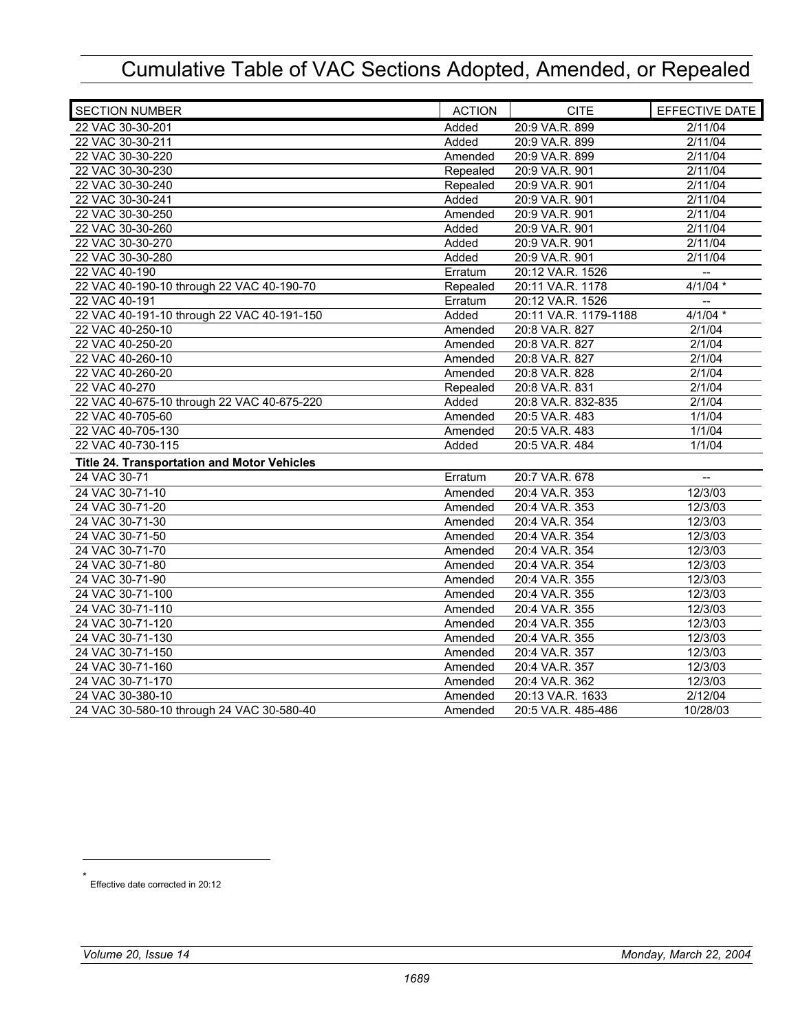# Cumulative Table of VAC Sections Adopted, Amended, or Repealed

| SECTION NUMBER | ACTION | CITE | EFFECTIVE DATE |
|---|---|---|---|
| 22 VAC 30-30-201 | Added | 20:9 VA.R. 899 | 2/11/04 |
| 22 VAC 30-30-211 | Added | 20:9 VA.R. 899 | 2/11/04 |
| 22 VAC 30-30-220 | Amended | 20:9 VA.R. 899 | 2/11/04 |
| 22 VAC 30-30-230 | Repealed | 20:9 VA.R. 901 | 2/11/04 |
| 22 VAC 30-30-240 | Repealed | 20:9 VA.R. 901 | 2/11/04 |
| 22 VAC 30-30-241 | Added | 20:9 VA.R. 901 | 2/11/04 |
| 22 VAC 30-30-250 | Amended | 20:9 VA.R. 901 | 2/11/04 |
| 22 VAC 30-30-260 | Added | 20:9 VA.R. 901 | 2/11/04 |
| 22 VAC 30-30-270 | Added | 20:9 VA.R. 901 | 2/11/04 |
| 22 VAC 30-30-280 | Added | 20:9 VA.R. 901 | 2/11/04 |
| 22 VAC 40-190 | Erratum | 20:12 VA.R. 1526 | -- |
| 22 VAC 40-190-10 through 22 VAC 40-190-70 | Repealed | 20:11 VA.R. 1178 | 4/1/04 * |
| 22 VAC 40-191 | Erratum | 20:12 VA.R. 1526 | -- |
| 22 VAC 40-191-10 through 22 VAC 40-191-150 | Added | 20:11 VA.R. 1179-1188 | 4/1/04 * |
| 22 VAC 40-250-10 | Amended | 20:8 VA.R. 827 | 2/1/04 |
| 22 VAC 40-250-20 | Amended | 20:8 VA.R. 827 | 2/1/04 |
| 22 VAC 40-260-10 | Amended | 20:8 VA.R. 827 | 2/1/04 |
| 22 VAC 40-260-20 | Amended | 20:8 VA.R. 828 | 2/1/04 |
| 22 VAC 40-270 | Repealed | 20:8 VA.R. 831 | 2/1/04 |
| 22 VAC 40-675-10 through 22 VAC 40-675-220 | Added | 20:8 VA.R. 832-835 | 2/1/04 |
| 22 VAC 40-705-60 | Amended | 20:5 VA.R. 483 | 1/1/04 |
| 22 VAC 40-705-130 | Amended | 20:5 VA.R. 483 | 1/1/04 |
| 22 VAC 40-730-115 | Added | 20:5 VA.R. 484 | 1/1/04 |
| **Title 24. Transportation and Motor Vehicles** | | | |
| 24 VAC 30-71 | Erratum | 20:7 VA.R. 678 | -- |
| 24 VAC 30-71-10 | Amended | 20:4 VA.R. 353 | 12/3/03 |
| 24 VAC 30-71-20 | Amended | 20:4 VA.R. 353 | 12/3/03 |
| 24 VAC 30-71-30 | Amended | 20:4 VA.R. 354 | 12/3/03 |
| 24 VAC 30-71-50 | Amended | 20:4 VA.R. 354 | 12/3/03 |
| 24 VAC 30-71-70 | Amended | 20:4 VA.R. 354 | 12/3/03 |
| 24 VAC 30-71-80 | Amended | 20:4 VA.R. 354 | 12/3/03 |
| 24 VAC 30-71-90 | Amended | 20:4 VA.R. 355 | 12/3/03 |
| 24 VAC 30-71-100 | Amended | 20:4 VA.R. 355 | 12/3/03 |
| 24 VAC 30-71-110 | Amended | 20:4 VA.R. 355 | 12/3/03 |
| 24 VAC 30-71-120 | Amended | 20:4 VA.R. 355 | 12/3/03 |
| 24 VAC 30-71-130 | Amended | 20:4 VA.R. 355 | 12/3/03 |
| 24 VAC 30-71-150 | Amended | 20:4 VA.R. 357 | 12/3/03 |
| 24 VAC 30-71-160 | Amended | 20:4 VA.R. 357 | 12/3/03 |
| 24 VAC 30-71-170 | Amended | 20:4 VA.R. 362 | 12/3/03 |
| 24 VAC 30-380-10 | Amended | 20:13 VA.R. 1633 | 2/12/04 |
| 24 VAC 30-580-10 through 24 VAC 30-580-40 | Amended | 20:5 VA.R. 485-486 | 10/28/03 |

* Effective date corrected in 20:12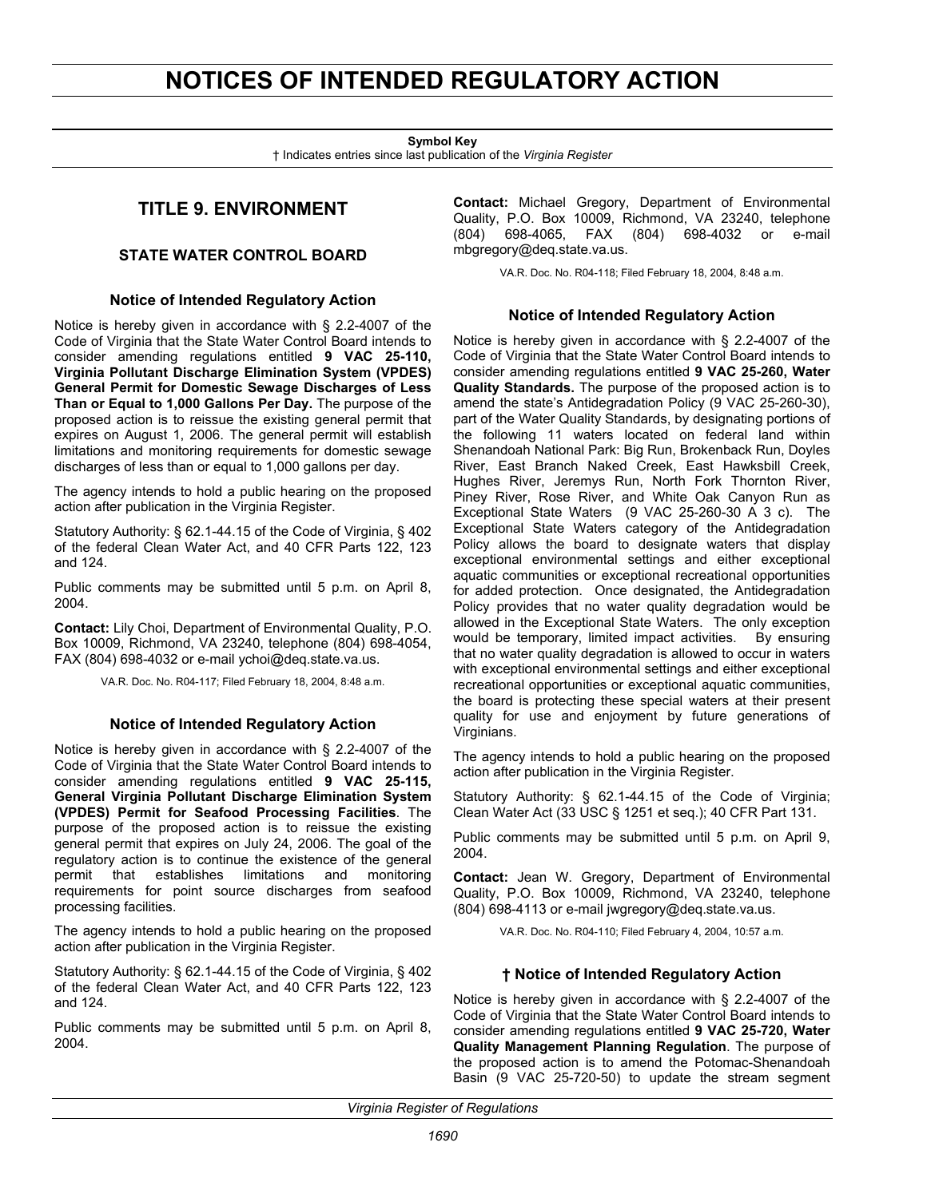# NOTICES OF INTENDED REGULATORY ACTION

**Symbol Key**
† Indicates entries since last publication of the *Virginia Register*

## TITLE 9. ENVIRONMENT

### STATE WATER CONTROL BOARD

#### Notice of Intended Regulatory Action

Notice is hereby given in accordance with § 2.2-4007 of the Code of Virginia that the State Water Control Board intends to consider amending regulations entitled **9 VAC 25-110, Virginia Pollutant Discharge Elimination System (VPDES) General Permit for Domestic Sewage Discharges of Less Than or Equal to 1,000 Gallons Per Day.** The purpose of the proposed action is to reissue the existing general permit that expires on August 1, 2006. The general permit will establish limitations and monitoring requirements for domestic sewage discharges of less than or equal to 1,000 gallons per day.

The agency intends to hold a public hearing on the proposed action after publication in the Virginia Register.

Statutory Authority: § 62.1-44.15 of the Code of Virginia, § 402 of the federal Clean Water Act, and 40 CFR Parts 122, 123 and 124.

Public comments may be submitted until 5 p.m. on April 8, 2004.

**Contact:** Lily Choi, Department of Environmental Quality, P.O. Box 10009, Richmond, VA 23240, telephone (804) 698-4054, FAX (804) 698-4032 or e-mail ychoi@deq.state.va.us.

VA.R. Doc. No. R04-117; Filed February 18, 2004, 8:48 a.m.

#### Notice of Intended Regulatory Action

Notice is hereby given in accordance with § 2.2-4007 of the Code of Virginia that the State Water Control Board intends to consider amending regulations entitled **9 VAC 25-115, General Virginia Pollutant Discharge Elimination System (VPDES) Permit for Seafood Processing Facilities**. The purpose of the proposed action is to reissue the existing general permit that expires on July 24, 2006. The goal of the regulatory action is to continue the existence of the general permit that establishes limitations and monitoring requirements for point source discharges from seafood processing facilities.

The agency intends to hold a public hearing on the proposed action after publication in the Virginia Register.

Statutory Authority: § 62.1-44.15 of the Code of Virginia, § 402 of the federal Clean Water Act, and 40 CFR Parts 122, 123 and 124.

Public comments may be submitted until 5 p.m. on April 8, 2004.

**Contact:** Michael Gregory, Department of Environmental Quality, P.O. Box 10009, Richmond, VA 23240, telephone (804) 698-4065, FAX (804) 698-4032 or e-mail mbgregory@deq.state.va.us.

VA.R. Doc. No. R04-118; Filed February 18, 2004, 8:48 a.m.

#### Notice of Intended Regulatory Action

Notice is hereby given in accordance with § 2.2-4007 of the Code of Virginia that the State Water Control Board intends to consider amending regulations entitled **9 VAC 25-260, Water Quality Standards.** The purpose of the proposed action is to amend the state's Antidegradation Policy (9 VAC 25-260-30), part of the Water Quality Standards, by designating portions of the following 11 waters located on federal land within Shenandoah National Park: Big Run, Brokenback Run, Doyles River, East Branch Naked Creek, East Hawksbill Creek, Hughes River, Jeremys Run, North Fork Thornton River, Piney River, Rose River, and White Oak Canyon Run as Exceptional State Waters (9 VAC 25-260-30 A 3 c). The Exceptional State Waters category of the Antidegradation Policy allows the board to designate waters that display exceptional environmental settings and either exceptional aquatic communities or exceptional recreational opportunities for added protection. Once designated, the Antidegradation Policy provides that no water quality degradation would be allowed in the Exceptional State Waters. The only exception would be temporary, limited impact activities. By ensuring that no water quality degradation is allowed to occur in waters with exceptional environmental settings and either exceptional recreational opportunities or exceptional aquatic communities, the board is protecting these special waters at their present quality for use and enjoyment by future generations of Virginians.

The agency intends to hold a public hearing on the proposed action after publication in the Virginia Register.

Statutory Authority: § 62.1-44.15 of the Code of Virginia; Clean Water Act (33 USC § 1251 et seq.); 40 CFR Part 131.

Public comments may be submitted until 5 p.m. on April 9, 2004.

**Contact:** Jean W. Gregory, Department of Environmental Quality, P.O. Box 10009, Richmond, VA 23240, telephone (804) 698-4113 or e-mail jwgregory@deq.state.va.us.

VA.R. Doc. No. R04-110; Filed February 4, 2004, 10:57 a.m.

#### † Notice of Intended Regulatory Action

Notice is hereby given in accordance with § 2.2-4007 of the Code of Virginia that the State Water Control Board intends to consider amending regulations entitled **9 VAC 25-720, Water Quality Management Planning Regulation**. The purpose of the proposed action is to amend the Potomac-Shenandoah Basin (9 VAC 25-720-50) to update the stream segment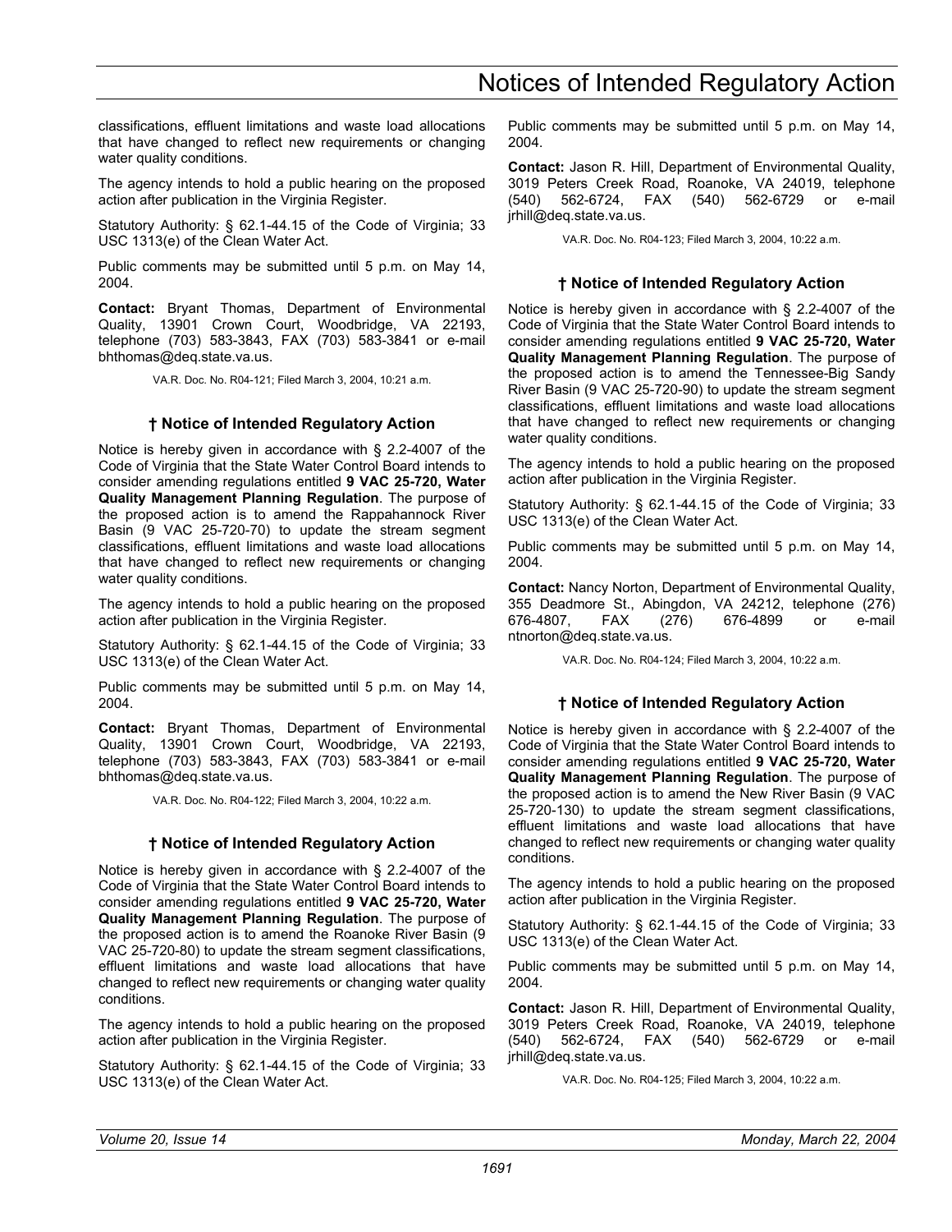classifications, effluent limitations and waste load allocations that have changed to reflect new requirements or changing water quality conditions.

The agency intends to hold a public hearing on the proposed action after publication in the Virginia Register.

Statutory Authority: § 62.1-44.15 of the Code of Virginia; 33 USC 1313(e) of the Clean Water Act.

Public comments may be submitted until 5 p.m. on May 14, 2004.

**Contact:** Bryant Thomas, Department of Environmental Quality, 13901 Crown Court, Woodbridge, VA 22193, telephone (703) 583-3843, FAX (703) 583-3841 or e-mail bhthomas@deq.state.va.us.

VA.R. Doc. No. R04-121; Filed March 3, 2004, 10:21 a.m.

### † Notice of Intended Regulatory Action

Notice is hereby given in accordance with § 2.2-4007 of the Code of Virginia that the State Water Control Board intends to consider amending regulations entitled **9 VAC 25-720, Water Quality Management Planning Regulation**. The purpose of the proposed action is to amend the Rappahannock River Basin (9 VAC 25-720-70) to update the stream segment classifications, effluent limitations and waste load allocations that have changed to reflect new requirements or changing water quality conditions.

The agency intends to hold a public hearing on the proposed action after publication in the Virginia Register.

Statutory Authority: § 62.1-44.15 of the Code of Virginia; 33 USC 1313(e) of the Clean Water Act.

Public comments may be submitted until 5 p.m. on May 14, 2004.

**Contact:** Bryant Thomas, Department of Environmental Quality, 13901 Crown Court, Woodbridge, VA 22193, telephone (703) 583-3843, FAX (703) 583-3841 or e-mail bhthomas@deq.state.va.us.

VA.R. Doc. No. R04-122; Filed March 3, 2004, 10:22 a.m.

### † Notice of Intended Regulatory Action

Notice is hereby given in accordance with § 2.2-4007 of the Code of Virginia that the State Water Control Board intends to consider amending regulations entitled **9 VAC 25-720, Water Quality Management Planning Regulation**. The purpose of the proposed action is to amend the Roanoke River Basin (9 VAC 25-720-80) to update the stream segment classifications, effluent limitations and waste load allocations that have changed to reflect new requirements or changing water quality conditions.

The agency intends to hold a public hearing on the proposed action after publication in the Virginia Register.

Statutory Authority: § 62.1-44.15 of the Code of Virginia; 33 USC 1313(e) of the Clean Water Act.

Public comments may be submitted until 5 p.m. on May 14, 2004.

**Contact:** Jason R. Hill, Department of Environmental Quality, 3019 Peters Creek Road, Roanoke, VA 24019, telephone (540) 562-6724, FAX (540) 562-6729 or e-mail jrhill@deq.state.va.us.

VA.R. Doc. No. R04-123; Filed March 3, 2004, 10:22 a.m.

### † Notice of Intended Regulatory Action

Notice is hereby given in accordance with § 2.2-4007 of the Code of Virginia that the State Water Control Board intends to consider amending regulations entitled **9 VAC 25-720, Water Quality Management Planning Regulation**. The purpose of the proposed action is to amend the Tennessee-Big Sandy River Basin (9 VAC 25-720-90) to update the stream segment classifications, effluent limitations and waste load allocations that have changed to reflect new requirements or changing water quality conditions.

The agency intends to hold a public hearing on the proposed action after publication in the Virginia Register.

Statutory Authority: § 62.1-44.15 of the Code of Virginia; 33 USC 1313(e) of the Clean Water Act.

Public comments may be submitted until 5 p.m. on May 14, 2004.

**Contact:** Nancy Norton, Department of Environmental Quality, 355 Deadmore St., Abingdon, VA 24212, telephone (276) 676-4807, FAX (276) 676-4899 or e-mail ntnorton@deq.state.va.us.

VA.R. Doc. No. R04-124; Filed March 3, 2004, 10:22 a.m.

### † Notice of Intended Regulatory Action

Notice is hereby given in accordance with § 2.2-4007 of the Code of Virginia that the State Water Control Board intends to consider amending regulations entitled **9 VAC 25-720, Water Quality Management Planning Regulation**. The purpose of the proposed action is to amend the New River Basin (9 VAC 25-720-130) to update the stream segment classifications, effluent limitations and waste load allocations that have changed to reflect new requirements or changing water quality conditions.

The agency intends to hold a public hearing on the proposed action after publication in the Virginia Register.

Statutory Authority: § 62.1-44.15 of the Code of Virginia; 33 USC 1313(e) of the Clean Water Act.

Public comments may be submitted until 5 p.m. on May 14, 2004.

**Contact:** Jason R. Hill, Department of Environmental Quality, 3019 Peters Creek Road, Roanoke, VA 24019, telephone (540) 562-6724, FAX (540) 562-6729 or e-mail jrhill@deq.state.va.us.

VA.R. Doc. No. R04-125; Filed March 3, 2004, 10:22 a.m.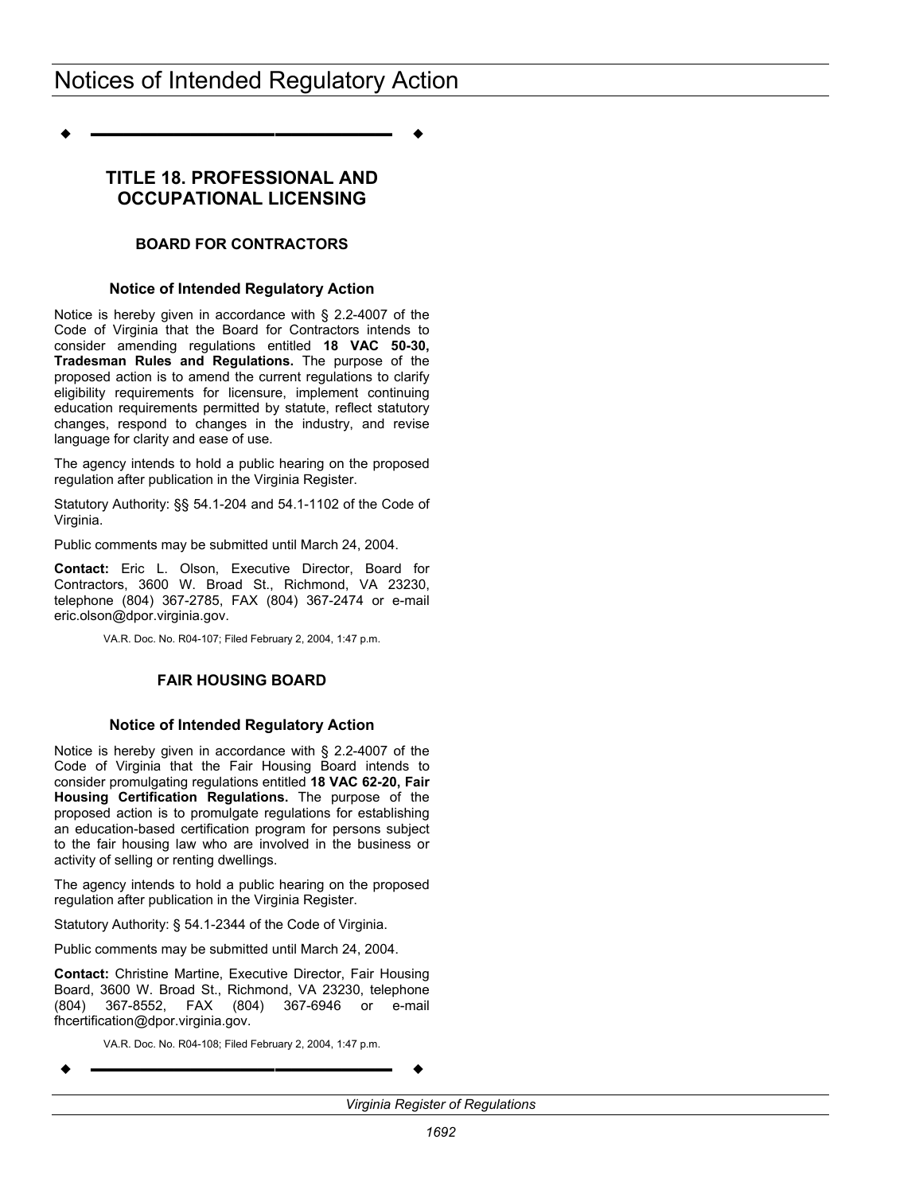# Notices of Intended Regulatory Action

## TITLE 18. PROFESSIONAL AND OCCUPATIONAL LICENSING

### BOARD FOR CONTRACTORS

#### Notice of Intended Regulatory Action

Notice is hereby given in accordance with § 2.2-4007 of the Code of Virginia that the Board for Contractors intends to consider amending regulations entitled **18 VAC 50-30, Tradesman Rules and Regulations.** The purpose of the proposed action is to amend the current regulations to clarify eligibility requirements for licensure, implement continuing education requirements permitted by statute, reflect statutory changes, respond to changes in the industry, and revise language for clarity and ease of use.

The agency intends to hold a public hearing on the proposed regulation after publication in the Virginia Register.

Statutory Authority: §§ 54.1-204 and 54.1-1102 of the Code of Virginia.

Public comments may be submitted until March 24, 2004.

**Contact:** Eric L. Olson, Executive Director, Board for Contractors, 3600 W. Broad St., Richmond, VA 23230, telephone (804) 367-2785, FAX (804) 367-2474 or e-mail eric.olson@dpor.virginia.gov.

VA.R. Doc. No. R04-107; Filed February 2, 2004, 1:47 p.m.

### FAIR HOUSING BOARD

#### Notice of Intended Regulatory Action

Notice is hereby given in accordance with § 2.2-4007 of the Code of Virginia that the Fair Housing Board intends to consider promulgating regulations entitled **18 VAC 62-20, Fair Housing Certification Regulations.** The purpose of the proposed action is to promulgate regulations for establishing an education-based certification program for persons subject to the fair housing law who are involved in the business or activity of selling or renting dwellings.

The agency intends to hold a public hearing on the proposed regulation after publication in the Virginia Register.

Statutory Authority: § 54.1-2344 of the Code of Virginia.

Public comments may be submitted until March 24, 2004.

**Contact:** Christine Martine, Executive Director, Fair Housing Board, 3600 W. Broad St., Richmond, VA 23230, telephone (804) 367-8552, FAX (804) 367-6946 or e-mail fhcertification@dpor.virginia.gov.

VA.R. Doc. No. R04-108; Filed February 2, 2004, 1:47 p.m.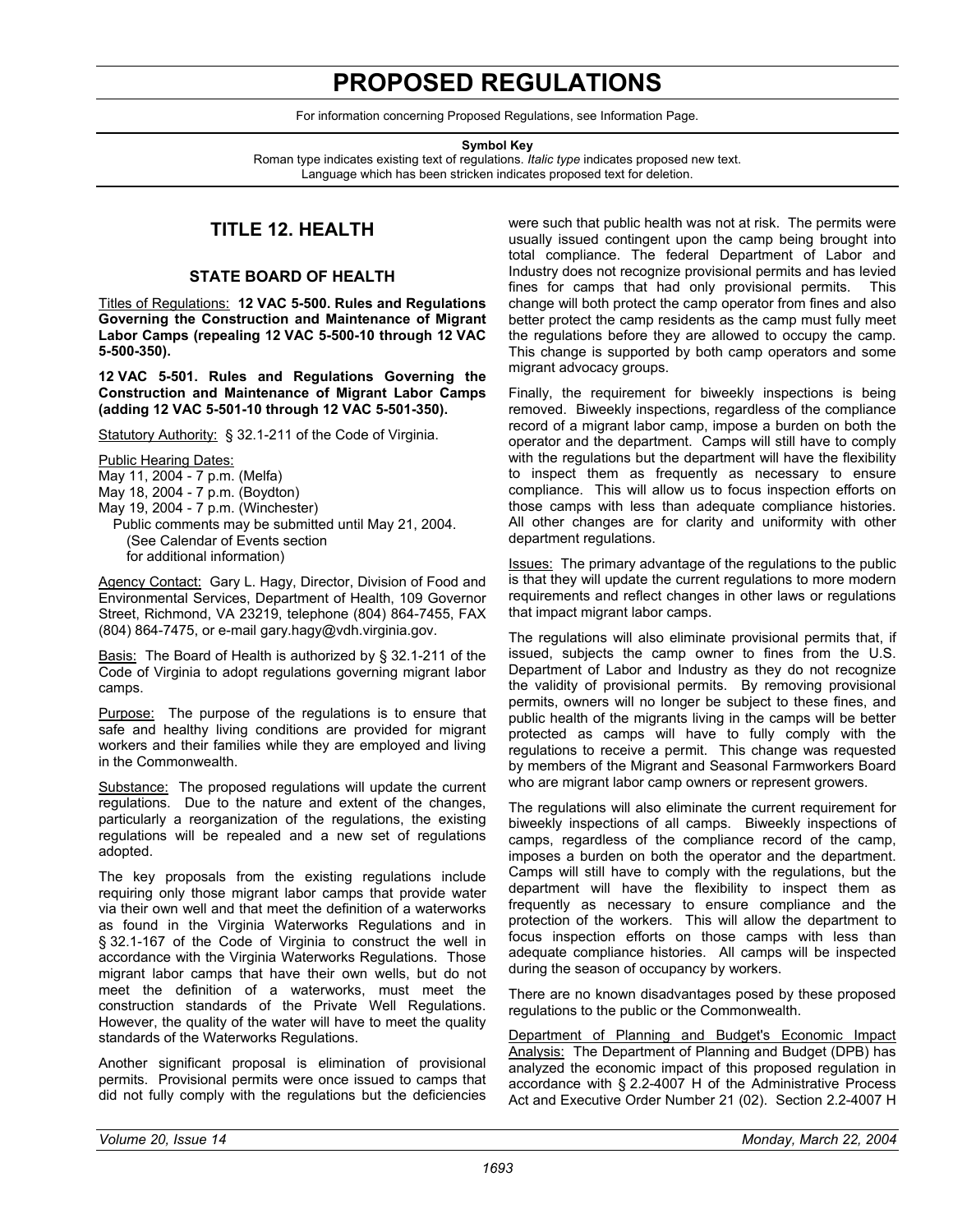# PROPOSED REGULATIONS

For information concerning Proposed Regulations, see Information Page.

**Symbol Key**

Roman type indicates existing text of regulations. *Italic type* indicates proposed new text. Language which has been stricken indicates proposed text for deletion.

## TITLE 12. HEALTH

### STATE BOARD OF HEALTH

Titles of Regulations: **12 VAC 5-500. Rules and Regulations Governing the Construction and Maintenance of Migrant Labor Camps (repealing 12 VAC 5-500-10 through 12 VAC 5-500-350).**

**12 VAC 5-501. Rules and Regulations Governing the Construction and Maintenance of Migrant Labor Camps (adding 12 VAC 5-501-10 through 12 VAC 5-501-350).**

Statutory Authority: § 32.1-211 of the Code of Virginia.

Public Hearing Dates:

May 11, 2004 - 7 p.m. (Melfa)

May 18, 2004 - 7 p.m. (Boydton)

May 19, 2004 - 7 p.m. (Winchester)

Public comments may be submitted until May 21, 2004.
(See Calendar of Events section
for additional information)

Agency Contact: Gary L. Hagy, Director, Division of Food and Environmental Services, Department of Health, 109 Governor Street, Richmond, VA 23219, telephone (804) 864-7455, FAX (804) 864-7475, or e-mail gary.hagy@vdh.virginia.gov.

Basis: The Board of Health is authorized by § 32.1-211 of the Code of Virginia to adopt regulations governing migrant labor camps.

Purpose: The purpose of the regulations is to ensure that safe and healthy living conditions are provided for migrant workers and their families while they are employed and living in the Commonwealth.

Substance: The proposed regulations will update the current regulations. Due to the nature and extent of the changes, particularly a reorganization of the regulations, the existing regulations will be repealed and a new set of regulations adopted.

The key proposals from the existing regulations include requiring only those migrant labor camps that provide water via their own well and that meet the definition of a waterworks as found in the Virginia Waterworks Regulations and in § 32.1-167 of the Code of Virginia to construct the well in accordance with the Virginia Waterworks Regulations. Those migrant labor camps that have their own wells, but do not meet the definition of a waterworks, must meet the construction standards of the Private Well Regulations. However, the quality of the water will have to meet the quality standards of the Waterworks Regulations.

Another significant proposal is elimination of provisional permits. Provisional permits were once issued to camps that did not fully comply with the regulations but the deficiencies were such that public health was not at risk. The permits were usually issued contingent upon the camp being brought into total compliance. The federal Department of Labor and Industry does not recognize provisional permits and has levied fines for camps that had only provisional permits. This change will both protect the camp operator from fines and also better protect the camp residents as the camp must fully meet the regulations before they are allowed to occupy the camp. This change is supported by both camp operators and some migrant advocacy groups.

Finally, the requirement for biweekly inspections is being removed. Biweekly inspections, regardless of the compliance record of a migrant labor camp, impose a burden on both the operator and the department. Camps will still have to comply with the regulations but the department will have the flexibility to inspect them as frequently as necessary to ensure compliance. This will allow us to focus inspection efforts on those camps with less than adequate compliance histories. All other changes are for clarity and uniformity with other department regulations.

Issues: The primary advantage of the regulations to the public is that they will update the current regulations to more modern requirements and reflect changes in other laws or regulations that impact migrant labor camps.

The regulations will also eliminate provisional permits that, if issued, subjects the camp owner to fines from the U.S. Department of Labor and Industry as they do not recognize the validity of provisional permits. By removing provisional permits, owners will no longer be subject to these fines, and public health of the migrants living in the camps will be better protected as camps will have to fully comply with the regulations to receive a permit. This change was requested by members of the Migrant and Seasonal Farmworkers Board who are migrant labor camp owners or represent growers.

The regulations will also eliminate the current requirement for biweekly inspections of all camps. Biweekly inspections of camps, regardless of the compliance record of the camp, imposes a burden on both the operator and the department. Camps will still have to comply with the regulations, but the department will have the flexibility to inspect them as frequently as necessary to ensure compliance and the protection of the workers. This will allow the department to focus inspection efforts on those camps with less than adequate compliance histories. All camps will be inspected during the season of occupancy by workers.

There are no known disadvantages posed by these proposed regulations to the public or the Commonwealth.

Department of Planning and Budget's Economic Impact Analysis: The Department of Planning and Budget (DPB) has analyzed the economic impact of this proposed regulation in accordance with § 2.2-4007 H of the Administrative Process Act and Executive Order Number 21 (02). Section 2.2-4007 H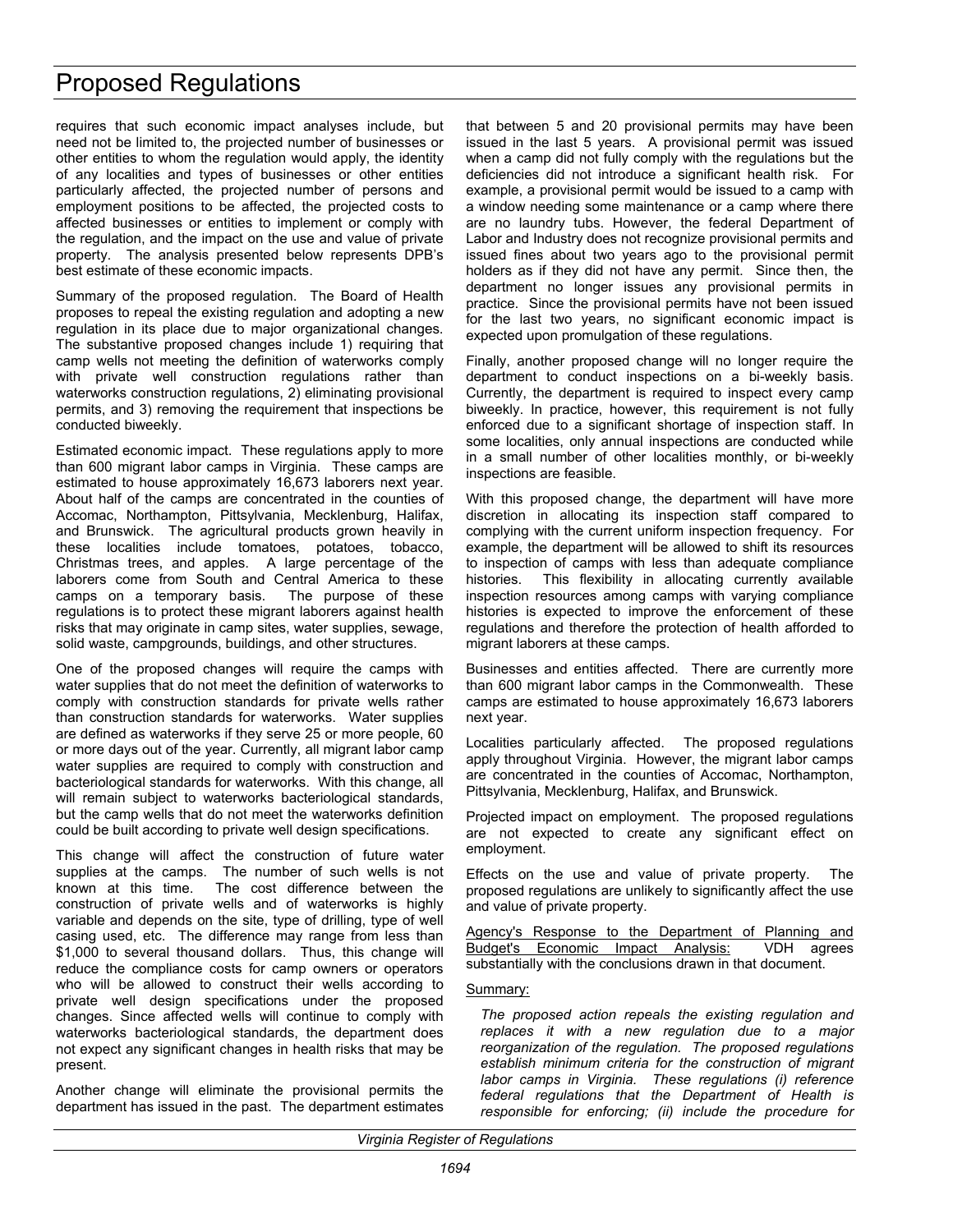requires that such economic impact analyses include, but need not be limited to, the projected number of businesses or other entities to whom the regulation would apply, the identity of any localities and types of businesses or other entities particularly affected, the projected number of persons and employment positions to be affected, the projected costs to affected businesses or entities to implement or comply with the regulation, and the impact on the use and value of private property. The analysis presented below represents DPB's best estimate of these economic impacts.

Summary of the proposed regulation. The Board of Health proposes to repeal the existing regulation and adopting a new regulation in its place due to major organizational changes. The substantive proposed changes include 1) requiring that camp wells not meeting the definition of waterworks comply with private well construction regulations rather than waterworks construction regulations, 2) eliminating provisional permits, and 3) removing the requirement that inspections be conducted biweekly.

Estimated economic impact. These regulations apply to more than 600 migrant labor camps in Virginia. These camps are estimated to house approximately 16,673 laborers next year. About half of the camps are concentrated in the counties of Accomac, Northampton, Pittsylvania, Mecklenburg, Halifax, and Brunswick. The agricultural products grown heavily in these localities include tomatoes, potatoes, tobacco, Christmas trees, and apples. A large percentage of the laborers come from South and Central America to these camps on a temporary basis. The purpose of these regulations is to protect these migrant laborers against health risks that may originate in camp sites, water supplies, sewage, solid waste, campgrounds, buildings, and other structures.

One of the proposed changes will require the camps with water supplies that do not meet the definition of waterworks to comply with construction standards for private wells rather than construction standards for waterworks. Water supplies are defined as waterworks if they serve 25 or more people, 60 or more days out of the year. Currently, all migrant labor camp water supplies are required to comply with construction and bacteriological standards for waterworks. With this change, all will remain subject to waterworks bacteriological standards, but the camp wells that do not meet the waterworks definition could be built according to private well design specifications.

This change will affect the construction of future water supplies at the camps. The number of such wells is not known at this time. The cost difference between the construction of private wells and of waterworks is highly variable and depends on the site, type of drilling, type of well casing used, etc. The difference may range from less than $1,000 to several thousand dollars. Thus, this change will reduce the compliance costs for camp owners or operators who will be allowed to construct their wells according to private well design specifications under the proposed changes. Since affected wells will continue to comply with waterworks bacteriological standards, the department does not expect any significant changes in health risks that may be present.

Another change will eliminate the provisional permits the department has issued in the past. The department estimates that between 5 and 20 provisional permits may have been issued in the last 5 years. A provisional permit was issued when a camp did not fully comply with the regulations but the deficiencies did not introduce a significant health risk. For example, a provisional permit would be issued to a camp with a window needing some maintenance or a camp where there are no laundry tubs. However, the federal Department of Labor and Industry does not recognize provisional permits and issued fines about two years ago to the provisional permit holders as if they did not have any permit. Since then, the department no longer issues any provisional permits in practice. Since the provisional permits have not been issued for the last two years, no significant economic impact is expected upon promulgation of these regulations.

Finally, another proposed change will no longer require the department to conduct inspections on a bi-weekly basis. Currently, the department is required to inspect every camp biweekly. In practice, however, this requirement is not fully enforced due to a significant shortage of inspection staff. In some localities, only annual inspections are conducted while in a small number of other localities monthly, or bi-weekly inspections are feasible.

With this proposed change, the department will have more discretion in allocating its inspection staff compared to complying with the current uniform inspection frequency. For example, the department will be allowed to shift its resources to inspection of camps with less than adequate compliance histories. This flexibility in allocating currently available inspection resources among camps with varying compliance histories is expected to improve the enforcement of these regulations and therefore the protection of health afforded to migrant laborers at these camps.

Businesses and entities affected. There are currently more than 600 migrant labor camps in the Commonwealth. These camps are estimated to house approximately 16,673 laborers next year.

Localities particularly affected. The proposed regulations apply throughout Virginia. However, the migrant labor camps are concentrated in the counties of Accomac, Northampton, Pittsylvania, Mecklenburg, Halifax, and Brunswick.

Projected impact on employment. The proposed regulations are not expected to create any significant effect on employment.

Effects on the use and value of private property. The proposed regulations are unlikely to significantly affect the use and value of private property.

Agency's Response to the Department of Planning and Budget's Economic Impact Analysis: VDH agrees substantially with the conclusions drawn in that document.

Summary:

*The proposed action repeals the existing regulation and replaces it with a new regulation due to a major reorganization of the regulation. The proposed regulations establish minimum criteria for the construction of migrant labor camps in Virginia. These regulations (i) reference federal regulations that the Department of Health is responsible for enforcing; (ii) include the procedure for*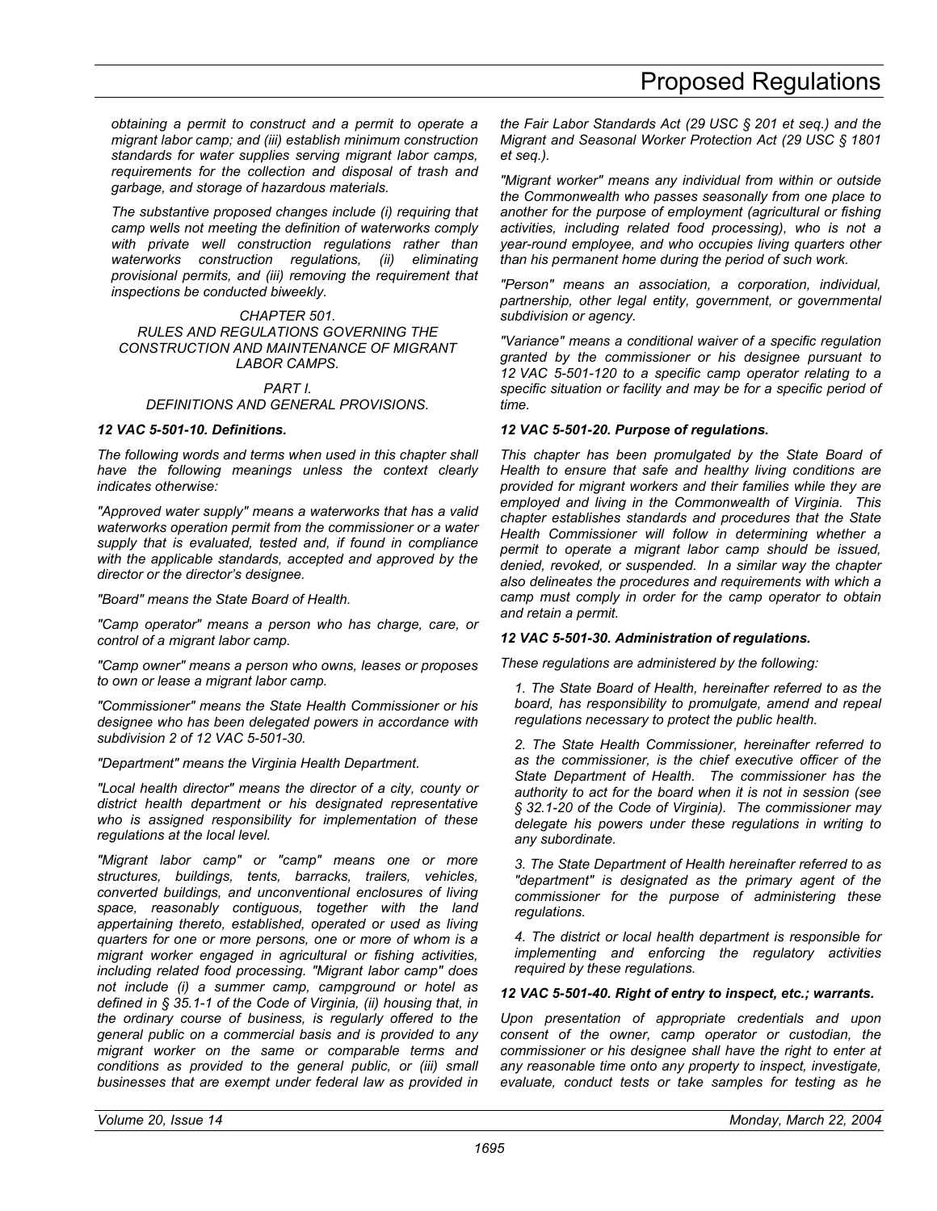*obtaining a permit to construct and a permit to operate a migrant labor camp; and (iii) establish minimum construction standards for water supplies serving migrant labor camps, requirements for the collection and disposal of trash and garbage, and storage of hazardous materials.*

*The substantive proposed changes include (i) requiring that camp wells not meeting the definition of waterworks comply with private well construction regulations rather than waterworks construction regulations, (ii) eliminating provisional permits, and (iii) removing the requirement that inspections be conducted biweekly.*

*CHAPTER 501.*
*RULES AND REGULATIONS GOVERNING THE CONSTRUCTION AND MAINTENANCE OF MIGRANT LABOR CAMPS.*

*PART I.*
*DEFINITIONS AND GENERAL PROVISIONS.*

***12 VAC 5-501-10. Definitions.***

*The following words and terms when used in this chapter shall have the following meanings unless the context clearly indicates otherwise:*

*"Approved water supply" means a waterworks that has a valid waterworks operation permit from the commissioner or a water supply that is evaluated, tested and, if found in compliance with the applicable standards, accepted and approved by the director or the director's designee.*

*"Board" means the State Board of Health.*

*"Camp operator" means a person who has charge, care, or control of a migrant labor camp.*

*"Camp owner" means a person who owns, leases or proposes to own or lease a migrant labor camp.*

*"Commissioner" means the State Health Commissioner or his designee who has been delegated powers in accordance with subdivision 2 of 12 VAC 5-501-30.*

*"Department" means the Virginia Health Department.*

*"Local health director" means the director of a city, county or district health department or his designated representative who is assigned responsibility for implementation of these regulations at the local level.*

*"Migrant labor camp" or "camp" means one or more structures, buildings, tents, barracks, trailers, vehicles, converted buildings, and unconventional enclosures of living space, reasonably contiguous, together with the land appertaining thereto, established, operated or used as living quarters for one or more persons, one or more of whom is a migrant worker engaged in agricultural or fishing activities, including related food processing. "Migrant labor camp" does not include (i) a summer camp, campground or hotel as defined in § 35.1-1 of the Code of Virginia, (ii) housing that, in the ordinary course of business, is regularly offered to the general public on a commercial basis and is provided to any migrant worker on the same or comparable terms and conditions as provided to the general public, or (iii) small businesses that are exempt under federal law as provided in the Fair Labor Standards Act (29 USC § 201 et seq.) and the Migrant and Seasonal Worker Protection Act (29 USC § 1801 et seq.).*

*"Migrant worker" means any individual from within or outside the Commonwealth who passes seasonally from one place to another for the purpose of employment (agricultural or fishing activities, including related food processing), who is not a year-round employee, and who occupies living quarters other than his permanent home during the period of such work.*

*"Person" means an association, a corporation, individual, partnership, other legal entity, government, or governmental subdivision or agency.*

*"Variance" means a conditional waiver of a specific regulation granted by the commissioner or his designee pursuant to 12 VAC 5-501-120 to a specific camp operator relating to a specific situation or facility and may be for a specific period of time.*

***12 VAC 5-501-20. Purpose of regulations.***

*This chapter has been promulgated by the State Board of Health to ensure that safe and healthy living conditions are provided for migrant workers and their families while they are employed and living in the Commonwealth of Virginia. This chapter establishes standards and procedures that the State Health Commissioner will follow in determining whether a permit to operate a migrant labor camp should be issued, denied, revoked, or suspended. In a similar way the chapter also delineates the procedures and requirements with which a camp must comply in order for the camp operator to obtain and retain a permit.*

***12 VAC 5-501-30. Administration of regulations.***

*These regulations are administered by the following:*

*1. The State Board of Health, hereinafter referred to as the board, has responsibility to promulgate, amend and repeal regulations necessary to protect the public health.*

*2. The State Health Commissioner, hereinafter referred to as the commissioner, is the chief executive officer of the State Department of Health. The commissioner has the authority to act for the board when it is not in session (see § 32.1-20 of the Code of Virginia). The commissioner may delegate his powers under these regulations in writing to any subordinate.*

*3. The State Department of Health hereinafter referred to as "department" is designated as the primary agent of the commissioner for the purpose of administering these regulations.*

*4. The district or local health department is responsible for implementing and enforcing the regulatory activities required by these regulations.*

***12 VAC 5-501-40. Right of entry to inspect, etc.; warrants.***

*Upon presentation of appropriate credentials and upon consent of the owner, camp operator or custodian, the commissioner or his designee shall have the right to enter at any reasonable time onto any property to inspect, investigate, evaluate, conduct tests or take samples for testing as he*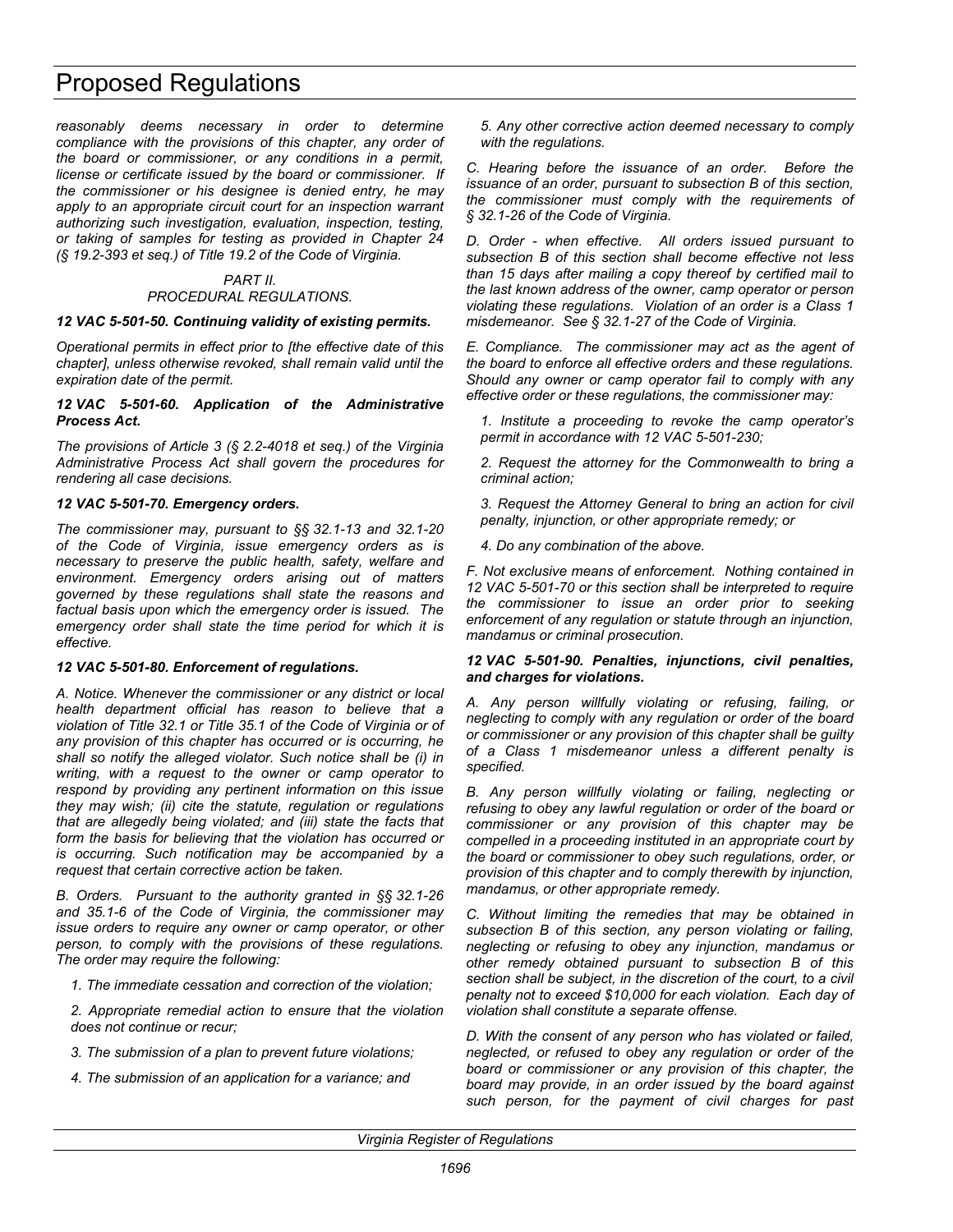*reasonably deems necessary in order to determine compliance with the provisions of this chapter, any order of the board or commissioner, or any conditions in a permit, license or certificate issued by the board or commissioner. If the commissioner or his designee is denied entry, he may apply to an appropriate circuit court for an inspection warrant authorizing such investigation, evaluation, inspection, testing, or taking of samples for testing as provided in Chapter 24 (§ 19.2-393 et seq.) of Title 19.2 of the Code of Virginia.*

*PART II.*
*PROCEDURAL REGULATIONS.*

***12 VAC 5-501-50. Continuing validity of existing permits.***

*Operational permits in effect prior to [the effective date of this chapter], unless otherwise revoked, shall remain valid until the expiration date of the permit.*

***12 VAC 5-501-60. Application of the Administrative Process Act.***

*The provisions of Article 3 (§ 2.2-4018 et seq.) of the Virginia Administrative Process Act shall govern the procedures for rendering all case decisions.*

***12 VAC 5-501-70. Emergency orders.***

*The commissioner may, pursuant to §§ 32.1-13 and 32.1-20 of the Code of Virginia, issue emergency orders as is necessary to preserve the public health, safety, welfare and environment. Emergency orders arising out of matters governed by these regulations shall state the reasons and factual basis upon which the emergency order is issued. The emergency order shall state the time period for which it is effective.*

***12 VAC 5-501-80. Enforcement of regulations.***

*A. Notice. Whenever the commissioner or any district or local health department official has reason to believe that a violation of Title 32.1 or Title 35.1 of the Code of Virginia or of any provision of this chapter has occurred or is occurring, he shall so notify the alleged violator. Such notice shall be (i) in writing, with a request to the owner or camp operator to respond by providing any pertinent information on this issue they may wish; (ii) cite the statute, regulation or regulations that are allegedly being violated; and (iii) state the facts that form the basis for believing that the violation has occurred or is occurring. Such notification may be accompanied by a request that certain corrective action be taken.*

*B. Orders. Pursuant to the authority granted in §§ 32.1-26 and 35.1-6 of the Code of Virginia, the commissioner may issue orders to require any owner or camp operator, or other person, to comply with the provisions of these regulations. The order may require the following:*

*1. The immediate cessation and correction of the violation;*

*2. Appropriate remedial action to ensure that the violation does not continue or recur;*

*3. The submission of a plan to prevent future violations;*

*4. The submission of an application for a variance; and*

*5. Any other corrective action deemed necessary to comply with the regulations.*

*C. Hearing before the issuance of an order. Before the issuance of an order, pursuant to subsection B of this section, the commissioner must comply with the requirements of § 32.1-26 of the Code of Virginia.*

*D. Order - when effective. All orders issued pursuant to subsection B of this section shall become effective not less than 15 days after mailing a copy thereof by certified mail to the last known address of the owner, camp operator or person violating these regulations. Violation of an order is a Class 1 misdemeanor. See § 32.1-27 of the Code of Virginia.*

*E. Compliance. The commissioner may act as the agent of the board to enforce all effective orders and these regulations. Should any owner or camp operator fail to comply with any effective order or these regulations, the commissioner may:*

*1. Institute a proceeding to revoke the camp operator's permit in accordance with 12 VAC 5-501-230;*

*2. Request the attorney for the Commonwealth to bring a criminal action;*

*3. Request the Attorney General to bring an action for civil penalty, injunction, or other appropriate remedy; or*

*4. Do any combination of the above.*

*F. Not exclusive means of enforcement. Nothing contained in 12 VAC 5-501-70 or this section shall be interpreted to require the commissioner to issue an order prior to seeking enforcement of any regulation or statute through an injunction, mandamus or criminal prosecution.*

***12 VAC 5-501-90. Penalties, injunctions, civil penalties, and charges for violations.***

*A. Any person willfully violating or refusing, failing, or neglecting to comply with any regulation or order of the board or commissioner or any provision of this chapter shall be guilty of a Class 1 misdemeanor unless a different penalty is specified.*

*B. Any person willfully violating or failing, neglecting or refusing to obey any lawful regulation or order of the board or commissioner or any provision of this chapter may be compelled in a proceeding instituted in an appropriate court by the board or commissioner to obey such regulations, order, or provision of this chapter and to comply therewith by injunction, mandamus, or other appropriate remedy.*

*C. Without limiting the remedies that may be obtained in subsection B of this section, any person violating or failing, neglecting or refusing to obey any injunction, mandamus or other remedy obtained pursuant to subsection B of this section shall be subject, in the discretion of the court, to a civil penalty not to exceed $10,000 for each violation. Each day of violation shall constitute a separate offense.*

*D. With the consent of any person who has violated or failed, neglected, or refused to obey any regulation or order of the board or commissioner or any provision of this chapter, the board may provide, in an order issued by the board against such person, for the payment of civil charges for past*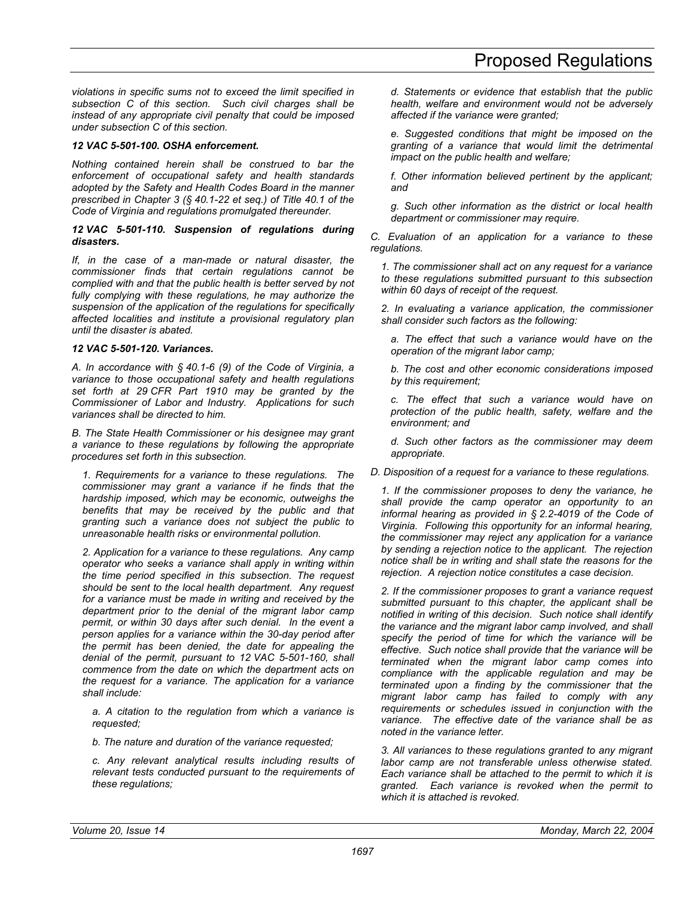*violations in specific sums not to exceed the limit specified in subsection C of this section. Such civil charges shall be instead of any appropriate civil penalty that could be imposed under subsection C of this section.*

***12 VAC 5-501-100. OSHA enforcement.***

*Nothing contained herein shall be construed to bar the enforcement of occupational safety and health standards adopted by the Safety and Health Codes Board in the manner prescribed in Chapter 3 (§ 40.1-22 et seq.) of Title 40.1 of the Code of Virginia and regulations promulgated thereunder.*

***12 VAC 5-501-110. Suspension of regulations during disasters.***

*If, in the case of a man-made or natural disaster, the commissioner finds that certain regulations cannot be complied with and that the public health is better served by not fully complying with these regulations, he may authorize the suspension of the application of the regulations for specifically affected localities and institute a provisional regulatory plan until the disaster is abated.*

***12 VAC 5-501-120. Variances.***

*A. In accordance with § 40.1-6 (9) of the Code of Virginia, a variance to those occupational safety and health regulations set forth at 29 CFR Part 1910 may be granted by the Commissioner of Labor and Industry. Applications for such variances shall be directed to him.*

*B. The State Health Commissioner or his designee may grant a variance to these regulations by following the appropriate procedures set forth in this subsection.*

*1. Requirements for a variance to these regulations. The commissioner may grant a variance if he finds that the hardship imposed, which may be economic, outweighs the benefits that may be received by the public and that granting such a variance does not subject the public to unreasonable health risks or environmental pollution.*

*2. Application for a variance to these regulations. Any camp operator who seeks a variance shall apply in writing within the time period specified in this subsection. The request should be sent to the local health department. Any request for a variance must be made in writing and received by the department prior to the denial of the migrant labor camp permit, or within 30 days after such denial. In the event a person applies for a variance within the 30-day period after the permit has been denied, the date for appealing the denial of the permit, pursuant to 12 VAC 5-501-160, shall commence from the date on which the department acts on the request for a variance. The application for a variance shall include:*

*a. A citation to the regulation from which a variance is requested;*

*b. The nature and duration of the variance requested;*

*c. Any relevant analytical results including results of relevant tests conducted pursuant to the requirements of these regulations;*

*d. Statements or evidence that establish that the public health, welfare and environment would not be adversely affected if the variance were granted;*

*e. Suggested conditions that might be imposed on the granting of a variance that would limit the detrimental impact on the public health and welfare;*

*f. Other information believed pertinent by the applicant; and*

*g. Such other information as the district or local health department or commissioner may require.*

*C. Evaluation of an application for a variance to these regulations.*

*1. The commissioner shall act on any request for a variance to these regulations submitted pursuant to this subsection within 60 days of receipt of the request.*

*2. In evaluating a variance application, the commissioner shall consider such factors as the following:*

*a. The effect that such a variance would have on the operation of the migrant labor camp;*

*b. The cost and other economic considerations imposed by this requirement;*

*c. The effect that such a variance would have on protection of the public health, safety, welfare and the environment; and*

*d. Such other factors as the commissioner may deem appropriate.*

*D. Disposition of a request for a variance to these regulations.*

*1. If the commissioner proposes to deny the variance, he shall provide the camp operator an opportunity to an informal hearing as provided in § 2.2-4019 of the Code of Virginia. Following this opportunity for an informal hearing, the commissioner may reject any application for a variance by sending a rejection notice to the applicant. The rejection notice shall be in writing and shall state the reasons for the rejection. A rejection notice constitutes a case decision.*

*2. If the commissioner proposes to grant a variance request submitted pursuant to this chapter, the applicant shall be notified in writing of this decision. Such notice shall identify the variance and the migrant labor camp involved, and shall specify the period of time for which the variance will be effective. Such notice shall provide that the variance will be terminated when the migrant labor camp comes into compliance with the applicable regulation and may be terminated upon a finding by the commissioner that the migrant labor camp has failed to comply with any requirements or schedules issued in conjunction with the variance. The effective date of the variance shall be as noted in the variance letter.*

*3. All variances to these regulations granted to any migrant labor camp are not transferable unless otherwise stated. Each variance shall be attached to the permit to which it is granted. Each variance is revoked when the permit to which it is attached is revoked.*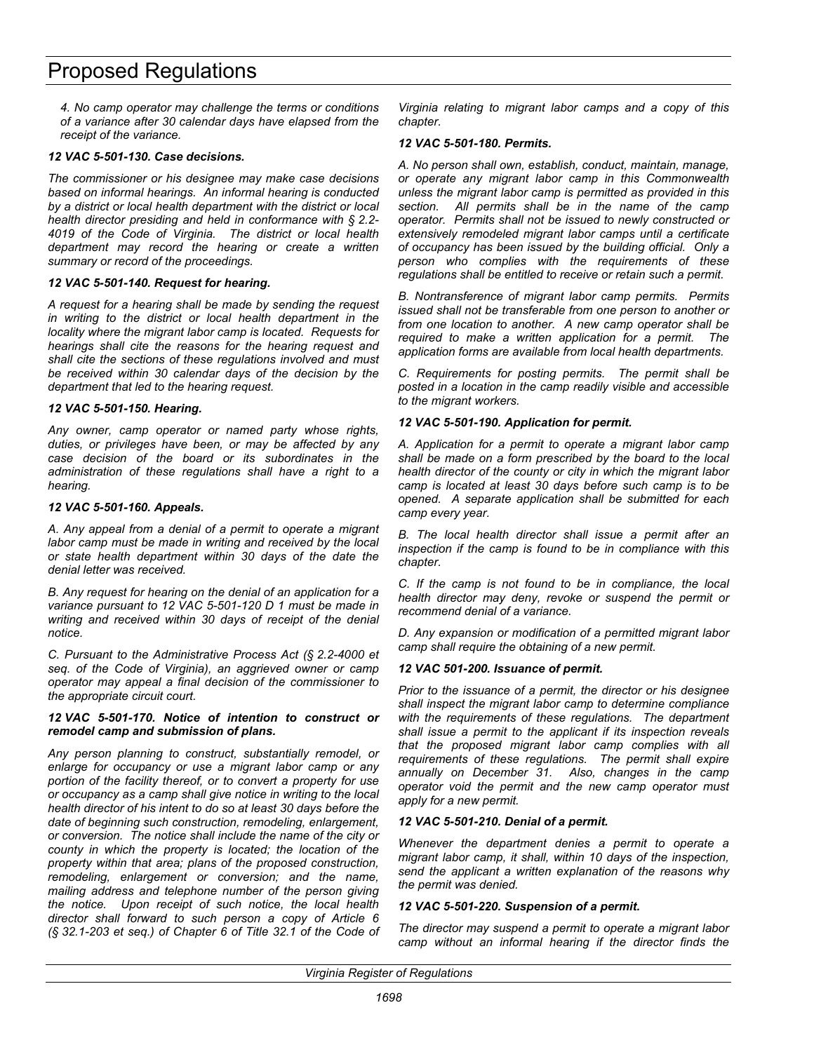*4. No camp operator may challenge the terms or conditions of a variance after 30 calendar days have elapsed from the receipt of the variance.*

***12 VAC 5-501-130. Case decisions.***

*The commissioner or his designee may make case decisions based on informal hearings. An informal hearing is conducted by a district or local health department with the district or local health director presiding and held in conformance with § 2.2-4019 of the Code of Virginia. The district or local health department may record the hearing or create a written summary or record of the proceedings.*

***12 VAC 5-501-140. Request for hearing.***

*A request for a hearing shall be made by sending the request in writing to the district or local health department in the locality where the migrant labor camp is located. Requests for hearings shall cite the reasons for the hearing request and shall cite the sections of these regulations involved and must be received within 30 calendar days of the decision by the department that led to the hearing request.*

***12 VAC 5-501-150. Hearing.***

*Any owner, camp operator or named party whose rights, duties, or privileges have been, or may be affected by any case decision of the board or its subordinates in the administration of these regulations shall have a right to a hearing.*

***12 VAC 5-501-160. Appeals.***

*A. Any appeal from a denial of a permit to operate a migrant labor camp must be made in writing and received by the local or state health department within 30 days of the date the denial letter was received.*

*B. Any request for hearing on the denial of an application for a variance pursuant to 12 VAC 5-501-120 D 1 must be made in writing and received within 30 days of receipt of the denial notice.*

*C. Pursuant to the Administrative Process Act (§ 2.2-4000 et seq. of the Code of Virginia), an aggrieved owner or camp operator may appeal a final decision of the commissioner to the appropriate circuit court.*

***12 VAC 5-501-170. Notice of intention to construct or remodel camp and submission of plans.***

*Any person planning to construct, substantially remodel, or enlarge for occupancy or use a migrant labor camp or any portion of the facility thereof, or to convert a property for use or occupancy as a camp shall give notice in writing to the local health director of his intent to do so at least 30 days before the date of beginning such construction, remodeling, enlargement, or conversion. The notice shall include the name of the city or county in which the property is located; the location of the property within that area; plans of the proposed construction, remodeling, enlargement or conversion; and the name, mailing address and telephone number of the person giving the notice. Upon receipt of such notice, the local health director shall forward to such person a copy of Article 6 (§ 32.1-203 et seq.) of Chapter 6 of Title 32.1 of the Code of Virginia relating to migrant labor camps and a copy of this chapter.*

***12 VAC 5-501-180. Permits.***

*A. No person shall own, establish, conduct, maintain, manage, or operate any migrant labor camp in this Commonwealth unless the migrant labor camp is permitted as provided in this section. All permits shall be in the name of the camp operator. Permits shall not be issued to newly constructed or extensively remodeled migrant labor camps until a certificate of occupancy has been issued by the building official. Only a person who complies with the requirements of these regulations shall be entitled to receive or retain such a permit.*

*B. Nontransference of migrant labor camp permits. Permits issued shall not be transferable from one person to another or from one location to another. A new camp operator shall be required to make a written application for a permit. The application forms are available from local health departments.*

*C. Requirements for posting permits. The permit shall be posted in a location in the camp readily visible and accessible to the migrant workers.*

***12 VAC 5-501-190. Application for permit.***

*A. Application for a permit to operate a migrant labor camp shall be made on a form prescribed by the board to the local health director of the county or city in which the migrant labor camp is located at least 30 days before such camp is to be opened. A separate application shall be submitted for each camp every year.*

*B. The local health director shall issue a permit after an inspection if the camp is found to be in compliance with this chapter.*

*C. If the camp is not found to be in compliance, the local health director may deny, revoke or suspend the permit or recommend denial of a variance.*

*D. Any expansion or modification of a permitted migrant labor camp shall require the obtaining of a new permit.*

***12 VAC 501-200. Issuance of permit.***

*Prior to the issuance of a permit, the director or his designee shall inspect the migrant labor camp to determine compliance with the requirements of these regulations. The department shall issue a permit to the applicant if its inspection reveals that the proposed migrant labor camp complies with all requirements of these regulations. The permit shall expire annually on December 31. Also, changes in the camp operator void the permit and the new camp operator must apply for a new permit.*

***12 VAC 5-501-210. Denial of a permit.***

*Whenever the department denies a permit to operate a migrant labor camp, it shall, within 10 days of the inspection, send the applicant a written explanation of the reasons why the permit was denied.*

***12 VAC 5-501-220. Suspension of a permit.***

*The director may suspend a permit to operate a migrant labor camp without an informal hearing if the director finds the*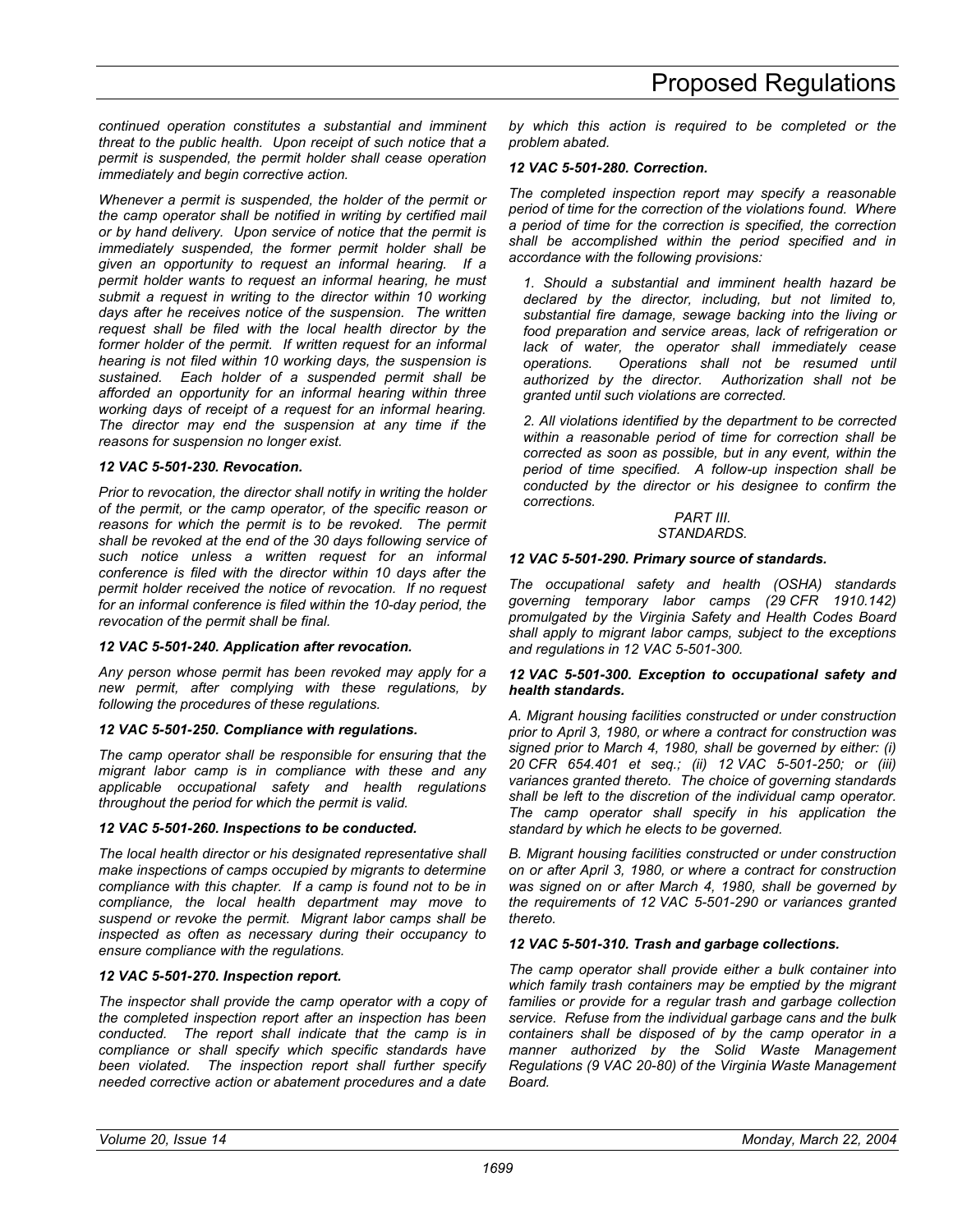*continued operation constitutes a substantial and imminent threat to the public health. Upon receipt of such notice that a permit is suspended, the permit holder shall cease operation immediately and begin corrective action.*

*Whenever a permit is suspended, the holder of the permit or the camp operator shall be notified in writing by certified mail or by hand delivery. Upon service of notice that the permit is immediately suspended, the former permit holder shall be given an opportunity to request an informal hearing. If a permit holder wants to request an informal hearing, he must submit a request in writing to the director within 10 working days after he receives notice of the suspension. The written request shall be filed with the local health director by the former holder of the permit. If written request for an informal hearing is not filed within 10 working days, the suspension is sustained. Each holder of a suspended permit shall be afforded an opportunity for an informal hearing within three working days of receipt of a request for an informal hearing. The director may end the suspension at any time if the reasons for suspension no longer exist.*

***12 VAC 5-501-230. Revocation.***

*Prior to revocation, the director shall notify in writing the holder of the permit, or the camp operator, of the specific reason or reasons for which the permit is to be revoked. The permit shall be revoked at the end of the 30 days following service of such notice unless a written request for an informal conference is filed with the director within 10 days after the permit holder received the notice of revocation. If no request for an informal conference is filed within the 10-day period, the revocation of the permit shall be final.*

***12 VAC 5-501-240. Application after revocation.***

*Any person whose permit has been revoked may apply for a new permit, after complying with these regulations, by following the procedures of these regulations.*

***12 VAC 5-501-250. Compliance with regulations.***

*The camp operator shall be responsible for ensuring that the migrant labor camp is in compliance with these and any applicable occupational safety and health regulations throughout the period for which the permit is valid.*

***12 VAC 5-501-260. Inspections to be conducted.***

*The local health director or his designated representative shall make inspections of camps occupied by migrants to determine compliance with this chapter. If a camp is found not to be in compliance, the local health department may move to suspend or revoke the permit. Migrant labor camps shall be inspected as often as necessary during their occupancy to ensure compliance with the regulations.*

***12 VAC 5-501-270. Inspection report.***

*The inspector shall provide the camp operator with a copy of the completed inspection report after an inspection has been conducted. The report shall indicate that the camp is in compliance or shall specify which specific standards have been violated. The inspection report shall further specify needed corrective action or abatement procedures and a date by which this action is required to be completed or the problem abated.*

***12 VAC 5-501-280. Correction.***

*The completed inspection report may specify a reasonable period of time for the correction of the violations found. Where a period of time for correction is specified, the correction shall be accomplished within the period specified and in accordance with the following provisions:*

*1. Should a substantial and imminent health hazard be declared by the director, including, but not limited to, substantial fire damage, sewage backing into the living or food preparation and service areas, lack of refrigeration or lack of water, the operator shall immediately cease operations. Operations shall not be resumed until authorized by the director. Authorization shall not be granted until such violations are corrected.*

*2. All violations identified by the department to be corrected within a reasonable period of time for correction shall be corrected as soon as possible, but in any event, within the period of time specified. A follow-up inspection shall be conducted by the director or his designee to confirm the corrections.*

*PART III.*
*STANDARDS.*

***12 VAC 5-501-290. Primary source of standards.***

*The occupational safety and health (OSHA) standards governing temporary labor camps (29 CFR 1910.142) promulgated by the Virginia Safety and Health Codes Board shall apply to migrant labor camps, subject to the exceptions and regulations in 12 VAC 5-501-300.*

***12 VAC 5-501-300. Exception to occupational safety and health standards.***

*A. Migrant housing facilities constructed or under construction prior to April 3, 1980, or where a contract for construction was signed prior to March 4, 1980, shall be governed by either: (i) 20 CFR 654.401 et seq.; (ii) 12 VAC 5-501-250; or (iii) variances granted thereto. The choice of governing standards shall be left to the discretion of the individual camp operator. The camp operator shall specify in his application the standard by which he elects to be governed.*

*B. Migrant housing facilities constructed or under construction on or after April 3, 1980, or where a contract for construction was signed on or after March 4, 1980, shall be governed by the requirements of 12 VAC 5-501-290 or variances granted thereto.*

***12 VAC 5-501-310. Trash and garbage collections.***

*The camp operator shall provide either a bulk container into which family trash containers may be emptied by the migrant families or provide for a regular trash and garbage collection service. Refuse from the individual garbage cans and the bulk containers shall be disposed of by the camp operator in a manner authorized by the Solid Waste Management Regulations (9 VAC 20-80) of the Virginia Waste Management Board.*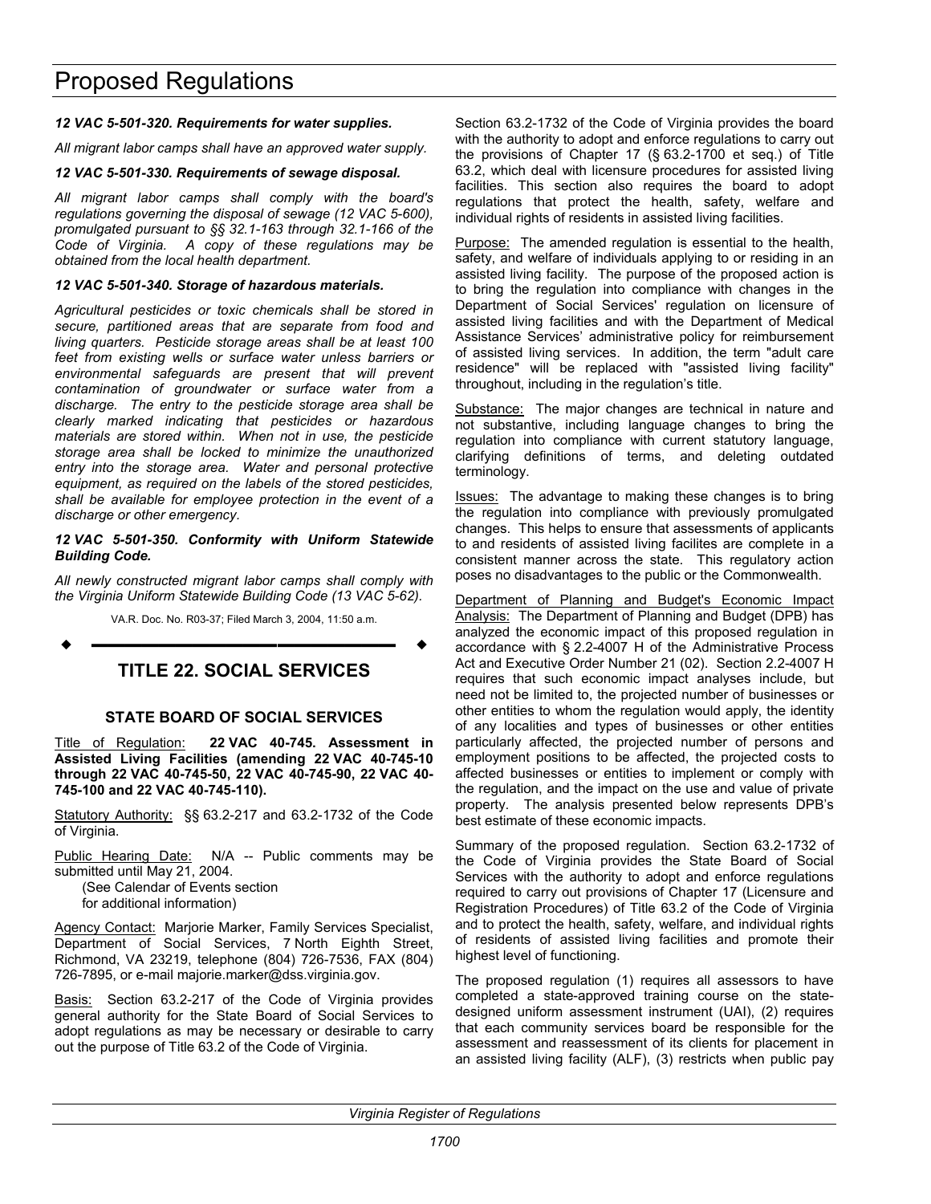*12 VAC 5-501-320. Requirements for water supplies.*

*All migrant labor camps shall have an approved water supply.*

*12 VAC 5-501-330. Requirements of sewage disposal.*

*All migrant labor camps shall comply with the board's regulations governing the disposal of sewage (12 VAC 5-600), promulgated pursuant to §§ 32.1-163 through 32.1-166 of the Code of Virginia. A copy of these regulations may be obtained from the local health department.*

*12 VAC 5-501-340. Storage of hazardous materials.*

*Agricultural pesticides or toxic chemicals shall be stored in secure, partitioned areas that are separate from food and living quarters. Pesticide storage areas shall be at least 100 feet from existing wells or surface water unless barriers or environmental safeguards are present that will prevent contamination of groundwater or surface water from a discharge. The entry to the pesticide storage area shall be clearly marked indicating that pesticides or hazardous materials are stored within. When not in use, the pesticide storage area shall be locked to minimize the unauthorized entry into the storage area. Water and personal protective equipment, as required on the labels of the stored pesticides, shall be available for employee protection in the event of a discharge or other emergency.*

*12 VAC 5-501-350. Conformity with Uniform Statewide Building Code.*

*All newly constructed migrant labor camps shall comply with the Virginia Uniform Statewide Building Code (13 VAC 5-62).*

VA.R. Doc. No. R03-37; Filed March 3, 2004, 11:50 a.m.

---

## TITLE 22. SOCIAL SERVICES

### STATE BOARD OF SOCIAL SERVICES

Title of Regulation: **22 VAC 40-745. Assessment in Assisted Living Facilities (amending 22 VAC 40-745-10 through 22 VAC 40-745-50, 22 VAC 40-745-90, 22 VAC 40-745-100 and 22 VAC 40-745-110).**

Statutory Authority: §§ 63.2-217 and 63.2-1732 of the Code of Virginia.

Public Hearing Date: N/A -- Public comments may be submitted until May 21, 2004.

(See Calendar of Events section
for additional information)

Agency Contact: Marjorie Marker, Family Services Specialist, Department of Social Services, 7 North Eighth Street, Richmond, VA 23219, telephone (804) 726-7536, FAX (804) 726-7895, or e-mail majorie.marker@dss.virginia.gov.

Basis: Section 63.2-217 of the Code of Virginia provides general authority for the State Board of Social Services to adopt regulations as may be necessary or desirable to carry out the purpose of Title 63.2 of the Code of Virginia.

Section 63.2-1732 of the Code of Virginia provides the board with the authority to adopt and enforce regulations to carry out the provisions of Chapter 17 (§ 63.2-1700 et seq.) of Title 63.2, which deal with licensure procedures for assisted living facilities. This section also requires the board to adopt regulations that protect the health, safety, welfare and individual rights of residents in assisted living facilities.

Purpose: The amended regulation is essential to the health, safety, and welfare of individuals applying to or residing in an assisted living facility. The purpose of the proposed action is to bring the regulation into compliance with changes in the Department of Social Services' regulation on licensure of assisted living facilities and with the Department of Medical Assistance Services' administrative policy for reimbursement of assisted living services. In addition, the term "adult care residence" will be replaced with "assisted living facility" throughout, including in the regulation's title.

Substance: The major changes are technical in nature and not substantive, including language changes to bring the regulation into compliance with current statutory language, clarifying definitions of terms, and deleting outdated terminology.

Issues: The advantage to making these changes is to bring the regulation into compliance with previously promulgated changes. This helps to ensure that assessments of applicants to and residents of assisted living facilites are complete in a consistent manner across the state. This regulatory action poses no disadvantages to the public or the Commonwealth.

Department of Planning and Budget's Economic Impact Analysis: The Department of Planning and Budget (DPB) has analyzed the economic impact of this proposed regulation in accordance with § 2.2-4007 H of the Administrative Process Act and Executive Order Number 21 (02). Section 2.2-4007 H requires that such economic impact analyses include, but need not be limited to, the projected number of businesses or other entities to whom the regulation would apply, the identity of any localities and types of businesses or other entities particularly affected, the projected number of persons and employment positions to be affected, the projected costs to affected businesses or entities to implement or comply with the regulation, and the impact on the use and value of private property. The analysis presented below represents DPB's best estimate of these economic impacts.

Summary of the proposed regulation. Section 63.2-1732 of the Code of Virginia provides the State Board of Social Services with the authority to adopt and enforce regulations required to carry out provisions of Chapter 17 (Licensure and Registration Procedures) of Title 63.2 of the Code of Virginia and to protect the health, safety, welfare, and individual rights of residents of assisted living facilities and promote their highest level of functioning.

The proposed regulation (1) requires all assessors to have completed a state-approved training course on the state-designed uniform assessment instrument (UAI), (2) requires that each community services board be responsible for the assessment and reassessment of its clients for placement in an assisted living facility (ALF), (3) restricts when public pay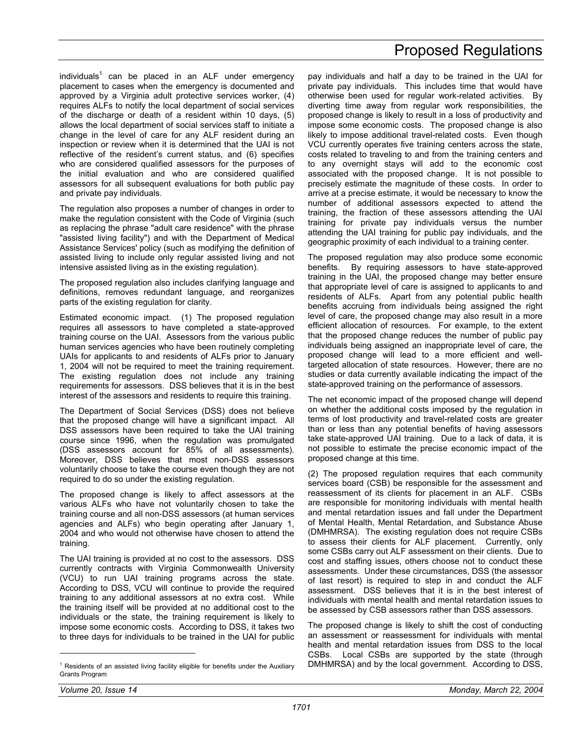individuals[1] can be placed in an ALF under emergency placement to cases when the emergency is documented and approved by a Virginia adult protective services worker, (4) requires ALFs to notify the local department of social services of the discharge or death of a resident within 10 days, (5) allows the local department of social services staff to initiate a change in the level of care for any ALF resident during an inspection or review when it is determined that the UAI is not reflective of the resident's current status, and (6) specifies who are considered qualified assessors for the purposes of the initial evaluation and who are considered qualified assessors for all subsequent evaluations for both public pay and private pay individuals.

The regulation also proposes a number of changes in order to make the regulation consistent with the Code of Virginia (such as replacing the phrase "adult care residence" with the phrase "assisted living facility") and with the Department of Medical Assistance Services' policy (such as modifying the definition of assisted living to include only regular assisted living and not intensive assisted living as in the existing regulation).

The proposed regulation also includes clarifying language and definitions, removes redundant language, and reorganizes parts of the existing regulation for clarity.

Estimated economic impact. (1) The proposed regulation requires all assessors to have completed a state-approved training course on the UAI. Assessors from the various public human services agencies who have been routinely completing UAIs for applicants to and residents of ALFs prior to January 1, 2004 will not be required to meet the training requirement. The existing regulation does not include any training requirements for assessors. DSS believes that it is in the best interest of the assessors and residents to require this training.

The Department of Social Services (DSS) does not believe that the proposed change will have a significant impact. All DSS assessors have been required to take the UAI training course since 1996, when the regulation was promulgated (DSS assessors account for 85% of all assessments). Moreover, DSS believes that most non-DSS assessors voluntarily choose to take the course even though they are not required to do so under the existing regulation.

The proposed change is likely to affect assessors at the various ALFs who have not voluntarily chosen to take the training course and all non-DSS assessors (at human services agencies and ALFs) who begin operating after January 1, 2004 and who would not otherwise have chosen to attend the training.

The UAI training is provided at no cost to the assessors. DSS currently contracts with Virginia Commonwealth University (VCU) to run UAI training programs across the state. According to DSS, VCU will continue to provide the required training to any additional assessors at no extra cost. While the training itself will be provided at no additional cost to the individuals or the state, the training requirement is likely to impose some economic costs. According to DSS, it takes two to three days for individuals to be trained in the UAI for public pay individuals and half a day to be trained in the UAI for private pay individuals. This includes time that would have otherwise been used for regular work-related activities. By diverting time away from regular work responsibilities, the proposed change is likely to result in a loss of productivity and impose some economic costs. The proposed change is also likely to impose additional travel-related costs. Even though VCU currently operates five training centers across the state, costs related to traveling to and from the training centers and to any overnight stays will add to the economic cost associated with the proposed change. It is not possible to precisely estimate the magnitude of these costs. In order to arrive at a precise estimate, it would be necessary to know the number of additional assessors expected to attend the training, the fraction of these assessors attending the UAI training for private pay individuals versus the number attending the UAI training for public pay individuals, and the geographic proximity of each individual to a training center.

The proposed regulation may also produce some economic benefits. By requiring assessors to have state-approved training in the UAI, the proposed change may better ensure that appropriate level of care is assigned to applicants to and residents of ALFs. Apart from any potential public health benefits accruing from individuals being assigned the right level of care, the proposed change may also result in a more efficient allocation of resources. For example, to the extent that the proposed change reduces the number of public pay individuals being assigned an inappropriate level of care, the proposed change will lead to a more efficient and well-targeted allocation of state resources. However, there are no studies or data currently available indicating the impact of the state-approved training on the performance of assessors.

The net economic impact of the proposed change will depend on whether the additional costs imposed by the regulation in terms of lost productivity and travel-related costs are greater than or less than any potential benefits of having assessors take state-approved UAI training. Due to a lack of data, it is not possible to estimate the precise economic impact of the proposed change at this time.

(2) The proposed regulation requires that each community services board (CSB) be responsible for the assessment and reassessment of its clients for placement in an ALF. CSBs are responsible for monitoring individuals with mental health and mental retardation issues and fall under the Department of Mental Health, Mental Retardation, and Substance Abuse (DMHMRSA). The existing regulation does not require CSBs to assess their clients for ALF placement. Currently, only some CSBs carry out ALF assessment on their clients. Due to cost and staffing issues, others choose not to conduct these assessments. Under these circumstances, DSS (the assessor of last resort) is required to step in and conduct the ALF assessment. DSS believes that it is in the best interest of individuals with mental health and mental retardation issues to be assessed by CSB assessors rather than DSS assessors.

The proposed change is likely to shift the cost of conducting an assessment or reassessment for individuals with mental health and mental retardation issues from DSS to the local CSBs. Local CSBs are supported by the state (through DMHMRSA) and by the local government. According to DSS,

[1] Residents of an assisted living facility eligible for benefits under the Auxiliary Grants Program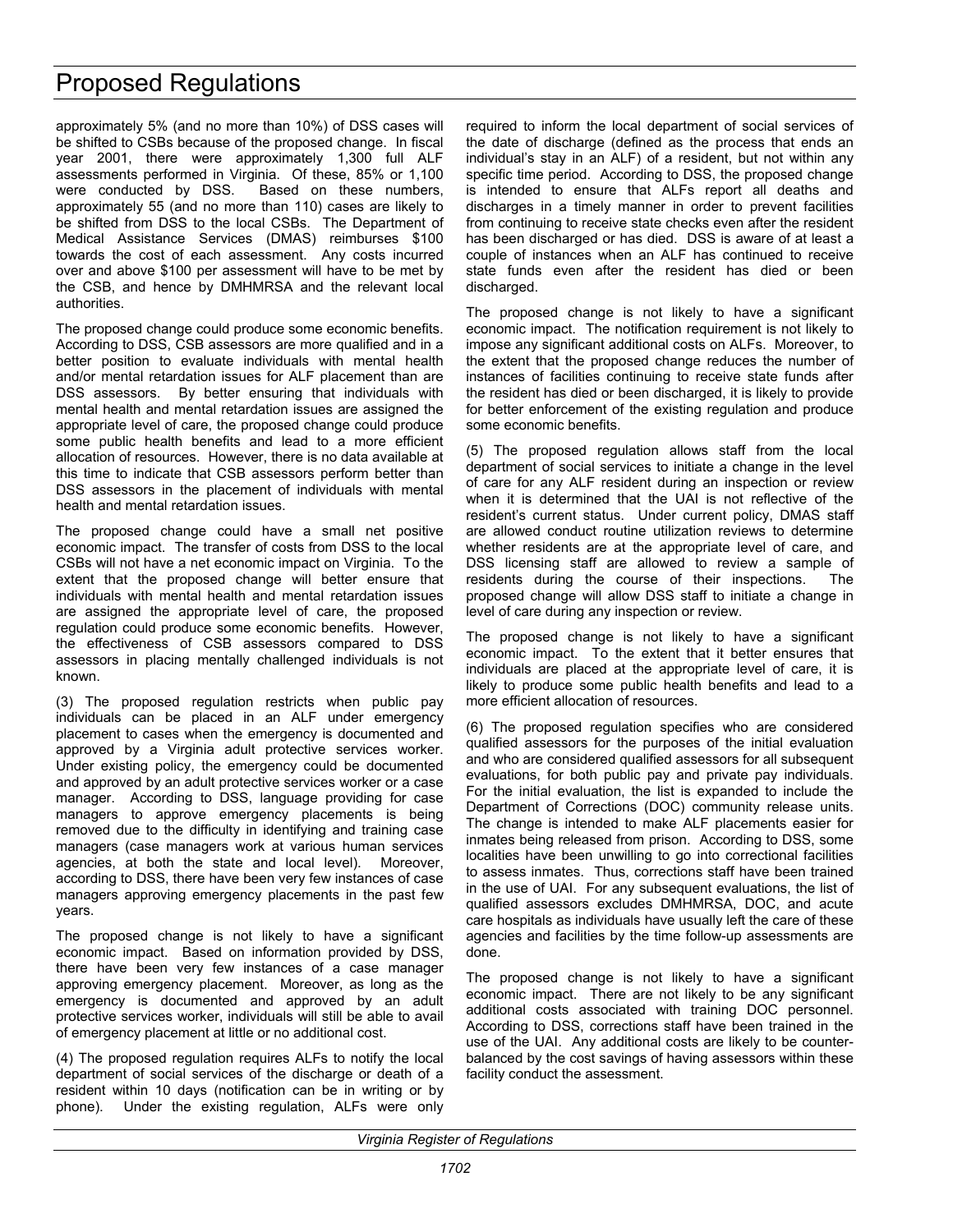approximately 5% (and no more than 10%) of DSS cases will be shifted to CSBs because of the proposed change. In fiscal year 2001, there were approximately 1,300 full ALF assessments performed in Virginia. Of these, 85% or 1,100 were conducted by DSS. Based on these numbers, approximately 55 (and no more than 110) cases are likely to be shifted from DSS to the local CSBs. The Department of Medical Assistance Services (DMAS) reimburses $100 towards the cost of each assessment. Any costs incurred over and above $100 per assessment will have to be met by the CSB, and hence by DMHMRSA and the relevant local authorities.

The proposed change could produce some economic benefits. According to DSS, CSB assessors are more qualified and in a better position to evaluate individuals with mental health and/or mental retardation issues for ALF placement than are DSS assessors. By better ensuring that individuals with mental health and mental retardation issues are assigned the appropriate level of care, the proposed change could produce some public health benefits and lead to a more efficient allocation of resources. However, there is no data available at this time to indicate that CSB assessors perform better than DSS assessors in the placement of individuals with mental health and mental retardation issues.

The proposed change could have a small net positive economic impact. The transfer of costs from DSS to the local CSBs will not have a net economic impact on Virginia. To the extent that the proposed change will better ensure that individuals with mental health and mental retardation issues are assigned the appropriate level of care, the proposed regulation could produce some economic benefits. However, the effectiveness of CSB assessors compared to DSS assessors in placing mentally challenged individuals is not known.

(3) The proposed regulation restricts when public pay individuals can be placed in an ALF under emergency placement to cases when the emergency is documented and approved by a Virginia adult protective services worker. Under existing policy, the emergency could be documented and approved by an adult protective services worker or a case manager. According to DSS, language providing for case managers to approve emergency placements is being removed due to the difficulty in identifying and training case managers (case managers work at various human services agencies, at both the state and local level). Moreover, according to DSS, there have been very few instances of case managers approving emergency placements in the past few years.

The proposed change is not likely to have a significant economic impact. Based on information provided by DSS, there have been very few instances of a case manager approving emergency placement. Moreover, as long as the emergency is documented and approved by an adult protective services worker, individuals will still be able to avail of emergency placement at little or no additional cost.

(4) The proposed regulation requires ALFs to notify the local department of social services of the discharge or death of a resident within 10 days (notification can be in writing or by phone). Under the existing regulation, ALFs were only required to inform the local department of social services of the date of discharge (defined as the process that ends an individual's stay in an ALF) of a resident, but not within any specific time period. According to DSS, the proposed change is intended to ensure that ALFs report all deaths and discharges in a timely manner in order to prevent facilities from continuing to receive state checks even after the resident has been discharged or has died. DSS is aware of at least a couple of instances when an ALF has continued to receive state funds even after the resident has died or been discharged.

The proposed change is not likely to have a significant economic impact. The notification requirement is not likely to impose any significant additional costs on ALFs. Moreover, to the extent that the proposed change reduces the number of instances of facilities continuing to receive state funds after the resident has died or been discharged, it is likely to provide for better enforcement of the existing regulation and produce some economic benefits.

(5) The proposed regulation allows staff from the local department of social services to initiate a change in the level of care for any ALF resident during an inspection or review when it is determined that the UAI is not reflective of the resident's current status. Under current policy, DMAS staff are allowed conduct routine utilization reviews to determine whether residents are at the appropriate level of care, and DSS licensing staff are allowed to review a sample of residents during the course of their inspections. The proposed change will allow DSS staff to initiate a change in level of care during any inspection or review.

The proposed change is not likely to have a significant economic impact. To the extent that it better ensures that individuals are placed at the appropriate level of care, it is likely to produce some public health benefits and lead to a more efficient allocation of resources.

(6) The proposed regulation specifies who are considered qualified assessors for the purposes of the initial evaluation and who are considered qualified assessors for all subsequent evaluations, for both public pay and private pay individuals. For the initial evaluation, the list is expanded to include the Department of Corrections (DOC) community release units. The change is intended to make ALF placements easier for inmates being released from prison. According to DSS, some localities have been unwilling to go into correctional facilities to assess inmates. Thus, corrections staff have been trained in the use of UAI. For any subsequent evaluations, the list of qualified assessors excludes DMHMRSA, DOC, and acute care hospitals as individuals have usually left the care of these agencies and facilities by the time follow-up assessments are done.

The proposed change is not likely to have a significant economic impact. There are not likely to be any significant additional costs associated with training DOC personnel. According to DSS, corrections staff have been trained in the use of the UAI. Any additional costs are likely to be counter-balanced by the cost savings of having assessors within these facility conduct the assessment.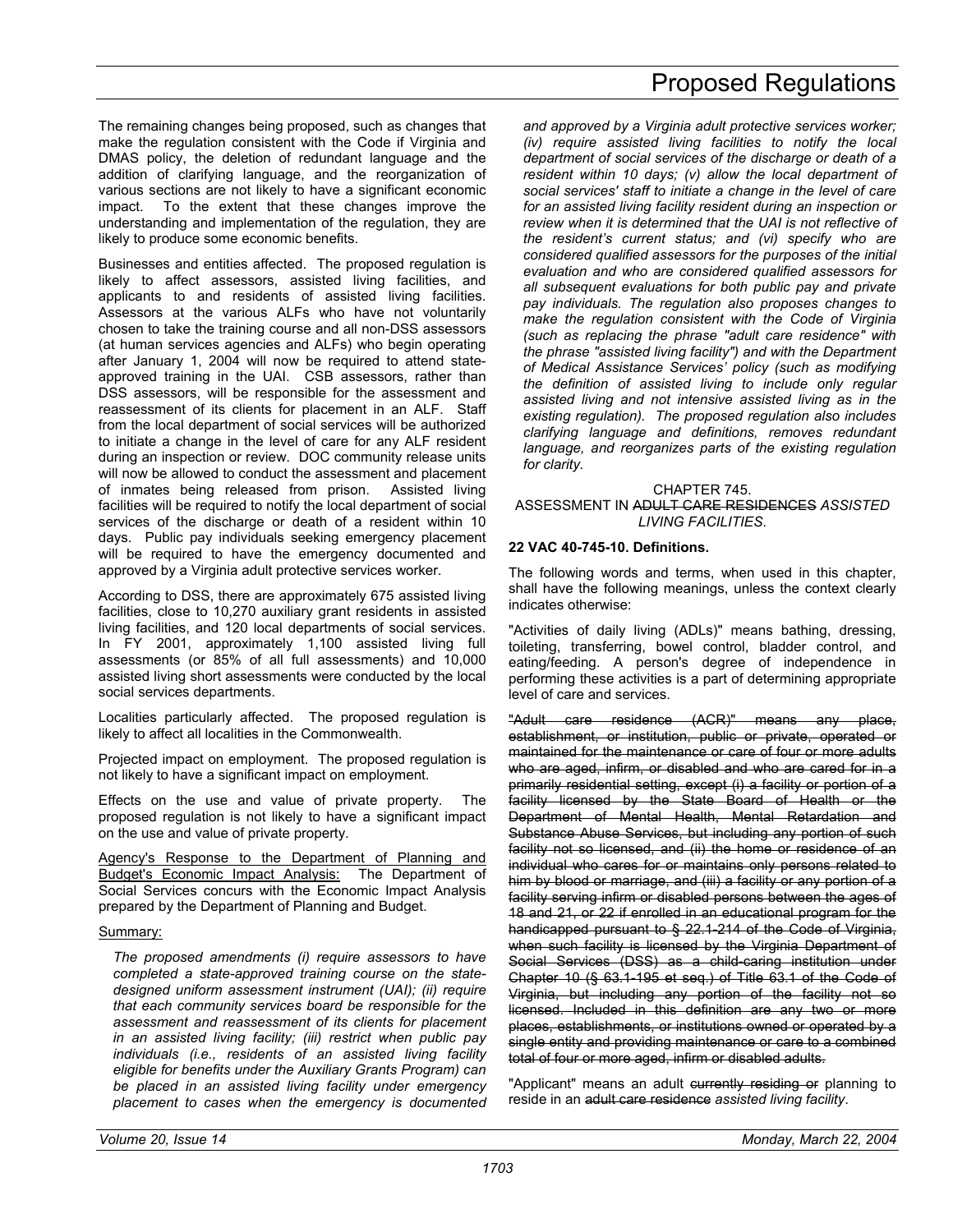The remaining changes being proposed, such as changes that make the regulation consistent with the Code if Virginia and DMAS policy, the deletion of redundant language and the addition of clarifying language, and the reorganization of various sections are not likely to have a significant economic impact. To the extent that these changes improve the understanding and implementation of the regulation, they are likely to produce some economic benefits.

Businesses and entities affected. The proposed regulation is likely to affect assessors, assisted living facilities, and applicants to and residents of assisted living facilities. Assessors at the various ALFs who have not voluntarily chosen to take the training course and all non-DSS assessors (at human services agencies and ALFs) who begin operating after January 1, 2004 will now be required to attend state-approved training in the UAI. CSB assessors, rather than DSS assessors, will be responsible for the assessment and reassessment of its clients for placement in an ALF. Staff from the local department of social services will be authorized to initiate a change in the level of care for any ALF resident during an inspection or review. DOC community release units will now be allowed to conduct the assessment and placement of inmates being released from prison. Assisted living facilities will be required to notify the local department of social services of the discharge or death of a resident within 10 days. Public pay individuals seeking emergency placement will be required to have the emergency documented and approved by a Virginia adult protective services worker.

According to DSS, there are approximately 675 assisted living facilities, close to 10,270 auxiliary grant residents in assisted living facilities, and 120 local departments of social services. In FY 2001, approximately 1,100 assisted living full assessments (or 85% of all full assessments) and 10,000 assisted living short assessments were conducted by the local social services departments.

Localities particularly affected. The proposed regulation is likely to affect all localities in the Commonwealth.

Projected impact on employment. The proposed regulation is not likely to have a significant impact on employment.

Effects on the use and value of private property. The proposed regulation is not likely to have a significant impact on the use and value of private property.

Agency's Response to the Department of Planning and Budget's Economic Impact Analysis: The Department of Social Services concurs with the Economic Impact Analysis prepared by the Department of Planning and Budget.

Summary:

*The proposed amendments (i) require assessors to have completed a state-approved training course on the state-designed uniform assessment instrument (UAI); (ii) require that each community services board be responsible for the assessment and reassessment of its clients for placement in an assisted living facility; (iii) restrict when public pay individuals (i.e., residents of an assisted living facility eligible for benefits under the Auxiliary Grants Program) can be placed in an assisted living facility under emergency placement to cases when the emergency is documented and approved by a Virginia adult protective services worker; (iv) require assisted living facilities to notify the local department of social services of the discharge or death of a resident within 10 days; (v) allow the local department of social services' staff to initiate a change in the level of care for an assisted living facility resident during an inspection or review when it is determined that the UAI is not reflective of the resident's current status; and (vi) specify who are considered qualified assessors for the purposes of the initial evaluation and who are considered qualified assessors for all subsequent evaluations for both public pay and private pay individuals. The regulation also proposes changes to make the regulation consistent with the Code of Virginia (such as replacing the phrase "adult care residence" with the phrase "assisted living facility") and with the Department of Medical Assistance Services' policy (such as modifying the definition of assisted living to include only regular assisted living and not intensive assisted living as in the existing regulation). The proposed regulation also includes clarifying language and definitions, removes redundant language, and reorganizes parts of the existing regulation for clarity.*

CHAPTER 745.
ASSESSMENT IN ~~ADULT CARE RESIDENCES~~ *ASSISTED LIVING FACILITIES*.

**22 VAC 40-745-10. Definitions.**

The following words and terms, when used in this chapter, shall have the following meanings, unless the context clearly indicates otherwise:

"Activities of daily living (ADLs)" means bathing, dressing, toileting, transferring, bowel control, bladder control, and eating/feeding. A person's degree of independence in performing these activities is a part of determining appropriate level of care and services.

~~"Adult care residence (ACR)" means any place, establishment, or institution, public or private, operated or maintained for the maintenance or care of four or more adults who are aged, infirm, or disabled and who are cared for in a primarily residential setting, except (i) a facility or portion of a facility licensed by the State Board of Health or the Department of Mental Health, Mental Retardation and Substance Abuse Services, but including any portion of such facility not so licensed, and (ii) the home or residence of an individual who cares for or maintains only persons related to him by blood or marriage, and (iii) a facility or any portion of a facility serving infirm or disabled persons between the ages of 18 and 21, or 22 if enrolled in an educational program for the handicapped pursuant to § 22.1-214 of the Code of Virginia, when such facility is licensed by the Virginia Department of Social Services (DSS) as a child-caring institution under Chapter 10 (§ 63.1-195 et seq.) of Title 63.1 of the Code of Virginia, but including any portion of the facility not so licensed. Included in this definition are any two or more places, establishments, or institutions owned or operated by a single entity and providing maintenance or care to a combined total of four or more aged, infirm or disabled adults.~~

"Applicant" means an adult ~~currently residing or~~ planning to reside in an ~~adult care residence~~ *assisted living facility*.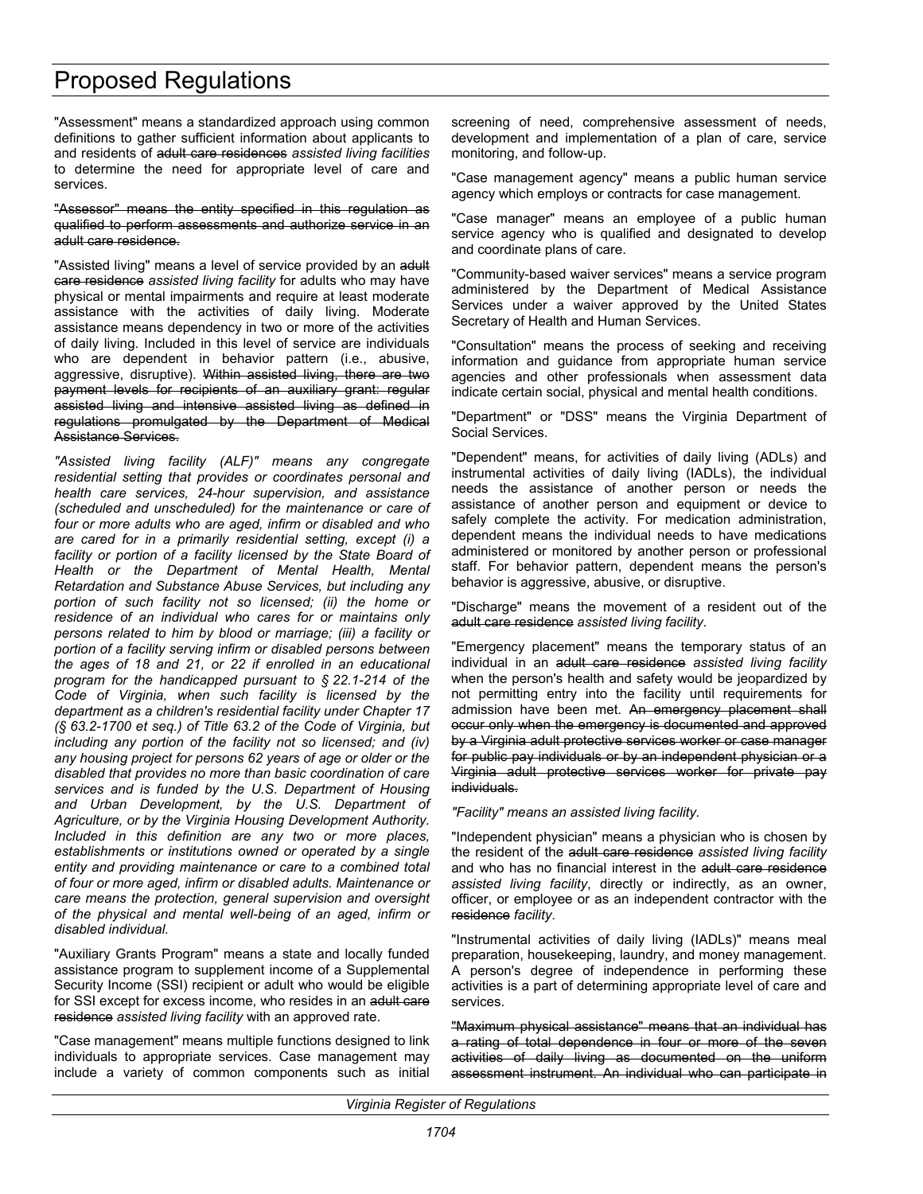"Assessment" means a standardized approach using common definitions to gather sufficient information about applicants to and residents of ~~adult care residences~~ *assisted living facilities* to determine the need for appropriate level of care and services.

~~"Assessor" means the entity specified in this regulation as qualified to perform assessments and authorize service in an adult care residence.~~

"Assisted living" means a level of service provided by an ~~adult care residence~~ *assisted living facility* for adults who may have physical or mental impairments and require at least moderate assistance with the activities of daily living. Moderate assistance means dependency in two or more of the activities of daily living. Included in this level of service are individuals who are dependent in behavior pattern (i.e., abusive, aggressive, disruptive). ~~Within assisted living, there are two payment levels for recipients of an auxiliary grant: regular assisted living and intensive assisted living as defined in regulations promulgated by the Department of Medical Assistance Services.~~

*"Assisted living facility (ALF)" means any congregate residential setting that provides or coordinates personal and health care services, 24-hour supervision, and assistance (scheduled and unscheduled) for the maintenance or care of four or more adults who are aged, infirm or disabled and who are cared for in a primarily residential setting, except (i) a facility or portion of a facility licensed by the State Board of Health or the Department of Mental Health, Mental Retardation and Substance Abuse Services, but including any portion of such facility not so licensed; (ii) the home or residence of an individual who cares for or maintains only persons related to him by blood or marriage; (iii) a facility or portion of a facility serving infirm or disabled persons between the ages of 18 and 21, or 22 if enrolled in an educational program for the handicapped pursuant to § 22.1-214 of the Code of Virginia, when such facility is licensed by the department as a children's residential facility under Chapter 17 (§ 63.2-1700 et seq.) of Title 63.2 of the Code of Virginia, but including any portion of the facility not so licensed; and (iv) any housing project for persons 62 years of age or older or the disabled that provides no more than basic coordination of care services and is funded by the U.S. Department of Housing and Urban Development, by the U.S. Department of Agriculture, or by the Virginia Housing Development Authority. Included in this definition are any two or more places, establishments or institutions owned or operated by a single entity and providing maintenance or care to a combined total of four or more aged, infirm or disabled adults. Maintenance or care means the protection, general supervision and oversight of the physical and mental well-being of an aged, infirm or disabled individual.*

"Auxiliary Grants Program" means a state and locally funded assistance program to supplement income of a Supplemental Security Income (SSI) recipient or adult who would be eligible for SSI except for excess income, who resides in an ~~adult care residence~~ *assisted living facility* with an approved rate.

"Case management" means multiple functions designed to link individuals to appropriate services. Case management may include a variety of common components such as initial screening of need, comprehensive assessment of needs, development and implementation of a plan of care, service monitoring, and follow-up.

"Case management agency" means a public human service agency which employs or contracts for case management.

"Case manager" means an employee of a public human service agency who is qualified and designated to develop and coordinate plans of care.

"Community-based waiver services" means a service program administered by the Department of Medical Assistance Services under a waiver approved by the United States Secretary of Health and Human Services.

"Consultation" means the process of seeking and receiving information and guidance from appropriate human service agencies and other professionals when assessment data indicate certain social, physical and mental health conditions.

"Department" or "DSS" means the Virginia Department of Social Services.

"Dependent" means, for activities of daily living (ADLs) and instrumental activities of daily living (IADLs), the individual needs the assistance of another person or needs the assistance of another person and equipment or device to safely complete the activity. For medication administration, dependent means the individual needs to have medications administered or monitored by another person or professional staff. For behavior pattern, dependent means the person's behavior is aggressive, abusive, or disruptive.

"Discharge" means the movement of a resident out of the ~~adult care residence~~ *assisted living facility*.

"Emergency placement" means the temporary status of an individual in an ~~adult care residence~~ *assisted living facility* when the person's health and safety would be jeopardized by not permitting entry into the facility until requirements for admission have been met. ~~An emergency placement shall occur only when the emergency is documented and approved by a Virginia adult protective services worker or case manager for public pay individuals or by an independent physician or a Virginia adult protective services worker for private pay individuals.~~

*"Facility" means an assisted living facility.*

"Independent physician" means a physician who is chosen by the resident of the ~~adult care residence~~ *assisted living facility* and who has no financial interest in the ~~adult care residence~~ *assisted living facility*, directly or indirectly, as an owner, officer, or employee or as an independent contractor with the ~~residence~~ *facility*.

"Instrumental activities of daily living (IADLs)" means meal preparation, housekeeping, laundry, and money management. A person's degree of independence in performing these activities is a part of determining appropriate level of care and services.

~~"Maximum physical assistance" means that an individual has a rating of total dependence in four or more of the seven activities of daily living as documented on the uniform assessment instrument. An individual who can participate in~~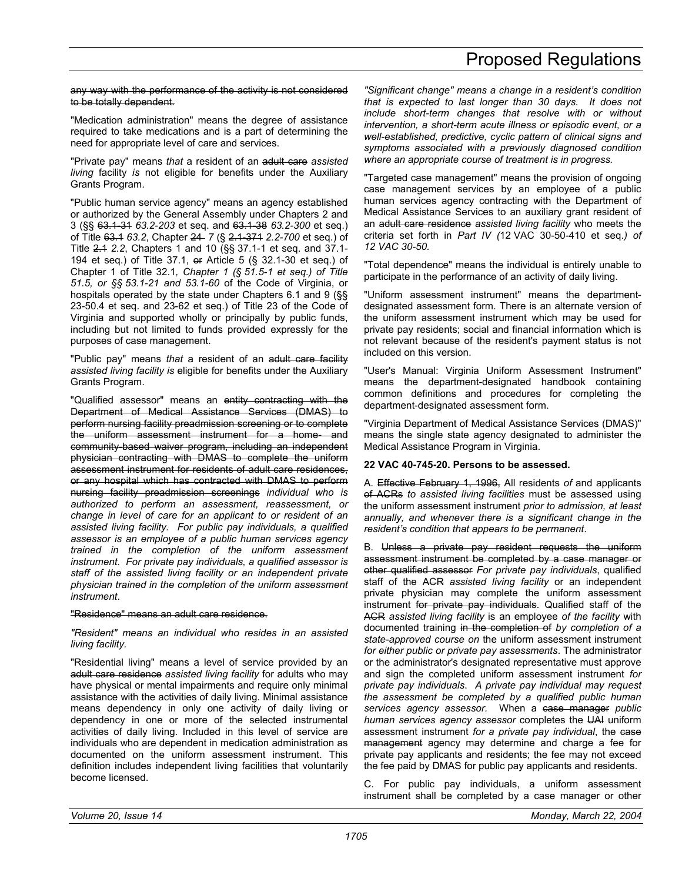~~any way with the performance of the activity is not considered to be totally dependent.~~

"Medication administration" means the degree of assistance required to take medications and is a part of determining the need for appropriate level of care and services.

"Private pay" means *that* a resident of an ~~adult care~~ *assisted living* facility *is* not eligible for benefits under the Auxiliary Grants Program.

"Public human service agency" means an agency established or authorized by the General Assembly under Chapters 2 and 3 (§§ ~~63.1-31~~ *63.2-203* et seq. and ~~63.1-38~~ *63.2-300* et seq.) of Title ~~63.1~~ *63.2*, Chapter ~~24~~ *7* (§ ~~2.1-371~~ *2.2-700* et seq.) of Title ~~2.1~~ *2.2*, Chapters 1 and 10 (§§ 37.1-1 et seq. and 37.1-194 et seq.) of Title 37.1, ~~or~~ Article 5 (§ 32.1-30 et seq.) of Chapter 1 of Title 32.1*, Chapter 1 (§ 51.5-1 et seq.) of Title 51.5, or §§ 53.1-21 and 53.1-60* of the Code of Virginia, or hospitals operated by the state under Chapters 6.1 and 9 (§§ 23-50.4 et seq. and 23-62 et seq.) of Title 23 of the Code of Virginia and supported wholly or principally by public funds, including but not limited to funds provided expressly for the purposes of case management.

"Public pay" means *that* a resident of an ~~adult care facility~~ *assisted living facility is* eligible for benefits under the Auxiliary Grants Program.

"Qualified assessor" means an ~~entity contracting with the Department of Medical Assistance Services (DMAS) to perform nursing facility preadmission screening or to complete the uniform assessment instrument for a home- and community-based waiver program, including an independent physician contracting with DMAS to complete the uniform assessment instrument for residents of adult care residences, or any hospital which has contracted with DMAS to perform nursing facility preadmission screenings~~ *individual who is authorized to perform an assessment, reassessment, or change in level of care for an applicant to or resident of an assisted living facility. For public pay individuals, a qualified assessor is an employee of a public human services agency trained in the completion of the uniform assessment instrument. For private pay individuals, a qualified assessor is staff of the assisted living facility or an independent private physician trained in the completion of the uniform assessment instrument*.

~~"Residence" means an adult care residence.~~

*"Resident" means an individual who resides in an assisted living facility.*

"Residential living" means a level of service provided by an ~~adult care residence~~ *assisted living facility* for adults who may have physical or mental impairments and require only minimal assistance with the activities of daily living. Minimal assistance means dependency in only one activity of daily living or dependency in one or more of the selected instrumental activities of daily living. Included in this level of service are individuals who are dependent in medication administration as documented on the uniform assessment instrument. This definition includes independent living facilities that voluntarily become licensed.

*"Significant change" means a change in a resident's condition that is expected to last longer than 30 days. It does not include short-term changes that resolve with or without intervention, a short-term acute illness or episodic event, or a well-established, predictive, cyclic pattern of clinical signs and symptoms associated with a previously diagnosed condition where an appropriate course of treatment is in progress.*

"Targeted case management" means the provision of ongoing case management services by an employee of a public human services agency contracting with the Department of Medical Assistance Services to an auxiliary grant resident of an ~~adult care residence~~ *assisted living facility* who meets the criteria set forth in *Part IV (*12 VAC 30-50-410 et seq.*) of 12 VAC 30-50.*

"Total dependence" means the individual is entirely unable to participate in the performance of an activity of daily living.

"Uniform assessment instrument" means the department-designated assessment form. There is an alternate version of the uniform assessment instrument which may be used for private pay residents; social and financial information which is not relevant because of the resident's payment status is not included on this version.

"User's Manual: Virginia Uniform Assessment Instrument" means the department-designated handbook containing common definitions and procedures for completing the department-designated assessment form.

"Virginia Department of Medical Assistance Services (DMAS)" means the single state agency designated to administer the Medical Assistance Program in Virginia.

**22 VAC 40-745-20. Persons to be assessed.**

A. ~~Effective February 1, 1996,~~ All residents *of* and applicants ~~of ACRs~~ *to assisted living facilities* must be assessed using the uniform assessment instrument *prior to admission, at least annually, and whenever there is a significant change in the resident's condition that appears to be permanent*.

B. ~~Unless a private pay resident requests the uniform assessment instrument be completed by a case manager or other qualified assessor~~ *For private pay individuals*, qualified staff of the ~~ACR~~ *assisted living facility* or an independent private physician may complete the uniform assessment instrument ~~for private pay individuals~~. Qualified staff of the ~~ACR~~ *assisted living facility* is an employee *of the facility* with documented training ~~in the completion of~~ *by completion of a state-approved course on* the uniform assessment instrument *for either public or private pay assessments*. The administrator or the administrator's designated representative must approve and sign the completed uniform assessment instrument *for private pay individuals*. *A private pay individual may request the assessment be completed by a qualified public human services agency assessor.* When a ~~case manager~~ *public human services agency assessor* completes the ~~UAI~~ uniform assessment instrument *for a private pay individual*, the ~~case management~~ agency may determine and charge a fee for private pay applicants and residents; the fee may not exceed the fee paid by DMAS for public pay applicants and residents.

C. For public pay individuals, a uniform assessment instrument shall be completed by a case manager or other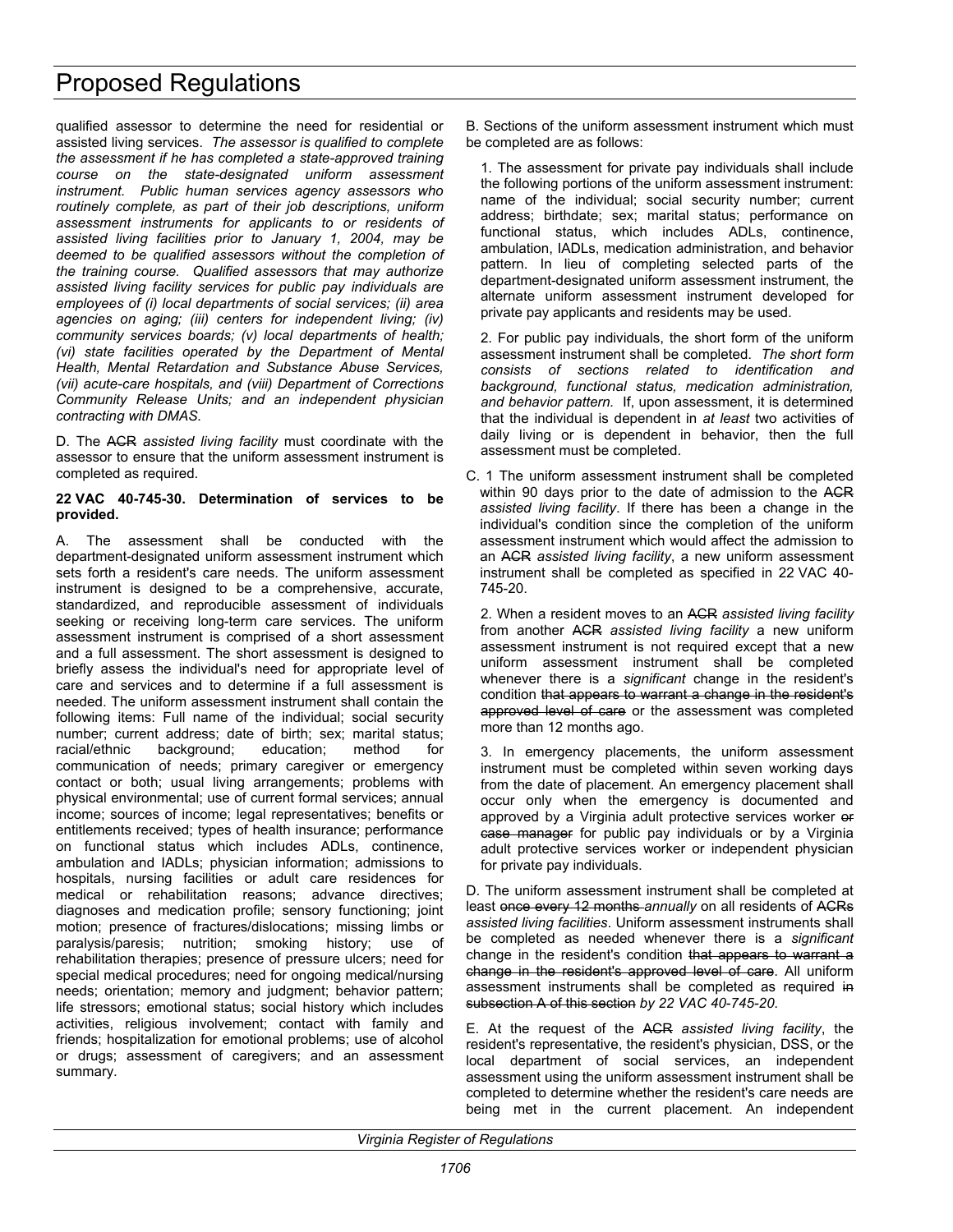qualified assessor to determine the need for residential or assisted living services. *The assessor is qualified to complete the assessment if he has completed a state-approved training course on the state-designated uniform assessment instrument. Public human services agency assessors who routinely complete, as part of their job descriptions, uniform assessment instruments for applicants to or residents of assisted living facilities prior to January 1, 2004, may be deemed to be qualified assessors without the completion of the training course. Qualified assessors that may authorize assisted living facility services for public pay individuals are employees of (i) local departments of social services; (ii) area agencies on aging; (iii) centers for independent living; (iv) community services boards; (v) local departments of health; (vi) state facilities operated by the Department of Mental Health, Mental Retardation and Substance Abuse Services, (vii) acute-care hospitals, and (viii) Department of Corrections Community Release Units; and an independent physician contracting with DMAS.*

D. The ~~ACR~~ *assisted living facility* must coordinate with the assessor to ensure that the uniform assessment instrument is completed as required.

**22 VAC 40-745-30. Determination of services to be provided.**

A. The assessment shall be conducted with the department-designated uniform assessment instrument which sets forth a resident's care needs. The uniform assessment instrument is designed to be a comprehensive, accurate, standardized, and reproducible assessment of individuals seeking or receiving long-term care services. The uniform assessment instrument is comprised of a short assessment and a full assessment. The short assessment is designed to briefly assess the individual's need for appropriate level of care and services and to determine if a full assessment is needed. The uniform assessment instrument shall contain the following items: Full name of the individual; social security number; current address; date of birth; sex; marital status; racial/ethnic background; education; method for communication of needs; primary caregiver or emergency contact or both; usual living arrangements; problems with physical environmental; use of current formal services; annual income; sources of income; legal representatives; benefits or entitlements received; types of health insurance; performance on functional status which includes ADLs, continence, ambulation and IADLs; physician information; admissions to hospitals, nursing facilities or adult care residences for medical or rehabilitation reasons; advance directives; diagnoses and medication profile; sensory functioning; joint motion; presence of fractures/dislocations; missing limbs or paralysis/paresis; nutrition; smoking history; use of rehabilitation therapies; presence of pressure ulcers; need for special medical procedures; need for ongoing medical/nursing needs; orientation; memory and judgment; behavior pattern; life stressors; emotional status; social history which includes activities, religious involvement; contact with family and friends; hospitalization for emotional problems; use of alcohol or drugs; assessment of caregivers; and an assessment summary.

B. Sections of the uniform assessment instrument which must be completed are as follows:

1. The assessment for private pay individuals shall include the following portions of the uniform assessment instrument: name of the individual; social security number; current address; birthdate; sex; marital status; performance on functional status, which includes ADLs, continence, ambulation, IADLs, medication administration, and behavior pattern. In lieu of completing selected parts of the department-designated uniform assessment instrument, the alternate uniform assessment instrument developed for private pay applicants and residents may be used.

2. For public pay individuals, the short form of the uniform assessment instrument shall be completed. *The short form consists of sections related to identification and background, functional status, medication administration, and behavior pattern.* If, upon assessment, it is determined that the individual is dependent in *at least* two activities of daily living or is dependent in behavior, then the full assessment must be completed.

C. 1 The uniform assessment instrument shall be completed within 90 days prior to the date of admission to the ~~ACR~~ *assisted living facility*. If there has been a change in the individual's condition since the completion of the uniform assessment instrument which would affect the admission to an ~~ACR~~ *assisted living facility*, a new uniform assessment instrument shall be completed as specified in 22 VAC 40-745-20.

2. When a resident moves to an ~~ACR~~ *assisted living facility* from another ~~ACR~~ *assisted living facility* a new uniform assessment instrument is not required except that a new uniform assessment instrument shall be completed whenever there is a *significant* change in the resident's condition ~~that appears to warrant a change in the resident's approved level of care~~ or the assessment was completed more than 12 months ago.

3. In emergency placements, the uniform assessment instrument must be completed within seven working days from the date of placement. An emergency placement shall occur only when the emergency is documented and approved by a Virginia adult protective services worker ~~or case manager~~ for public pay individuals or by a Virginia adult protective services worker or independent physician for private pay individuals.

D. The uniform assessment instrument shall be completed at least ~~once every 12 months~~ *annually* on all residents of ~~ACRs~~ *assisted living facilities*. Uniform assessment instruments shall be completed as needed whenever there is a *significant* change in the resident's condition ~~that appears to warrant a change in the resident's approved level of care~~. All uniform assessment instruments shall be completed as required ~~in subsection A of this section~~ *by 22 VAC 40-745-20*.

E. At the request of the ~~ACR~~ *assisted living facility*, the resident's representative, the resident's physician, DSS, or the local department of social services, an independent assessment using the uniform assessment instrument shall be completed to determine whether the resident's care needs are being met in the current placement. An independent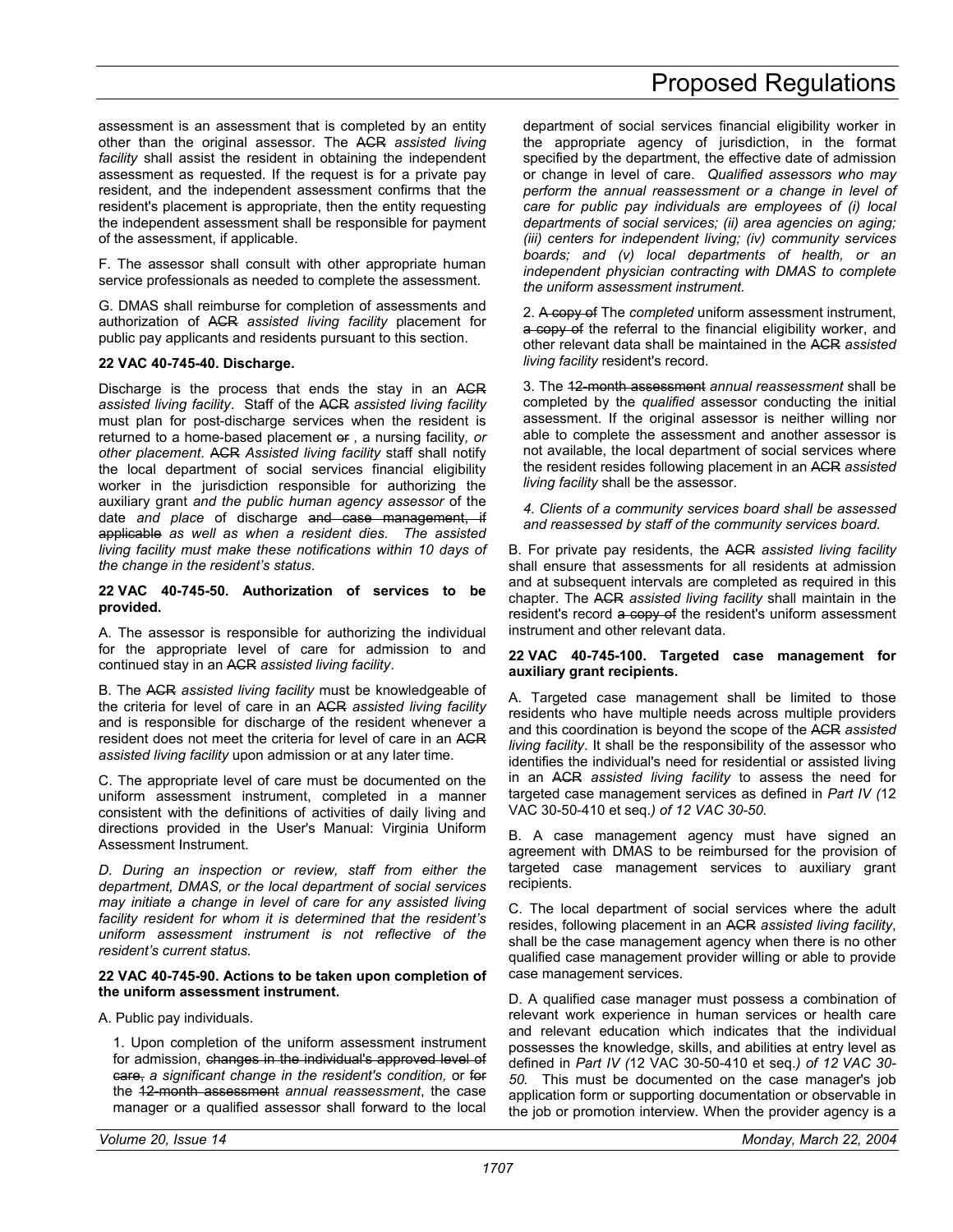assessment is an assessment that is completed by an entity other than the original assessor. The ~~ACR~~ *assisted living facility* shall assist the resident in obtaining the independent assessment as requested. If the request is for a private pay resident, and the independent assessment confirms that the resident's placement is appropriate, then the entity requesting the independent assessment shall be responsible for payment of the assessment, if applicable.

F. The assessor shall consult with other appropriate human service professionals as needed to complete the assessment.

G. DMAS shall reimburse for completion of assessments and authorization of ~~ACR~~ *assisted living facility* placement for public pay applicants and residents pursuant to this section.

**22 VAC 40-745-40. Discharge.**

Discharge is the process that ends the stay in an ~~ACR~~ *assisted living facility*. Staff of the ~~ACR~~ *assisted living facility* must plan for post-discharge services when the resident is returned to a home-based placement ~~or~~ *,* a nursing facility*, or other placement*. ~~ACR~~ *Assisted living facility* staff shall notify the local department of social services financial eligibility worker in the jurisdiction responsible for authorizing the auxiliary grant *and the public human agency assessor* of the date *and place* of discharge ~~and case management, if applicable~~ *as well as when a resident dies. The assisted living facility must make these notifications within 10 days of the change in the resident's status*.

**22 VAC 40-745-50. Authorization of services to be provided.**

A. The assessor is responsible for authorizing the individual for the appropriate level of care for admission to and continued stay in an ~~ACR~~ *assisted living facility*.

B. The ~~ACR~~ *assisted living facility* must be knowledgeable of the criteria for level of care in an ~~ACR~~ *assisted living facility* and is responsible for discharge of the resident whenever a resident does not meet the criteria for level of care in an ~~ACR~~ *assisted living facility* upon admission or at any later time.

C. The appropriate level of care must be documented on the uniform assessment instrument, completed in a manner consistent with the definitions of activities of daily living and directions provided in the User's Manual: Virginia Uniform Assessment Instrument.

*D. During an inspection or review, staff from either the department, DMAS, or the local department of social services may initiate a change in level of care for any assisted living facility resident for whom it is determined that the resident's uniform assessment instrument is not reflective of the resident's current status.*

**22 VAC 40-745-90. Actions to be taken upon completion of the uniform assessment instrument.**

A. Public pay individuals.

1. Upon completion of the uniform assessment instrument for admission, ~~changes in the individual's approved level of care,~~ *a significant change in the resident's condition,* or ~~for~~ the ~~12-month assessment~~ *annual reassessment*, the case manager or a qualified assessor shall forward to the local department of social services financial eligibility worker in the appropriate agency of jurisdiction, in the format specified by the department, the effective date of admission or change in level of care. *Qualified assessors who may perform the annual reassessment or a change in level of care for public pay individuals are employees of (i) local departments of social services; (ii) area agencies on aging; (iii) centers for independent living; (iv) community services boards; and (v) local departments of health, or an independent physician contracting with DMAS to complete the uniform assessment instrument.*

2. ~~A copy of~~ The *completed* uniform assessment instrument, ~~a copy of~~ the referral to the financial eligibility worker, and other relevant data shall be maintained in the ~~ACR~~ *assisted living facility* resident's record.

3. The ~~12-month assessment~~ *annual reassessment* shall be completed by the *qualified* assessor conducting the initial assessment. If the original assessor is neither willing nor able to complete the assessment and another assessor is not available, the local department of social services where the resident resides following placement in an ~~ACR~~ *assisted living facility* shall be the assessor.

*4. Clients of a community services board shall be assessed and reassessed by staff of the community services board.*

B. For private pay residents, the ~~ACR~~ *assisted living facility* shall ensure that assessments for all residents at admission and at subsequent intervals are completed as required in this chapter. The ~~ACR~~ *assisted living facility* shall maintain in the resident's record ~~a copy of~~ the resident's uniform assessment instrument and other relevant data.

**22 VAC 40-745-100. Targeted case management for auxiliary grant recipients.**

A. Targeted case management shall be limited to those residents who have multiple needs across multiple providers and this coordination is beyond the scope of the ~~ACR~~ *assisted living facility*. It shall be the responsibility of the assessor who identifies the individual's need for residential or assisted living in an ~~ACR~~ *assisted living facility* to assess the need for targeted case management services as defined in *Part IV (*12 VAC 30-50-410 et seq.*) of 12 VAC 30-50.*

B. A case management agency must have signed an agreement with DMAS to be reimbursed for the provision of targeted case management services to auxiliary grant recipients.

C. The local department of social services where the adult resides, following placement in an ~~ACR~~ *assisted living facility*, shall be the case management agency when there is no other qualified case management provider willing or able to provide case management services.

D. A qualified case manager must possess a combination of relevant work experience in human services or health care and relevant education which indicates that the individual possesses the knowledge, skills, and abilities at entry level as defined in *Part IV (*12 VAC 30-50-410 et seq.*) of 12 VAC 30-50.* This must be documented on the case manager's job application form or supporting documentation or observable in the job or promotion interview. When the provider agency is a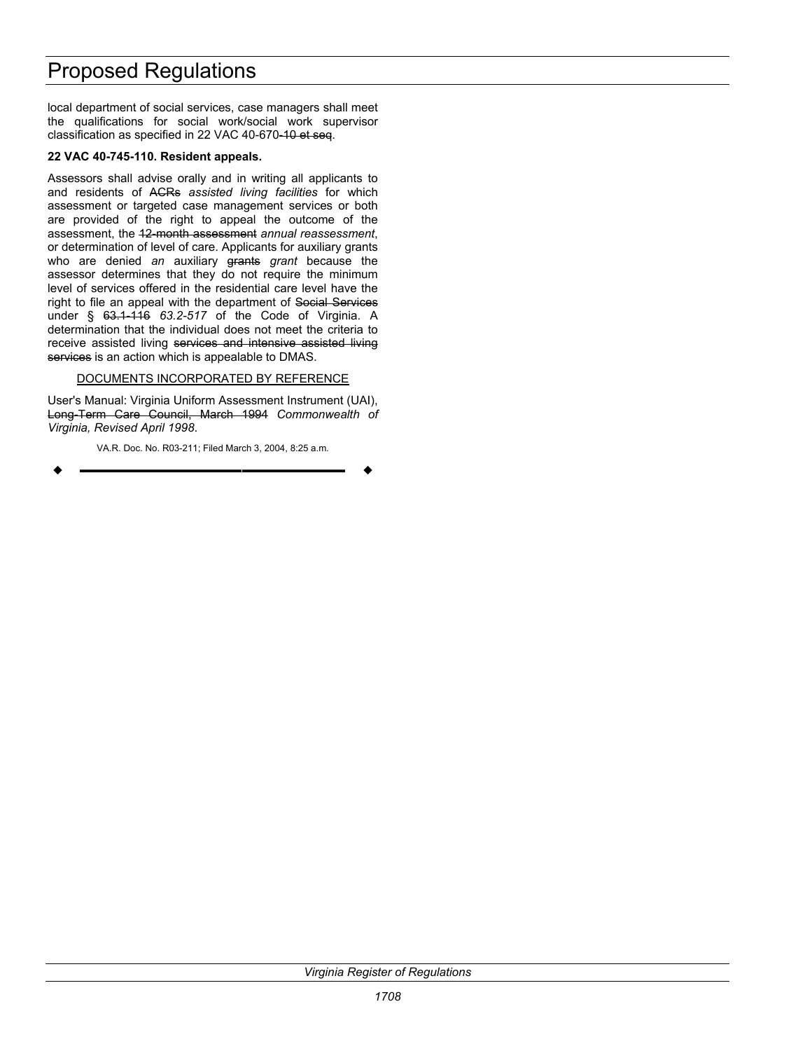local department of social services, case managers shall meet the qualifications for social work/social work supervisor classification as specified in 22 VAC 40-670~~-10 et seq~~.

**22 VAC 40-745-110. Resident appeals.**

Assessors shall advise orally and in writing all applicants to and residents of ~~ACRs~~ *assisted living facilities* for which assessment or targeted case management services or both are provided of the right to appeal the outcome of the assessment, the ~~12-month assessment~~ *annual reassessment*, or determination of level of care. Applicants for auxiliary grants who are denied *an* auxiliary ~~grants~~ *grant* because the assessor determines that they do not require the minimum level of services offered in the residential care level have the right to file an appeal with the department of ~~Social Services~~ under § ~~63.1-116~~ *63.2-517* of the Code of Virginia. A determination that the individual does not meet the criteria to receive assisted living ~~services and intensive assisted living services~~ is an action which is appealable to DMAS.

DOCUMENTS INCORPORATED BY REFERENCE

User's Manual: Virginia Uniform Assessment Instrument (UAI), ~~Long-Term Care Council, March 1994~~ *Commonwealth of Virginia, Revised April 1998*.

VA.R. Doc. No. R03-211; Filed March 3, 2004, 8:25 a.m.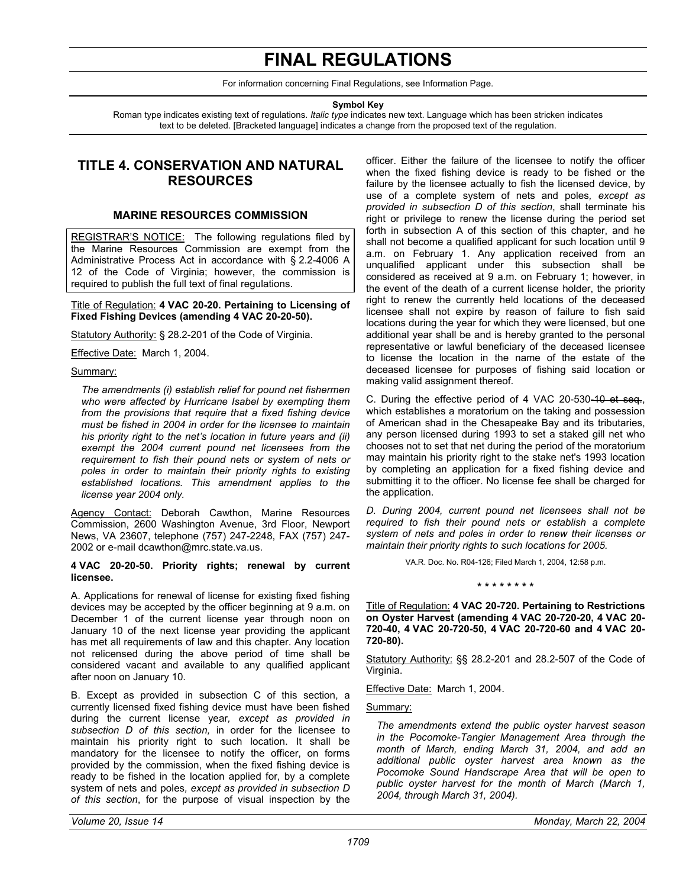# FINAL REGULATIONS

For information concerning Final Regulations, see Information Page.

**Symbol Key**

Roman type indicates existing text of regulations. *Italic type* indicates new text. Language which has been stricken indicates text to be deleted. [Bracketed language] indicates a change from the proposed text of the regulation.

## TITLE 4. CONSERVATION AND NATURAL RESOURCES

### MARINE RESOURCES COMMISSION

REGISTRAR'S NOTICE: The following regulations filed by the Marine Resources Commission are exempt from the Administrative Process Act in accordance with § 2.2-4006 A 12 of the Code of Virginia; however, the commission is required to publish the full text of final regulations.

Title of Regulation: **4 VAC 20-20. Pertaining to Licensing of Fixed Fishing Devices (amending 4 VAC 20-20-50).**

Statutory Authority: § 28.2-201 of the Code of Virginia.

Effective Date: March 1, 2004.

Summary:

*The amendments (i) establish relief for pound net fishermen who were affected by Hurricane Isabel by exempting them from the provisions that require that a fixed fishing device must be fished in 2004 in order for the licensee to maintain his priority right to the net's location in future years and (ii) exempt the 2004 current pound net licensees from the requirement to fish their pound nets or system of nets or poles in order to maintain their priority rights to existing established locations. This amendment applies to the license year 2004 only.*

Agency Contact: Deborah Cawthon, Marine Resources Commission, 2600 Washington Avenue, 3rd Floor, Newport News, VA 23607, telephone (757) 247-2248, FAX (757) 247-2002 or e-mail dcawthon@mrc.state.va.us.

**4 VAC 20-20-50. Priority rights; renewal by current licensee.**

A. Applications for renewal of license for existing fixed fishing devices may be accepted by the officer beginning at 9 a.m. on December 1 of the current license year through noon on January 10 of the next license year providing the applicant has met all requirements of law and this chapter. Any location not relicensed during the above period of time shall be considered vacant and available to any qualified applicant after noon on January 10.

B. Except as provided in subsection C of this section, a currently licensed fixed fishing device must have been fished during the current license year*, except as provided in subsection D of this section,* in order for the licensee to maintain his priority right to such location. It shall be mandatory for the licensee to notify the officer, on forms provided by the commission, when the fixed fishing device is ready to be fished in the location applied for, by a complete system of nets and poles*, except as provided in subsection D of this section*, for the purpose of visual inspection by the officer. Either the failure of the licensee to notify the officer when the fixed fishing device is ready to be fished or the failure by the licensee actually to fish the licensed device, by use of a complete system of nets and poles*, except as provided in subsection D of this section*, shall terminate his right or privilege to renew the license during the period set forth in subsection A of this section of this chapter, and he shall not become a qualified applicant for such location until 9 a.m. on February 1. Any application received from an unqualified applicant under this subsection shall be considered as received at 9 a.m. on February 1; however, in the event of the death of a current license holder, the priority right to renew the currently held locations of the deceased licensee shall not expire by reason of failure to fish said locations during the year for which they were licensed, but one additional year shall be and is hereby granted to the personal representative or lawful beneficiary of the deceased licensee to license the location in the name of the estate of the deceased licensee for purposes of fishing said location or making valid assignment thereof.

C. During the effective period of 4 VAC 20-530~~-10 et seq.~~, which establishes a moratorium on the taking and possession of American shad in the Chesapeake Bay and its tributaries, any person licensed during 1993 to set a staked gill net who chooses not to set that net during the period of the moratorium may maintain his priority right to the stake net's 1993 location by completing an application for a fixed fishing device and submitting it to the officer. No license fee shall be charged for the application.

*D. During 2004, current pound net licensees shall not be required to fish their pound nets or establish a complete system of nets and poles in order to renew their licenses or maintain their priority rights to such locations for 2005.*

VA.R. Doc. No. R04-126; Filed March 1, 2004, 12:58 p.m.

\* \* \* \* \* \* \* \*

Title of Regulation: **4 VAC 20-720. Pertaining to Restrictions on Oyster Harvest (amending 4 VAC 20-720-20, 4 VAC 20-720-40, 4 VAC 20-720-50, 4 VAC 20-720-60 and 4 VAC 20-720-80).**

Statutory Authority: §§ 28.2-201 and 28.2-507 of the Code of Virginia.

Effective Date: March 1, 2004.

Summary:

*The amendments extend the public oyster harvest season in the Pocomoke-Tangier Management Area through the month of March, ending March 31, 2004, and add an additional public oyster harvest area known as the Pocomoke Sound Handscrape Area that will be open to public oyster harvest for the month of March (March 1, 2004, through March 31, 2004).*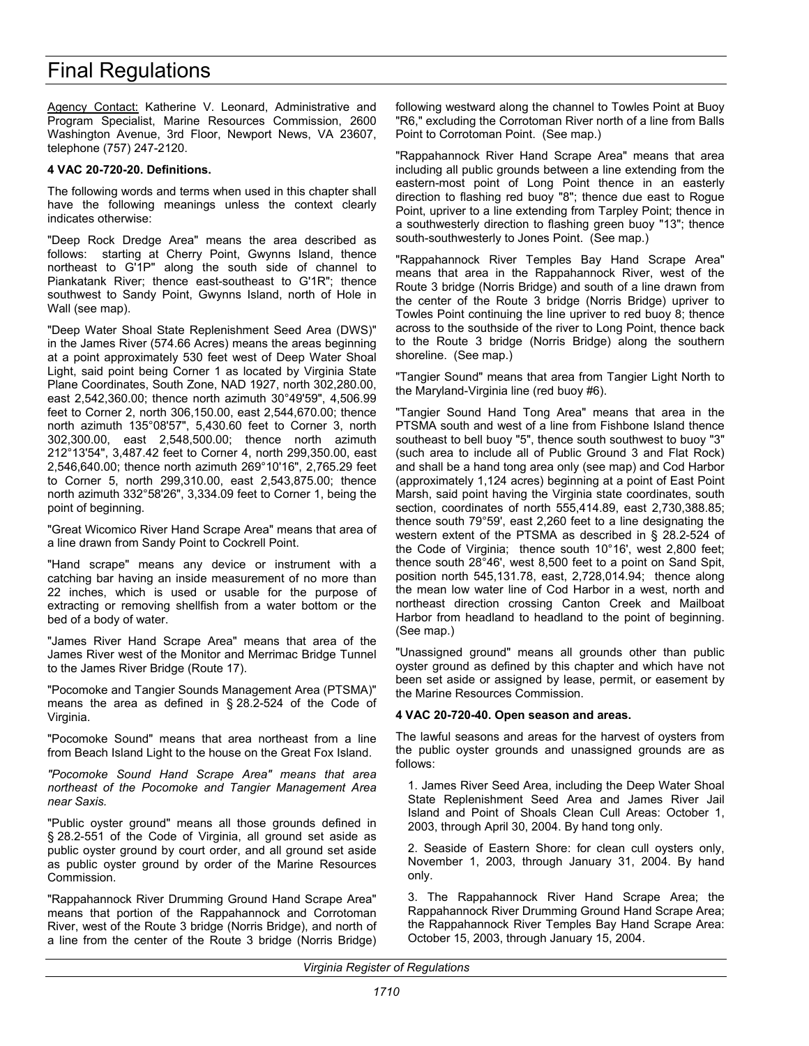Agency Contact: Katherine V. Leonard, Administrative and Program Specialist, Marine Resources Commission, 2600 Washington Avenue, 3rd Floor, Newport News, VA 23607, telephone (757) 247-2120.

**4 VAC 20-720-20. Definitions.**

The following words and terms when used in this chapter shall have the following meanings unless the context clearly indicates otherwise:

"Deep Rock Dredge Area" means the area described as follows: starting at Cherry Point, Gwynns Island, thence northeast to G'1P" along the south side of channel to Piankatank River; thence east-southeast to G'1R"; thence southwest to Sandy Point, Gwynns Island, north of Hole in Wall (see map).

"Deep Water Shoal State Replenishment Seed Area (DWS)" in the James River (574.66 Acres) means the areas beginning at a point approximately 530 feet west of Deep Water Shoal Light, said point being Corner 1 as located by Virginia State Plane Coordinates, South Zone, NAD 1927, north 302,280.00, east 2,542,360.00; thence north azimuth 30°49'59", 4,506.99 feet to Corner 2, north 306,150.00, east 2,544,670.00; thence north azimuth 135°08'57", 5,430.60 feet to Corner 3, north 302,300.00, east 2,548,500.00; thence north azimuth 212°13'54", 3,487.42 feet to Corner 4, north 299,350.00, east 2,546,640.00; thence north azimuth 269°10'16", 2,765.29 feet to Corner 5, north 299,310.00, east 2,543,875.00; thence north azimuth 332°58'26", 3,334.09 feet to Corner 1, being the point of beginning.

"Great Wicomico River Hand Scrape Area" means that area of a line drawn from Sandy Point to Cockrell Point.

"Hand scrape" means any device or instrument with a catching bar having an inside measurement of no more than 22 inches, which is used or usable for the purpose of extracting or removing shellfish from a water bottom or the bed of a body of water.

"James River Hand Scrape Area" means that area of the James River west of the Monitor and Merrimac Bridge Tunnel to the James River Bridge (Route 17).

"Pocomoke and Tangier Sounds Management Area (PTSMA)" means the area as defined in § 28.2-524 of the Code of Virginia.

"Pocomoke Sound" means that area northeast from a line from Beach Island Light to the house on the Great Fox Island.

*"Pocomoke Sound Hand Scrape Area" means that area northeast of the Pocomoke and Tangier Management Area near Saxis.*

"Public oyster ground" means all those grounds defined in § 28.2-551 of the Code of Virginia, all ground set aside as public oyster ground by court order, and all ground set aside as public oyster ground by order of the Marine Resources Commission.

"Rappahannock River Drumming Ground Hand Scrape Area" means that portion of the Rappahannock and Corrotoman River, west of the Route 3 bridge (Norris Bridge), and north of a line from the center of the Route 3 bridge (Norris Bridge) following westward along the channel to Towles Point at Buoy "R6," excluding the Corrotoman River north of a line from Balls Point to Corrotoman Point. (See map.)

"Rappahannock River Hand Scrape Area" means that area including all public grounds between a line extending from the eastern-most point of Long Point thence in an easterly direction to flashing red buoy "8"; thence due east to Rogue Point, upriver to a line extending from Tarpley Point; thence in a southwesterly direction to flashing green buoy "13"; thence south-southwesterly to Jones Point. (See map.)

"Rappahannock River Temples Bay Hand Scrape Area" means that area in the Rappahannock River, west of the Route 3 bridge (Norris Bridge) and south of a line drawn from the center of the Route 3 bridge (Norris Bridge) upriver to Towles Point continuing the line upriver to red buoy 8; thence across to the southside of the river to Long Point, thence back to the Route 3 bridge (Norris Bridge) along the southern shoreline. (See map.)

"Tangier Sound" means that area from Tangier Light North to the Maryland-Virginia line (red buoy #6).

"Tangier Sound Hand Tong Area" means that area in the PTSMA south and west of a line from Fishbone Island thence southeast to bell buoy "5", thence south southwest to buoy "3" (such area to include all of Public Ground 3 and Flat Rock) and shall be a hand tong area only (see map) and Cod Harbor (approximately 1,124 acres) beginning at a point of East Point Marsh, said point having the Virginia state coordinates, south section, coordinates of north 555,414.89, east 2,730,388.85; thence south 79°59', east 2,260 feet to a line designating the western extent of the PTSMA as described in § 28.2-524 of the Code of Virginia; thence south 10°16', west 2,800 feet; thence south 28°46', west 8,500 feet to a point on Sand Spit, position north 545,131.78, east, 2,728,014.94; thence along the mean low water line of Cod Harbor in a west, north and northeast direction crossing Canton Creek and Mailboat Harbor from headland to headland to the point of beginning. (See map.)

"Unassigned ground" means all grounds other than public oyster ground as defined by this chapter and which have not been set aside or assigned by lease, permit, or easement by the Marine Resources Commission.

**4 VAC 20-720-40. Open season and areas.**

The lawful seasons and areas for the harvest of oysters from the public oyster grounds and unassigned grounds are as follows:

1. James River Seed Area, including the Deep Water Shoal State Replenishment Seed Area and James River Jail Island and Point of Shoals Clean Cull Areas: October 1, 2003, through April 30, 2004. By hand tong only.

2. Seaside of Eastern Shore: for clean cull oysters only, November 1, 2003, through January 31, 2004. By hand only.

3. The Rappahannock River Hand Scrape Area; the Rappahannock River Drumming Ground Hand Scrape Area; the Rappahannock River Temples Bay Hand Scrape Area: October 15, 2003, through January 15, 2004.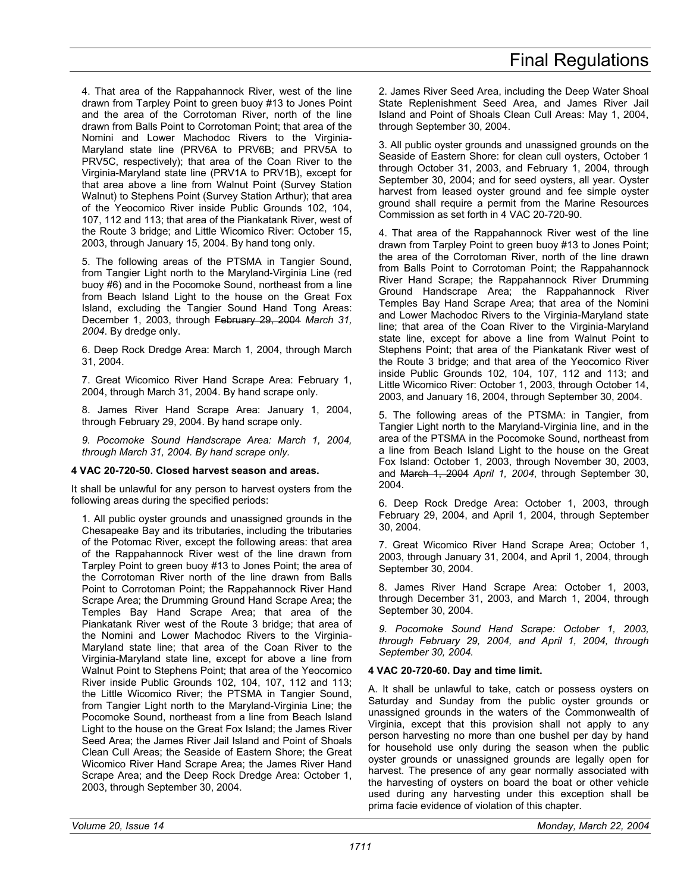4. That area of the Rappahannock River, west of the line drawn from Tarpley Point to green buoy #13 to Jones Point and the area of the Corrotoman River, north of the line drawn from Balls Point to Corrotoman Point; that area of the Nomini and Lower Machodoc Rivers to the Virginia-Maryland state line (PRV6A to PRV6B; and PRV5A to PRV5C, respectively); that area of the Coan River to the Virginia-Maryland state line (PRV1A to PRV1B), except for that area above a line from Walnut Point (Survey Station Walnut) to Stephens Point (Survey Station Arthur); that area of the Yeocomico River inside Public Grounds 102, 104, 107, 112 and 113; that area of the Piankatank River, west of the Route 3 bridge; and Little Wicomico River: October 15, 2003, through January 15, 2004. By hand tong only.

5. The following areas of the PTSMA in Tangier Sound, from Tangier Light north to the Maryland-Virginia Line (red buoy #6) and in the Pocomoke Sound, northeast from a line from Beach Island Light to the house on the Great Fox Island, excluding the Tangier Sound Hand Tong Areas: December 1, 2003, through ~~February 29, 2004~~ *March 31, 2004*. By dredge only.

6. Deep Rock Dredge Area: March 1, 2004, through March 31, 2004.

7. Great Wicomico River Hand Scrape Area: February 1, 2004, through March 31, 2004. By hand scrape only.

8. James River Hand Scrape Area: January 1, 2004, through February 29, 2004. By hand scrape only.

*9. Pocomoke Sound Handscrape Area: March 1, 2004, through March 31, 2004. By hand scrape only.*

**4 VAC 20-720-50. Closed harvest season and areas.**

It shall be unlawful for any person to harvest oysters from the following areas during the specified periods:

1. All public oyster grounds and unassigned grounds in the Chesapeake Bay and its tributaries, including the tributaries of the Potomac River, except the following areas: that area of the Rappahannock River west of the line drawn from Tarpley Point to green buoy #13 to Jones Point; the area of the Corrotoman River north of the line drawn from Balls Point to Corrotoman Point; the Rappahannock River Hand Scrape Area; the Drumming Ground Hand Scrape Area; the Temples Bay Hand Scrape Area; that area of the Piankatank River west of the Route 3 bridge; that area of the Nomini and Lower Machodoc Rivers to the Virginia-Maryland state line; that area of the Coan River to the Virginia-Maryland state line, except for above a line from Walnut Point to Stephens Point; that area of the Yeocomico River inside Public Grounds 102, 104, 107, 112 and 113; the Little Wicomico River; the PTSMA in Tangier Sound, from Tangier Light north to the Maryland-Virginia Line; the Pocomoke Sound, northeast from a line from Beach Island Light to the house on the Great Fox Island; the James River Seed Area; the James River Jail Island and Point of Shoals Clean Cull Areas; the Seaside of Eastern Shore; the Great Wicomico River Hand Scrape Area; the James River Hand Scrape Area; and the Deep Rock Dredge Area: October 1, 2003, through September 30, 2004.

2. James River Seed Area, including the Deep Water Shoal State Replenishment Seed Area, and James River Jail Island and Point of Shoals Clean Cull Areas: May 1, 2004, through September 30, 2004.

3. All public oyster grounds and unassigned grounds on the Seaside of Eastern Shore: for clean cull oysters, October 1 through October 31, 2003, and February 1, 2004, through September 30, 2004; and for seed oysters, all year. Oyster harvest from leased oyster ground and fee simple oyster ground shall require a permit from the Marine Resources Commission as set forth in 4 VAC 20-720-90.

4. That area of the Rappahannock River west of the line drawn from Tarpley Point to green buoy #13 to Jones Point; the area of the Corrotoman River, north of the line drawn from Balls Point to Corrotoman Point; the Rappahannock River Hand Scrape; the Rappahannock River Drumming Ground Handscrape Area; the Rappahannock River Temples Bay Hand Scrape Area; that area of the Nomini and Lower Machodoc Rivers to the Virginia-Maryland state line; that area of the Coan River to the Virginia-Maryland state line, except for above a line from Walnut Point to Stephens Point; that area of the Piankatank River west of the Route 3 bridge; and that area of the Yeocomico River inside Public Grounds 102, 104, 107, 112 and 113; and Little Wicomico River: October 1, 2003, through October 14, 2003, and January 16, 2004, through September 30, 2004.

5. The following areas of the PTSMA: in Tangier, from Tangier Light north to the Maryland-Virginia line, and in the area of the PTSMA in the Pocomoke Sound, northeast from a line from Beach Island Light to the house on the Great Fox Island: October 1, 2003, through November 30, 2003, and ~~March 1, 2004~~ *April 1, 2004*, through September 30, 2004.

6. Deep Rock Dredge Area: October 1, 2003, through February 29, 2004, and April 1, 2004, through September 30, 2004.

7. Great Wicomico River Hand Scrape Area; October 1, 2003, through January 31, 2004, and April 1, 2004, through September 30, 2004.

8. James River Hand Scrape Area: October 1, 2003, through December 31, 2003, and March 1, 2004, through September 30, 2004.

*9. Pocomoke Sound Hand Scrape: October 1, 2003, through February 29, 2004, and April 1, 2004, through September 30, 2004.*

**4 VAC 20-720-60. Day and time limit.**

A. It shall be unlawful to take, catch or possess oysters on Saturday and Sunday from the public oyster grounds or unassigned grounds in the waters of the Commonwealth of Virginia, except that this provision shall not apply to any person harvesting no more than one bushel per day by hand for household use only during the season when the public oyster grounds or unassigned grounds are legally open for harvest. The presence of any gear normally associated with the harvesting of oysters on board the boat or other vehicle used during any harvesting under this exception shall be prima facie evidence of violation of this chapter.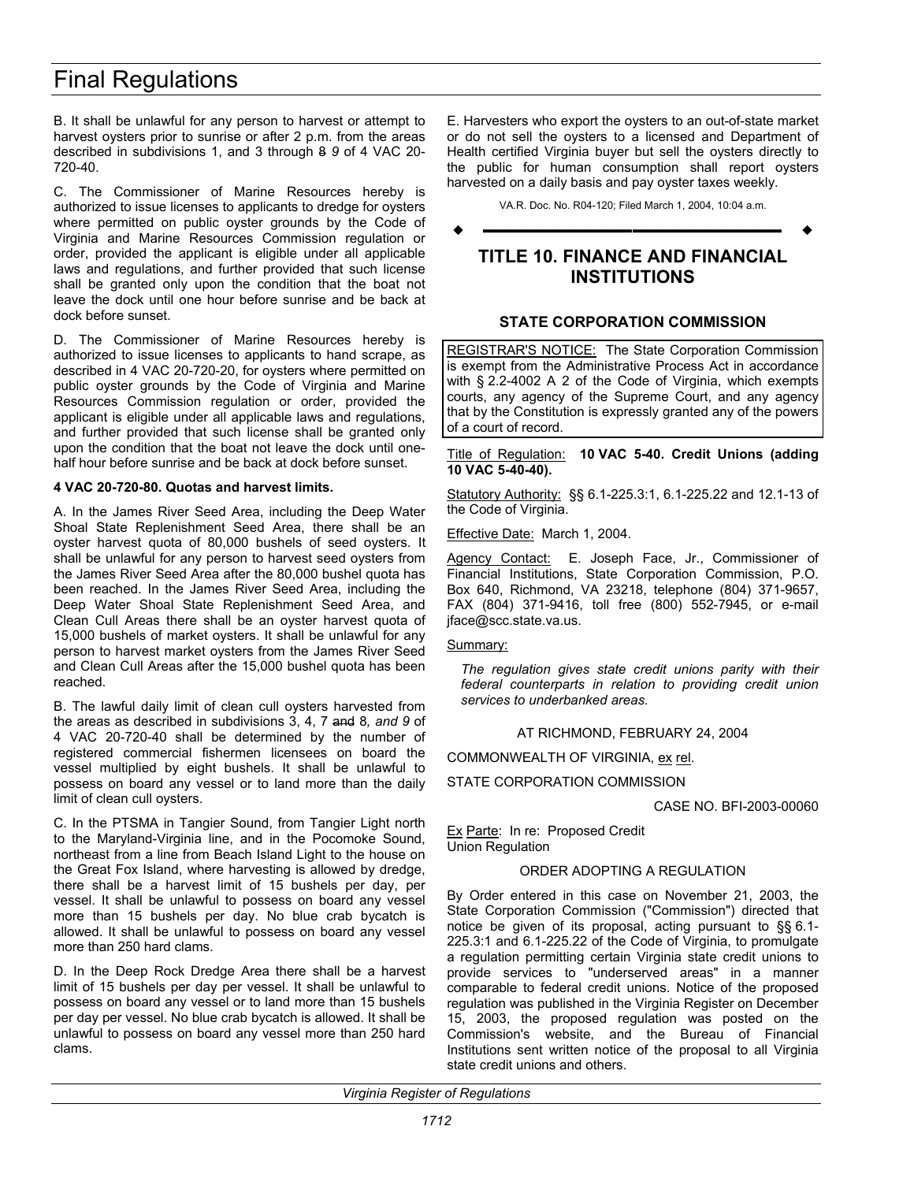B. It shall be unlawful for any person to harvest or attempt to harvest oysters prior to sunrise or after 2 p.m. from the areas described in subdivisions 1, and 3 through ~~8~~ *9* of 4 VAC 20-720-40.

C. The Commissioner of Marine Resources hereby is authorized to issue licenses to applicants to dredge for oysters where permitted on public oyster grounds by the Code of Virginia and Marine Resources Commission regulation or order, provided the applicant is eligible under all applicable laws and regulations, and further provided that such license shall be granted only upon the condition that the boat not leave the dock until one hour before sunrise and be back at dock before sunset.

D. The Commissioner of Marine Resources hereby is authorized to issue licenses to applicants to hand scrape, as described in 4 VAC 20-720-20, for oysters where permitted on public oyster grounds by the Code of Virginia and Marine Resources Commission regulation or order, provided the applicant is eligible under all applicable laws and regulations, and further provided that such license shall be granted only upon the condition that the boat not leave the dock until one-half hour before sunrise and be back at dock before sunset.

**4 VAC 20-720-80. Quotas and harvest limits.**

A. In the James River Seed Area, including the Deep Water Shoal State Replenishment Seed Area, there shall be an oyster harvest quota of 80,000 bushels of seed oysters. It shall be unlawful for any person to harvest seed oysters from the James River Seed Area after the 80,000 bushel quota has been reached. In the James River Seed Area, including the Deep Water Shoal State Replenishment Seed Area, and Clean Cull Areas there shall be an oyster harvest quota of 15,000 bushels of market oysters. It shall be unlawful for any person to harvest market oysters from the James River Seed and Clean Cull Areas after the 15,000 bushel quota has been reached.

B. The lawful daily limit of clean cull oysters harvested from the areas as described in subdivisions 3, 4, 7 ~~and~~ 8*, and 9* of 4 VAC 20-720-40 shall be determined by the number of registered commercial fishermen licensees on board the vessel multiplied by eight bushels. It shall be unlawful to possess on board any vessel or to land more than the daily limit of clean cull oysters.

C. In the PTSMA in Tangier Sound, from Tangier Light north to the Maryland-Virginia line, and in the Pocomoke Sound, northeast from a line from Beach Island Light to the house on the Great Fox Island, where harvesting is allowed by dredge, there shall be a harvest limit of 15 bushels per day, per vessel. It shall be unlawful to possess on board any vessel more than 15 bushels per day. No blue crab bycatch is allowed. It shall be unlawful to possess on board any vessel more than 250 hard clams.

D. In the Deep Rock Dredge Area there shall be a harvest limit of 15 bushels per day per vessel. It shall be unlawful to possess on board any vessel or to land more than 15 bushels per day per vessel. No blue crab bycatch is allowed. It shall be unlawful to possess on board any vessel more than 250 hard clams.

E. Harvesters who export the oysters to an out-of-state market or do not sell the oysters to a licensed and Department of Health certified Virginia buyer but sell the oysters directly to the public for human consumption shall report oysters harvested on a daily basis and pay oyster taxes weekly.

VA.R. Doc. No. R04-120; Filed March 1, 2004, 10:04 a.m.

---

# TITLE 10. FINANCE AND FINANCIAL INSTITUTIONS

## STATE CORPORATION COMMISSION

REGISTRAR'S NOTICE: The State Corporation Commission is exempt from the Administrative Process Act in accordance with § 2.2-4002 A 2 of the Code of Virginia, which exempts courts, any agency of the Supreme Court, and any agency that by the Constitution is expressly granted any of the powers of a court of record.

Title of Regulation: **10 VAC 5-40. Credit Unions (adding 10 VAC 5-40-40).**

Statutory Authority: §§ 6.1-225.3:1, 6.1-225.22 and 12.1-13 of the Code of Virginia.

Effective Date: March 1, 2004.

Agency Contact: E. Joseph Face, Jr., Commissioner of Financial Institutions, State Corporation Commission, P.O. Box 640, Richmond, VA 23218, telephone (804) 371-9657, FAX (804) 371-9416, toll free (800) 552-7945, or e-mail jface@scc.state.va.us.

Summary:

*The regulation gives state credit unions parity with their federal counterparts in relation to providing credit union services to underbanked areas.*

AT RICHMOND, FEBRUARY 24, 2004

COMMONWEALTH OF VIRGINIA, ex rel.

STATE CORPORATION COMMISSION

CASE NO. BFI-2003-00060

Ex Parte: In re: Proposed Credit Union Regulation

ORDER ADOPTING A REGULATION

By Order entered in this case on November 21, 2003, the State Corporation Commission ("Commission") directed that notice be given of its proposal, acting pursuant to §§ 6.1-225.3:1 and 6.1-225.22 of the Code of Virginia, to promulgate a regulation permitting certain Virginia state credit unions to provide services to "underserved areas" in a manner comparable to federal credit unions. Notice of the proposed regulation was published in the Virginia Register on December 15, 2003, the proposed regulation was posted on the Commission's website, and the Bureau of Financial Institutions sent written notice of the proposal to all Virginia state credit unions and others.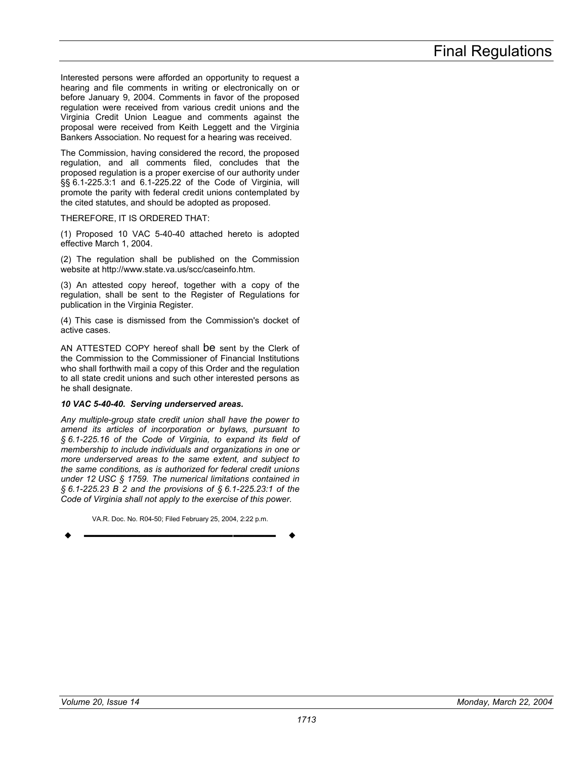Interested persons were afforded an opportunity to request a hearing and file comments in writing or electronically on or before January 9, 2004. Comments in favor of the proposed regulation were received from various credit unions and the Virginia Credit Union League and comments against the proposal were received from Keith Leggett and the Virginia Bankers Association. No request for a hearing was received.

The Commission, having considered the record, the proposed regulation, and all comments filed, concludes that the proposed regulation is a proper exercise of our authority under §§ 6.1-225.3:1 and 6.1-225.22 of the Code of Virginia, will promote the parity with federal credit unions contemplated by the cited statutes, and should be adopted as proposed.

THEREFORE, IT IS ORDERED THAT:

(1) Proposed 10 VAC 5-40-40 attached hereto is adopted effective March 1, 2004.

(2) The regulation shall be published on the Commission website at http://www.state.va.us/scc/caseinfo.htm.

(3) An attested copy hereof, together with a copy of the regulation, shall be sent to the Register of Regulations for publication in the Virginia Register.

(4) This case is dismissed from the Commission's docket of active cases.

AN ATTESTED COPY hereof shall be sent by the Clerk of the Commission to the Commissioner of Financial Institutions who shall forthwith mail a copy of this Order and the regulation to all state credit unions and such other interested persons as he shall designate.

***10 VAC 5-40-40. Serving underserved areas.***

*Any multiple-group state credit union shall have the power to amend its articles of incorporation or bylaws, pursuant to § 6.1-225.16 of the Code of Virginia, to expand its field of membership to include individuals and organizations in one or more underserved areas to the same extent, and subject to the same conditions, as is authorized for federal credit unions under 12 USC § 1759. The numerical limitations contained in § 6.1-225.23 B 2 and the provisions of § 6.1-225.23:1 of the Code of Virginia shall not apply to the exercise of this power.*

VA.R. Doc. No. R04-50; Filed February 25, 2004, 2:22 p.m.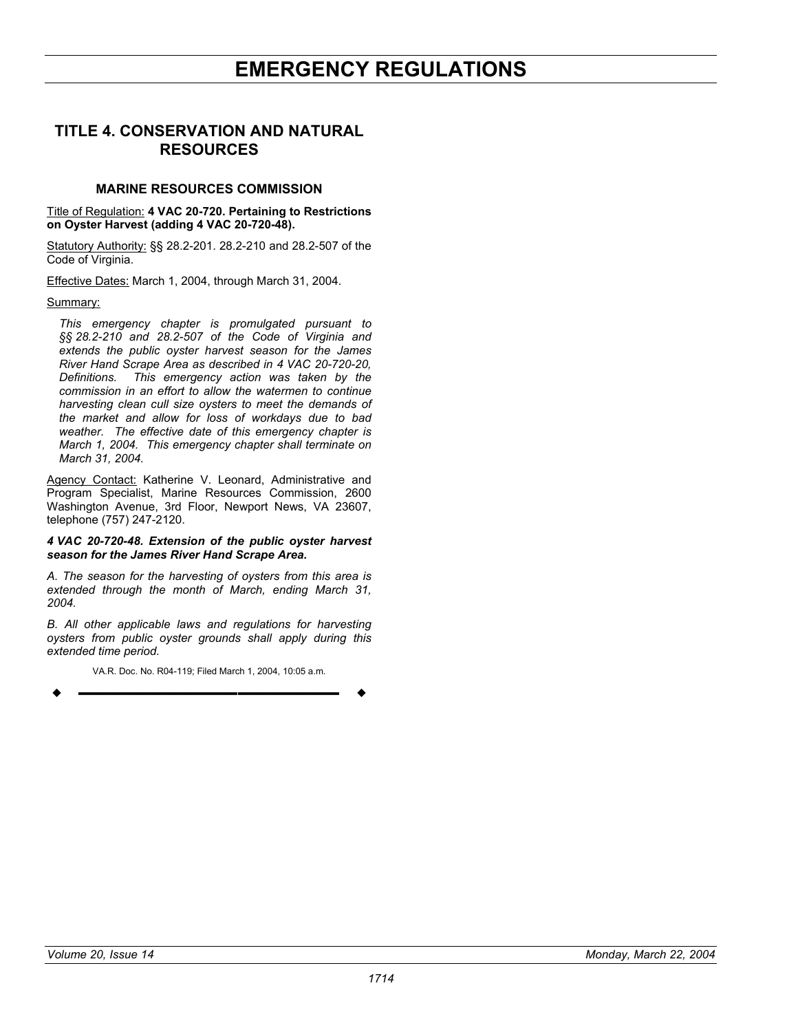# EMERGENCY REGULATIONS

## TITLE 4. CONSERVATION AND NATURAL RESOURCES

### MARINE RESOURCES COMMISSION

Title of Regulation: **4 VAC 20-720. Pertaining to Restrictions on Oyster Harvest (adding 4 VAC 20-720-48).**

Statutory Authority: §§ 28.2-201. 28.2-210 and 28.2-507 of the Code of Virginia.

Effective Dates: March 1, 2004, through March 31, 2004.

Summary:

*This emergency chapter is promulgated pursuant to §§ 28.2-210 and 28.2-507 of the Code of Virginia and extends the public oyster harvest season for the James River Hand Scrape Area as described in 4 VAC 20-720-20, Definitions. This emergency action was taken by the commission in an effort to allow the watermen to continue harvesting clean cull size oysters to meet the demands of the market and allow for loss of workdays due to bad weather. The effective date of this emergency chapter is March 1, 2004. This emergency chapter shall terminate on March 31, 2004.*

Agency Contact: Katherine V. Leonard, Administrative and Program Specialist, Marine Resources Commission, 2600 Washington Avenue, 3rd Floor, Newport News, VA 23607, telephone (757) 247-2120.

***4 VAC 20-720-48. Extension of the public oyster harvest season for the James River Hand Scrape Area.***

*A. The season for the harvesting of oysters from this area is extended through the month of March, ending March 31, 2004.*

*B. All other applicable laws and regulations for harvesting oysters from public oyster grounds shall apply during this extended time period.*

VA.R. Doc. No. R04-119; Filed March 1, 2004, 10:05 a.m.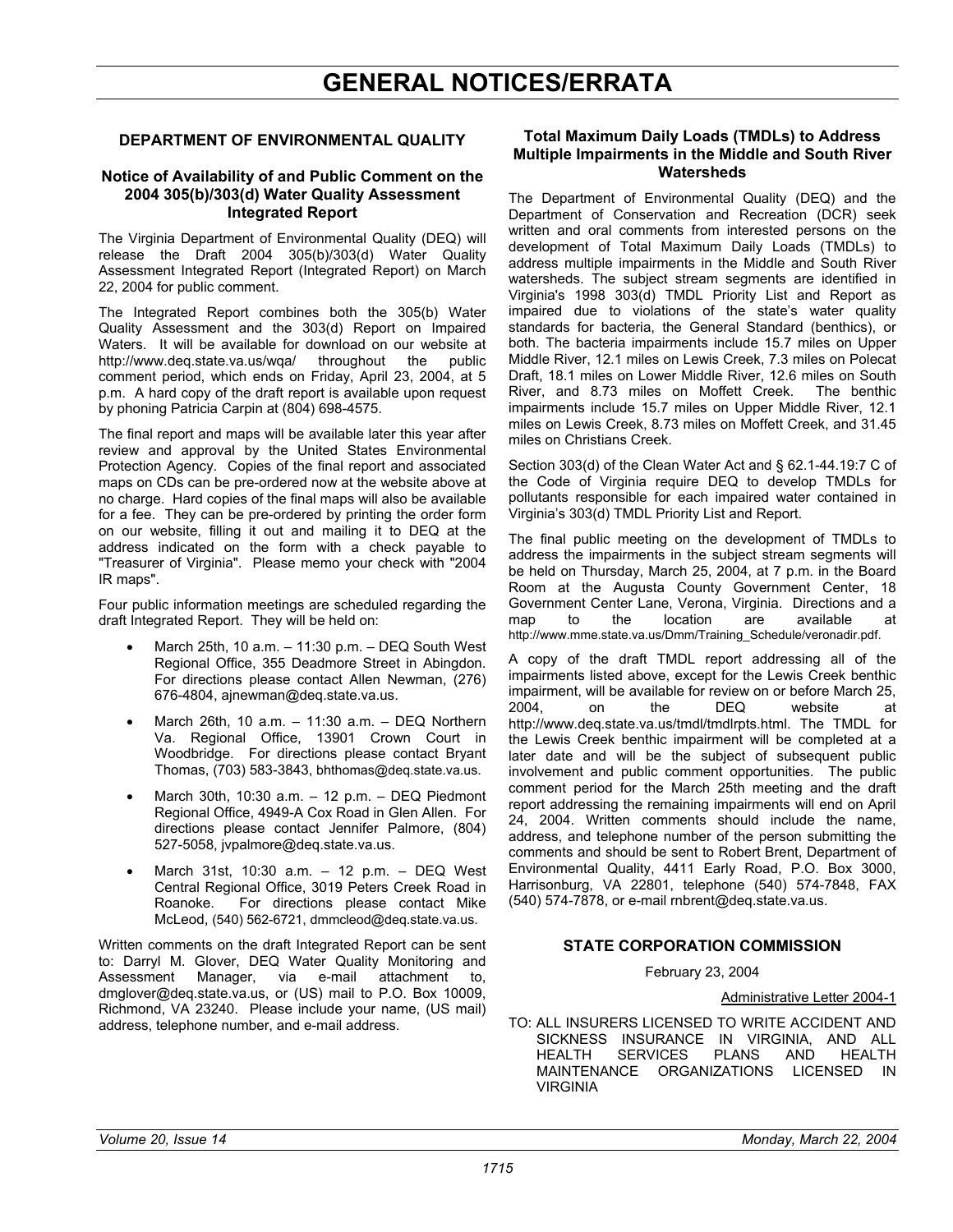# GENERAL NOTICES/ERRATA

## DEPARTMENT OF ENVIRONMENTAL QUALITY

### Notice of Availability of and Public Comment on the 2004 305(b)/303(d) Water Quality Assessment Integrated Report

The Virginia Department of Environmental Quality (DEQ) will release the Draft 2004 305(b)/303(d) Water Quality Assessment Integrated Report (Integrated Report) on March 22, 2004 for public comment.

The Integrated Report combines both the 305(b) Water Quality Assessment and the 303(d) Report on Impaired Waters. It will be available for download on our website at http://www.deq.state.va.us/wqa/ throughout the public comment period, which ends on Friday, April 23, 2004, at 5 p.m. A hard copy of the draft report is available upon request by phoning Patricia Carpin at (804) 698-4575.

The final report and maps will be available later this year after review and approval by the United States Environmental Protection Agency. Copies of the final report and associated maps on CDs can be pre-ordered now at the website above at no charge. Hard copies of the final maps will also be available for a fee. They can be pre-ordered by printing the order form on our website, filling it out and mailing it to DEQ at the address indicated on the form with a check payable to "Treasurer of Virginia". Please memo your check with "2004 IR maps".

Four public information meetings are scheduled regarding the draft Integrated Report. They will be held on:

- March 25th, 10 a.m. – 11:30 p.m. – DEQ South West Regional Office, 355 Deadmore Street in Abingdon. For directions please contact Allen Newman, (276) 676-4804, ajnewman@deq.state.va.us.
- March 26th, 10 a.m. – 11:30 a.m. – DEQ Northern Va. Regional Office, 13901 Crown Court in Woodbridge. For directions please contact Bryant Thomas, (703) 583-3843, bhthomas@deq.state.va.us.
- March 30th, 10:30 a.m. – 12 p.m. – DEQ Piedmont Regional Office, 4949-A Cox Road in Glen Allen. For directions please contact Jennifer Palmore, (804) 527-5058, jvpalmore@deq.state.va.us.
- March 31st, 10:30 a.m. – 12 p.m. – DEQ West Central Regional Office, 3019 Peters Creek Road in Roanoke. For directions please contact Mike McLeod, (540) 562-6721, dmmcleod@deq.state.va.us.

Written comments on the draft Integrated Report can be sent to: Darryl M. Glover, DEQ Water Quality Monitoring and Assessment Manager, via e-mail attachment to, dmglover@deq.state.va.us, or (US) mail to P.O. Box 10009, Richmond, VA 23240. Please include your name, (US mail) address, telephone number, and e-mail address.

### Total Maximum Daily Loads (TMDLs) to Address Multiple Impairments in the Middle and South River Watersheds

The Department of Environmental Quality (DEQ) and the Department of Conservation and Recreation (DCR) seek written and oral comments from interested persons on the development of Total Maximum Daily Loads (TMDLs) to address multiple impairments in the Middle and South River watersheds. The subject stream segments are identified in Virginia's 1998 303(d) TMDL Priority List and Report as impaired due to violations of the state's water quality standards for bacteria, the General Standard (benthics), or both. The bacteria impairments include 15.7 miles on Upper Middle River, 12.1 miles on Lewis Creek, 7.3 miles on Polecat Draft, 18.1 miles on Lower Middle River, 12.6 miles on South River, and 8.73 miles on Moffett Creek. The benthic impairments include 15.7 miles on Upper Middle River, 12.1 miles on Lewis Creek, 8.73 miles on Moffett Creek, and 31.45 miles on Christians Creek.

Section 303(d) of the Clean Water Act and § 62.1-44.19:7 C of the Code of Virginia require DEQ to develop TMDLs for pollutants responsible for each impaired water contained in Virginia's 303(d) TMDL Priority List and Report.

The final public meeting on the development of TMDLs to address the impairments in the subject stream segments will be held on Thursday, March 25, 2004, at 7 p.m. in the Board Room at the Augusta County Government Center, 18 Government Center Lane, Verona, Virginia. Directions and a map to the location are available at http://www.mme.state.va.us/Dmm/Training_Schedule/veronadir.pdf.

A copy of the draft TMDL report addressing all of the impairments listed above, except for the Lewis Creek benthic impairment, will be available for review on or before March 25, 2004, on the DEQ website at http://www.deq.state.va.us/tmdl/tmdlrpts.html. The TMDL for the Lewis Creek benthic impairment will be completed at a later date and will be the subject of subsequent public involvement and public comment opportunities. The public comment period for the March 25th meeting and the draft report addressing the remaining impairments will end on April 24, 2004. Written comments should include the name, address, and telephone number of the person submitting the comments and should be sent to Robert Brent, Department of Environmental Quality, 4411 Early Road, P.O. Box 3000, Harrisonburg, VA 22801, telephone (540) 574-7848, FAX (540) 574-7878, or e-mail rnbrent@deq.state.va.us.

## STATE CORPORATION COMMISSION

February 23, 2004

Administrative Letter 2004-1

TO: ALL INSURERS LICENSED TO WRITE ACCIDENT AND SICKNESS INSURANCE IN VIRGINIA, AND ALL HEALTH SERVICES PLANS AND HEALTH MAINTENANCE ORGANIZATIONS LICENSED IN VIRGINIA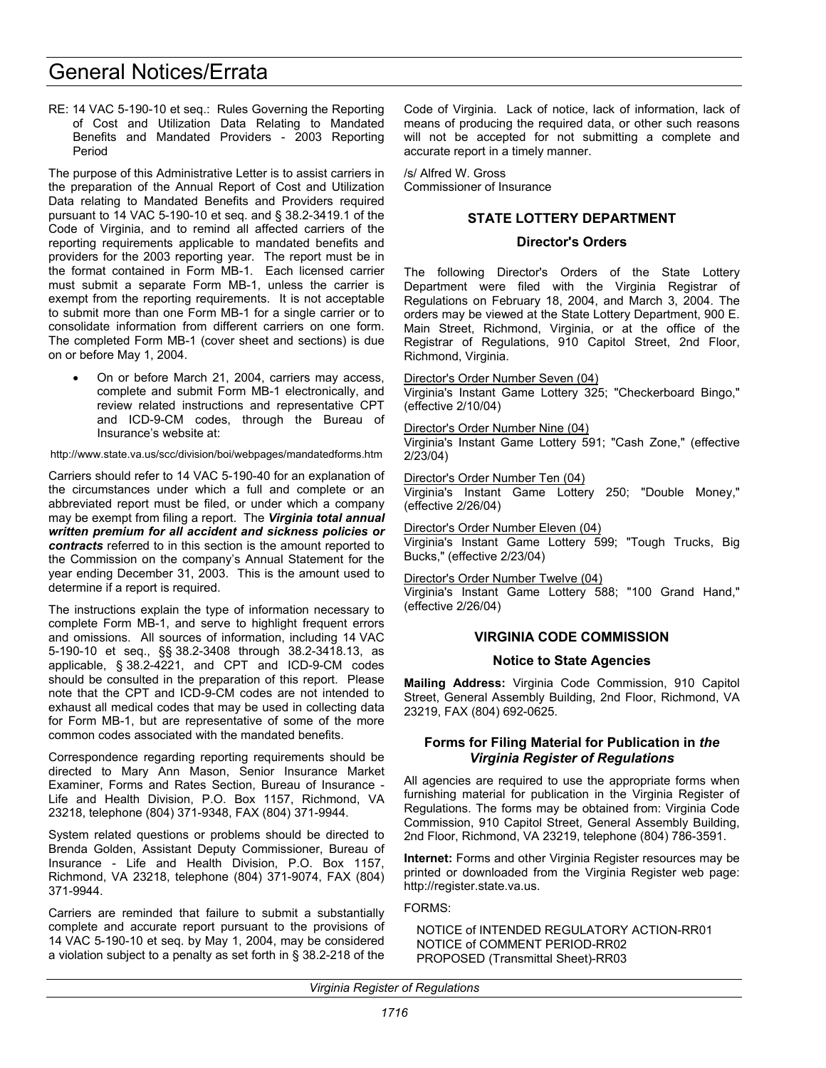# General Notices/Errata

RE: 14 VAC 5-190-10 et seq.: Rules Governing the Reporting of Cost and Utilization Data Relating to Mandated Benefits and Mandated Providers - 2003 Reporting Period

The purpose of this Administrative Letter is to assist carriers in the preparation of the Annual Report of Cost and Utilization Data relating to Mandated Benefits and Providers required pursuant to 14 VAC 5-190-10 et seq. and § 38.2-3419.1 of the Code of Virginia, and to remind all affected carriers of the reporting requirements applicable to mandated benefits and providers for the 2003 reporting year. The report must be in the format contained in Form MB-1. Each licensed carrier must submit a separate Form MB-1, unless the carrier is exempt from the reporting requirements. It is not acceptable to submit more than one Form MB-1 for a single carrier or to consolidate information from different carriers on one form. The completed Form MB-1 (cover sheet and sections) is due on or before May 1, 2004.

- On or before March 21, 2004, carriers may access, complete and submit Form MB-1 electronically, and review related instructions and representative CPT and ICD-9-CM codes, through the Bureau of Insurance's website at:

http://www.state.va.us/scc/division/boi/webpages/mandatedforms.htm

Carriers should refer to 14 VAC 5-190-40 for an explanation of the circumstances under which a full and complete or an abbreviated report must be filed, or under which a company may be exempt from filing a report. The ***Virginia total annual written premium for all accident and sickness policies or contracts*** referred to in this section is the amount reported to the Commission on the company's Annual Statement for the year ending December 31, 2003. This is the amount used to determine if a report is required.

The instructions explain the type of information necessary to complete Form MB-1, and serve to highlight frequent errors and omissions. All sources of information, including 14 VAC 5-190-10 et seq., §§ 38.2-3408 through 38.2-3418.13, as applicable, § 38.2-4221, and CPT and ICD-9-CM codes should be consulted in the preparation of this report. Please note that the CPT and ICD-9-CM codes are not intended to exhaust all medical codes that may be used in collecting data for Form MB-1, but are representative of some of the more common codes associated with the mandated benefits.

Correspondence regarding reporting requirements should be directed to Mary Ann Mason, Senior Insurance Market Examiner, Forms and Rates Section, Bureau of Insurance - Life and Health Division, P.O. Box 1157, Richmond, VA 23218, telephone (804) 371-9348, FAX (804) 371-9944.

System related questions or problems should be directed to Brenda Golden, Assistant Deputy Commissioner, Bureau of Insurance - Life and Health Division, P.O. Box 1157, Richmond, VA 23218, telephone (804) 371-9074, FAX (804) 371-9944.

Carriers are reminded that failure to submit a substantially complete and accurate report pursuant to the provisions of 14 VAC 5-190-10 et seq. by May 1, 2004, may be considered a violation subject to a penalty as set forth in § 38.2-218 of the Code of Virginia. Lack of notice, lack of information, lack of means of producing the required data, or other such reasons will not be accepted for not submitting a complete and accurate report in a timely manner.

/s/ Alfred W. Gross
Commissioner of Insurance

## STATE LOTTERY DEPARTMENT

### Director's Orders

The following Director's Orders of the State Lottery Department were filed with the Virginia Registrar of Regulations on February 18, 2004, and March 3, 2004. The orders may be viewed at the State Lottery Department, 900 E. Main Street, Richmond, Virginia, or at the office of the Registrar of Regulations, 910 Capitol Street, 2nd Floor, Richmond, Virginia.

Director's Order Number Seven (04)
Virginia's Instant Game Lottery 325; "Checkerboard Bingo," (effective 2/10/04)

Director's Order Number Nine (04)
Virginia's Instant Game Lottery 591; "Cash Zone," (effective 2/23/04)

Director's Order Number Ten (04)
Virginia's Instant Game Lottery 250; "Double Money," (effective 2/26/04)

Director's Order Number Eleven (04)
Virginia's Instant Game Lottery 599; "Tough Trucks, Big Bucks," (effective 2/23/04)

Director's Order Number Twelve (04)
Virginia's Instant Game Lottery 588; "100 Grand Hand," (effective 2/26/04)

## VIRGINIA CODE COMMISSION

### Notice to State Agencies

**Mailing Address:** Virginia Code Commission, 910 Capitol Street, General Assembly Building, 2nd Floor, Richmond, VA 23219, FAX (804) 692-0625.

### Forms for Filing Material for Publication in *the Virginia Register of Regulations*

All agencies are required to use the appropriate forms when furnishing material for publication in the Virginia Register of Regulations. The forms may be obtained from: Virginia Code Commission, 910 Capitol Street, General Assembly Building, 2nd Floor, Richmond, VA 23219, telephone (804) 786-3591.

**Internet:** Forms and other Virginia Register resources may be printed or downloaded from the Virginia Register web page: http://register.state.va.us.

FORMS:

NOTICE of INTENDED REGULATORY ACTION-RR01
NOTICE of COMMENT PERIOD-RR02
PROPOSED (Transmittal Sheet)-RR03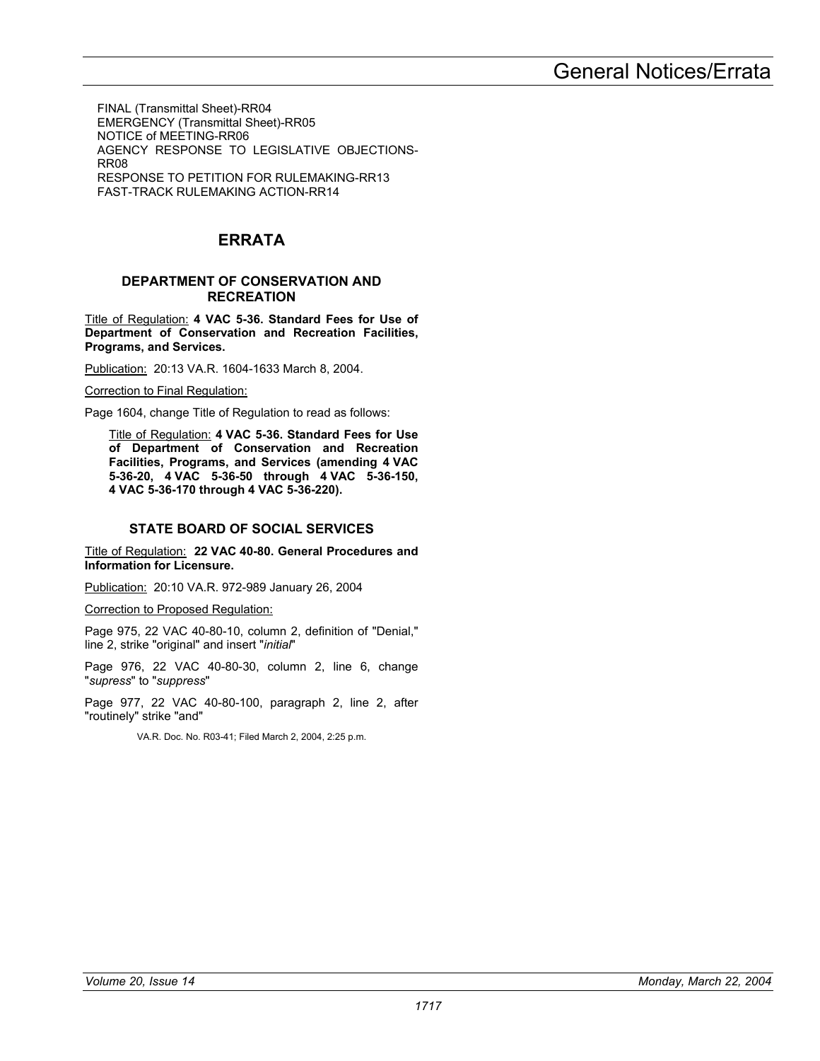FINAL (Transmittal Sheet)-RR04
EMERGENCY (Transmittal Sheet)-RR05
NOTICE of MEETING-RR06
AGENCY RESPONSE TO LEGISLATIVE OBJECTIONS-RR08
RESPONSE TO PETITION FOR RULEMAKING-RR13
FAST-TRACK RULEMAKING ACTION-RR14

# ERRATA

### DEPARTMENT OF CONSERVATION AND RECREATION

Title of Regulation: **4 VAC 5-36. Standard Fees for Use of Department of Conservation and Recreation Facilities, Programs, and Services.**

Publication: 20:13 VA.R. 1604-1633 March 8, 2004.

Correction to Final Regulation:

Page 1604, change Title of Regulation to read as follows:

> Title of Regulation: **4 VAC 5-36. Standard Fees for Use of Department of Conservation and Recreation Facilities, Programs, and Services (amending 4 VAC 5-36-20, 4 VAC 5-36-50 through 4 VAC 5-36-150, 4 VAC 5-36-170 through 4 VAC 5-36-220).**

### STATE BOARD OF SOCIAL SERVICES

Title of Regulation: **22 VAC 40-80. General Procedures and Information for Licensure.**

Publication: 20:10 VA.R. 972-989 January 26, 2004

Correction to Proposed Regulation:

Page 975, 22 VAC 40-80-10, column 2, definition of "Denial," line 2, strike "original" and insert "*initial*"

Page 976, 22 VAC 40-80-30, column 2, line 6, change "*supress*" to "*suppress*"

Page 977, 22 VAC 40-80-100, paragraph 2, line 2, after "routinely" strike "and"

VA.R. Doc. No. R03-41; Filed March 2, 2004, 2:25 p.m.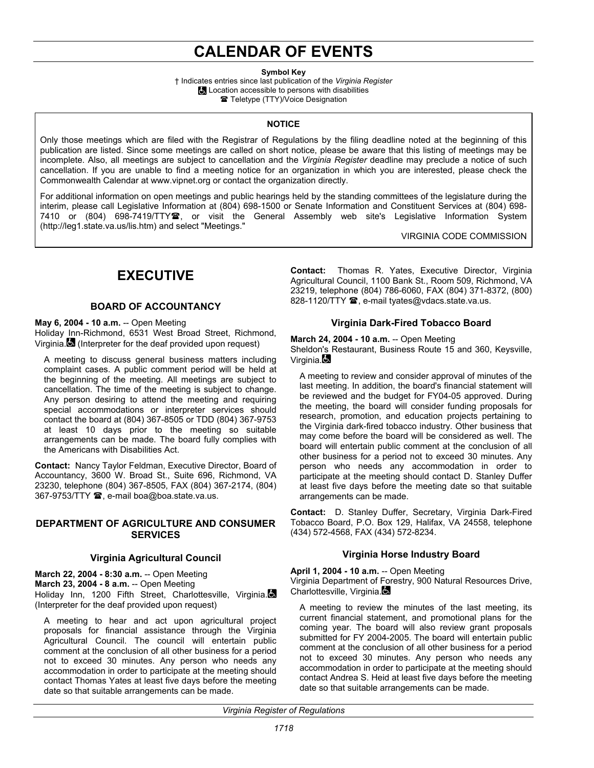# CALENDAR OF EVENTS

**Symbol Key**

† Indicates entries since last publication of the *Virginia Register*

♿ Location accessible to persons with disabilities

☎ Teletype (TTY)/Voice Designation

**NOTICE**

Only those meetings which are filed with the Registrar of Regulations by the filing deadline noted at the beginning of this publication are listed. Since some meetings are called on short notice, please be aware that this listing of meetings may be incomplete. Also, all meetings are subject to cancellation and the *Virginia Register* deadline may preclude a notice of such cancellation. If you are unable to find a meeting notice for an organization in which you are interested, please check the Commonwealth Calendar at www.vipnet.org or contact the organization directly.

For additional information on open meetings and public hearings held by the standing committees of the legislature during the interim, please call Legislative Information at (804) 698-1500 or Senate Information and Constituent Services at (804) 698-7410 or (804) 698-7419/TTY☎, or visit the General Assembly web site's Legislative Information System (http://leg1.state.va.us/lis.htm) and select "Meetings."

VIRGINIA CODE COMMISSION

# EXECUTIVE

## BOARD OF ACCOUNTANCY

**May 6, 2004 - 10 a.m.** -- Open Meeting
Holiday Inn-Richmond, 6531 West Broad Street, Richmond, Virginia.♿ (Interpreter for the deaf provided upon request)

A meeting to discuss general business matters including complaint cases. A public comment period will be held at the beginning of the meeting. All meetings are subject to cancellation. The time of the meeting is subject to change. Any person desiring to attend the meeting and requiring special accommodations or interpreter services should contact the board at (804) 367-8505 or TDD (804) 367-9753 at least 10 days prior to the meeting so suitable arrangements can be made. The board fully complies with the Americans with Disabilities Act.

**Contact:** Nancy Taylor Feldman, Executive Director, Board of Accountancy, 3600 W. Broad St., Suite 696, Richmond, VA 23230, telephone (804) 367-8505, FAX (804) 367-2174, (804) 367-9753/TTY ☎, e-mail boa@boa.state.va.us.

## DEPARTMENT OF AGRICULTURE AND CONSUMER SERVICES

### Virginia Agricultural Council

**March 22, 2004 - 8:30 a.m.** -- Open Meeting
**March 23, 2004 - 8 a.m.** -- Open Meeting
Holiday Inn, 1200 Fifth Street, Charlottesville, Virginia.♿ (Interpreter for the deaf provided upon request)

A meeting to hear and act upon agricultural project proposals for financial assistance through the Virginia Agricultural Council. The council will entertain public comment at the conclusion of all other business for a period not to exceed 30 minutes. Any person who needs any accommodation in order to participate at the meeting should contact Thomas Yates at least five days before the meeting date so that suitable arrangements can be made.

**Contact:** Thomas R. Yates, Executive Director, Virginia Agricultural Council, 1100 Bank St., Room 509, Richmond, VA 23219, telephone (804) 786-6060, FAX (804) 371-8372, (800) 828-1120/TTY ☎, e-mail tyates@vdacs.state.va.us.

### Virginia Dark-Fired Tobacco Board

**March 24, 2004 - 10 a.m.** -- Open Meeting
Sheldon's Restaurant, Business Route 15 and 360, Keysville, Virginia.♿

A meeting to review and consider approval of minutes of the last meeting. In addition, the board's financial statement will be reviewed and the budget for FY04-05 approved. During the meeting, the board will consider funding proposals for research, promotion, and education projects pertaining to the Virginia dark-fired tobacco industry. Other business that may come before the board will be considered as well. The board will entertain public comment at the conclusion of all other business for a period not to exceed 30 minutes. Any person who needs any accommodation in order to participate at the meeting should contact D. Stanley Duffer at least five days before the meeting date so that suitable arrangements can be made.

**Contact:** D. Stanley Duffer, Secretary, Virginia Dark-Fired Tobacco Board, P.O. Box 129, Halifax, VA 24558, telephone (434) 572-4568, FAX (434) 572-8234.

### Virginia Horse Industry Board

**April 1, 2004 - 10 a.m.** -- Open Meeting
Virginia Department of Forestry, 900 Natural Resources Drive, Charlottesville, Virginia.♿

A meeting to review the minutes of the last meeting, its current financial statement, and promotional plans for the coming year. The board will also review grant proposals submitted for FY 2004-2005. The board will entertain public comment at the conclusion of all other business for a period not to exceed 30 minutes. Any person who needs any accommodation in order to participate at the meeting should contact Andrea S. Heid at least five days before the meeting date so that suitable arrangements can be made.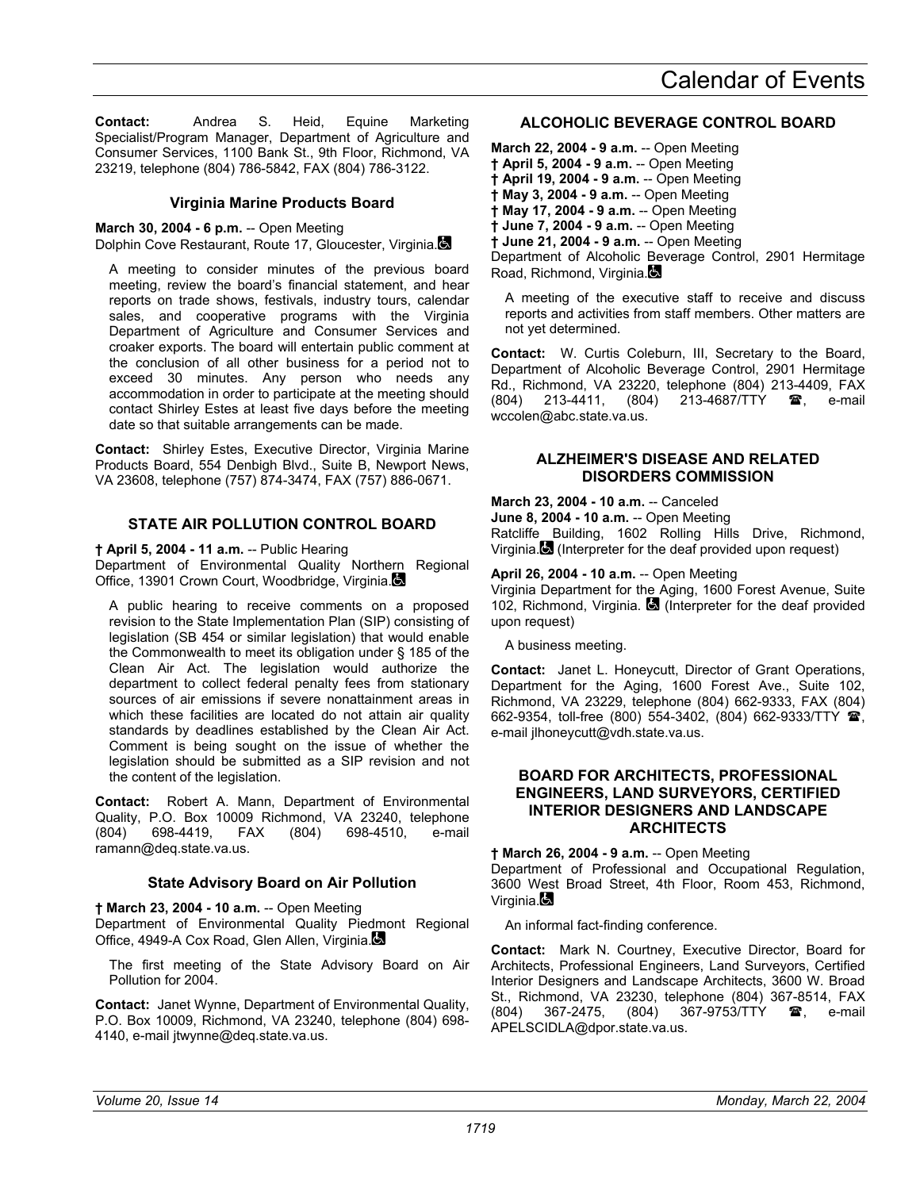**Contact:** Andrea S. Heid, Equine Marketing Specialist/Program Manager, Department of Agriculture and Consumer Services, 1100 Bank St., 9th Floor, Richmond, VA 23219, telephone (804) 786-5842, FAX (804) 786-3122.

### Virginia Marine Products Board

**March 30, 2004 - 6 p.m.** -- Open Meeting
Dolphin Cove Restaurant, Route 17, Gloucester, Virginia.

A meeting to consider minutes of the previous board meeting, review the board's financial statement, and hear reports on trade shows, festivals, industry tours, calendar sales, and cooperative programs with the Virginia Department of Agriculture and Consumer Services and croaker exports. The board will entertain public comment at the conclusion of all other business for a period not to exceed 30 minutes. Any person who needs any accommodation in order to participate at the meeting should contact Shirley Estes at least five days before the meeting date so that suitable arrangements can be made.

**Contact:** Shirley Estes, Executive Director, Virginia Marine Products Board, 554 Denbigh Blvd., Suite B, Newport News, VA 23608, telephone (757) 874-3474, FAX (757) 886-0671.

## STATE AIR POLLUTION CONTROL BOARD

**† April 5, 2004 - 11 a.m.** -- Public Hearing
Department of Environmental Quality Northern Regional Office, 13901 Crown Court, Woodbridge, Virginia.

A public hearing to receive comments on a proposed revision to the State Implementation Plan (SIP) consisting of legislation (SB 454 or similar legislation) that would enable the Commonwealth to meet its obligation under § 185 of the Clean Air Act. The legislation would authorize the department to collect federal penalty fees from stationary sources of air emissions if severe nonattainment areas in which these facilities are located do not attain air quality standards by deadlines established by the Clean Air Act. Comment is being sought on the issue of whether the legislation should be submitted as a SIP revision and not the content of the legislation.

**Contact:** Robert A. Mann, Department of Environmental Quality, P.O. Box 10009 Richmond, VA 23240, telephone (804) 698-4419, FAX (804) 698-4510, e-mail ramann@deq.state.va.us.

### State Advisory Board on Air Pollution

**† March 23, 2004 - 10 a.m.** -- Open Meeting
Department of Environmental Quality Piedmont Regional Office, 4949-A Cox Road, Glen Allen, Virginia.

The first meeting of the State Advisory Board on Air Pollution for 2004.

**Contact:** Janet Wynne, Department of Environmental Quality, P.O. Box 10009, Richmond, VA 23240, telephone (804) 698-4140, e-mail jtwynne@deq.state.va.us.

## ALCOHOLIC BEVERAGE CONTROL BOARD

**March 22, 2004 - 9 a.m.** -- Open Meeting
**† April 5, 2004 - 9 a.m.** -- Open Meeting
**† April 19, 2004 - 9 a.m.** -- Open Meeting
**† May 3, 2004 - 9 a.m.** -- Open Meeting
**† May 17, 2004 - 9 a.m.** -- Open Meeting
**† June 7, 2004 - 9 a.m.** -- Open Meeting
**† June 21, 2004 - 9 a.m.** -- Open Meeting
Department of Alcoholic Beverage Control, 2901 Hermitage Road, Richmond, Virginia.

A meeting of the executive staff to receive and discuss reports and activities from staff members. Other matters are not yet determined.

**Contact:** W. Curtis Coleburn, III, Secretary to the Board, Department of Alcoholic Beverage Control, 2901 Hermitage Rd., Richmond, VA 23220, telephone (804) 213-4409, FAX (804) 213-4411, (804) 213-4687/TTY ☎, e-mail wccolen@abc.state.va.us.

## ALZHEIMER'S DISEASE AND RELATED DISORDERS COMMISSION

**March 23, 2004 - 10 a.m.** -- Canceled
**June 8, 2004 - 10 a.m.** -- Open Meeting
Ratcliffe Building, 1602 Rolling Hills Drive, Richmond, Virginia. (Interpreter for the deaf provided upon request)

**April 26, 2004 - 10 a.m.** -- Open Meeting
Virginia Department for the Aging, 1600 Forest Avenue, Suite 102, Richmond, Virginia. (Interpreter for the deaf provided upon request)

A business meeting.

**Contact:** Janet L. Honeycutt, Director of Grant Operations, Department for the Aging, 1600 Forest Ave., Suite 102, Richmond, VA 23229, telephone (804) 662-9333, FAX (804) 662-9354, toll-free (800) 554-3402, (804) 662-9333/TTY ☎, e-mail jlhoneycutt@vdh.state.va.us.

## BOARD FOR ARCHITECTS, PROFESSIONAL ENGINEERS, LAND SURVEYORS, CERTIFIED INTERIOR DESIGNERS AND LANDSCAPE ARCHITECTS

**† March 26, 2004 - 9 a.m.** -- Open Meeting
Department of Professional and Occupational Regulation, 3600 West Broad Street, 4th Floor, Room 453, Richmond, Virginia.

An informal fact-finding conference.

**Contact:** Mark N. Courtney, Executive Director, Board for Architects, Professional Engineers, Land Surveyors, Certified Interior Designers and Landscape Architects, 3600 W. Broad St., Richmond, VA 23230, telephone (804) 367-8514, FAX (804) 367-2475, (804) 367-9753/TTY ☎, e-mail APELSCIDLA@dpor.state.va.us.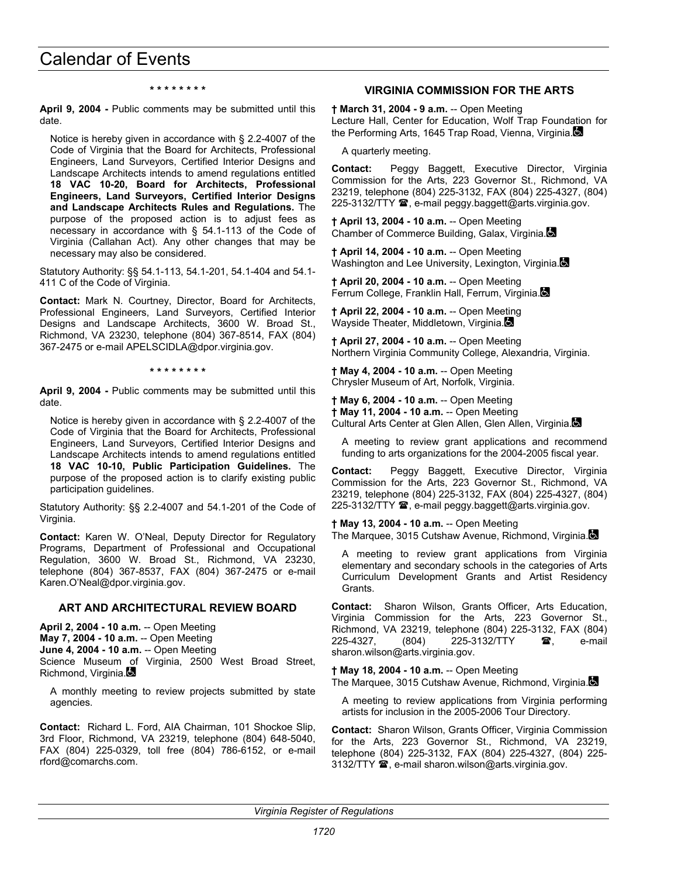\* \* \* \* \* \* \* \*

**April 9, 2004 -** Public comments may be submitted until this date.

Notice is hereby given in accordance with § 2.2-4007 of the Code of Virginia that the Board for Architects, Professional Engineers, Land Surveyors, Certified Interior Designs and Landscape Architects intends to amend regulations entitled **18 VAC 10-20, Board for Architects, Professional Engineers, Land Surveyors, Certified Interior Designs and Landscape Architects Rules and Regulations.** The purpose of the proposed action is to adjust fees as necessary in accordance with § 54.1-113 of the Code of Virginia (Callahan Act). Any other changes that may be necessary may also be considered.

Statutory Authority: §§ 54.1-113, 54.1-201, 54.1-404 and 54.1-411 C of the Code of Virginia.

**Contact:** Mark N. Courtney, Director, Board for Architects, Professional Engineers, Land Surveyors, Certified Interior Designs and Landscape Architects, 3600 W. Broad St., Richmond, VA 23230, telephone (804) 367-8514, FAX (804) 367-2475 or e-mail APELSCIDLA@dpor.virginia.gov.

\* \* \* \* \* \* \* \*

**April 9, 2004 -** Public comments may be submitted until this date.

Notice is hereby given in accordance with § 2.2-4007 of the Code of Virginia that the Board for Architects, Professional Engineers, Land Surveyors, Certified Interior Designs and Landscape Architects intends to amend regulations entitled **18 VAC 10-10, Public Participation Guidelines.** The purpose of the proposed action is to clarify existing public participation guidelines.

Statutory Authority: §§ 2.2-4007 and 54.1-201 of the Code of Virginia.

**Contact:** Karen W. O'Neal, Deputy Director for Regulatory Programs, Department of Professional and Occupational Regulation, 3600 W. Broad St., Richmond, VA 23230, telephone (804) 367-8537, FAX (804) 367-2475 or e-mail Karen.O'Neal@dpor.virginia.gov.

## ART AND ARCHITECTURAL REVIEW BOARD

**April 2, 2004 - 10 a.m.** -- Open Meeting
**May 7, 2004 - 10 a.m.** -- Open Meeting
**June 4, 2004 - 10 a.m.** -- Open Meeting
Science Museum of Virginia, 2500 West Broad Street, Richmond, Virginia.

A monthly meeting to review projects submitted by state agencies.

**Contact:** Richard L. Ford, AIA Chairman, 101 Shockoe Slip, 3rd Floor, Richmond, VA 23219, telephone (804) 648-5040, FAX (804) 225-0329, toll free (804) 786-6152, or e-mail rford@comarchs.com.

## VIRGINIA COMMISSION FOR THE ARTS

**† March 31, 2004 - 9 a.m.** -- Open Meeting
Lecture Hall, Center for Education, Wolf Trap Foundation for the Performing Arts, 1645 Trap Road, Vienna, Virginia.

A quarterly meeting.

**Contact:** Peggy Baggett, Executive Director, Virginia Commission for the Arts, 223 Governor St., Richmond, VA 23219, telephone (804) 225-3132, FAX (804) 225-4327, (804) 225-3132/TTY ☎, e-mail peggy.baggett@arts.virginia.gov.

**† April 13, 2004 - 10 a.m.** -- Open Meeting
Chamber of Commerce Building, Galax, Virginia.

**† April 14, 2004 - 10 a.m.** -- Open Meeting
Washington and Lee University, Lexington, Virginia.

**† April 20, 2004 - 10 a.m.** -- Open Meeting
Ferrum College, Franklin Hall, Ferrum, Virginia.

**† April 22, 2004 - 10 a.m.** -- Open Meeting
Wayside Theater, Middletown, Virginia.

**† April 27, 2004 - 10 a.m.** -- Open Meeting
Northern Virginia Community College, Alexandria, Virginia.

**† May 4, 2004 - 10 a.m.** -- Open Meeting
Chrysler Museum of Art, Norfolk, Virginia.

**† May 6, 2004 - 10 a.m.** -- Open Meeting
**† May 11, 2004 - 10 a.m.** -- Open Meeting
Cultural Arts Center at Glen Allen, Glen Allen, Virginia.

A meeting to review grant applications and recommend funding to arts organizations for the 2004-2005 fiscal year.

**Contact:** Peggy Baggett, Executive Director, Virginia Commission for the Arts, 223 Governor St., Richmond, VA 23219, telephone (804) 225-3132, FAX (804) 225-4327, (804) 225-3132/TTY ☎, e-mail peggy.baggett@arts.virginia.gov.

**† May 13, 2004 - 10 a.m.** -- Open Meeting
The Marquee, 3015 Cutshaw Avenue, Richmond, Virginia.

A meeting to review grant applications from Virginia elementary and secondary schools in the categories of Arts Curriculum Development Grants and Artist Residency Grants.

**Contact:** Sharon Wilson, Grants Officer, Arts Education, Virginia Commission for the Arts, 223 Governor St., Richmond, VA 23219, telephone (804) 225-3132, FAX (804) 225-4327, (804) 225-3132/TTY ☎, e-mail sharon.wilson@arts.virginia.gov.

**† May 18, 2004 - 10 a.m.** -- Open Meeting
The Marquee, 3015 Cutshaw Avenue, Richmond, Virginia.

A meeting to review applications from Virginia performing artists for inclusion in the 2005-2006 Tour Directory.

**Contact:** Sharon Wilson, Grants Officer, Virginia Commission for the Arts, 223 Governor St., Richmond, VA 23219, telephone (804) 225-3132, FAX (804) 225-4327, (804) 225-3132/TTY ☎, e-mail sharon.wilson@arts.virginia.gov.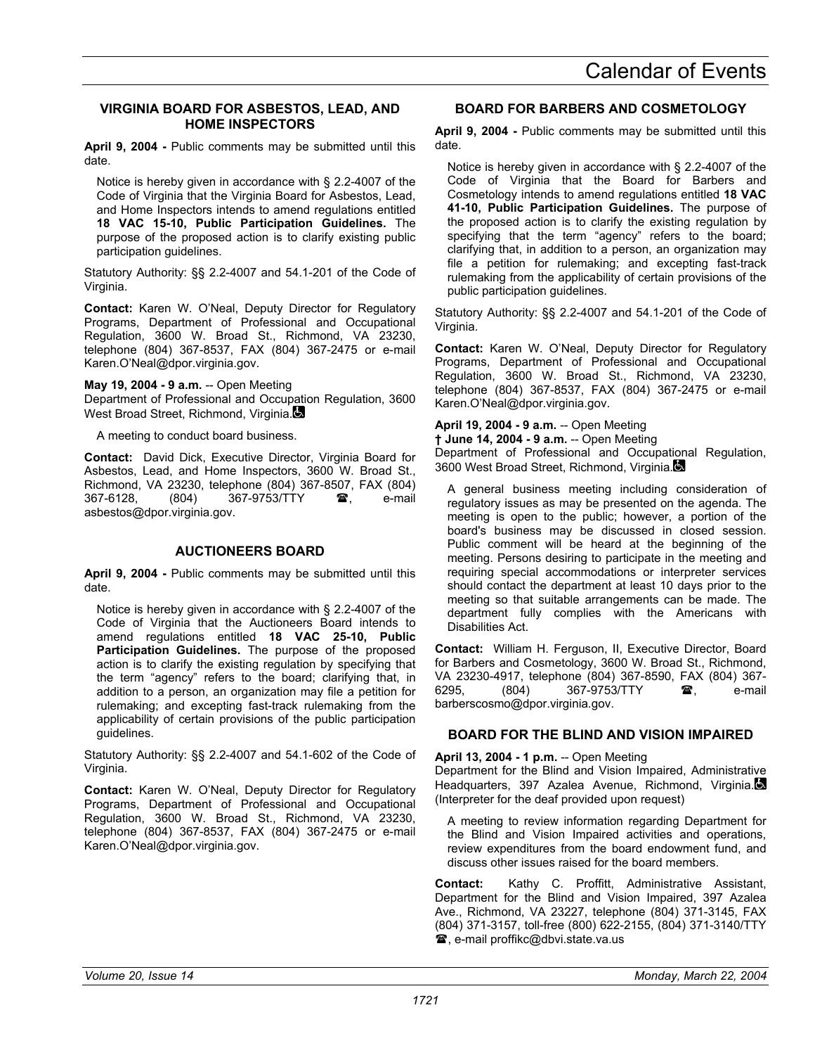### VIRGINIA BOARD FOR ASBESTOS, LEAD, AND HOME INSPECTORS

**April 9, 2004 -** Public comments may be submitted until this date.

Notice is hereby given in accordance with § 2.2-4007 of the Code of Virginia that the Virginia Board for Asbestos, Lead, and Home Inspectors intends to amend regulations entitled **18 VAC 15-10, Public Participation Guidelines.** The purpose of the proposed action is to clarify existing public participation guidelines.

Statutory Authority: §§ 2.2-4007 and 54.1-201 of the Code of Virginia.

**Contact:** Karen W. O'Neal, Deputy Director for Regulatory Programs, Department of Professional and Occupational Regulation, 3600 W. Broad St., Richmond, VA 23230, telephone (804) 367-8537, FAX (804) 367-2475 or e-mail Karen.O'Neal@dpor.virginia.gov.

**May 19, 2004 - 9 a.m.** -- Open Meeting
Department of Professional and Occupation Regulation, 3600 West Broad Street, Richmond, Virginia.

A meeting to conduct board business.

**Contact:** David Dick, Executive Director, Virginia Board for Asbestos, Lead, and Home Inspectors, 3600 W. Broad St., Richmond, VA 23230, telephone (804) 367-8507, FAX (804) 367-6128, (804) 367-9753/TTY ☎, e-mail asbestos@dpor.virginia.gov.

### AUCTIONEERS BOARD

**April 9, 2004 -** Public comments may be submitted until this date.

Notice is hereby given in accordance with § 2.2-4007 of the Code of Virginia that the Auctioneers Board intends to amend regulations entitled **18 VAC 25-10, Public Participation Guidelines.** The purpose of the proposed action is to clarify the existing regulation by specifying that the term "agency" refers to the board; clarifying that, in addition to a person, an organization may file a petition for rulemaking; and excepting fast-track rulemaking from the applicability of certain provisions of the public participation guidelines.

Statutory Authority: §§ 2.2-4007 and 54.1-602 of the Code of Virginia.

**Contact:** Karen W. O'Neal, Deputy Director for Regulatory Programs, Department of Professional and Occupational Regulation, 3600 W. Broad St., Richmond, VA 23230, telephone (804) 367-8537, FAX (804) 367-2475 or e-mail Karen.O'Neal@dpor.virginia.gov.

### BOARD FOR BARBERS AND COSMETOLOGY

**April 9, 2004 -** Public comments may be submitted until this date.

Notice is hereby given in accordance with § 2.2-4007 of the Code of Virginia that the Board for Barbers and Cosmetology intends to amend regulations entitled **18 VAC 41-10, Public Participation Guidelines.** The purpose of the proposed action is to clarify the existing regulation by specifying that the term "agency" refers to the board; clarifying that, in addition to a person, an organization may file a petition for rulemaking; and excepting fast-track rulemaking from the applicability of certain provisions of the public participation guidelines.

Statutory Authority: §§ 2.2-4007 and 54.1-201 of the Code of Virginia.

**Contact:** Karen W. O'Neal, Deputy Director for Regulatory Programs, Department of Professional and Occupational Regulation, 3600 W. Broad St., Richmond, VA 23230, telephone (804) 367-8537, FAX (804) 367-2475 or e-mail Karen.O'Neal@dpor.virginia.gov.

**April 19, 2004 - 9 a.m.** -- Open Meeting
**† June 14, 2004 - 9 a.m.** -- Open Meeting
Department of Professional and Occupational Regulation, 3600 West Broad Street, Richmond, Virginia.

A general business meeting including consideration of regulatory issues as may be presented on the agenda. The meeting is open to the public; however, a portion of the board's business may be discussed in closed session. Public comment will be heard at the beginning of the meeting. Persons desiring to participate in the meeting and requiring special accommodations or interpreter services should contact the department at least 10 days prior to the meeting so that suitable arrangements can be made. The department fully complies with the Americans with Disabilities Act.

**Contact:** William H. Ferguson, II, Executive Director, Board for Barbers and Cosmetology, 3600 W. Broad St., Richmond, VA 23230-4917, telephone (804) 367-8590, FAX (804) 367-6295, (804) 367-9753/TTY ☎, e-mail barberscosmo@dpor.virginia.gov.

### BOARD FOR THE BLIND AND VISION IMPAIRED

**April 13, 2004 - 1 p.m.** -- Open Meeting
Department for the Blind and Vision Impaired, Administrative Headquarters, 397 Azalea Avenue, Richmond, Virginia. (Interpreter for the deaf provided upon request)

A meeting to review information regarding Department for the Blind and Vision Impaired activities and operations, review expenditures from the board endowment fund, and discuss other issues raised for the board members.

**Contact:** Kathy C. Proffitt, Administrative Assistant, Department for the Blind and Vision Impaired, 397 Azalea Ave., Richmond, VA 23227, telephone (804) 371-3145, FAX (804) 371-3157, toll-free (800) 622-2155, (804) 371-3140/TTY ☎, e-mail proffikc@dbvi.state.va.us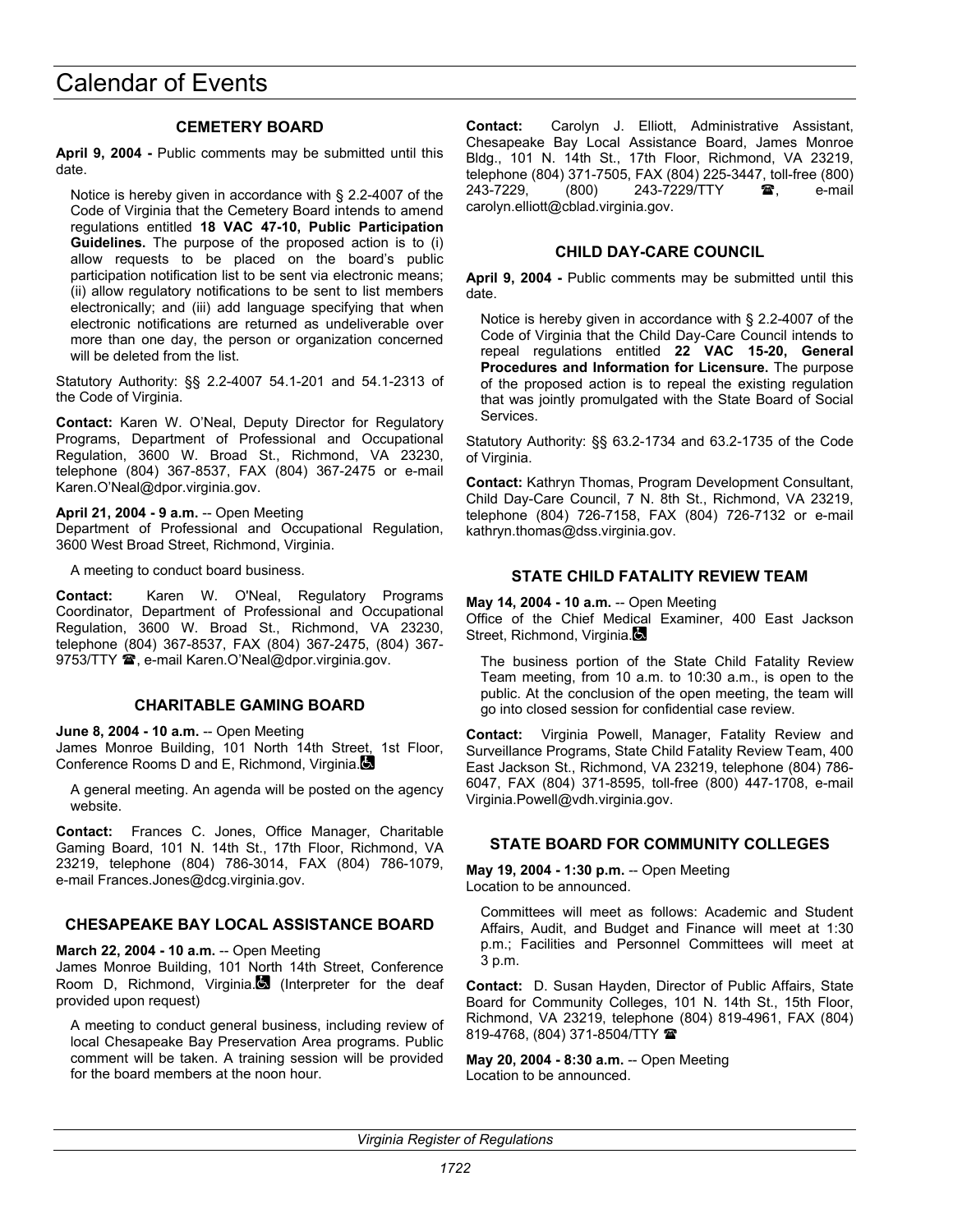# Calendar of Events

### CEMETERY BOARD

**April 9, 2004 -** Public comments may be submitted until this date.

Notice is hereby given in accordance with § 2.2-4007 of the Code of Virginia that the Cemetery Board intends to amend regulations entitled **18 VAC 47-10, Public Participation Guidelines.** The purpose of the proposed action is to (i) allow requests to be placed on the board's public participation notification list to be sent via electronic means; (ii) allow regulatory notifications to be sent to list members electronically; and (iii) add language specifying that when electronic notifications are returned as undeliverable over more than one day, the person or organization concerned will be deleted from the list.

Statutory Authority: §§ 2.2-4007 54.1-201 and 54.1-2313 of the Code of Virginia.

**Contact:** Karen W. O'Neal, Deputy Director for Regulatory Programs, Department of Professional and Occupational Regulation, 3600 W. Broad St., Richmond, VA 23230, telephone (804) 367-8537, FAX (804) 367-2475 or e-mail Karen.O'Neal@dpor.virginia.gov.

**April 21, 2004 - 9 a.m.** -- Open Meeting
Department of Professional and Occupational Regulation, 3600 West Broad Street, Richmond, Virginia.

A meeting to conduct board business.

**Contact:** Karen W. O'Neal, Regulatory Programs Coordinator, Department of Professional and Occupational Regulation, 3600 W. Broad St., Richmond, VA 23230, telephone (804) 367-8537, FAX (804) 367-2475, (804) 367-9753/TTY ☎, e-mail Karen.O'Neal@dpor.virginia.gov.

### CHARITABLE GAMING BOARD

**June 8, 2004 - 10 a.m.** -- Open Meeting
James Monroe Building, 101 North 14th Street, 1st Floor, Conference Rooms D and E, Richmond, Virginia. ♿

A general meeting. An agenda will be posted on the agency website.

**Contact:** Frances C. Jones, Office Manager, Charitable Gaming Board, 101 N. 14th St., 17th Floor, Richmond, VA 23219, telephone (804) 786-3014, FAX (804) 786-1079, e-mail Frances.Jones@dcg.virginia.gov.

### CHESAPEAKE BAY LOCAL ASSISTANCE BOARD

**March 22, 2004 - 10 a.m.** -- Open Meeting
James Monroe Building, 101 North 14th Street, Conference Room D, Richmond, Virginia. ♿ (Interpreter for the deaf provided upon request)

A meeting to conduct general business, including review of local Chesapeake Bay Preservation Area programs. Public comment will be taken. A training session will be provided for the board members at the noon hour.

**Contact:** Carolyn J. Elliott, Administrative Assistant, Chesapeake Bay Local Assistance Board, James Monroe Bldg., 101 N. 14th St., 17th Floor, Richmond, VA 23219, telephone (804) 371-7505, FAX (804) 225-3447, toll-free (800) 243-7229, (800) 243-7229/TTY ☎, e-mail carolyn.elliott@cblad.virginia.gov.

### CHILD DAY-CARE COUNCIL

**April 9, 2004 -** Public comments may be submitted until this date.

Notice is hereby given in accordance with § 2.2-4007 of the Code of Virginia that the Child Day-Care Council intends to repeal regulations entitled **22 VAC 15-20, General Procedures and Information for Licensure.** The purpose of the proposed action is to repeal the existing regulation that was jointly promulgated with the State Board of Social Services.

Statutory Authority: §§ 63.2-1734 and 63.2-1735 of the Code of Virginia.

**Contact:** Kathryn Thomas, Program Development Consultant, Child Day-Care Council, 7 N. 8th St., Richmond, VA 23219, telephone (804) 726-7158, FAX (804) 726-7132 or e-mail kathryn.thomas@dss.virginia.gov.

### STATE CHILD FATALITY REVIEW TEAM

**May 14, 2004 - 10 a.m.** -- Open Meeting
Office of the Chief Medical Examiner, 400 East Jackson Street, Richmond, Virginia. ♿

The business portion of the State Child Fatality Review Team meeting, from 10 a.m. to 10:30 a.m., is open to the public. At the conclusion of the open meeting, the team will go into closed session for confidential case review.

**Contact:** Virginia Powell, Manager, Fatality Review and Surveillance Programs, State Child Fatality Review Team, 400 East Jackson St., Richmond, VA 23219, telephone (804) 786-6047, FAX (804) 371-8595, toll-free (800) 447-1708, e-mail Virginia.Powell@vdh.virginia.gov.

### STATE BOARD FOR COMMUNITY COLLEGES

**May 19, 2004 - 1:30 p.m.** -- Open Meeting
Location to be announced.

Committees will meet as follows: Academic and Student Affairs, Audit, and Budget and Finance will meet at 1:30 p.m.; Facilities and Personnel Committees will meet at 3 p.m.

**Contact:** D. Susan Hayden, Director of Public Affairs, State Board for Community Colleges, 101 N. 14th St., 15th Floor, Richmond, VA 23219, telephone (804) 819-4961, FAX (804) 819-4768, (804) 371-8504/TTY ☎

**May 20, 2004 - 8:30 a.m.** -- Open Meeting
Location to be announced.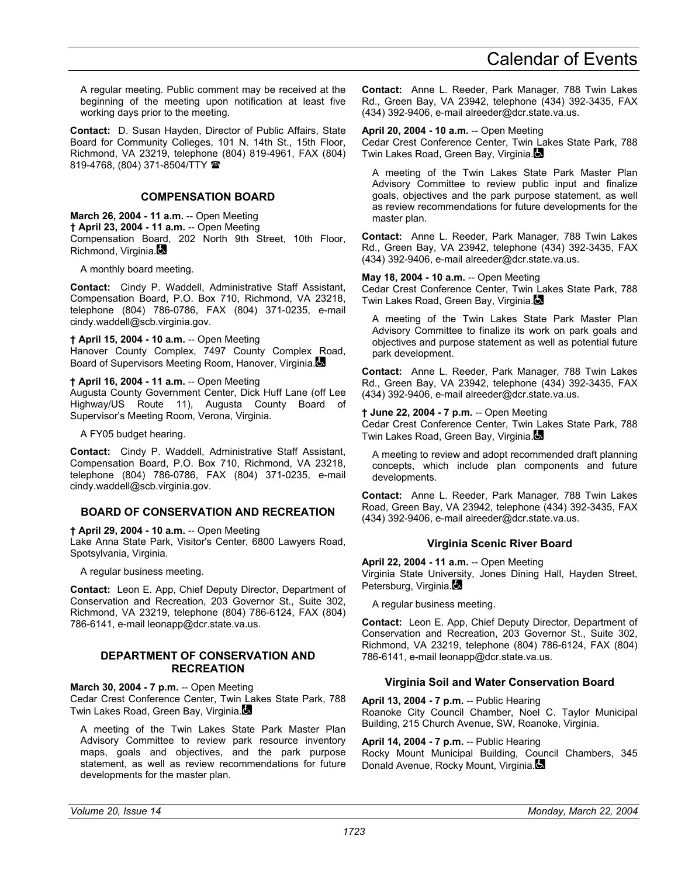A regular meeting. Public comment may be received at the beginning of the meeting upon notification at least five working days prior to the meeting.

**Contact:** D. Susan Hayden, Director of Public Affairs, State Board for Community Colleges, 101 N. 14th St., 15th Floor, Richmond, VA 23219, telephone (804) 819-4961, FAX (804) 819-4768, (804) 371-8504/TTY ☎

### COMPENSATION BOARD

**March 26, 2004 - 11 a.m.** -- Open Meeting
**† April 23, 2004 - 11 a.m.** -- Open Meeting
Compensation Board, 202 North 9th Street, 10th Floor, Richmond, Virginia.

A monthly board meeting.

**Contact:** Cindy P. Waddell, Administrative Staff Assistant, Compensation Board, P.O. Box 710, Richmond, VA 23218, telephone (804) 786-0786, FAX (804) 371-0235, e-mail cindy.waddell@scb.virginia.gov.

**† April 15, 2004 - 10 a.m.** -- Open Meeting
Hanover County Complex, 7497 County Complex Road, Board of Supervisors Meeting Room, Hanover, Virginia.

**† April 16, 2004 - 11 a.m.** -- Open Meeting
Augusta County Government Center, Dick Huff Lane (off Lee Highway/US Route 11), Augusta County Board of Supervisor's Meeting Room, Verona, Virginia.

A FY05 budget hearing.

**Contact:** Cindy P. Waddell, Administrative Staff Assistant, Compensation Board, P.O. Box 710, Richmond, VA 23218, telephone (804) 786-0786, FAX (804) 371-0235, e-mail cindy.waddell@scb.virginia.gov.

### BOARD OF CONSERVATION AND RECREATION

**† April 29, 2004 - 10 a.m.** -- Open Meeting
Lake Anna State Park, Visitor's Center, 6800 Lawyers Road, Spotsylvania, Virginia.

A regular business meeting.

**Contact:** Leon E. App, Chief Deputy Director, Department of Conservation and Recreation, 203 Governor St., Suite 302, Richmond, VA 23219, telephone (804) 786-6124, FAX (804) 786-6141, e-mail leonapp@dcr.state.va.us.

### DEPARTMENT OF CONSERVATION AND RECREATION

**March 30, 2004 - 7 p.m.** -- Open Meeting
Cedar Crest Conference Center, Twin Lakes State Park, 788 Twin Lakes Road, Green Bay, Virginia.

A meeting of the Twin Lakes State Park Master Plan Advisory Committee to review park resource inventory maps, goals and objectives, and the park purpose statement, as well as review recommendations for future developments for the master plan.

**Contact:** Anne L. Reeder, Park Manager, 788 Twin Lakes Rd., Green Bay, VA 23942, telephone (434) 392-3435, FAX (434) 392-9406, e-mail alreeder@dcr.state.va.us.

**April 20, 2004 - 10 a.m.** -- Open Meeting
Cedar Crest Conference Center, Twin Lakes State Park, 788 Twin Lakes Road, Green Bay, Virginia.

A meeting of the Twin Lakes State Park Master Plan Advisory Committee to review public input and finalize goals, objectives and the park purpose statement, as well as review recommendations for future developments for the master plan.

**Contact:** Anne L. Reeder, Park Manager, 788 Twin Lakes Rd., Green Bay, VA 23942, telephone (434) 392-3435, FAX (434) 392-9406, e-mail alreeder@dcr.state.va.us.

**May 18, 2004 - 10 a.m.** -- Open Meeting
Cedar Crest Conference Center, Twin Lakes State Park, 788 Twin Lakes Road, Green Bay, Virginia.

A meeting of the Twin Lakes State Park Master Plan Advisory Committee to finalize its work on park goals and objectives and purpose statement as well as potential future park development.

**Contact:** Anne L. Reeder, Park Manager, 788 Twin Lakes Rd., Green Bay, VA 23942, telephone (434) 392-3435, FAX (434) 392-9406, e-mail alreeder@dcr.state.va.us.

**† June 22, 2004 - 7 p.m.** -- Open Meeting
Cedar Crest Conference Center, Twin Lakes State Park, 788 Twin Lakes Road, Green Bay, Virginia.

A meeting to review and adopt recommended draft planning concepts, which include plan components and future developments.

**Contact:** Anne L. Reeder, Park Manager, 788 Twin Lakes Road, Green Bay, VA 23942, telephone (434) 392-3435, FAX (434) 392-9406, e-mail alreeder@dcr.state.va.us.

#### Virginia Scenic River Board

**April 22, 2004 - 11 a.m.** -- Open Meeting
Virginia State University, Jones Dining Hall, Hayden Street, Petersburg, Virginia.

A regular business meeting.

**Contact:** Leon E. App, Chief Deputy Director, Department of Conservation and Recreation, 203 Governor St., Suite 302, Richmond, VA 23219, telephone (804) 786-6124, FAX (804) 786-6141, e-mail leonapp@dcr.state.va.us.

#### Virginia Soil and Water Conservation Board

**April 13, 2004 - 7 p.m.** -- Public Hearing
Roanoke City Council Chamber, Noel C. Taylor Municipal Building, 215 Church Avenue, SW, Roanoke, Virginia.

**April 14, 2004 - 7 p.m.** -- Public Hearing
Rocky Mount Municipal Building, Council Chambers, 345 Donald Avenue, Rocky Mount, Virginia.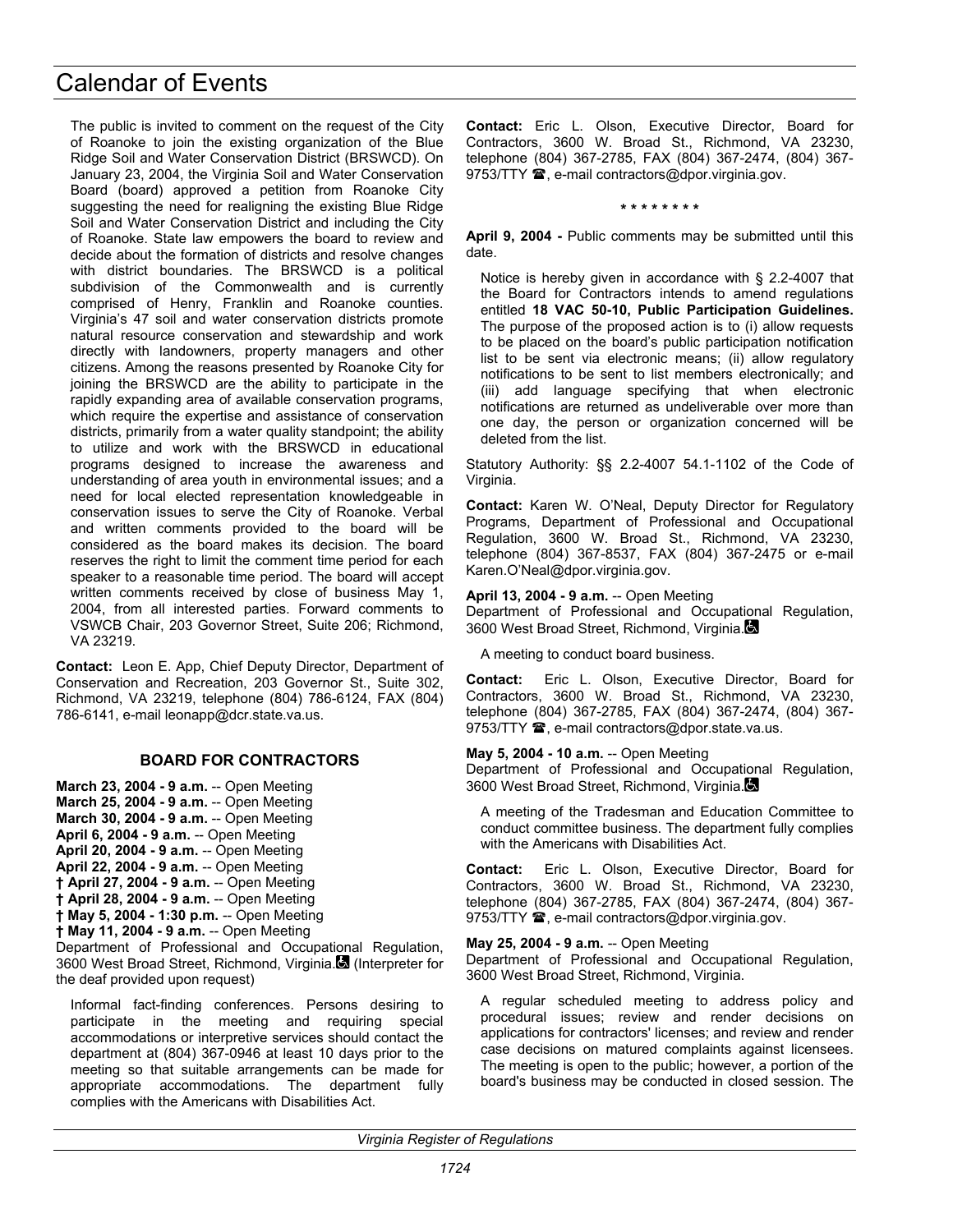The public is invited to comment on the request of the City of Roanoke to join the existing organization of the Blue Ridge Soil and Water Conservation District (BRSWCD). On January 23, 2004, the Virginia Soil and Water Conservation Board (board) approved a petition from Roanoke City suggesting the need for realigning the existing Blue Ridge Soil and Water Conservation District and including the City of Roanoke. State law empowers the board to review and decide about the formation of districts and resolve changes with district boundaries. The BRSWCD is a political subdivision of the Commonwealth and is currently comprised of Henry, Franklin and Roanoke counties. Virginia's 47 soil and water conservation districts promote natural resource conservation and stewardship and work directly with landowners, property managers and other citizens. Among the reasons presented by Roanoke City for joining the BRSWCD are the ability to participate in the rapidly expanding area of available conservation programs, which require the expertise and assistance of conservation districts, primarily from a water quality standpoint; the ability to utilize and work with the BRSWCD in educational programs designed to increase the awareness and understanding of area youth in environmental issues; and a need for local elected representation knowledgeable in conservation issues to serve the City of Roanoke. Verbal and written comments provided to the board will be considered as the board makes its decision. The board reserves the right to limit the comment time period for each speaker to a reasonable time period. The board will accept written comments received by close of business May 1, 2004, from all interested parties. Forward comments to VSWCB Chair, 203 Governor Street, Suite 206; Richmond, VA 23219.

**Contact:** Leon E. App, Chief Deputy Director, Department of Conservation and Recreation, 203 Governor St., Suite 302, Richmond, VA 23219, telephone (804) 786-6124, FAX (804) 786-6141, e-mail leonapp@dcr.state.va.us.

## BOARD FOR CONTRACTORS

**March 23, 2004 - 9 a.m.** -- Open Meeting
**March 25, 2004 - 9 a.m.** -- Open Meeting
**March 30, 2004 - 9 a.m.** -- Open Meeting
**April 6, 2004 - 9 a.m.** -- Open Meeting
**April 20, 2004 - 9 a.m.** -- Open Meeting
**April 22, 2004 - 9 a.m.** -- Open Meeting
**† April 27, 2004 - 9 a.m.** -- Open Meeting
**† April 28, 2004 - 9 a.m.** -- Open Meeting
**† May 5, 2004 - 1:30 p.m.** -- Open Meeting
**† May 11, 2004 - 9 a.m.** -- Open Meeting
Department of Professional and Occupational Regulation, 3600 West Broad Street, Richmond, Virginia. (Interpreter for the deaf provided upon request)

Informal fact-finding conferences. Persons desiring to participate in the meeting and requiring special accommodations or interpretive services should contact the department at (804) 367-0946 at least 10 days prior to the meeting so that suitable arrangements can be made for appropriate accommodations. The department fully complies with the Americans with Disabilities Act.

**Contact:** Eric L. Olson, Executive Director, Board for Contractors, 3600 W. Broad St., Richmond, VA 23230, telephone (804) 367-2785, FAX (804) 367-2474, (804) 367-9753/TTY ☎, e-mail contractors@dpor.virginia.gov.

\* \* \* \* \* \* \* \*

**April 9, 2004 -** Public comments may be submitted until this date.

Notice is hereby given in accordance with § 2.2-4007 that the Board for Contractors intends to amend regulations entitled **18 VAC 50-10, Public Participation Guidelines.** The purpose of the proposed action is to (i) allow requests to be placed on the board's public participation notification list to be sent via electronic means; (ii) allow regulatory notifications to be sent to list members electronically; and (iii) add language specifying that when electronic notifications are returned as undeliverable over more than one day, the person or organization concerned will be deleted from the list.

Statutory Authority: §§ 2.2-4007 54.1-1102 of the Code of Virginia.

**Contact:** Karen W. O'Neal, Deputy Director for Regulatory Programs, Department of Professional and Occupational Regulation, 3600 W. Broad St., Richmond, VA 23230, telephone (804) 367-8537, FAX (804) 367-2475 or e-mail Karen.O'Neal@dpor.virginia.gov.

**April 13, 2004 - 9 a.m.** -- Open Meeting
Department of Professional and Occupational Regulation, 3600 West Broad Street, Richmond, Virginia.

A meeting to conduct board business.

**Contact:** Eric L. Olson, Executive Director, Board for Contractors, 3600 W. Broad St., Richmond, VA 23230, telephone (804) 367-2785, FAX (804) 367-2474, (804) 367-9753/TTY ☎, e-mail contractors@dpor.state.va.us.

**May 5, 2004 - 10 a.m.** -- Open Meeting
Department of Professional and Occupational Regulation, 3600 West Broad Street, Richmond, Virginia.

A meeting of the Tradesman and Education Committee to conduct committee business. The department fully complies with the Americans with Disabilities Act.

**Contact:** Eric L. Olson, Executive Director, Board for Contractors, 3600 W. Broad St., Richmond, VA 23230, telephone (804) 367-2785, FAX (804) 367-2474, (804) 367-9753/TTY ☎, e-mail contractors@dpor.virginia.gov.

**May 25, 2004 - 9 a.m.** -- Open Meeting
Department of Professional and Occupational Regulation, 3600 West Broad Street, Richmond, Virginia.

A regular scheduled meeting to address policy and procedural issues; review and render decisions on applications for contractors' licenses; and review and render case decisions on matured complaints against licensees. The meeting is open to the public; however, a portion of the board's business may be conducted in closed session. The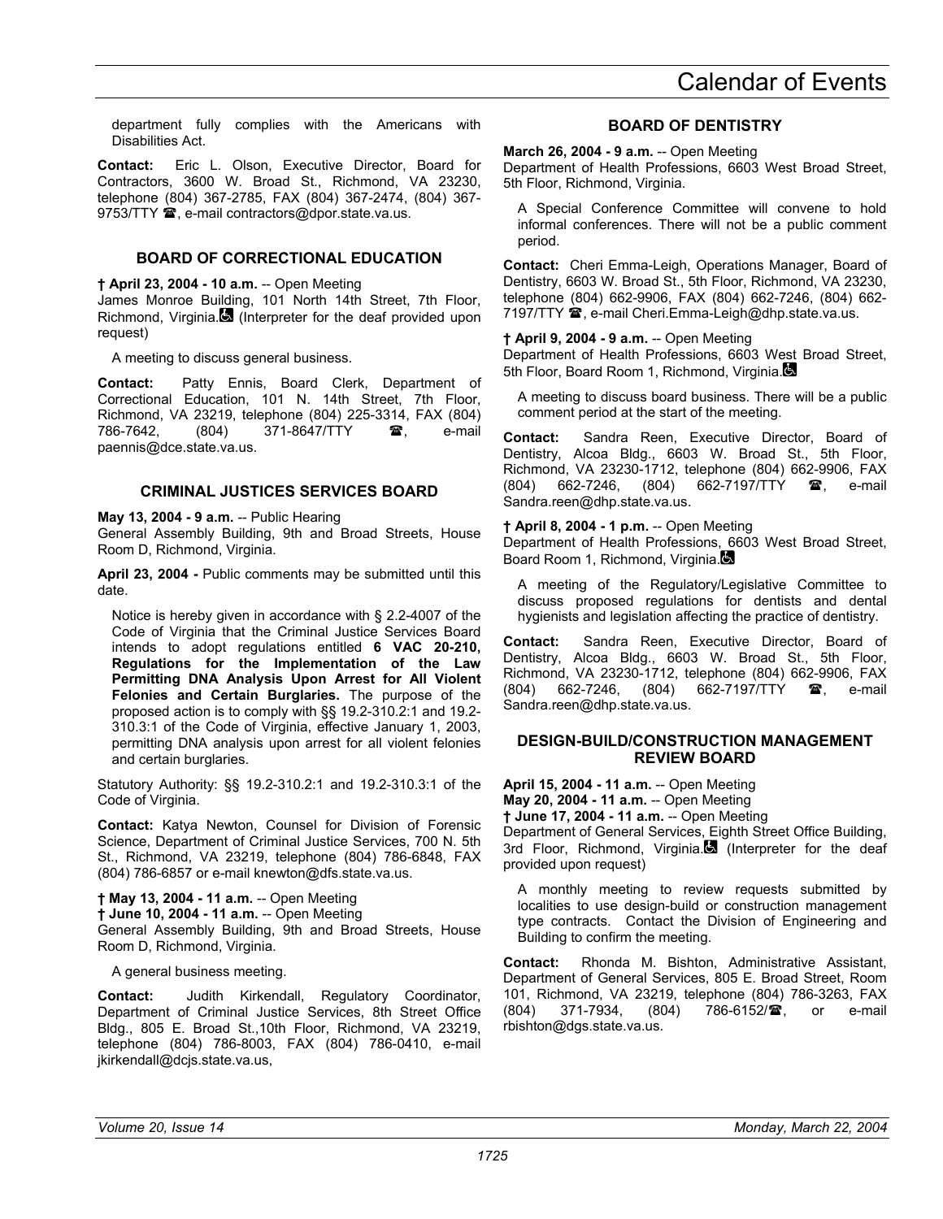department fully complies with the Americans with Disabilities Act.

**Contact:** Eric L. Olson, Executive Director, Board for Contractors, 3600 W. Broad St., Richmond, VA 23230, telephone (804) 367-2785, FAX (804) 367-2474, (804) 367-9753/TTY ☎, e-mail contractors@dpor.state.va.us.

### BOARD OF CORRECTIONAL EDUCATION

**† April 23, 2004 - 10 a.m.** -- Open Meeting
James Monroe Building, 101 North 14th Street, 7th Floor, Richmond, Virginia. ♿ (Interpreter for the deaf provided upon request)

A meeting to discuss general business.

**Contact:** Patty Ennis, Board Clerk, Department of Correctional Education, 101 N. 14th Street, 7th Floor, Richmond, VA 23219, telephone (804) 225-3314, FAX (804) 786-7642, (804) 371-8647/TTY ☎, e-mail paennis@dce.state.va.us.

### CRIMINAL JUSTICES SERVICES BOARD

**May 13, 2004 - 9 a.m.** -- Public Hearing
General Assembly Building, 9th and Broad Streets, House Room D, Richmond, Virginia.

**April 23, 2004 -** Public comments may be submitted until this date.

Notice is hereby given in accordance with § 2.2-4007 of the Code of Virginia that the Criminal Justice Services Board intends to adopt regulations entitled **6 VAC 20-210, Regulations for the Implementation of the Law Permitting DNA Analysis Upon Arrest for All Violent Felonies and Certain Burglaries.** The purpose of the proposed action is to comply with §§ 19.2-310.2:1 and 19.2-310.3:1 of the Code of Virginia, effective January 1, 2003, permitting DNA analysis upon arrest for all violent felonies and certain burglaries.

Statutory Authority: §§ 19.2-310.2:1 and 19.2-310.3:1 of the Code of Virginia.

**Contact:** Katya Newton, Counsel for Division of Forensic Science, Department of Criminal Justice Services, 700 N. 5th St., Richmond, VA 23219, telephone (804) 786-6848, FAX (804) 786-6857 or e-mail knewton@dfs.state.va.us.

**† May 13, 2004 - 11 a.m.** -- Open Meeting
**† June 10, 2004 - 11 a.m.** -- Open Meeting
General Assembly Building, 9th and Broad Streets, House Room D, Richmond, Virginia.

A general business meeting.

**Contact:** Judith Kirkendall, Regulatory Coordinator, Department of Criminal Justice Services, 8th Street Office Bldg., 805 E. Broad St.,10th Floor, Richmond, VA 23219, telephone (804) 786-8003, FAX (804) 786-0410, e-mail jkirkendall@dcjs.state.va.us,

### BOARD OF DENTISTRY

**March 26, 2004 - 9 a.m.** -- Open Meeting
Department of Health Professions, 6603 West Broad Street, 5th Floor, Richmond, Virginia.

A Special Conference Committee will convene to hold informal conferences. There will not be a public comment period.

**Contact:** Cheri Emma-Leigh, Operations Manager, Board of Dentistry, 6603 W. Broad St., 5th Floor, Richmond, VA 23230, telephone (804) 662-9906, FAX (804) 662-7246, (804) 662-7197/TTY ☎, e-mail Cheri.Emma-Leigh@dhp.state.va.us.

**† April 9, 2004 - 9 a.m.** -- Open Meeting
Department of Health Professions, 6603 West Broad Street, 5th Floor, Board Room 1, Richmond, Virginia. ♿

A meeting to discuss board business. There will be a public comment period at the start of the meeting.

**Contact:** Sandra Reen, Executive Director, Board of Dentistry, Alcoa Bldg., 6603 W. Broad St., 5th Floor, Richmond, VA 23230-1712, telephone (804) 662-9906, FAX (804) 662-7246, (804) 662-7197/TTY ☎, e-mail Sandra.reen@dhp.state.va.us.

**† April 8, 2004 - 1 p.m.** -- Open Meeting
Department of Health Professions, 6603 West Broad Street, Board Room 1, Richmond, Virginia. ♿

A meeting of the Regulatory/Legislative Committee to discuss proposed regulations for dentists and dental hygienists and legislation affecting the practice of dentistry.

**Contact:** Sandra Reen, Executive Director, Board of Dentistry, Alcoa Bldg., 6603 W. Broad St., 5th Floor, Richmond, VA 23230-1712, telephone (804) 662-9906, FAX (804) 662-7246, (804) 662-7197/TTY ☎, e-mail Sandra.reen@dhp.state.va.us.

### DESIGN-BUILD/CONSTRUCTION MANAGEMENT REVIEW BOARD

**April 15, 2004 - 11 a.m.** -- Open Meeting
**May 20, 2004 - 11 a.m.** -- Open Meeting
**† June 17, 2004 - 11 a.m.** -- Open Meeting
Department of General Services, Eighth Street Office Building, 3rd Floor, Richmond, Virginia. ♿ (Interpreter for the deaf provided upon request)

A monthly meeting to review requests submitted by localities to use design-build or construction management type contracts. Contact the Division of Engineering and Building to confirm the meeting.

**Contact:** Rhonda M. Bishton, Administrative Assistant, Department of General Services, 805 E. Broad Street, Room 101, Richmond, VA 23219, telephone (804) 786-3263, FAX (804) 371-7934, (804) 786-6152/☎, or e-mail rbishton@dgs.state.va.us.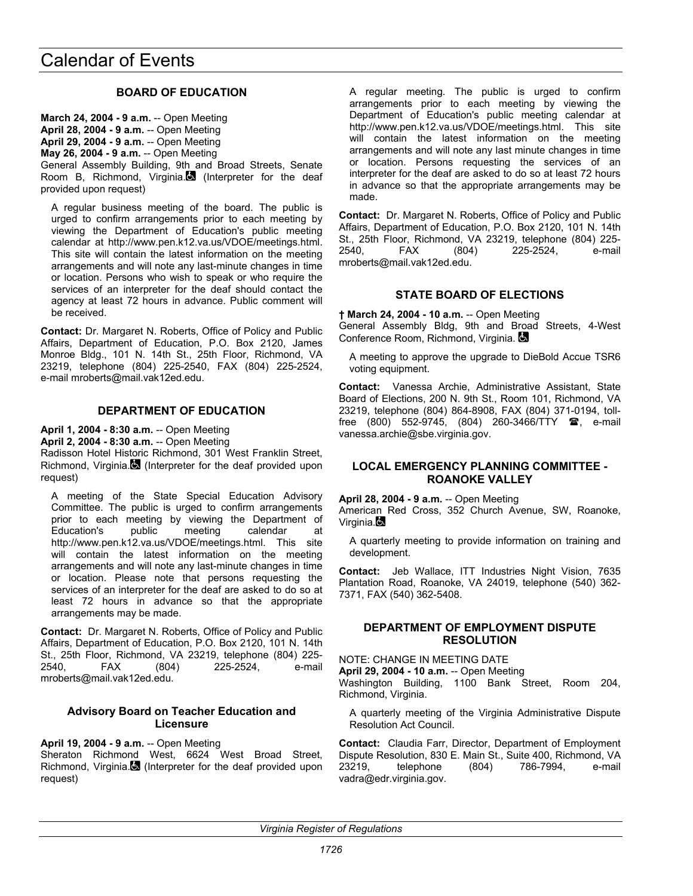# Calendar of Events

### BOARD OF EDUCATION

**March 24, 2004 - 9 a.m.** -- Open Meeting
**April 28, 2004 - 9 a.m.** -- Open Meeting
**April 29, 2004 - 9 a.m.** -- Open Meeting
**May 26, 2004 - 9 a.m.** -- Open Meeting
General Assembly Building, 9th and Broad Streets, Senate Room B, Richmond, Virginia. ♿ (Interpreter for the deaf provided upon request)

A regular business meeting of the board. The public is urged to confirm arrangements prior to each meeting by viewing the Department of Education's public meeting calendar at http://www.pen.k12.va.us/VDOE/meetings.html. This site will contain the latest information on the meeting arrangements and will note any last-minute changes in time or location. Persons who wish to speak or who require the services of an interpreter for the deaf should contact the agency at least 72 hours in advance. Public comment will be received.

**Contact:** Dr. Margaret N. Roberts, Office of Policy and Public Affairs, Department of Education, P.O. Box 2120, James Monroe Bldg., 101 N. 14th St., 25th Floor, Richmond, VA 23219, telephone (804) 225-2540, FAX (804) 225-2524, e-mail mroberts@mail.vak12ed.edu.

### DEPARTMENT OF EDUCATION

**April 1, 2004 - 8:30 a.m.** -- Open Meeting
**April 2, 2004 - 8:30 a.m.** -- Open Meeting
Radisson Hotel Historic Richmond, 301 West Franklin Street, Richmond, Virginia. ♿ (Interpreter for the deaf provided upon request)

A meeting of the State Special Education Advisory Committee. The public is urged to confirm arrangements prior to each meeting by viewing the Department of Education's public meeting calendar at http://www.pen.k12.va.us/VDOE/meetings.html. This site will contain the latest information on the meeting arrangements and will note any last-minute changes in time or location. Please note that persons requesting the services of an interpreter for the deaf are asked to do so at least 72 hours in advance so that the appropriate arrangements may be made.

**Contact:** Dr. Margaret N. Roberts, Office of Policy and Public Affairs, Department of Education, P.O. Box 2120, 101 N. 14th St., 25th Floor, Richmond, VA 23219, telephone (804) 225-2540, FAX (804) 225-2524, e-mail mroberts@mail.vak12ed.edu.

#### Advisory Board on Teacher Education and Licensure

**April 19, 2004 - 9 a.m.** -- Open Meeting
Sheraton Richmond West, 6624 West Broad Street, Richmond, Virginia. ♿ (Interpreter for the deaf provided upon request)

A regular meeting. The public is urged to confirm arrangements prior to each meeting by viewing the Department of Education's public meeting calendar at http://www.pen.k12.va.us/VDOE/meetings.html. This site will contain the latest information on the meeting arrangements and will note any last minute changes in time or location. Persons requesting the services of an interpreter for the deaf are asked to do so at least 72 hours in advance so that the appropriate arrangements may be made.

**Contact:** Dr. Margaret N. Roberts, Office of Policy and Public Affairs, Department of Education, P.O. Box 2120, 101 N. 14th St., 25th Floor, Richmond, VA 23219, telephone (804) 225-2540, FAX (804) 225-2524, e-mail mroberts@mail.vak12ed.edu.

### STATE BOARD OF ELECTIONS

**† March 24, 2004 - 10 a.m.** -- Open Meeting
General Assembly Bldg, 9th and Broad Streets, 4-West Conference Room, Richmond, Virginia. ♿

A meeting to approve the upgrade to DieBold Accue TSR6 voting equipment.

**Contact:** Vanessa Archie, Administrative Assistant, State Board of Elections, 200 N. 9th St., Room 101, Richmond, VA 23219, telephone (804) 864-8908, FAX (804) 371-0194, toll-free (800) 552-9745, (804) 260-3466/TTY ☎, e-mail vanessa.archie@sbe.virginia.gov.

### LOCAL EMERGENCY PLANNING COMMITTEE - ROANOKE VALLEY

**April 28, 2004 - 9 a.m.** -- Open Meeting
American Red Cross, 352 Church Avenue, SW, Roanoke, Virginia. ♿

A quarterly meeting to provide information on training and development.

**Contact:** Jeb Wallace, ITT Industries Night Vision, 7635 Plantation Road, Roanoke, VA 24019, telephone (540) 362-7371, FAX (540) 362-5408.

### DEPARTMENT OF EMPLOYMENT DISPUTE RESOLUTION

NOTE: CHANGE IN MEETING DATE
**April 29, 2004 - 10 a.m.** -- Open Meeting
Washington Building, 1100 Bank Street, Room 204, Richmond, Virginia.

A quarterly meeting of the Virginia Administrative Dispute Resolution Act Council.

**Contact:** Claudia Farr, Director, Department of Employment Dispute Resolution, 830 E. Main St., Suite 400, Richmond, VA 23219, telephone (804) 786-7994, e-mail vadra@edr.virginia.gov.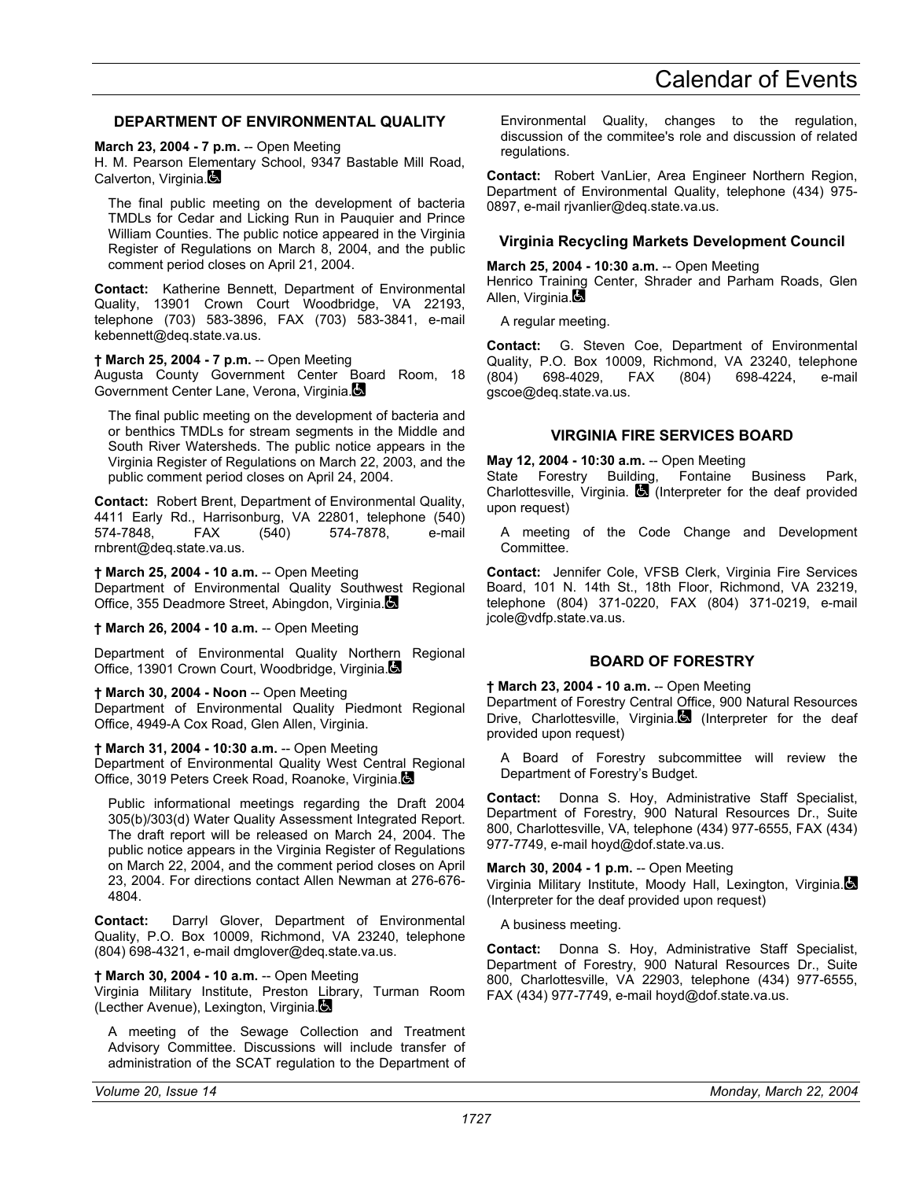## DEPARTMENT OF ENVIRONMENTAL QUALITY

**March 23, 2004 - 7 p.m.** -- Open Meeting
H. M. Pearson Elementary School, 9347 Bastable Mill Road, Calverton, Virginia.

The final public meeting on the development of bacteria TMDLs for Cedar and Licking Run in Pauquier and Prince William Counties. The public notice appeared in the Virginia Register of Regulations on March 8, 2004, and the public comment period closes on April 21, 2004.

**Contact:** Katherine Bennett, Department of Environmental Quality, 13901 Crown Court Woodbridge, VA 22193, telephone (703) 583-3896, FAX (703) 583-3841, e-mail kebennett@deq.state.va.us.

**† March 25, 2004 - 7 p.m.** -- Open Meeting
Augusta County Government Center Board Room, 18 Government Center Lane, Verona, Virginia.

The final public meeting on the development of bacteria and or benthics TMDLs for stream segments in the Middle and South River Watersheds. The public notice appears in the Virginia Register of Regulations on March 22, 2003, and the public comment period closes on April 24, 2004.

**Contact:** Robert Brent, Department of Environmental Quality, 4411 Early Rd., Harrisonburg, VA 22801, telephone (540) 574-7848, FAX (540) 574-7878, e-mail rnbrent@deq.state.va.us.

**† March 25, 2004 - 10 a.m.** -- Open Meeting
Department of Environmental Quality Southwest Regional Office, 355 Deadmore Street, Abingdon, Virginia.

**† March 26, 2004 - 10 a.m.** -- Open Meeting

Department of Environmental Quality Northern Regional Office, 13901 Crown Court, Woodbridge, Virginia.

**† March 30, 2004 - Noon** -- Open Meeting
Department of Environmental Quality Piedmont Regional Office, 4949-A Cox Road, Glen Allen, Virginia.

**† March 31, 2004 - 10:30 a.m.** -- Open Meeting
Department of Environmental Quality West Central Regional Office, 3019 Peters Creek Road, Roanoke, Virginia.

Public informational meetings regarding the Draft 2004 305(b)/303(d) Water Quality Assessment Integrated Report. The draft report will be released on March 24, 2004. The public notice appears in the Virginia Register of Regulations on March 22, 2004, and the comment period closes on April 23, 2004. For directions contact Allen Newman at 276-676-4804.

**Contact:** Darryl Glover, Department of Environmental Quality, P.O. Box 10009, Richmond, VA 23240, telephone (804) 698-4321, e-mail dmglover@deq.state.va.us.

**† March 30, 2004 - 10 a.m.** -- Open Meeting
Virginia Military Institute, Preston Library, Turman Room (Lecther Avenue), Lexington, Virginia.

A meeting of the Sewage Collection and Treatment Advisory Committee. Discussions will include transfer of administration of the SCAT regulation to the Department of Environmental Quality, changes to the regulation, discussion of the commitee's role and discussion of related regulations.

**Contact:** Robert VanLier, Area Engineer Northern Region, Department of Environmental Quality, telephone (434) 975-0897, e-mail rjvanlier@deq.state.va.us.

### Virginia Recycling Markets Development Council

**March 25, 2004 - 10:30 a.m.** -- Open Meeting
Henrico Training Center, Shrader and Parham Roads, Glen Allen, Virginia.

A regular meeting.

**Contact:** G. Steven Coe, Department of Environmental Quality, P.O. Box 10009, Richmond, VA 23240, telephone (804) 698-4029, FAX (804) 698-4224, e-mail gscoe@deq.state.va.us.

## VIRGINIA FIRE SERVICES BOARD

**May 12, 2004 - 10:30 a.m.** -- Open Meeting
State Forestry Building, Fontaine Business Park, Charlottesville, Virginia. (Interpreter for the deaf provided upon request)

A meeting of the Code Change and Development Committee.

**Contact:** Jennifer Cole, VFSB Clerk, Virginia Fire Services Board, 101 N. 14th St., 18th Floor, Richmond, VA 23219, telephone (804) 371-0220, FAX (804) 371-0219, e-mail jcole@vdfp.state.va.us.

## BOARD OF FORESTRY

**† March 23, 2004 - 10 a.m.** -- Open Meeting
Department of Forestry Central Office, 900 Natural Resources Drive, Charlottesville, Virginia. (Interpreter for the deaf provided upon request)

A Board of Forestry subcommittee will review the Department of Forestry's Budget.

**Contact:** Donna S. Hoy, Administrative Staff Specialist, Department of Forestry, 900 Natural Resources Dr., Suite 800, Charlottesville, VA, telephone (434) 977-6555, FAX (434) 977-7749, e-mail hoyd@dof.state.va.us.

**March 30, 2004 - 1 p.m.** -- Open Meeting
Virginia Military Institute, Moody Hall, Lexington, Virginia. (Interpreter for the deaf provided upon request)

A business meeting.

**Contact:** Donna S. Hoy, Administrative Staff Specialist, Department of Forestry, 900 Natural Resources Dr., Suite 800, Charlottesville, VA 22903, telephone (434) 977-6555, FAX (434) 977-7749, e-mail hoyd@dof.state.va.us.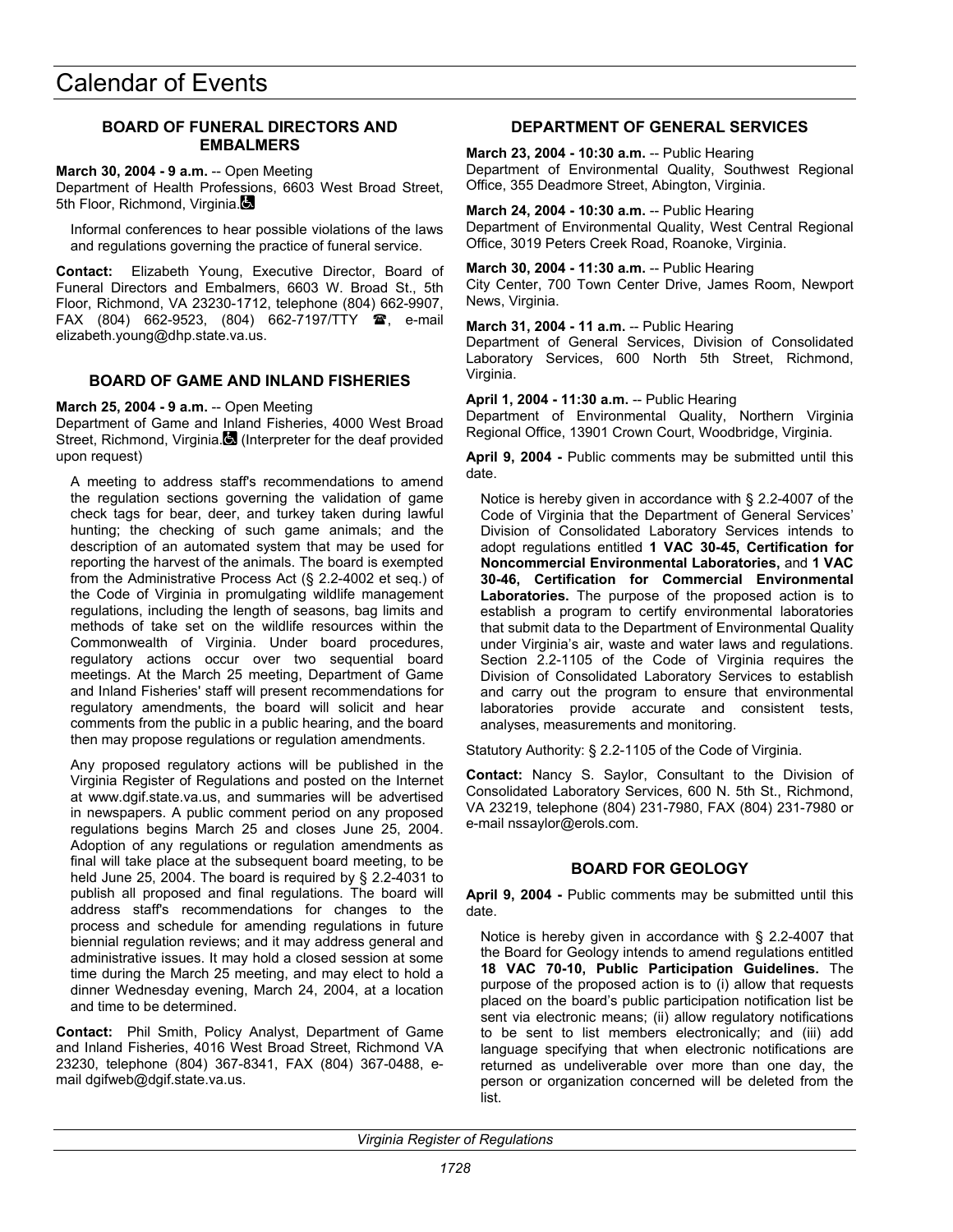# Calendar of Events

### BOARD OF FUNERAL DIRECTORS AND EMBALMERS

**March 30, 2004 - 9 a.m.** -- Open Meeting
Department of Health Professions, 6603 West Broad Street, 5th Floor, Richmond, Virginia.

Informal conferences to hear possible violations of the laws and regulations governing the practice of funeral service.

**Contact:** Elizabeth Young, Executive Director, Board of Funeral Directors and Embalmers, 6603 W. Broad St., 5th Floor, Richmond, VA 23230-1712, telephone (804) 662-9907, FAX (804) 662-9523, (804) 662-7197/TTY ☎, e-mail elizabeth.young@dhp.state.va.us.

### BOARD OF GAME AND INLAND FISHERIES

**March 25, 2004 - 9 a.m.** -- Open Meeting
Department of Game and Inland Fisheries, 4000 West Broad Street, Richmond, Virginia. (Interpreter for the deaf provided upon request)

A meeting to address staff's recommendations to amend the regulation sections governing the validation of game check tags for bear, deer, and turkey taken during lawful hunting; the checking of such game animals; and the description of an automated system that may be used for reporting the harvest of the animals. The board is exempted from the Administrative Process Act (§ 2.2-4002 et seq.) of the Code of Virginia in promulgating wildlife management regulations, including the length of seasons, bag limits and methods of take set on the wildlife resources within the Commonwealth of Virginia. Under board procedures, regulatory actions occur over two sequential board meetings. At the March 25 meeting, Department of Game and Inland Fisheries' staff will present recommendations for regulatory amendments, the board will solicit and hear comments from the public in a public hearing, and the board then may propose regulations or regulation amendments.

Any proposed regulatory actions will be published in the Virginia Register of Regulations and posted on the Internet at www.dgif.state.va.us, and summaries will be advertised in newspapers. A public comment period on any proposed regulations begins March 25 and closes June 25, 2004. Adoption of any regulations or regulation amendments as final will take place at the subsequent board meeting, to be held June 25, 2004. The board is required by § 2.2-4031 to publish all proposed and final regulations. The board will address staff's recommendations for changes to the process and schedule for amending regulations in future biennial regulation reviews; and it may address general and administrative issues. It may hold a closed session at some time during the March 25 meeting, and may elect to hold a dinner Wednesday evening, March 24, 2004, at a location and time to be determined.

**Contact:** Phil Smith, Policy Analyst, Department of Game and Inland Fisheries, 4016 West Broad Street, Richmond VA 23230, telephone (804) 367-8341, FAX (804) 367-0488, e-mail dgifweb@dgif.state.va.us.

### DEPARTMENT OF GENERAL SERVICES

**March 23, 2004 - 10:30 a.m.** -- Public Hearing
Department of Environmental Quality, Southwest Regional Office, 355 Deadmore Street, Abington, Virginia.

**March 24, 2004 - 10:30 a.m.** -- Public Hearing
Department of Environmental Quality, West Central Regional Office, 3019 Peters Creek Road, Roanoke, Virginia.

**March 30, 2004 - 11:30 a.m.** -- Public Hearing
City Center, 700 Town Center Drive, James Room, Newport News, Virginia.

**March 31, 2004 - 11 a.m.** -- Public Hearing
Department of General Services, Division of Consolidated Laboratory Services, 600 North 5th Street, Richmond, Virginia.

**April 1, 2004 - 11:30 a.m.** -- Public Hearing
Department of Environmental Quality, Northern Virginia Regional Office, 13901 Crown Court, Woodbridge, Virginia.

**April 9, 2004 -** Public comments may be submitted until this date.

Notice is hereby given in accordance with § 2.2-4007 of the Code of Virginia that the Department of General Services' Division of Consolidated Laboratory Services intends to adopt regulations entitled **1 VAC 30-45, Certification for Noncommercial Environmental Laboratories,** and **1 VAC 30-46, Certification for Commercial Environmental Laboratories.** The purpose of the proposed action is to establish a program to certify environmental laboratories that submit data to the Department of Environmental Quality under Virginia's air, waste and water laws and regulations. Section 2.2-1105 of the Code of Virginia requires the Division of Consolidated Laboratory Services to establish and carry out the program to ensure that environmental laboratories provide accurate and consistent tests, analyses, measurements and monitoring.

Statutory Authority: § 2.2-1105 of the Code of Virginia.

**Contact:** Nancy S. Saylor, Consultant to the Division of Consolidated Laboratory Services, 600 N. 5th St., Richmond, VA 23219, telephone (804) 231-7980, FAX (804) 231-7980 or e-mail nssaylor@erols.com.

### BOARD FOR GEOLOGY

**April 9, 2004 -** Public comments may be submitted until this date.

Notice is hereby given in accordance with § 2.2-4007 that the Board for Geology intends to amend regulations entitled **18 VAC 70-10, Public Participation Guidelines.** The purpose of the proposed action is to (i) allow that requests placed on the board's public participation notification list be sent via electronic means; (ii) allow regulatory notifications to be sent to list members electronically; and (iii) add language specifying that when electronic notifications are returned as undeliverable over more than one day, the person or organization concerned will be deleted from the list.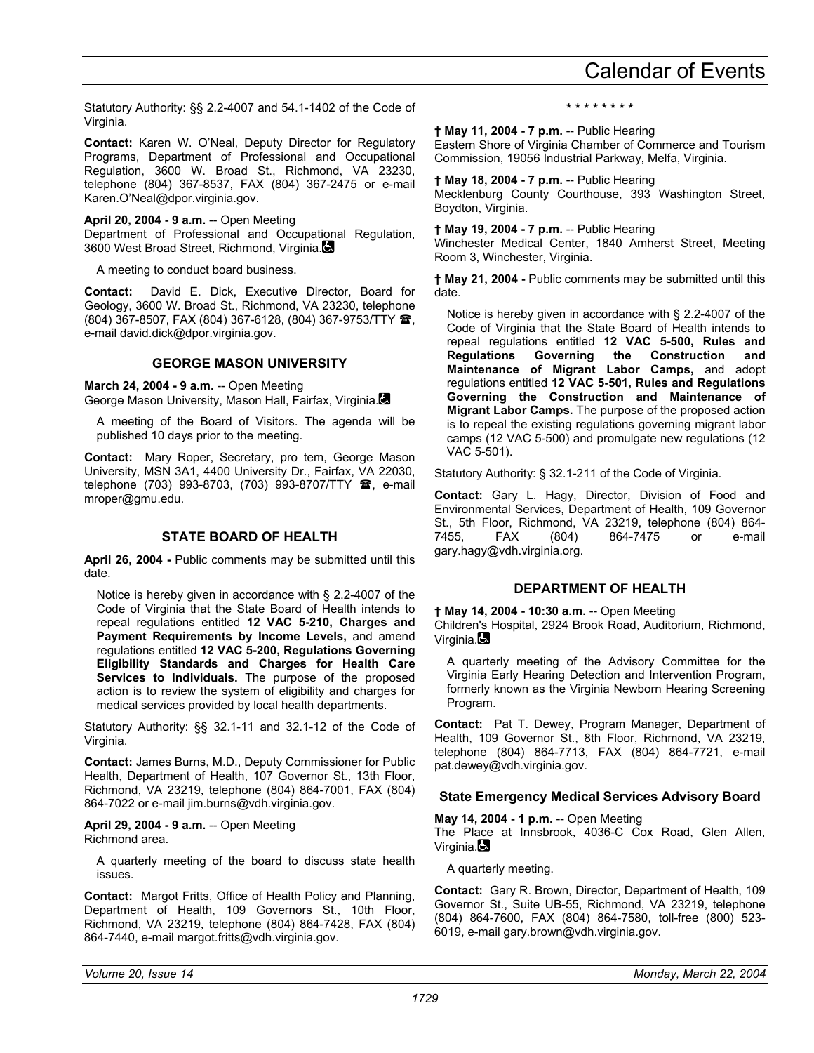Statutory Authority: §§ 2.2-4007 and 54.1-1402 of the Code of Virginia.

**Contact:** Karen W. O'Neal, Deputy Director for Regulatory Programs, Department of Professional and Occupational Regulation, 3600 W. Broad St., Richmond, VA 23230, telephone (804) 367-8537, FAX (804) 367-2475 or e-mail Karen.O'Neal@dpor.virginia.gov.

**April 20, 2004 - 9 a.m.** -- Open Meeting
Department of Professional and Occupational Regulation, 3600 West Broad Street, Richmond, Virginia.

A meeting to conduct board business.

**Contact:** David E. Dick, Executive Director, Board for Geology, 3600 W. Broad St., Richmond, VA 23230, telephone (804) 367-8507, FAX (804) 367-6128, (804) 367-9753/TTY ☎, e-mail david.dick@dpor.virginia.gov.

## GEORGE MASON UNIVERSITY

**March 24, 2004 - 9 a.m.** -- Open Meeting
George Mason University, Mason Hall, Fairfax, Virginia.

A meeting of the Board of Visitors. The agenda will be published 10 days prior to the meeting.

**Contact:** Mary Roper, Secretary, pro tem, George Mason University, MSN 3A1, 4400 University Dr., Fairfax, VA 22030, telephone (703) 993-8703, (703) 993-8707/TTY ☎, e-mail mroper@gmu.edu.

## STATE BOARD OF HEALTH

**April 26, 2004 -** Public comments may be submitted until this date.

Notice is hereby given in accordance with § 2.2-4007 of the Code of Virginia that the State Board of Health intends to repeal regulations entitled **12 VAC 5-210, Charges and Payment Requirements by Income Levels,** and amend regulations entitled **12 VAC 5-200, Regulations Governing Eligibility Standards and Charges for Health Care Services to Individuals.** The purpose of the proposed action is to review the system of eligibility and charges for medical services provided by local health departments.

Statutory Authority: §§ 32.1-11 and 32.1-12 of the Code of Virginia.

**Contact:** James Burns, M.D., Deputy Commissioner for Public Health, Department of Health, 107 Governor St., 13th Floor, Richmond, VA 23219, telephone (804) 864-7001, FAX (804) 864-7022 or e-mail jim.burns@vdh.virginia.gov.

**April 29, 2004 - 9 a.m.** -- Open Meeting
Richmond area.

A quarterly meeting of the board to discuss state health issues.

**Contact:** Margot Fritts, Office of Health Policy and Planning, Department of Health, 109 Governors St., 10th Floor, Richmond, VA 23219, telephone (804) 864-7428, FAX (804) 864-7440, e-mail margot.fritts@vdh.virginia.gov.

\* \* \* \* \* \* \* \*

**† May 11, 2004 - 7 p.m.** -- Public Hearing
Eastern Shore of Virginia Chamber of Commerce and Tourism Commission, 19056 Industrial Parkway, Melfa, Virginia.

**† May 18, 2004 - 7 p.m.** -- Public Hearing
Mecklenburg County Courthouse, 393 Washington Street, Boydton, Virginia.

**† May 19, 2004 - 7 p.m.** -- Public Hearing
Winchester Medical Center, 1840 Amherst Street, Meeting Room 3, Winchester, Virginia.

**† May 21, 2004 -** Public comments may be submitted until this date.

Notice is hereby given in accordance with § 2.2-4007 of the Code of Virginia that the State Board of Health intends to repeal regulations entitled **12 VAC 5-500, Rules and Regulations Governing the Construction and Maintenance of Migrant Labor Camps,** and adopt regulations entitled **12 VAC 5-501, Rules and Regulations Governing the Construction and Maintenance of Migrant Labor Camps.** The purpose of the proposed action is to repeal the existing regulations governing migrant labor camps (12 VAC 5-500) and promulgate new regulations (12 VAC 5-501).

Statutory Authority: § 32.1-211 of the Code of Virginia.

**Contact:** Gary L. Hagy, Director, Division of Food and Environmental Services, Department of Health, 109 Governor St., 5th Floor, Richmond, VA 23219, telephone (804) 864-7455, FAX (804) 864-7475 or e-mail gary.hagy@vdh.virginia.org.

## DEPARTMENT OF HEALTH

**† May 14, 2004 - 10:30 a.m.** -- Open Meeting
Children's Hospital, 2924 Brook Road, Auditorium, Richmond, Virginia.

A quarterly meeting of the Advisory Committee for the Virginia Early Hearing Detection and Intervention Program, formerly known as the Virginia Newborn Hearing Screening Program.

**Contact:** Pat T. Dewey, Program Manager, Department of Health, 109 Governor St., 8th Floor, Richmond, VA 23219, telephone (804) 864-7713, FAX (804) 864-7721, e-mail pat.dewey@vdh.virginia.gov.

### State Emergency Medical Services Advisory Board

**May 14, 2004 - 1 p.m.** -- Open Meeting
The Place at Innsbrook, 4036-C Cox Road, Glen Allen, Virginia.

A quarterly meeting.

**Contact:** Gary R. Brown, Director, Department of Health, 109 Governor St., Suite UB-55, Richmond, VA 23219, telephone (804) 864-7600, FAX (804) 864-7580, toll-free (800) 523-6019, e-mail gary.brown@vdh.virginia.gov.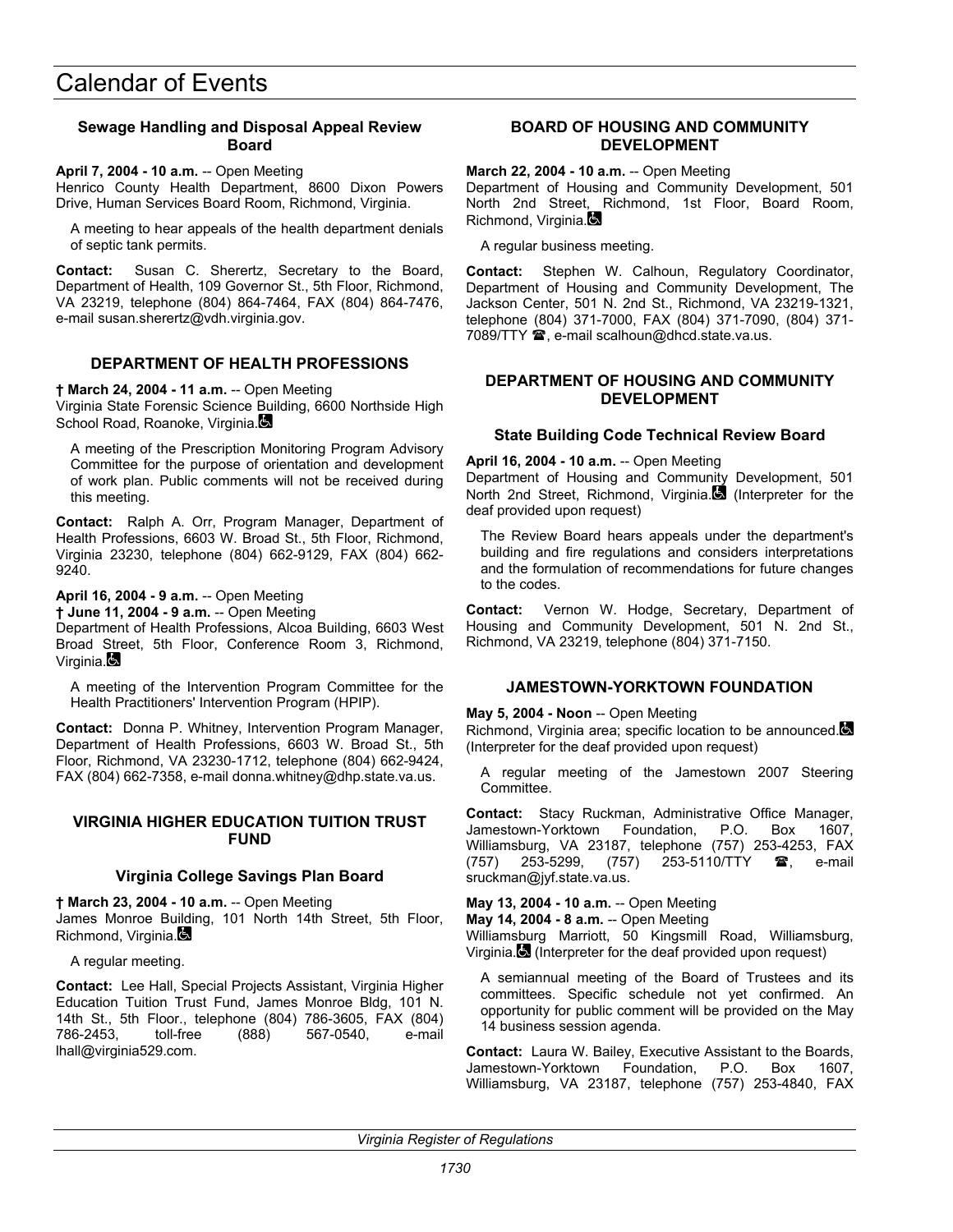### Sewage Handling and Disposal Appeal Review Board

**April 7, 2004 - 10 a.m.** -- Open Meeting
Henrico County Health Department, 8600 Dixon Powers Drive, Human Services Board Room, Richmond, Virginia.

A meeting to hear appeals of the health department denials of septic tank permits.

**Contact:** Susan C. Sherertz, Secretary to the Board, Department of Health, 109 Governor St., 5th Floor, Richmond, VA 23219, telephone (804) 864-7464, FAX (804) 864-7476, e-mail susan.sherertz@vdh.virginia.gov.

## DEPARTMENT OF HEALTH PROFESSIONS

**† March 24, 2004 - 11 a.m.** -- Open Meeting
Virginia State Forensic Science Building, 6600 Northside High School Road, Roanoke, Virginia.

A meeting of the Prescription Monitoring Program Advisory Committee for the purpose of orientation and development of work plan. Public comments will not be received during this meeting.

**Contact:** Ralph A. Orr, Program Manager, Department of Health Professions, 6603 W. Broad St., 5th Floor, Richmond, Virginia 23230, telephone (804) 662-9129, FAX (804) 662-9240.

**April 16, 2004 - 9 a.m.** -- Open Meeting
**† June 11, 2004 - 9 a.m.** -- Open Meeting
Department of Health Professions, Alcoa Building, 6603 West Broad Street, 5th Floor, Conference Room 3, Richmond, Virginia.

A meeting of the Intervention Program Committee for the Health Practitioners' Intervention Program (HPIP).

**Contact:** Donna P. Whitney, Intervention Program Manager, Department of Health Professions, 6603 W. Broad St., 5th Floor, Richmond, VA 23230-1712, telephone (804) 662-9424, FAX (804) 662-7358, e-mail donna.whitney@dhp.state.va.us.

## VIRGINIA HIGHER EDUCATION TUITION TRUST FUND

### Virginia College Savings Plan Board

**† March 23, 2004 - 10 a.m.** -- Open Meeting
James Monroe Building, 101 North 14th Street, 5th Floor, Richmond, Virginia.

A regular meeting.

**Contact:** Lee Hall, Special Projects Assistant, Virginia Higher Education Tuition Trust Fund, James Monroe Bldg, 101 N. 14th St., 5th Floor., telephone (804) 786-3605, FAX (804) 786-2453, toll-free (888) 567-0540, e-mail lhall@virginia529.com.

## BOARD OF HOUSING AND COMMUNITY DEVELOPMENT

**March 22, 2004 - 10 a.m.** -- Open Meeting
Department of Housing and Community Development, 501 North 2nd Street, Richmond, 1st Floor, Board Room, Richmond, Virginia.

A regular business meeting.

**Contact:** Stephen W. Calhoun, Regulatory Coordinator, Department of Housing and Community Development, The Jackson Center, 501 N. 2nd St., Richmond, VA 23219-1321, telephone (804) 371-7000, FAX (804) 371-7090, (804) 371-7089/TTY ☎, e-mail scalhoun@dhcd.state.va.us.

## DEPARTMENT OF HOUSING AND COMMUNITY DEVELOPMENT

### State Building Code Technical Review Board

**April 16, 2004 - 10 a.m.** -- Open Meeting
Department of Housing and Community Development, 501 North 2nd Street, Richmond, Virginia. (Interpreter for the deaf provided upon request)

The Review Board hears appeals under the department's building and fire regulations and considers interpretations and the formulation of recommendations for future changes to the codes.

**Contact:** Vernon W. Hodge, Secretary, Department of Housing and Community Development, 501 N. 2nd St., Richmond, VA 23219, telephone (804) 371-7150.

## JAMESTOWN-YORKTOWN FOUNDATION

**May 5, 2004 - Noon** -- Open Meeting
Richmond, Virginia area; specific location to be announced. (Interpreter for the deaf provided upon request)

A regular meeting of the Jamestown 2007 Steering Committee.

**Contact:** Stacy Ruckman, Administrative Office Manager, Jamestown-Yorktown Foundation, P.O. Box 1607, Williamsburg, VA 23187, telephone (757) 253-4253, FAX (757) 253-5299, (757) 253-5110/TTY ☎, e-mail sruckman@jyf.state.va.us.

**May 13, 2004 - 10 a.m.** -- Open Meeting
**May 14, 2004 - 8 a.m.** -- Open Meeting
Williamsburg Marriott, 50 Kingsmill Road, Williamsburg, Virginia. (Interpreter for the deaf provided upon request)

A semiannual meeting of the Board of Trustees and its committees. Specific schedule not yet confirmed. An opportunity for public comment will be provided on the May 14 business session agenda.

**Contact:** Laura W. Bailey, Executive Assistant to the Boards, Jamestown-Yorktown Foundation, P.O. Box 1607, Williamsburg, VA 23187, telephone (757) 253-4840, FAX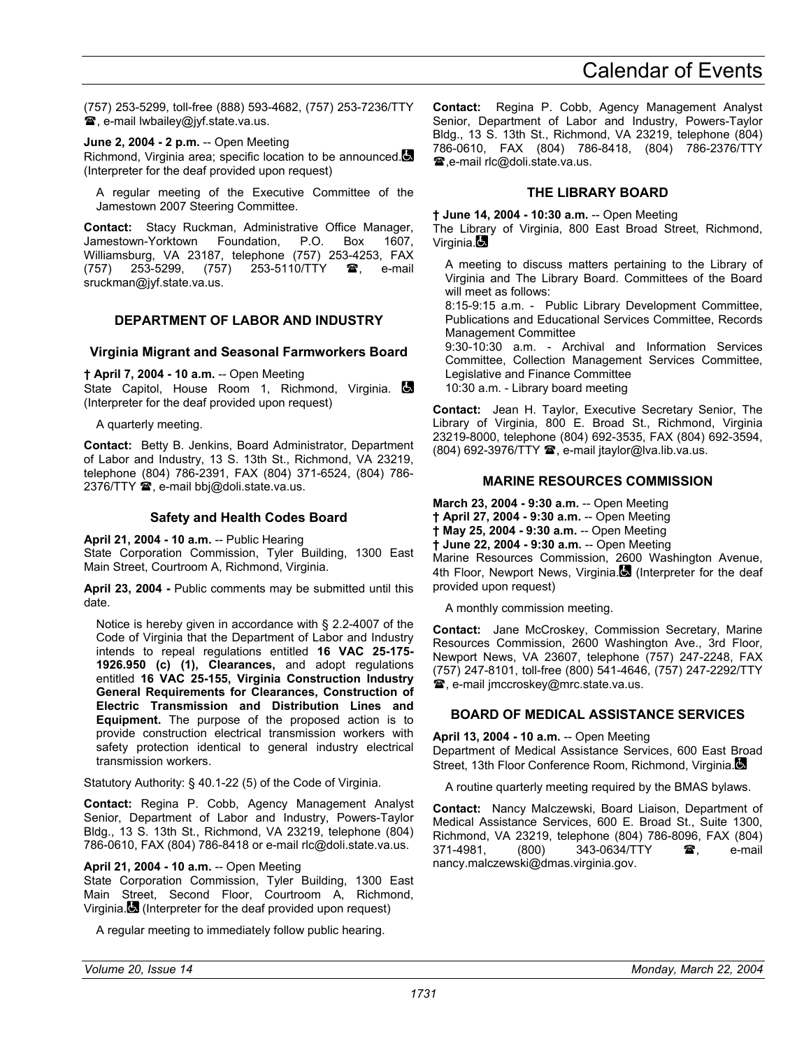(757) 253-5299, toll-free (888) 593-4682, (757) 253-7236/TTY ☎, e-mail lwbailey@jyf.state.va.us.

**June 2, 2004 - 2 p.m.** -- Open Meeting
Richmond, Virginia area; specific location to be announced. (Interpreter for the deaf provided upon request)

A regular meeting of the Executive Committee of the Jamestown 2007 Steering Committee.

**Contact:** Stacy Ruckman, Administrative Office Manager, Jamestown-Yorktown Foundation, P.O. Box 1607, Williamsburg, VA 23187, telephone (757) 253-4253, FAX (757) 253-5299, (757) 253-5110/TTY ☎, e-mail sruckman@jyf.state.va.us.

## DEPARTMENT OF LABOR AND INDUSTRY

### Virginia Migrant and Seasonal Farmworkers Board

**† April 7, 2004 - 10 a.m.** -- Open Meeting
State Capitol, House Room 1, Richmond, Virginia. (Interpreter for the deaf provided upon request)

A quarterly meeting.

**Contact:** Betty B. Jenkins, Board Administrator, Department of Labor and Industry, 13 S. 13th St., Richmond, VA 23219, telephone (804) 786-2391, FAX (804) 371-6524, (804) 786-2376/TTY ☎, e-mail bbj@doli.state.va.us.

### Safety and Health Codes Board

**April 21, 2004 - 10 a.m.** -- Public Hearing
State Corporation Commission, Tyler Building, 1300 East Main Street, Courtroom A, Richmond, Virginia.

**April 23, 2004 -** Public comments may be submitted until this date.

Notice is hereby given in accordance with § 2.2-4007 of the Code of Virginia that the Department of Labor and Industry intends to repeal regulations entitled **16 VAC 25-175-1926.950 (c) (1), Clearances,** and adopt regulations entitled **16 VAC 25-155, Virginia Construction Industry General Requirements for Clearances, Construction of Electric Transmission and Distribution Lines and Equipment.** The purpose of the proposed action is to provide construction electrical transmission workers with safety protection identical to general industry electrical transmission workers.

Statutory Authority: § 40.1-22 (5) of the Code of Virginia.

**Contact:** Regina P. Cobb, Agency Management Analyst Senior, Department of Labor and Industry, Powers-Taylor Bldg., 13 S. 13th St., Richmond, VA 23219, telephone (804) 786-0610, FAX (804) 786-8418 or e-mail rlc@doli.state.va.us.

**April 21, 2004 - 10 a.m.** -- Open Meeting
State Corporation Commission, Tyler Building, 1300 East Main Street, Second Floor, Courtroom A, Richmond, Virginia. (Interpreter for the deaf provided upon request)

A regular meeting to immediately follow public hearing.

**Contact:** Regina P. Cobb, Agency Management Analyst Senior, Department of Labor and Industry, Powers-Taylor Bldg., 13 S. 13th St., Richmond, VA 23219, telephone (804) 786-0610, FAX (804) 786-8418, (804) 786-2376/TTY ☎, e-mail rlc@doli.state.va.us.

## THE LIBRARY BOARD

**† June 14, 2004 - 10:30 a.m.** -- Open Meeting
The Library of Virginia, 800 East Broad Street, Richmond, Virginia.

A meeting to discuss matters pertaining to the Library of Virginia and The Library Board. Committees of the Board will meet as follows:
8:15-9:15 a.m. - Public Library Development Committee, Publications and Educational Services Committee, Records Management Committee
9:30-10:30 a.m. - Archival and Information Services Committee, Collection Management Services Committee, Legislative and Finance Committee
10:30 a.m. - Library board meeting

**Contact:** Jean H. Taylor, Executive Secretary Senior, The Library of Virginia, 800 E. Broad St., Richmond, Virginia 23219-8000, telephone (804) 692-3535, FAX (804) 692-3594, (804) 692-3976/TTY ☎, e-mail jtaylor@lva.lib.va.us.

## MARINE RESOURCES COMMISSION

**March 23, 2004 - 9:30 a.m.** -- Open Meeting
**† April 27, 2004 - 9:30 a.m.** -- Open Meeting
**† May 25, 2004 - 9:30 a.m.** -- Open Meeting
**† June 22, 2004 - 9:30 a.m.** -- Open Meeting
Marine Resources Commission, 2600 Washington Avenue, 4th Floor, Newport News, Virginia. (Interpreter for the deaf provided upon request)

A monthly commission meeting.

**Contact:** Jane McCroskey, Commission Secretary, Marine Resources Commission, 2600 Washington Ave., 3rd Floor, Newport News, VA 23607, telephone (757) 247-2248, FAX (757) 247-8101, toll-free (800) 541-4646, (757) 247-2292/TTY ☎, e-mail jmccroskey@mrc.state.va.us.

## BOARD OF MEDICAL ASSISTANCE SERVICES

**April 13, 2004 - 10 a.m.** -- Open Meeting
Department of Medical Assistance Services, 600 East Broad Street, 13th Floor Conference Room, Richmond, Virginia.

A routine quarterly meeting required by the BMAS bylaws.

**Contact:** Nancy Malczewski, Board Liaison, Department of Medical Assistance Services, 600 E. Broad St., Suite 1300, Richmond, VA 23219, telephone (804) 786-8096, FAX (804) 371-4981, (800) 343-0634/TTY ☎, e-mail nancy.malczewski@dmas.virginia.gov.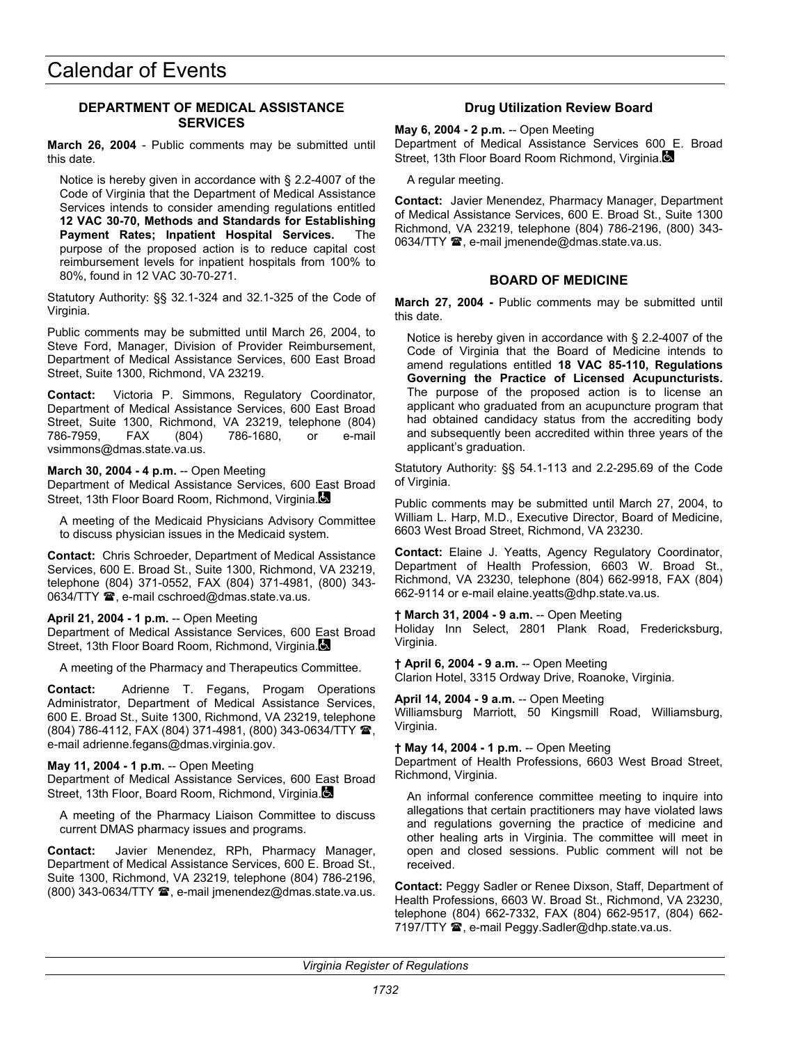## DEPARTMENT OF MEDICAL ASSISTANCE SERVICES

**March 26, 2004** - Public comments may be submitted until this date.

Notice is hereby given in accordance with § 2.2-4007 of the Code of Virginia that the Department of Medical Assistance Services intends to consider amending regulations entitled **12 VAC 30-70, Methods and Standards for Establishing Payment Rates; Inpatient Hospital Services.** The purpose of the proposed action is to reduce capital cost reimbursement levels for inpatient hospitals from 100% to 80%, found in 12 VAC 30-70-271.

Statutory Authority: §§ 32.1-324 and 32.1-325 of the Code of Virginia.

Public comments may be submitted until March 26, 2004, to Steve Ford, Manager, Division of Provider Reimbursement, Department of Medical Assistance Services, 600 East Broad Street, Suite 1300, Richmond, VA 23219.

**Contact:** Victoria P. Simmons, Regulatory Coordinator, Department of Medical Assistance Services, 600 East Broad Street, Suite 1300, Richmond, VA 23219, telephone (804) 786-7959, FAX (804) 786-1680, or e-mail vsimmons@dmas.state.va.us.

**March 30, 2004 - 4 p.m.** -- Open Meeting
Department of Medical Assistance Services, 600 East Broad Street, 13th Floor Board Room, Richmond, Virginia.

A meeting of the Medicaid Physicians Advisory Committee to discuss physician issues in the Medicaid system.

**Contact:** Chris Schroeder, Department of Medical Assistance Services, 600 E. Broad St., Suite 1300, Richmond, VA 23219, telephone (804) 371-0552, FAX (804) 371-4981, (800) 343-0634/TTY ☎, e-mail cschroed@dmas.state.va.us.

**April 21, 2004 - 1 p.m.** -- Open Meeting
Department of Medical Assistance Services, 600 East Broad Street, 13th Floor Board Room, Richmond, Virginia.

A meeting of the Pharmacy and Therapeutics Committee.

**Contact:** Adrienne T. Fegans, Progam Operations Administrator, Department of Medical Assistance Services, 600 E. Broad St., Suite 1300, Richmond, VA 23219, telephone (804) 786-4112, FAX (804) 371-4981, (800) 343-0634/TTY ☎, e-mail adrienne.fegans@dmas.virginia.gov.

**May 11, 2004 - 1 p.m.** -- Open Meeting
Department of Medical Assistance Services, 600 East Broad Street, 13th Floor, Board Room, Richmond, Virginia.

A meeting of the Pharmacy Liaison Committee to discuss current DMAS pharmacy issues and programs.

**Contact:** Javier Menendez, RPh, Pharmacy Manager, Department of Medical Assistance Services, 600 E. Broad St., Suite 1300, Richmond, VA 23219, telephone (804) 786-2196, (800) 343-0634/TTY ☎, e-mail jmenendez@dmas.state.va.us.

### Drug Utilization Review Board

**May 6, 2004 - 2 p.m.** -- Open Meeting
Department of Medical Assistance Services 600 E. Broad Street, 13th Floor Board Room Richmond, Virginia.

A regular meeting.

**Contact:** Javier Menendez, Pharmacy Manager, Department of Medical Assistance Services, 600 E. Broad St., Suite 1300 Richmond, VA 23219, telephone (804) 786-2196, (800) 343-0634/TTY ☎, e-mail jmenende@dmas.state.va.us.

## BOARD OF MEDICINE

**March 27, 2004 -** Public comments may be submitted until this date.

Notice is hereby given in accordance with § 2.2-4007 of the Code of Virginia that the Board of Medicine intends to amend regulations entitled **18 VAC 85-110, Regulations Governing the Practice of Licensed Acupuncturists.** The purpose of the proposed action is to license an applicant who graduated from an acupuncture program that had obtained candidacy status from the accrediting body and subsequently been accredited within three years of the applicant's graduation.

Statutory Authority: §§ 54.1-113 and 2.2-295.69 of the Code of Virginia.

Public comments may be submitted until March 27, 2004, to William L. Harp, M.D., Executive Director, Board of Medicine, 6603 West Broad Street, Richmond, VA 23230.

**Contact:** Elaine J. Yeatts, Agency Regulatory Coordinator, Department of Health Profession, 6603 W. Broad St., Richmond, VA 23230, telephone (804) 662-9918, FAX (804) 662-9114 or e-mail elaine.yeatts@dhp.state.va.us.

**† March 31, 2004 - 9 a.m.** -- Open Meeting
Holiday Inn Select, 2801 Plank Road, Fredericksburg, Virginia.

**† April 6, 2004 - 9 a.m.** -- Open Meeting
Clarion Hotel, 3315 Ordway Drive, Roanoke, Virginia.

**April 14, 2004 - 9 a.m.** -- Open Meeting
Williamsburg Marriott, 50 Kingsmill Road, Williamsburg, Virginia.

**† May 14, 2004 - 1 p.m.** -- Open Meeting
Department of Health Professions, 6603 West Broad Street, Richmond, Virginia.

An informal conference committee meeting to inquire into allegations that certain practitioners may have violated laws and regulations governing the practice of medicine and other healing arts in Virginia. The committee will meet in open and closed sessions. Public comment will not be received.

**Contact:** Peggy Sadler or Renee Dixson, Staff, Department of Health Professions, 6603 W. Broad St., Richmond, VA 23230, telephone (804) 662-7332, FAX (804) 662-9517, (804) 662-7197/TTY ☎, e-mail Peggy.Sadler@dhp.state.va.us.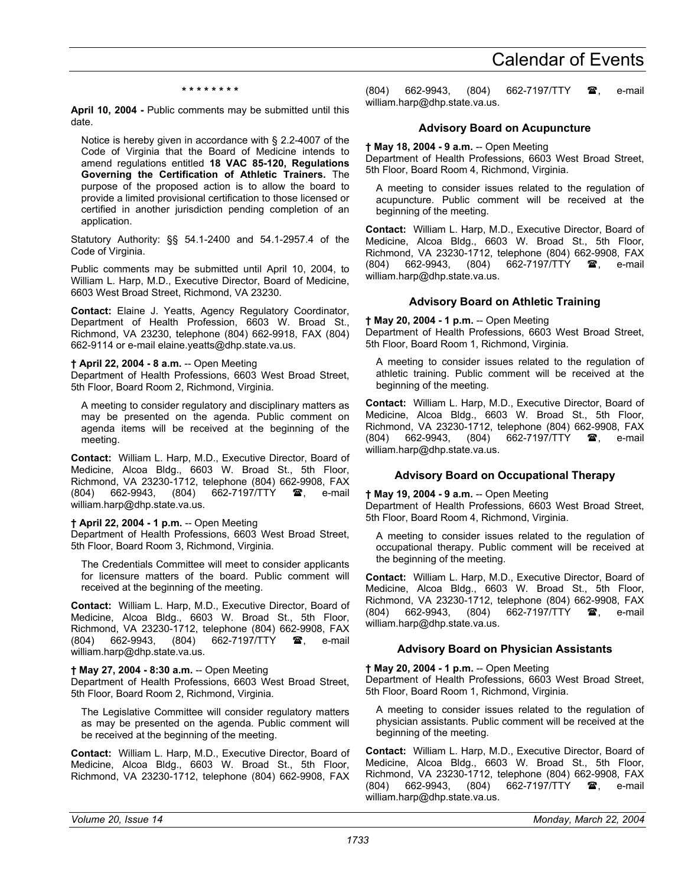\* \* \* \* \* \* \* \*

**April 10, 2004 -** Public comments may be submitted until this date.

Notice is hereby given in accordance with § 2.2-4007 of the Code of Virginia that the Board of Medicine intends to amend regulations entitled **18 VAC 85-120, Regulations Governing the Certification of Athletic Trainers.** The purpose of the proposed action is to allow the board to provide a limited provisional certification to those licensed or certified in another jurisdiction pending completion of an application.

Statutory Authority: §§ 54.1-2400 and 54.1-2957.4 of the Code of Virginia.

Public comments may be submitted until April 10, 2004, to William L. Harp, M.D., Executive Director, Board of Medicine, 6603 West Broad Street, Richmond, VA 23230.

**Contact:** Elaine J. Yeatts, Agency Regulatory Coordinator, Department of Health Profession, 6603 W. Broad St., Richmond, VA 23230, telephone (804) 662-9918, FAX (804) 662-9114 or e-mail elaine.yeatts@dhp.state.va.us.

**† April 22, 2004 - 8 a.m.** -- Open Meeting
Department of Health Professions, 6603 West Broad Street, 5th Floor, Board Room 2, Richmond, Virginia.

A meeting to consider regulatory and disciplinary matters as may be presented on the agenda. Public comment on agenda items will be received at the beginning of the meeting.

**Contact:** William L. Harp, M.D., Executive Director, Board of Medicine, Alcoa Bldg., 6603 W. Broad St., 5th Floor, Richmond, VA 23230-1712, telephone (804) 662-9908, FAX (804) 662-9943, (804) 662-7197/TTY ☎, e-mail william.harp@dhp.state.va.us.

**† April 22, 2004 - 1 p.m.** -- Open Meeting
Department of Health Professions, 6603 West Broad Street, 5th Floor, Board Room 3, Richmond, Virginia.

The Credentials Committee will meet to consider applicants for licensure matters of the board. Public comment will received at the beginning of the meeting.

**Contact:** William L. Harp, M.D., Executive Director, Board of Medicine, Alcoa Bldg., 6603 W. Broad St., 5th Floor, Richmond, VA 23230-1712, telephone (804) 662-9908, FAX (804) 662-9943, (804) 662-7197/TTY ☎, e-mail william.harp@dhp.state.va.us.

**† May 27, 2004 - 8:30 a.m.** -- Open Meeting
Department of Health Professions, 6603 West Broad Street, 5th Floor, Board Room 2, Richmond, Virginia.

The Legislative Committee will consider regulatory matters as may be presented on the agenda. Public comment will be received at the beginning of the meeting.

**Contact:** William L. Harp, M.D., Executive Director, Board of Medicine, Alcoa Bldg., 6603 W. Broad St., 5th Floor, Richmond, VA 23230-1712, telephone (804) 662-9908, FAX (804) 662-9943, (804) 662-7197/TTY ☎, e-mail william.harp@dhp.state.va.us.

### Advisory Board on Acupuncture

**† May 18, 2004 - 9 a.m.** -- Open Meeting
Department of Health Professions, 6603 West Broad Street, 5th Floor, Board Room 4, Richmond, Virginia.

A meeting to consider issues related to the regulation of acupuncture. Public comment will be received at the beginning of the meeting.

**Contact:** William L. Harp, M.D., Executive Director, Board of Medicine, Alcoa Bldg., 6603 W. Broad St., 5th Floor, Richmond, VA 23230-1712, telephone (804) 662-9908, FAX (804) 662-9943, (804) 662-7197/TTY ☎, e-mail william.harp@dhp.state.va.us.

### Advisory Board on Athletic Training

**† May 20, 2004 - 1 p.m.** -- Open Meeting
Department of Health Professions, 6603 West Broad Street, 5th Floor, Board Room 1, Richmond, Virginia.

A meeting to consider issues related to the regulation of athletic training. Public comment will be received at the beginning of the meeting.

**Contact:** William L. Harp, M.D., Executive Director, Board of Medicine, Alcoa Bldg., 6603 W. Broad St., 5th Floor, Richmond, VA 23230-1712, telephone (804) 662-9908, FAX (804) 662-9943, (804) 662-7197/TTY ☎, e-mail william.harp@dhp.state.va.us.

### Advisory Board on Occupational Therapy

**† May 19, 2004 - 9 a.m.** -- Open Meeting
Department of Health Professions, 6603 West Broad Street, 5th Floor, Board Room 4, Richmond, Virginia.

A meeting to consider issues related to the regulation of occupational therapy. Public comment will be received at the beginning of the meeting.

**Contact:** William L. Harp, M.D., Executive Director, Board of Medicine, Alcoa Bldg., 6603 W. Broad St., 5th Floor, Richmond, VA 23230-1712, telephone (804) 662-9908, FAX (804) 662-9943, (804) 662-7197/TTY ☎, e-mail william.harp@dhp.state.va.us.

### Advisory Board on Physician Assistants

**† May 20, 2004 - 1 p.m.** -- Open Meeting
Department of Health Professions, 6603 West Broad Street, 5th Floor, Board Room 1, Richmond, Virginia.

A meeting to consider issues related to the regulation of physician assistants. Public comment will be received at the beginning of the meeting.

**Contact:** William L. Harp, M.D., Executive Director, Board of Medicine, Alcoa Bldg., 6603 W. Broad St., 5th Floor, Richmond, VA 23230-1712, telephone (804) 662-9908, FAX (804) 662-9943, (804) 662-7197/TTY ☎, e-mail william.harp@dhp.state.va.us.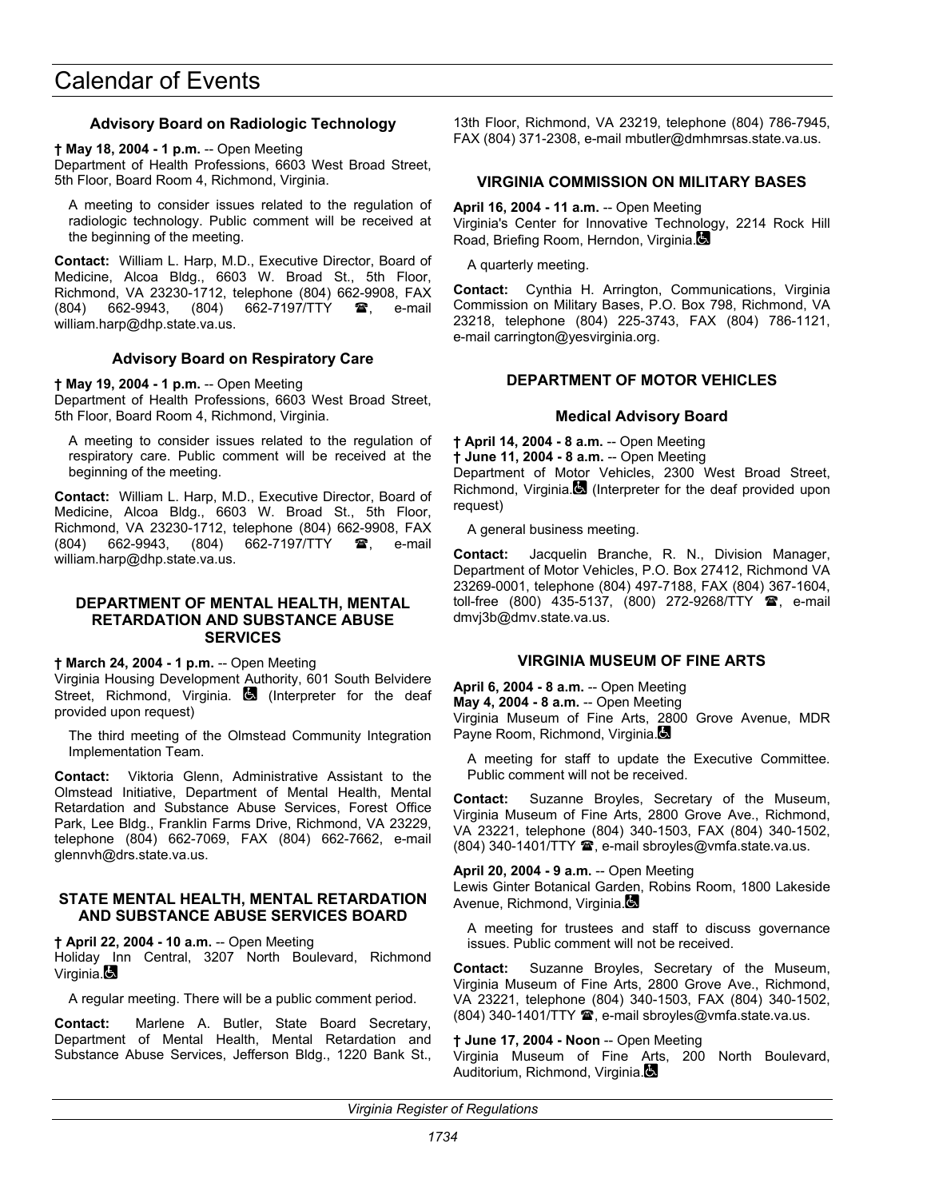## Advisory Board on Radiologic Technology

**† May 18, 2004 - 1 p.m.** -- Open Meeting
Department of Health Professions, 6603 West Broad Street, 5th Floor, Board Room 4, Richmond, Virginia.

A meeting to consider issues related to the regulation of radiologic technology. Public comment will be received at the beginning of the meeting.

**Contact:** William L. Harp, M.D., Executive Director, Board of Medicine, Alcoa Bldg., 6603 W. Broad St., 5th Floor, Richmond, VA 23230-1712, telephone (804) 662-9908, FAX (804) 662-9943, (804) 662-7197/TTY ☎, e-mail william.harp@dhp.state.va.us.

## Advisory Board on Respiratory Care

**† May 19, 2004 - 1 p.m.** -- Open Meeting
Department of Health Professions, 6603 West Broad Street, 5th Floor, Board Room 4, Richmond, Virginia.

A meeting to consider issues related to the regulation of respiratory care. Public comment will be received at the beginning of the meeting.

**Contact:** William L. Harp, M.D., Executive Director, Board of Medicine, Alcoa Bldg., 6603 W. Broad St., 5th Floor, Richmond, VA 23230-1712, telephone (804) 662-9908, FAX (804) 662-9943, (804) 662-7197/TTY ☎, e-mail william.harp@dhp.state.va.us.

## DEPARTMENT OF MENTAL HEALTH, MENTAL RETARDATION AND SUBSTANCE ABUSE SERVICES

**† March 24, 2004 - 1 p.m.** -- Open Meeting
Virginia Housing Development Authority, 601 South Belvidere Street, Richmond, Virginia. ♿ (Interpreter for the deaf provided upon request)

The third meeting of the Olmstead Community Integration Implementation Team.

**Contact:** Viktoria Glenn, Administrative Assistant to the Olmstead Initiative, Department of Mental Health, Mental Retardation and Substance Abuse Services, Forest Office Park, Lee Bldg., Franklin Farms Drive, Richmond, VA 23229, telephone (804) 662-7069, FAX (804) 662-7662, e-mail glennvh@drs.state.va.us.

## STATE MENTAL HEALTH, MENTAL RETARDATION AND SUBSTANCE ABUSE SERVICES BOARD

**† April 22, 2004 - 10 a.m.** -- Open Meeting
Holiday Inn Central, 3207 North Boulevard, Richmond Virginia. ♿

A regular meeting. There will be a public comment period.

**Contact:** Marlene A. Butler, State Board Secretary, Department of Mental Health, Mental Retardation and Substance Abuse Services, Jefferson Bldg., 1220 Bank St., 13th Floor, Richmond, VA 23219, telephone (804) 786-7945, FAX (804) 371-2308, e-mail mbutler@dmhmrsas.state.va.us.

## VIRGINIA COMMISSION ON MILITARY BASES

**April 16, 2004 - 11 a.m.** -- Open Meeting
Virginia's Center for Innovative Technology, 2214 Rock Hill Road, Briefing Room, Herndon, Virginia. ♿

A quarterly meeting.

**Contact:** Cynthia H. Arrington, Communications, Virginia Commission on Military Bases, P.O. Box 798, Richmond, VA 23218, telephone (804) 225-3743, FAX (804) 786-1121, e-mail carrington@yesvirginia.org.

## DEPARTMENT OF MOTOR VEHICLES

### Medical Advisory Board

**† April 14, 2004 - 8 a.m.** -- Open Meeting
**† June 11, 2004 - 8 a.m.** -- Open Meeting
Department of Motor Vehicles, 2300 West Broad Street, Richmond, Virginia. ♿ (Interpreter for the deaf provided upon request)

A general business meeting.

**Contact:** Jacquelin Branche, R. N., Division Manager, Department of Motor Vehicles, P.O. Box 27412, Richmond VA 23269-0001, telephone (804) 497-7188, FAX (804) 367-1604, toll-free (800) 435-5137, (800) 272-9268/TTY ☎, e-mail dmvj3b@dmv.state.va.us.

## VIRGINIA MUSEUM OF FINE ARTS

**April 6, 2004 - 8 a.m.** -- Open Meeting
**May 4, 2004 - 8 a.m.** -- Open Meeting
Virginia Museum of Fine Arts, 2800 Grove Avenue, MDR Payne Room, Richmond, Virginia. ♿

A meeting for staff to update the Executive Committee. Public comment will not be received.

**Contact:** Suzanne Broyles, Secretary of the Museum, Virginia Museum of Fine Arts, 2800 Grove Ave., Richmond, VA 23221, telephone (804) 340-1503, FAX (804) 340-1502, (804) 340-1401/TTY ☎, e-mail sbroyles@vmfa.state.va.us.

**April 20, 2004 - 9 a.m.** -- Open Meeting
Lewis Ginter Botanical Garden, Robins Room, 1800 Lakeside Avenue, Richmond, Virginia. ♿

A meeting for trustees and staff to discuss governance issues. Public comment will not be received.

**Contact:** Suzanne Broyles, Secretary of the Museum, Virginia Museum of Fine Arts, 2800 Grove Ave., Richmond, VA 23221, telephone (804) 340-1503, FAX (804) 340-1502, (804) 340-1401/TTY ☎, e-mail sbroyles@vmfa.state.va.us.

**† June 17, 2004 - Noon** -- Open Meeting
Virginia Museum of Fine Arts, 200 North Boulevard, Auditorium, Richmond, Virginia. ♿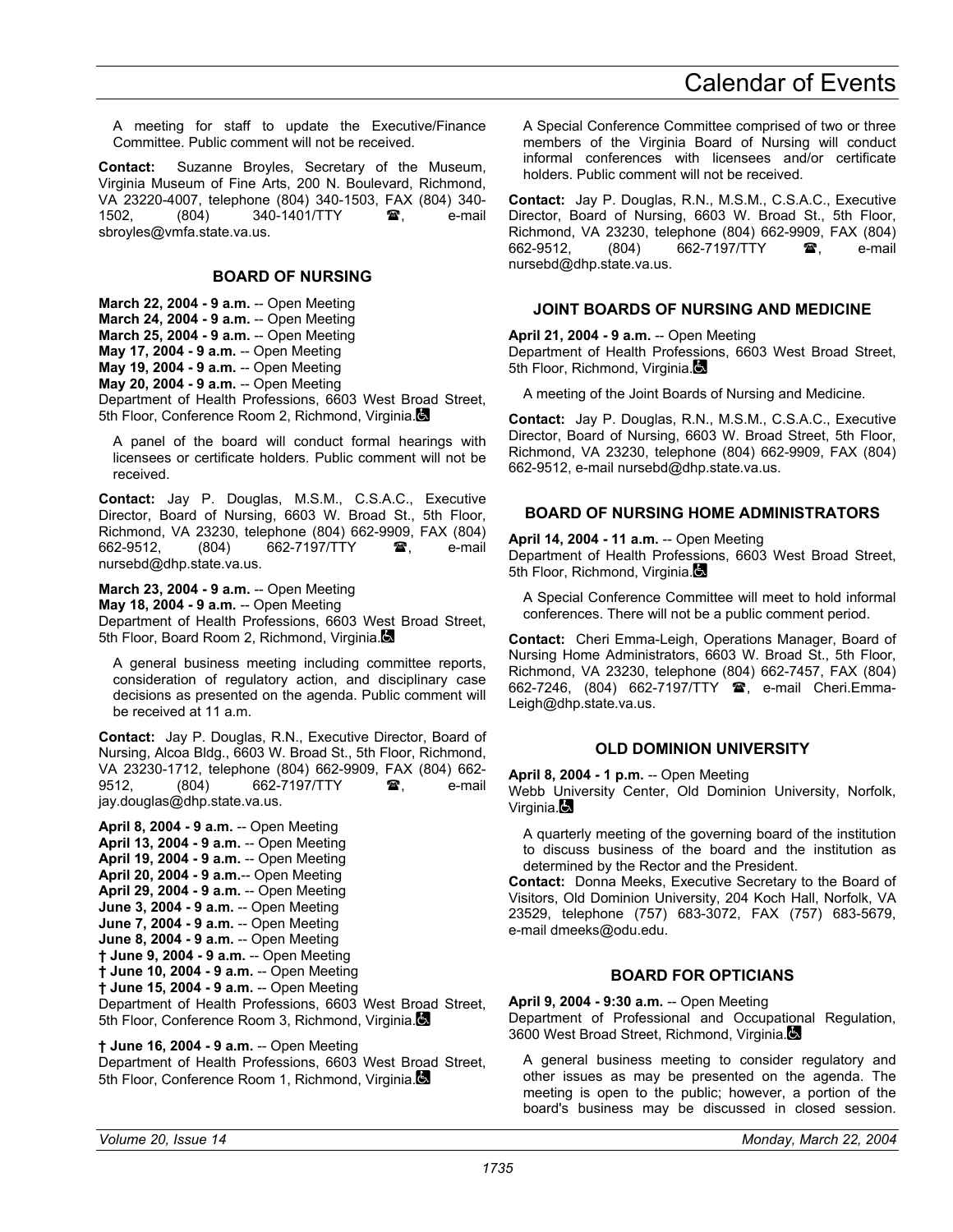A meeting for staff to update the Executive/Finance Committee. Public comment will not be received.

**Contact:** Suzanne Broyles, Secretary of the Museum, Virginia Museum of Fine Arts, 200 N. Boulevard, Richmond, VA 23220-4007, telephone (804) 340-1503, FAX (804) 340-1502, (804) 340-1401/TTY ☎, e-mail sbroyles@vmfa.state.va.us.

### BOARD OF NURSING

**March 22, 2004 - 9 a.m.** -- Open Meeting
**March 24, 2004 - 9 a.m.** -- Open Meeting
**March 25, 2004 - 9 a.m.** -- Open Meeting
**May 17, 2004 - 9 a.m.** -- Open Meeting
**May 19, 2004 - 9 a.m.** -- Open Meeting
**May 20, 2004 - 9 a.m.** -- Open Meeting
Department of Health Professions, 6603 West Broad Street, 5th Floor, Conference Room 2, Richmond, Virginia.♿

A panel of the board will conduct formal hearings with licensees or certificate holders. Public comment will not be received.

**Contact:** Jay P. Douglas, M.S.M., C.S.A.C., Executive Director, Board of Nursing, 6603 W. Broad St., 5th Floor, Richmond, VA 23230, telephone (804) 662-9909, FAX (804) 662-9512, (804) 662-7197/TTY ☎, e-mail nursebd@dhp.state.va.us.

**March 23, 2004 - 9 a.m.** -- Open Meeting
**May 18, 2004 - 9 a.m.** -- Open Meeting
Department of Health Professions, 6603 West Broad Street, 5th Floor, Board Room 2, Richmond, Virginia.♿

A general business meeting including committee reports, consideration of regulatory action, and disciplinary case decisions as presented on the agenda. Public comment will be received at 11 a.m.

**Contact:** Jay P. Douglas, R.N., Executive Director, Board of Nursing, Alcoa Bldg., 6603 W. Broad St., 5th Floor, Richmond, VA 23230-1712, telephone (804) 662-9909, FAX (804) 662-9512, (804) 662-7197/TTY ☎, e-mail jay.douglas@dhp.state.va.us.

**April 8, 2004 - 9 a.m.** -- Open Meeting
**April 13, 2004 - 9 a.m.** -- Open Meeting
**April 19, 2004 - 9 a.m.** -- Open Meeting
**April 20, 2004 - 9 a.m.**-- Open Meeting
**April 29, 2004 - 9 a.m.** -- Open Meeting
**June 3, 2004 - 9 a.m.** -- Open Meeting
**June 7, 2004 - 9 a.m.** -- Open Meeting
**June 8, 2004 - 9 a.m.** -- Open Meeting
**† June 9, 2004 - 9 a.m.** -- Open Meeting
**† June 10, 2004 - 9 a.m.** -- Open Meeting
**† June 15, 2004 - 9 a.m.** -- Open Meeting
Department of Health Professions, 6603 West Broad Street, 5th Floor, Conference Room 3, Richmond, Virginia.♿

**† June 16, 2004 - 9 a.m.** -- Open Meeting
Department of Health Professions, 6603 West Broad Street, 5th Floor, Conference Room 1, Richmond, Virginia.♿

A Special Conference Committee comprised of two or three members of the Virginia Board of Nursing will conduct informal conferences with licensees and/or certificate holders. Public comment will not be received.

**Contact:** Jay P. Douglas, R.N., M.S.M., C.S.A.C., Executive Director, Board of Nursing, 6603 W. Broad St., 5th Floor, Richmond, VA 23230, telephone (804) 662-9909, FAX (804) 662-9512, (804) 662-7197/TTY ☎, e-mail nursebd@dhp.state.va.us.

### JOINT BOARDS OF NURSING AND MEDICINE

**April 21, 2004 - 9 a.m.** -- Open Meeting
Department of Health Professions, 6603 West Broad Street, 5th Floor, Richmond, Virginia.♿

A meeting of the Joint Boards of Nursing and Medicine.

**Contact:** Jay P. Douglas, R.N., M.S.M., C.S.A.C., Executive Director, Board of Nursing, 6603 W. Broad Street, 5th Floor, Richmond, VA 23230, telephone (804) 662-9909, FAX (804) 662-9512, e-mail nursebd@dhp.state.va.us.

### BOARD OF NURSING HOME ADMINISTRATORS

**April 14, 2004 - 11 a.m.** -- Open Meeting
Department of Health Professions, 6603 West Broad Street, 5th Floor, Richmond, Virginia.♿

A Special Conference Committee will meet to hold informal conferences. There will not be a public comment period.

**Contact:** Cheri Emma-Leigh, Operations Manager, Board of Nursing Home Administrators, 6603 W. Broad St., 5th Floor, Richmond, VA 23230, telephone (804) 662-7457, FAX (804) 662-7246, (804) 662-7197/TTY ☎, e-mail Cheri.Emma-Leigh@dhp.state.va.us.

### OLD DOMINION UNIVERSITY

**April 8, 2004 - 1 p.m.** -- Open Meeting
Webb University Center, Old Dominion University, Norfolk, Virginia.♿

A quarterly meeting of the governing board of the institution to discuss business of the board and the institution as determined by the Rector and the President.

**Contact:** Donna Meeks, Executive Secretary to the Board of Visitors, Old Dominion University, 204 Koch Hall, Norfolk, VA 23529, telephone (757) 683-3072, FAX (757) 683-5679, e-mail dmeeks@odu.edu.

### BOARD FOR OPTICIANS

**April 9, 2004 - 9:30 a.m.** -- Open Meeting
Department of Professional and Occupational Regulation, 3600 West Broad Street, Richmond, Virginia.♿

A general business meeting to consider regulatory and other issues as may be presented on the agenda. The meeting is open to the public; however, a portion of the board's business may be discussed in closed session.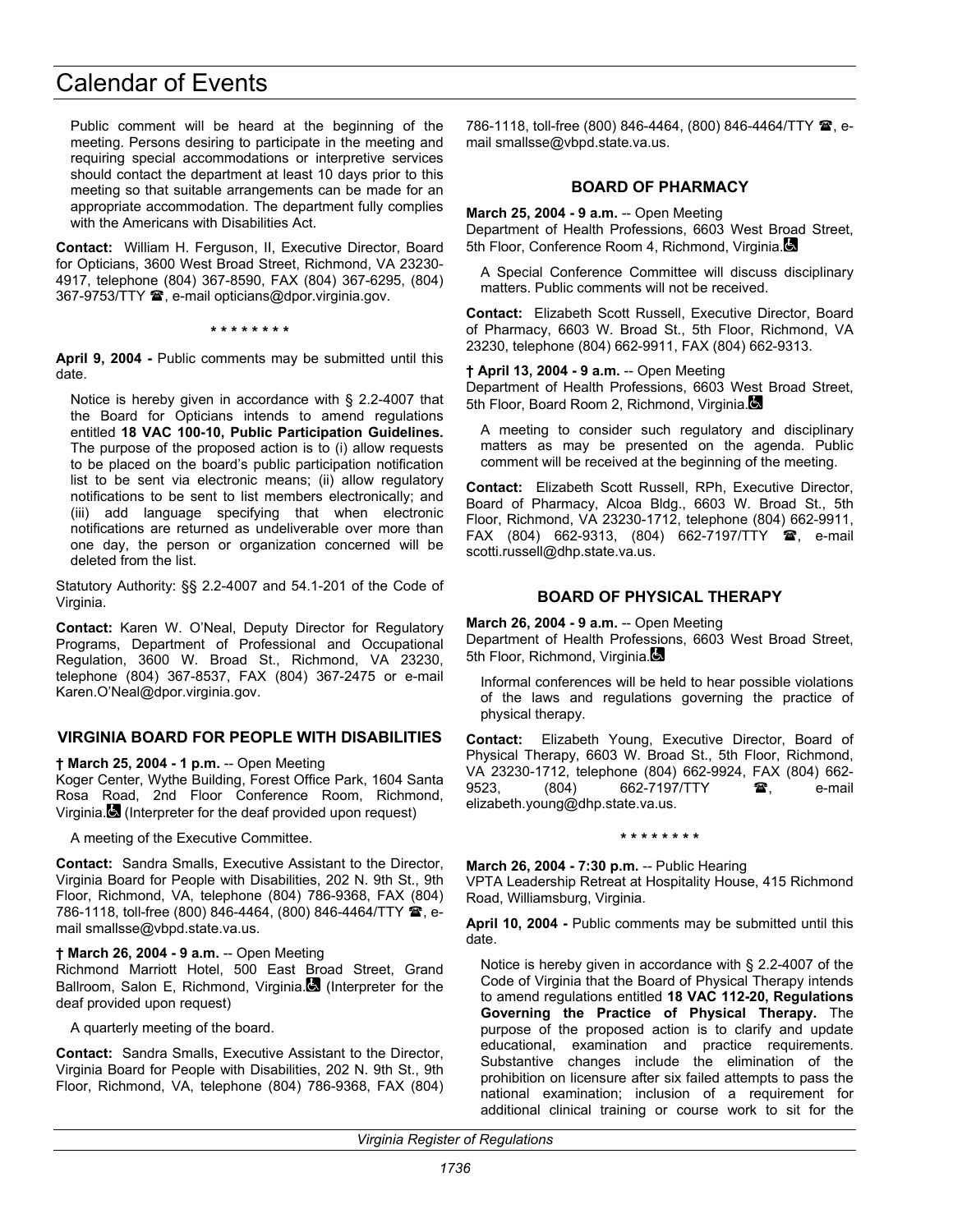Public comment will be heard at the beginning of the meeting. Persons desiring to participate in the meeting and requiring special accommodations or interpretive services should contact the department at least 10 days prior to this meeting so that suitable arrangements can be made for an appropriate accommodation. The department fully complies with the Americans with Disabilities Act.

**Contact:** William H. Ferguson, II, Executive Director, Board for Opticians, 3600 West Broad Street, Richmond, VA 23230-4917, telephone (804) 367-8590, FAX (804) 367-6295, (804) 367-9753/TTY ☎, e-mail opticians@dpor.virginia.gov.

\* \* \* \* \* \* \* \*

**April 9, 2004 -** Public comments may be submitted until this date.

Notice is hereby given in accordance with § 2.2-4007 that the Board for Opticians intends to amend regulations entitled **18 VAC 100-10, Public Participation Guidelines.** The purpose of the proposed action is to (i) allow requests to be placed on the board's public participation notification list to be sent via electronic means; (ii) allow regulatory notifications to be sent to list members electronically; and (iii) add language specifying that when electronic notifications are returned as undeliverable over more than one day, the person or organization concerned will be deleted from the list.

Statutory Authority: §§ 2.2-4007 and 54.1-201 of the Code of Virginia.

**Contact:** Karen W. O'Neal, Deputy Director for Regulatory Programs, Department of Professional and Occupational Regulation, 3600 W. Broad St., Richmond, VA 23230, telephone (804) 367-8537, FAX (804) 367-2475 or e-mail Karen.O'Neal@dpor.virginia.gov.

### VIRGINIA BOARD FOR PEOPLE WITH DISABILITIES

**† March 25, 2004 - 1 p.m.** -- Open Meeting
Koger Center, Wythe Building, Forest Office Park, 1604 Santa Rosa Road, 2nd Floor Conference Room, Richmond, Virginia. (Interpreter for the deaf provided upon request)

A meeting of the Executive Committee.

**Contact:** Sandra Smalls, Executive Assistant to the Director, Virginia Board for People with Disabilities, 202 N. 9th St., 9th Floor, Richmond, VA, telephone (804) 786-9368, FAX (804) 786-1118, toll-free (800) 846-4464, (800) 846-4464/TTY ☎, e-mail smallsse@vbpd.state.va.us.

**† March 26, 2004 - 9 a.m.** -- Open Meeting
Richmond Marriott Hotel, 500 East Broad Street, Grand Ballroom, Salon E, Richmond, Virginia. (Interpreter for the deaf provided upon request)

A quarterly meeting of the board.

**Contact:** Sandra Smalls, Executive Assistant to the Director, Virginia Board for People with Disabilities, 202 N. 9th St., 9th Floor, Richmond, VA, telephone (804) 786-9368, FAX (804) 786-1118, toll-free (800) 846-4464, (800) 846-4464/TTY ☎, e-mail smallsse@vbpd.state.va.us.

### BOARD OF PHARMACY

**March 25, 2004 - 9 a.m.** -- Open Meeting
Department of Health Professions, 6603 West Broad Street, 5th Floor, Conference Room 4, Richmond, Virginia.

A Special Conference Committee will discuss disciplinary matters. Public comments will not be received.

**Contact:** Elizabeth Scott Russell, Executive Director, Board of Pharmacy, 6603 W. Broad St., 5th Floor, Richmond, VA 23230, telephone (804) 662-9911, FAX (804) 662-9313.

**† April 13, 2004 - 9 a.m.** -- Open Meeting
Department of Health Professions, 6603 West Broad Street, 5th Floor, Board Room 2, Richmond, Virginia.

A meeting to consider such regulatory and disciplinary matters as may be presented on the agenda. Public comment will be received at the beginning of the meeting.

**Contact:** Elizabeth Scott Russell, RPh, Executive Director, Board of Pharmacy, Alcoa Bldg., 6603 W. Broad St., 5th Floor, Richmond, VA 23230-1712, telephone (804) 662-9911, FAX (804) 662-9313, (804) 662-7197/TTY ☎, e-mail scotti.russell@dhp.state.va.us.

### BOARD OF PHYSICAL THERAPY

**March 26, 2004 - 9 a.m.** -- Open Meeting
Department of Health Professions, 6603 West Broad Street, 5th Floor, Richmond, Virginia.

Informal conferences will be held to hear possible violations of the laws and regulations governing the practice of physical therapy.

**Contact:** Elizabeth Young, Executive Director, Board of Physical Therapy, 6603 W. Broad St., 5th Floor, Richmond, VA 23230-1712, telephone (804) 662-9924, FAX (804) 662-9523, (804) 662-7197/TTY ☎, e-mail elizabeth.young@dhp.state.va.us.

\* \* \* \* \* \* \* \*

**March 26, 2004 - 7:30 p.m.** -- Public Hearing
VPTA Leadership Retreat at Hospitality House, 415 Richmond Road, Williamsburg, Virginia.

**April 10, 2004 -** Public comments may be submitted until this date.

Notice is hereby given in accordance with § 2.2-4007 of the Code of Virginia that the Board of Physical Therapy intends to amend regulations entitled **18 VAC 112-20, Regulations Governing the Practice of Physical Therapy.** The purpose of the proposed action is to clarify and update educational, examination and practice requirements. Substantive changes include the elimination of the prohibition on licensure after six failed attempts to pass the national examination; inclusion of a requirement for additional clinical training or course work to sit for the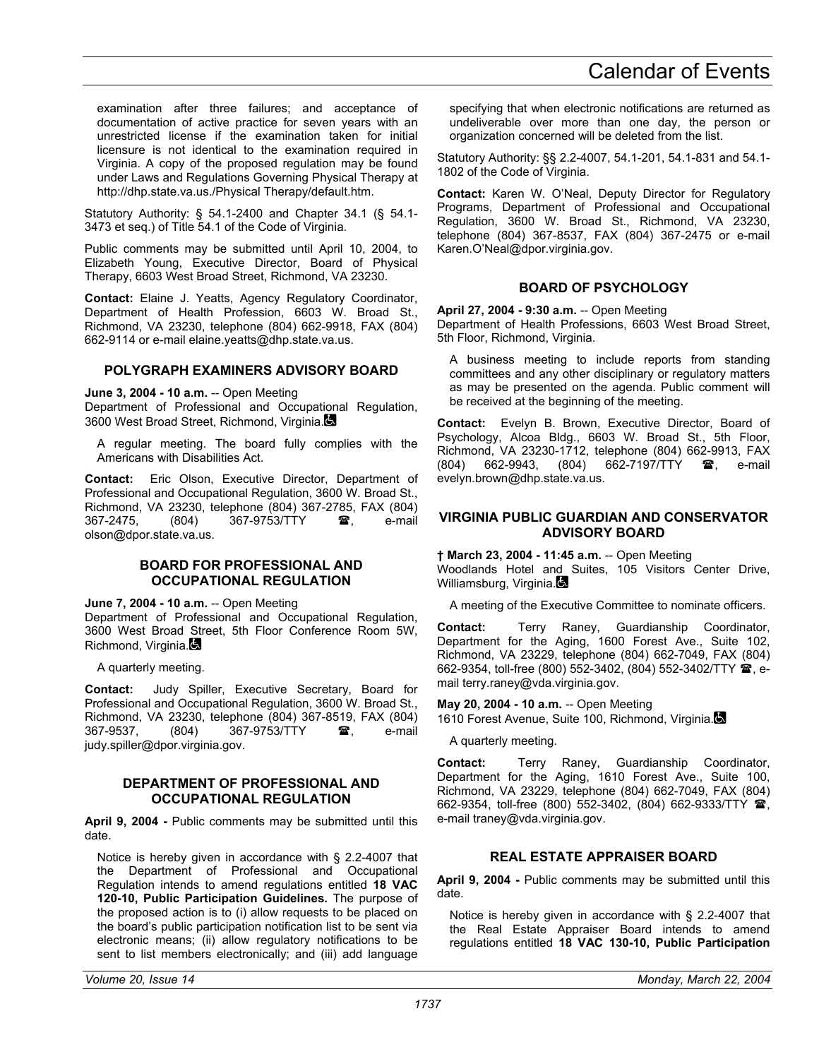examination after three failures; and acceptance of documentation of active practice for seven years with an unrestricted license if the examination taken for initial licensure is not identical to the examination required in Virginia. A copy of the proposed regulation may be found under Laws and Regulations Governing Physical Therapy at http://dhp.state.va.us./Physical Therapy/default.htm.

Statutory Authority: § 54.1-2400 and Chapter 34.1 (§ 54.1-3473 et seq.) of Title 54.1 of the Code of Virginia.

Public comments may be submitted until April 10, 2004, to Elizabeth Young, Executive Director, Board of Physical Therapy, 6603 West Broad Street, Richmond, VA 23230.

**Contact:** Elaine J. Yeatts, Agency Regulatory Coordinator, Department of Health Profession, 6603 W. Broad St., Richmond, VA 23230, telephone (804) 662-9918, FAX (804) 662-9114 or e-mail elaine.yeatts@dhp.state.va.us.

### POLYGRAPH EXAMINERS ADVISORY BOARD

**June 3, 2004 - 10 a.m.** -- Open Meeting
Department of Professional and Occupational Regulation, 3600 West Broad Street, Richmond, Virginia.

A regular meeting. The board fully complies with the Americans with Disabilities Act.

**Contact:** Eric Olson, Executive Director, Department of Professional and Occupational Regulation, 3600 W. Broad St., Richmond, VA 23230, telephone (804) 367-2785, FAX (804) 367-2475, (804) 367-9753/TTY ☎, e-mail olson@dpor.state.va.us.

### BOARD FOR PROFESSIONAL AND OCCUPATIONAL REGULATION

**June 7, 2004 - 10 a.m.** -- Open Meeting
Department of Professional and Occupational Regulation, 3600 West Broad Street, 5th Floor Conference Room 5W, Richmond, Virginia.

A quarterly meeting.

**Contact:** Judy Spiller, Executive Secretary, Board for Professional and Occupational Regulation, 3600 W. Broad St., Richmond, VA 23230, telephone (804) 367-8519, FAX (804) 367-9537, (804) 367-9753/TTY ☎, e-mail judy.spiller@dpor.virginia.gov.

### DEPARTMENT OF PROFESSIONAL AND OCCUPATIONAL REGULATION

**April 9, 2004 -** Public comments may be submitted until this date.

Notice is hereby given in accordance with § 2.2-4007 that the Department of Professional and Occupational Regulation intends to amend regulations entitled **18 VAC 120-10, Public Participation Guidelines.** The purpose of the proposed action is to (i) allow requests to be placed on the board's public participation notification list to be sent via electronic means; (ii) allow regulatory notifications to be sent to list members electronically; and (iii) add language specifying that when electronic notifications are returned as undeliverable over more than one day, the person or organization concerned will be deleted from the list.

Statutory Authority: §§ 2.2-4007, 54.1-201, 54.1-831 and 54.1-1802 of the Code of Virginia.

**Contact:** Karen W. O'Neal, Deputy Director for Regulatory Programs, Department of Professional and Occupational Regulation, 3600 W. Broad St., Richmond, VA 23230, telephone (804) 367-8537, FAX (804) 367-2475 or e-mail Karen.O'Neal@dpor.virginia.gov.

### BOARD OF PSYCHOLOGY

**April 27, 2004 - 9:30 a.m.** -- Open Meeting
Department of Health Professions, 6603 West Broad Street, 5th Floor, Richmond, Virginia.

A business meeting to include reports from standing committees and any other disciplinary or regulatory matters as may be presented on the agenda. Public comment will be received at the beginning of the meeting.

**Contact:** Evelyn B. Brown, Executive Director, Board of Psychology, Alcoa Bldg., 6603 W. Broad St., 5th Floor, Richmond, VA 23230-1712, telephone (804) 662-9913, FAX (804) 662-9943, (804) 662-7197/TTY ☎, e-mail evelyn.brown@dhp.state.va.us.

### VIRGINIA PUBLIC GUARDIAN AND CONSERVATOR ADVISORY BOARD

**† March 23, 2004 - 11:45 a.m.** -- Open Meeting
Woodlands Hotel and Suites, 105 Visitors Center Drive, Williamsburg, Virginia.

A meeting of the Executive Committee to nominate officers.

**Contact:** Terry Raney, Guardianship Coordinator, Department for the Aging, 1600 Forest Ave., Suite 102, Richmond, VA 23229, telephone (804) 662-7049, FAX (804) 662-9354, toll-free (800) 552-3402, (804) 552-3402/TTY ☎, e-mail terry.raney@vda.virginia.gov.

**May 20, 2004 - 10 a.m.** -- Open Meeting
1610 Forest Avenue, Suite 100, Richmond, Virginia.

A quarterly meeting.

**Contact:** Terry Raney, Guardianship Coordinator, Department for the Aging, 1610 Forest Ave., Suite 100, Richmond, VA 23229, telephone (804) 662-7049, FAX (804) 662-9354, toll-free (800) 552-3402, (804) 662-9333/TTY ☎, e-mail traney@vda.virginia.gov.

### REAL ESTATE APPRAISER BOARD

**April 9, 2004 -** Public comments may be submitted until this date.

Notice is hereby given in accordance with § 2.2-4007 that the Real Estate Appraiser Board intends to amend regulations entitled **18 VAC 130-10, Public Participation**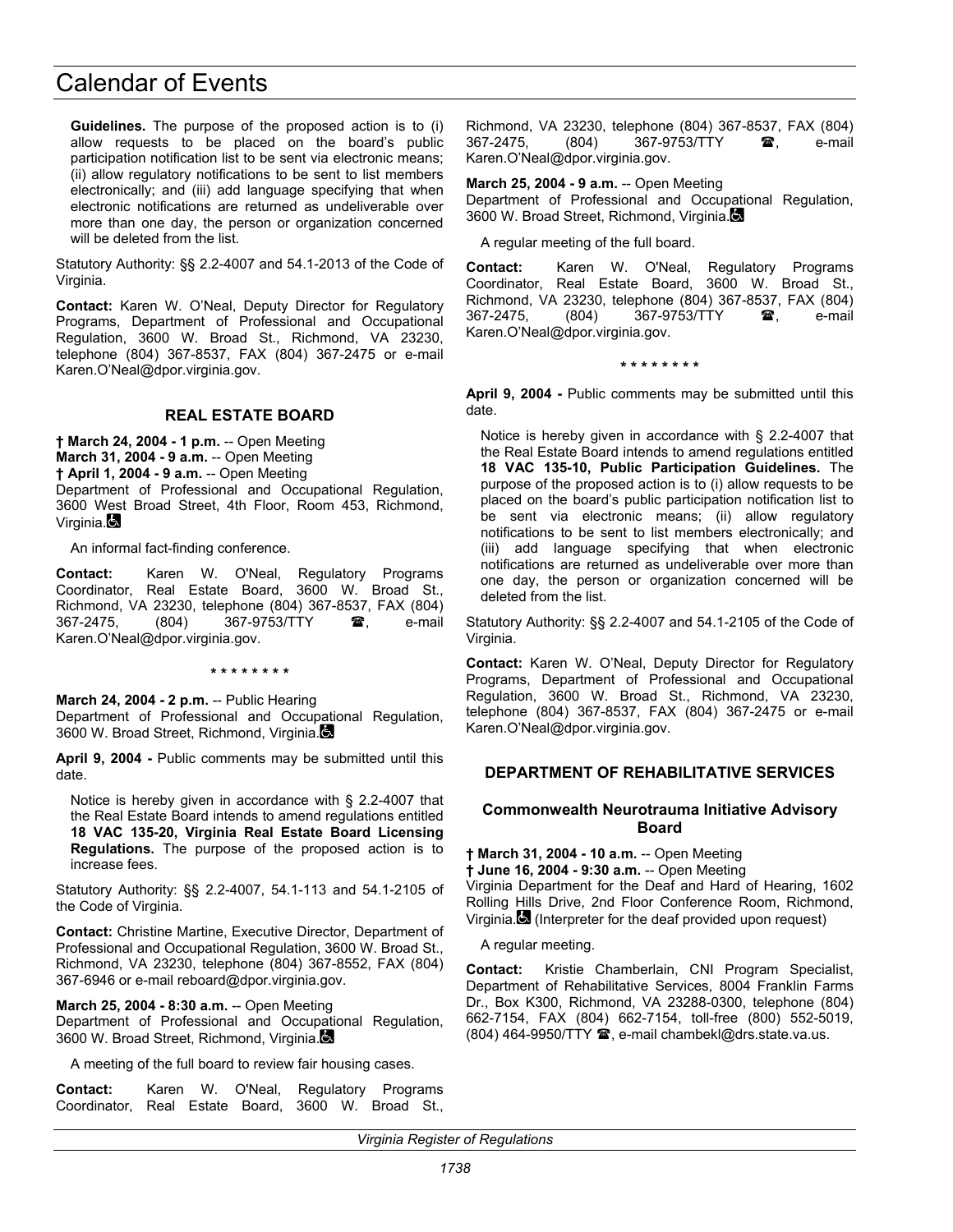**Guidelines.** The purpose of the proposed action is to (i) allow requests to be placed on the board's public participation notification list to be sent via electronic means; (ii) allow regulatory notifications to be sent to list members electronically; and (iii) add language specifying that when electronic notifications are returned as undeliverable over more than one day, the person or organization concerned will be deleted from the list.

Statutory Authority: §§ 2.2-4007 and 54.1-2013 of the Code of Virginia.

**Contact:** Karen W. O'Neal, Deputy Director for Regulatory Programs, Department of Professional and Occupational Regulation, 3600 W. Broad St., Richmond, VA 23230, telephone (804) 367-8537, FAX (804) 367-2475 or e-mail Karen.O'Neal@dpor.virginia.gov.

### REAL ESTATE BOARD

**† March 24, 2004 - 1 p.m.** -- Open Meeting
**March 31, 2004 - 9 a.m.** -- Open Meeting
**† April 1, 2004 - 9 a.m.** -- Open Meeting
Department of Professional and Occupational Regulation, 3600 West Broad Street, 4th Floor, Room 453, Richmond, Virginia.

An informal fact-finding conference.

**Contact:** Karen W. O'Neal, Regulatory Programs Coordinator, Real Estate Board, 3600 W. Broad St., Richmond, VA 23230, telephone (804) 367-8537, FAX (804) 367-2475, (804) 367-9753/TTY ☎, e-mail Karen.O'Neal@dpor.virginia.gov.

\* \* \* \* \* \* \* \*

**March 24, 2004 - 2 p.m.** -- Public Hearing
Department of Professional and Occupational Regulation, 3600 W. Broad Street, Richmond, Virginia.

**April 9, 2004 -** Public comments may be submitted until this date.

Notice is hereby given in accordance with § 2.2-4007 that the Real Estate Board intends to amend regulations entitled **18 VAC 135-20, Virginia Real Estate Board Licensing Regulations.** The purpose of the proposed action is to increase fees.

Statutory Authority: §§ 2.2-4007, 54.1-113 and 54.1-2105 of the Code of Virginia.

**Contact:** Christine Martine, Executive Director, Department of Professional and Occupational Regulation, 3600 W. Broad St., Richmond, VA 23230, telephone (804) 367-8552, FAX (804) 367-6946 or e-mail reboard@dpor.virginia.gov.

**March 25, 2004 - 8:30 a.m.** -- Open Meeting
Department of Professional and Occupational Regulation, 3600 W. Broad Street, Richmond, Virginia.

A meeting of the full board to review fair housing cases.

**Contact:** Karen W. O'Neal, Regulatory Programs Coordinator, Real Estate Board, 3600 W. Broad St., Richmond, VA 23230, telephone (804) 367-8537, FAX (804) 367-2475, (804) 367-9753/TTY ☎, e-mail Karen.O'Neal@dpor.virginia.gov.

**March 25, 2004 - 9 a.m.** -- Open Meeting
Department of Professional and Occupational Regulation, 3600 W. Broad Street, Richmond, Virginia.

A regular meeting of the full board.

**Contact:** Karen W. O'Neal, Regulatory Programs Coordinator, Real Estate Board, 3600 W. Broad St., Richmond, VA 23230, telephone (804) 367-8537, FAX (804) 367-2475, (804) 367-9753/TTY ☎, e-mail Karen.O'Neal@dpor.virginia.gov.

\* \* \* \* \* \* \* \*

**April 9, 2004 -** Public comments may be submitted until this date.

Notice is hereby given in accordance with § 2.2-4007 that the Real Estate Board intends to amend regulations entitled **18 VAC 135-10, Public Participation Guidelines.** The purpose of the proposed action is to (i) allow requests to be placed on the board's public participation notification list to be sent via electronic means; (ii) allow regulatory notifications to be sent to list members electronically; and (iii) add language specifying that when electronic notifications are returned as undeliverable over more than one day, the person or organization concerned will be deleted from the list.

Statutory Authority: §§ 2.2-4007 and 54.1-2105 of the Code of Virginia.

**Contact:** Karen W. O'Neal, Deputy Director for Regulatory Programs, Department of Professional and Occupational Regulation, 3600 W. Broad St., Richmond, VA 23230, telephone (804) 367-8537, FAX (804) 367-2475 or e-mail Karen.O'Neal@dpor.virginia.gov.

### DEPARTMENT OF REHABILITATIVE SERVICES

#### Commonwealth Neurotrauma Initiative Advisory Board

**† March 31, 2004 - 10 a.m.** -- Open Meeting
**† June 16, 2004 - 9:30 a.m.** -- Open Meeting
Virginia Department for the Deaf and Hard of Hearing, 1602 Rolling Hills Drive, 2nd Floor Conference Room, Richmond, Virginia. (Interpreter for the deaf provided upon request)

A regular meeting.

**Contact:** Kristie Chamberlain, CNI Program Specialist, Department of Rehabilitative Services, 8004 Franklin Farms Dr., Box K300, Richmond, VA 23288-0300, telephone (804) 662-7154, FAX (804) 662-7154, toll-free (800) 552-5019, (804) 464-9950/TTY ☎, e-mail chambekl@drs.state.va.us.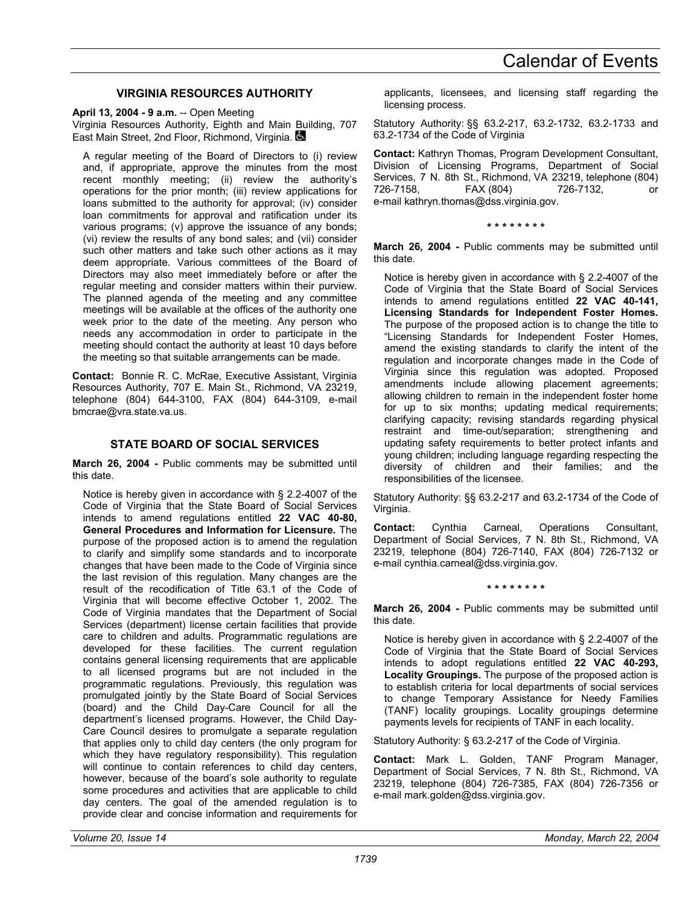### VIRGINIA RESOURCES AUTHORITY

**April 13, 2004 - 9 a.m.** -- Open Meeting
Virginia Resources Authority, Eighth and Main Building, 707 East Main Street, 2nd Floor, Richmond, Virginia.

A regular meeting of the Board of Directors to (i) review and, if appropriate, approve the minutes from the most recent monthly meeting; (ii) review the authority's operations for the prior month; (iii) review applications for loans submitted to the authority for approval; (iv) consider loan commitments for approval and ratification under its various programs; (v) approve the issuance of any bonds; (vi) review the results of any bond sales; and (vii) consider such other matters and take such other actions as it may deem appropriate. Various committees of the Board of Directors may also meet immediately before or after the regular meeting and consider matters within their purview. The planned agenda of the meeting and any committee meetings will be available at the offices of the authority one week prior to the date of the meeting. Any person who needs any accommodation in order to participate in the meeting should contact the authority at least 10 days before the meeting so that suitable arrangements can be made.

**Contact:** Bonnie R. C. McRae, Executive Assistant, Virginia Resources Authority, 707 E. Main St., Richmond, VA 23219, telephone (804) 644-3100, FAX (804) 644-3109, e-mail bmcrae@vra.state.va.us.

### STATE BOARD OF SOCIAL SERVICES

**March 26, 2004 -** Public comments may be submitted until this date.

Notice is hereby given in accordance with § 2.2-4007 of the Code of Virginia that the State Board of Social Services intends to amend regulations entitled **22 VAC 40-80, General Procedures and Information for Licensure.** The purpose of the proposed action is to amend the regulation to clarify and simplify some standards and to incorporate changes that have been made to the Code of Virginia since the last revision of this regulation. Many changes are the result of the recodification of Title 63.1 of the Code of Virginia that will become effective October 1, 2002. The Code of Virginia mandates that the Department of Social Services (department) license certain facilities that provide care to children and adults. Programmatic regulations are developed for these facilities. The current regulation contains general licensing requirements that are applicable to all licensed programs but are not included in the programmatic regulations. Previously, this regulation was promulgated jointly by the State Board of Social Services (board) and the Child Day-Care Council for all the department's licensed programs. However, the Child Day-Care Council desires to promulgate a separate regulation that applies only to child day centers (the only program for which they have regulatory responsibility). This regulation will continue to contain references to child day centers, however, because of the board's sole authority to regulate some procedures and activities that are applicable to child day centers. The goal of the amended regulation is to provide clear and concise information and requirements for applicants, licensees, and licensing staff regarding the licensing process.

Statutory Authority: §§ 63.2-217, 63.2-1732, 63.2-1733 and 63.2-1734 of the Code of Virginia

**Contact:** Kathryn Thomas, Program Development Consultant, Division of Licensing Programs, Department of Social Services, 7 N. 8th St., Richmond, VA 23219, telephone (804) 726-7158, FAX (804) 726-7132, or e-mail kathryn.thomas@dss.virginia.gov.

\* \* \* \* \* \* \* \*

**March 26, 2004 -** Public comments may be submitted until this date.

Notice is hereby given in accordance with § 2.2-4007 of the Code of Virginia that the State Board of Social Services intends to amend regulations entitled **22 VAC 40-141, Licensing Standards for Independent Foster Homes.** The purpose of the proposed action is to change the title to "Licensing Standards for Independent Foster Homes, amend the existing standards to clarify the intent of the regulation and incorporate changes made in the Code of Virginia since this regulation was adopted. Proposed amendments include allowing placement agreements; allowing children to remain in the independent foster home for up to six months; updating medical requirements; clarifying capacity; revising standards regarding physical restraint and time-out/separation; strengthening and updating safety requirements to better protect infants and young children; including language regarding respecting the diversity of children and their families; and the responsibilities of the licensee.

Statutory Authority: §§ 63.2-217 and 63.2-1734 of the Code of Virginia.

**Contact:** Cynthia Carneal, Operations Consultant, Department of Social Services, 7 N. 8th St., Richmond, VA 23219, telephone (804) 726-7140, FAX (804) 726-7132 or e-mail cynthia.carneal@dss.virginia.gov.

\* \* \* \* \* \* \* \*

**March 26, 2004 -** Public comments may be submitted until this date.

Notice is hereby given in accordance with § 2.2-4007 of the Code of Virginia that the State Board of Social Services intends to adopt regulations entitled **22 VAC 40-293, Locality Groupings.** The purpose of the proposed action is to establish criteria for local departments of social services to change Temporary Assistance for Needy Families (TANF) locality groupings. Locality groupings determine payments levels for recipients of TANF in each locality.

Statutory Authority: § 63.2-217 of the Code of Virginia.

**Contact:** Mark L. Golden, TANF Program Manager, Department of Social Services, 7 N. 8th St., Richmond, VA 23219, telephone (804) 726-7385, FAX (804) 726-7356 or e-mail mark.golden@dss.virginia.gov.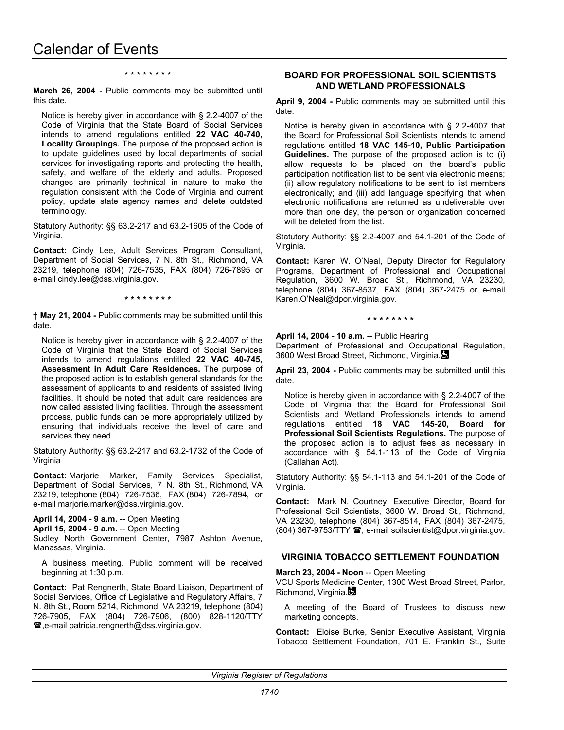\* \* \* \* \* \* \* \*

**March 26, 2004 -** Public comments may be submitted until this date.

Notice is hereby given in accordance with § 2.2-4007 of the Code of Virginia that the State Board of Social Services intends to amend regulations entitled **22 VAC 40-740, Locality Groupings.** The purpose of the proposed action is to update guidelines used by local departments of social services for investigating reports and protecting the health, safety, and welfare of the elderly and adults. Proposed changes are primarily technical in nature to make the regulation consistent with the Code of Virginia and current policy, update state agency names and delete outdated terminology.

Statutory Authority: §§ 63.2-217 and 63.2-1605 of the Code of Virginia.

**Contact:** Cindy Lee, Adult Services Program Consultant, Department of Social Services, 7 N. 8th St., Richmond, VA 23219, telephone (804) 726-7535, FAX (804) 726-7895 or e-mail cindy.lee@dss.virginia.gov.

\* \* \* \* \* \* \* \*

**† May 21, 2004 -** Public comments may be submitted until this date.

Notice is hereby given in accordance with § 2.2-4007 of the Code of Virginia that the State Board of Social Services intends to amend regulations entitled **22 VAC 40-745, Assessment in Adult Care Residences.** The purpose of the proposed action is to establish general standards for the assessment of applicants to and residents of assisted living facilities. It should be noted that adult care residences are now called assisted living facilities. Through the assessment process, public funds can be more appropriately utilized by ensuring that individuals receive the level of care and services they need.

Statutory Authority: §§ 63.2-217 and 63.2-1732 of the Code of Virginia

**Contact:** Marjorie Marker, Family Services Specialist, Department of Social Services, 7 N. 8th St., Richmond, VA 23219, telephone (804) 726-7536, FAX (804) 726-7894, or e-mail marjorie.marker@dss.virginia.gov.

**April 14, 2004 - 9 a.m.** -- Open Meeting
**April 15, 2004 - 9 a.m.** -- Open Meeting
Sudley North Government Center, 7987 Ashton Avenue, Manassas, Virginia.

A business meeting. Public comment will be received beginning at 1:30 p.m.

**Contact:** Pat Rengnerth, State Board Liaison, Department of Social Services, Office of Legislative and Regulatory Affairs, 7 N. 8th St., Room 5214, Richmond, VA 23219, telephone (804) 726-7905, FAX (804) 726-7906, (800) 828-1120/TTY ☎, e-mail patricia.rengnerth@dss.virginia.gov.

## BOARD FOR PROFESSIONAL SOIL SCIENTISTS AND WETLAND PROFESSIONALS

**April 9, 2004 -** Public comments may be submitted until this date.

Notice is hereby given in accordance with § 2.2-4007 that the Board for Professional Soil Scientists intends to amend regulations entitled **18 VAC 145-10, Public Participation Guidelines.** The purpose of the proposed action is to (i) allow requests to be placed on the board's public participation notification list to be sent via electronic means; (ii) allow regulatory notifications to be sent to list members electronically; and (iii) add language specifying that when electronic notifications are returned as undeliverable over more than one day, the person or organization concerned will be deleted from the list.

Statutory Authority: §§ 2.2-4007 and 54.1-201 of the Code of Virginia.

**Contact:** Karen W. O'Neal, Deputy Director for Regulatory Programs, Department of Professional and Occupational Regulation, 3600 W. Broad St., Richmond, VA 23230, telephone (804) 367-8537, FAX (804) 367-2475 or e-mail Karen.O'Neal@dpor.virginia.gov.

\* \* \* \* \* \* \* \*

**April 14, 2004 - 10 a.m.** -- Public Hearing
Department of Professional and Occupational Regulation, 3600 West Broad Street, Richmond, Virginia.

**April 23, 2004 -** Public comments may be submitted until this date.

Notice is hereby given in accordance with § 2.2-4007 of the Code of Virginia that the Board for Professional Soil Scientists and Wetland Professionals intends to amend regulations entitled **18 VAC 145-20, Board for Professional Soil Scientists Regulations.** The purpose of the proposed action is to adjust fees as necessary in accordance with § 54.1-113 of the Code of Virginia (Callahan Act).

Statutory Authority: §§ 54.1-113 and 54.1-201 of the Code of Virginia.

**Contact:** Mark N. Courtney, Executive Director, Board for Professional Soil Scientists, 3600 W. Broad St., Richmond, VA 23230, telephone (804) 367-8514, FAX (804) 367-2475, (804) 367-9753/TTY ☎, e-mail soilscientist@dpor.virginia.gov.

## VIRGINIA TOBACCO SETTLEMENT FOUNDATION

**March 23, 2004 - Noon** -- Open Meeting
VCU Sports Medicine Center, 1300 West Broad Street, Parlor, Richmond, Virginia.

A meeting of the Board of Trustees to discuss new marketing concepts.

**Contact:** Eloise Burke, Senior Executive Assistant, Virginia Tobacco Settlement Foundation, 701 E. Franklin St., Suite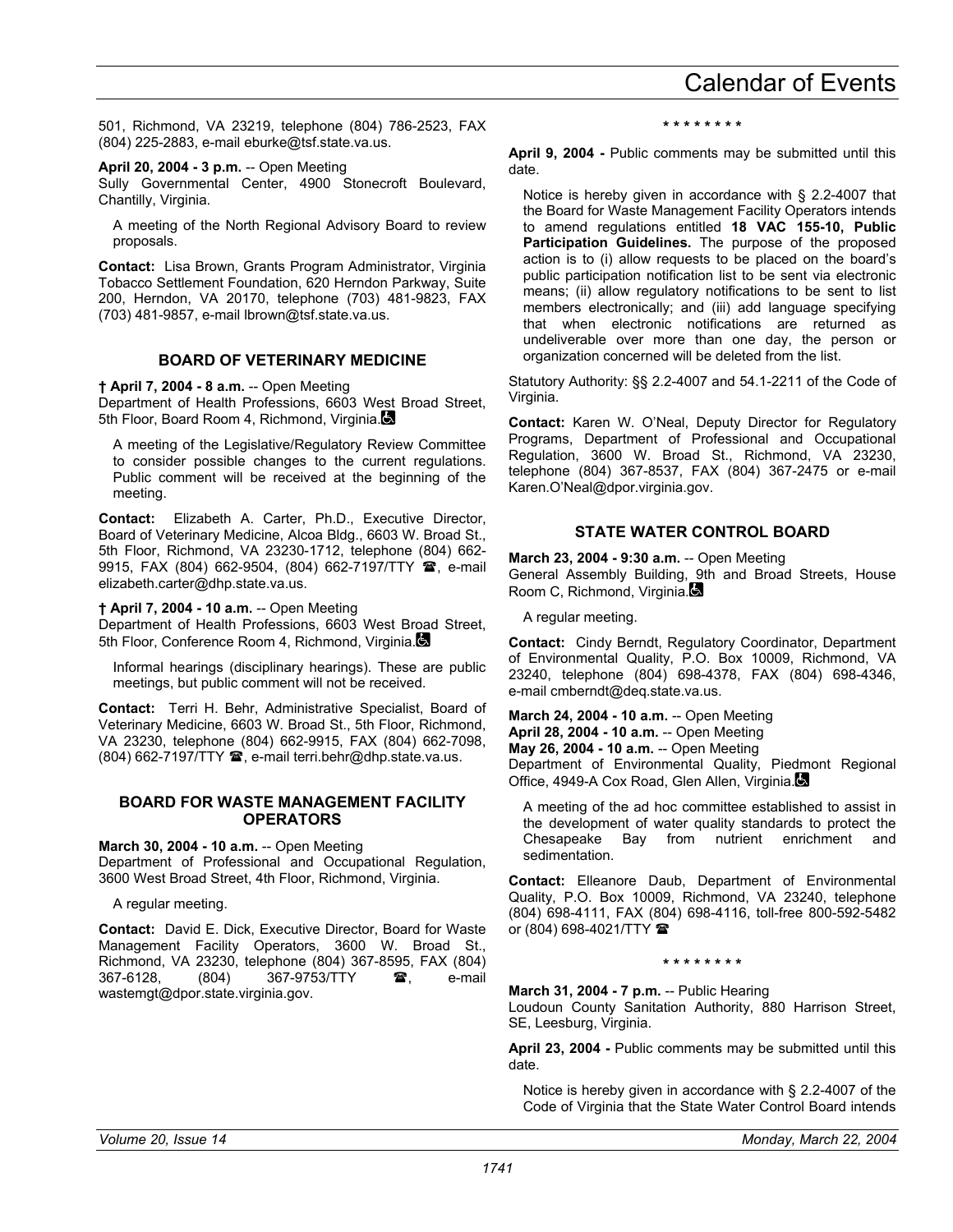501, Richmond, VA 23219, telephone (804) 786-2523, FAX (804) 225-2883, e-mail eburke@tsf.state.va.us.

**April 20, 2004 - 3 p.m.** -- Open Meeting
Sully Governmental Center, 4900 Stonecroft Boulevard, Chantilly, Virginia.

A meeting of the North Regional Advisory Board to review proposals.

**Contact:** Lisa Brown, Grants Program Administrator, Virginia Tobacco Settlement Foundation, 620 Herndon Parkway, Suite 200, Herndon, VA 20170, telephone (703) 481-9823, FAX (703) 481-9857, e-mail lbrown@tsf.state.va.us.

### BOARD OF VETERINARY MEDICINE

**† April 7, 2004 - 8 a.m.** -- Open Meeting
Department of Health Professions, 6603 West Broad Street, 5th Floor, Board Room 4, Richmond, Virginia.

A meeting of the Legislative/Regulatory Review Committee to consider possible changes to the current regulations. Public comment will be received at the beginning of the meeting.

**Contact:** Elizabeth A. Carter, Ph.D., Executive Director, Board of Veterinary Medicine, Alcoa Bldg., 6603 W. Broad St., 5th Floor, Richmond, VA 23230-1712, telephone (804) 662-9915, FAX (804) 662-9504, (804) 662-7197/TTY ☎, e-mail elizabeth.carter@dhp.state.va.us.

**† April 7, 2004 - 10 a.m.** -- Open Meeting
Department of Health Professions, 6603 West Broad Street, 5th Floor, Conference Room 4, Richmond, Virginia.

Informal hearings (disciplinary hearings). These are public meetings, but public comment will not be received.

**Contact:** Terri H. Behr, Administrative Specialist, Board of Veterinary Medicine, 6603 W. Broad St., 5th Floor, Richmond, VA 23230, telephone (804) 662-9915, FAX (804) 662-7098, (804) 662-7197/TTY ☎, e-mail terri.behr@dhp.state.va.us.

### BOARD FOR WASTE MANAGEMENT FACILITY OPERATORS

**March 30, 2004 - 10 a.m.** -- Open Meeting
Department of Professional and Occupational Regulation, 3600 West Broad Street, 4th Floor, Richmond, Virginia.

A regular meeting.

**Contact:** David E. Dick, Executive Director, Board for Waste Management Facility Operators, 3600 W. Broad St., Richmond, VA 23230, telephone (804) 367-8595, FAX (804) 367-6128, (804) 367-9753/TTY ☎, e-mail wastemgt@dpor.state.virginia.gov.

\* \* \* \* \* \* \* \*

**April 9, 2004 -** Public comments may be submitted until this date.

Notice is hereby given in accordance with § 2.2-4007 that the Board for Waste Management Facility Operators intends to amend regulations entitled **18 VAC 155-10, Public Participation Guidelines.** The purpose of the proposed action is to (i) allow requests to be placed on the board's public participation notification list to be sent via electronic means; (ii) allow regulatory notifications to be sent to list members electronically; and (iii) add language specifying that when electronic notifications are returned as undeliverable over more than one day, the person or organization concerned will be deleted from the list.

Statutory Authority: §§ 2.2-4007 and 54.1-2211 of the Code of Virginia.

**Contact:** Karen W. O'Neal, Deputy Director for Regulatory Programs, Department of Professional and Occupational Regulation, 3600 W. Broad St., Richmond, VA 23230, telephone (804) 367-8537, FAX (804) 367-2475 or e-mail Karen.O'Neal@dpor.virginia.gov.

### STATE WATER CONTROL BOARD

**March 23, 2004 - 9:30 a.m.** -- Open Meeting
General Assembly Building, 9th and Broad Streets, House Room C, Richmond, Virginia.

A regular meeting.

**Contact:** Cindy Berndt, Regulatory Coordinator, Department of Environmental Quality, P.O. Box 10009, Richmond, VA 23240, telephone (804) 698-4378, FAX (804) 698-4346, e-mail cmberndt@deq.state.va.us.

**March 24, 2004 - 10 a.m.** -- Open Meeting
**April 28, 2004 - 10 a.m.** -- Open Meeting
**May 26, 2004 - 10 a.m.** -- Open Meeting
Department of Environmental Quality, Piedmont Regional Office, 4949-A Cox Road, Glen Allen, Virginia.

A meeting of the ad hoc committee established to assist in the development of water quality standards to protect the Chesapeake Bay from nutrient enrichment and sedimentation.

**Contact:** Elleanore Daub, Department of Environmental Quality, P.O. Box 10009, Richmond, VA 23240, telephone (804) 698-4111, FAX (804) 698-4116, toll-free 800-592-5482 or (804) 698-4021/TTY ☎

\* \* \* \* \* \* \* \*

**March 31, 2004 - 7 p.m.** -- Public Hearing
Loudoun County Sanitation Authority, 880 Harrison Street, SE, Leesburg, Virginia.

**April 23, 2004 -** Public comments may be submitted until this date.

Notice is hereby given in accordance with § 2.2-4007 of the Code of Virginia that the State Water Control Board intends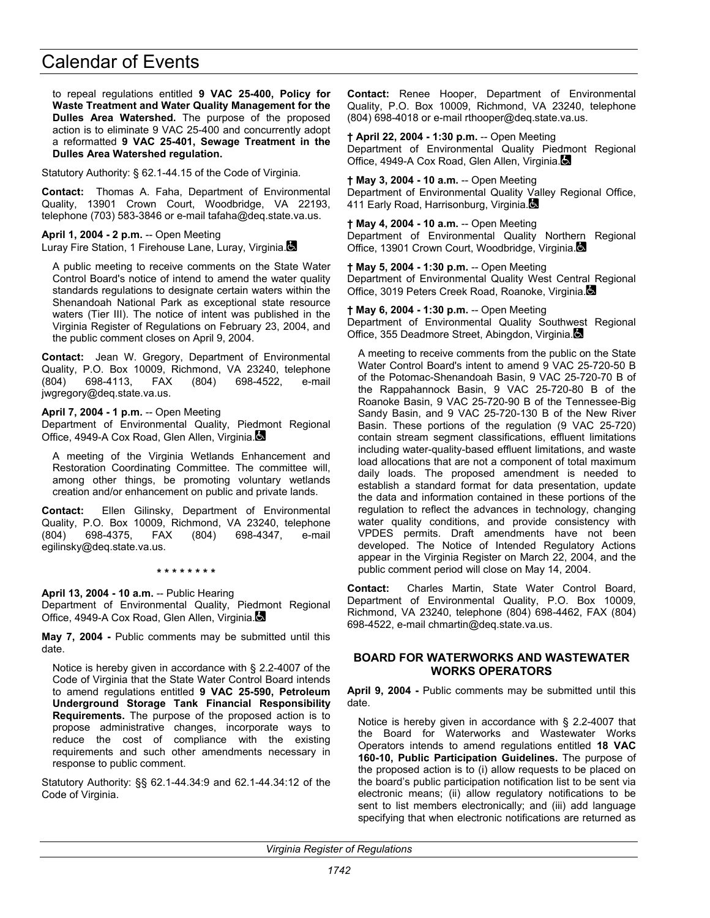to repeal regulations entitled **9 VAC 25-400, Policy for Waste Treatment and Water Quality Management for the Dulles Area Watershed.** The purpose of the proposed action is to eliminate 9 VAC 25-400 and concurrently adopt a reformatted **9 VAC 25-401, Sewage Treatment in the Dulles Area Watershed regulation.**

Statutory Authority: § 62.1-44.15 of the Code of Virginia.

**Contact:** Thomas A. Faha, Department of Environmental Quality, 13901 Crown Court, Woodbridge, VA 22193, telephone (703) 583-3846 or e-mail tafaha@deq.state.va.us.

**April 1, 2004 - 2 p.m.** -- Open Meeting
Luray Fire Station, 1 Firehouse Lane, Luray, Virginia.

A public meeting to receive comments on the State Water Control Board's notice of intend to amend the water quality standards regulations to designate certain waters within the Shenandoah National Park as exceptional state resource waters (Tier III). The notice of intent was published in the Virginia Register of Regulations on February 23, 2004, and the public comment closes on April 9, 2004.

**Contact:** Jean W. Gregory, Department of Environmental Quality, P.O. Box 10009, Richmond, VA 23240, telephone (804) 698-4113, FAX (804) 698-4522, e-mail jwgregory@deq.state.va.us.

**April 7, 2004 - 1 p.m.** -- Open Meeting
Department of Environmental Quality, Piedmont Regional Office, 4949-A Cox Road, Glen Allen, Virginia.

A meeting of the Virginia Wetlands Enhancement and Restoration Coordinating Committee. The committee will, among other things, be promoting voluntary wetlands creation and/or enhancement on public and private lands.

**Contact:** Ellen Gilinsky, Department of Environmental Quality, P.O. Box 10009, Richmond, VA 23240, telephone (804) 698-4375, FAX (804) 698-4347, e-mail egilinsky@deq.state.va.us.

* * * * * * * *

**April 13, 2004 - 10 a.m.** -- Public Hearing
Department of Environmental Quality, Piedmont Regional Office, 4949-A Cox Road, Glen Allen, Virginia.

**May 7, 2004 -** Public comments may be submitted until this date.

Notice is hereby given in accordance with § 2.2-4007 of the Code of Virginia that the State Water Control Board intends to amend regulations entitled **9 VAC 25-590, Petroleum Underground Storage Tank Financial Responsibility Requirements.** The purpose of the proposed action is to propose administrative changes, incorporate ways to reduce the cost of compliance with the existing requirements and such other amendments necessary in response to public comment.

Statutory Authority: §§ 62.1-44.34:9 and 62.1-44.34:12 of the Code of Virginia.

**Contact:** Renee Hooper, Department of Environmental Quality, P.O. Box 10009, Richmond, VA 23240, telephone (804) 698-4018 or e-mail rthooper@deq.state.va.us.

**† April 22, 2004 - 1:30 p.m.** -- Open Meeting
Department of Environmental Quality Piedmont Regional Office, 4949-A Cox Road, Glen Allen, Virginia.

**† May 3, 2004 - 10 a.m.** -- Open Meeting
Department of Environmental Quality Valley Regional Office, 411 Early Road, Harrisonburg, Virginia.

**† May 4, 2004 - 10 a.m.** -- Open Meeting
Department of Environmental Quality Northern Regional Office, 13901 Crown Court, Woodbridge, Virginia.

**† May 5, 2004 - 1:30 p.m.** -- Open Meeting
Department of Environmental Quality West Central Regional Office, 3019 Peters Creek Road, Roanoke, Virginia.

**† May 6, 2004 - 1:30 p.m.** -- Open Meeting
Department of Environmental Quality Southwest Regional Office, 355 Deadmore Street, Abingdon, Virginia.

A meeting to receive comments from the public on the State Water Control Board's intent to amend 9 VAC 25-720-50 B of the Potomac-Shenandoah Basin, 9 VAC 25-720-70 B of the Rappahannock Basin, 9 VAC 25-720-80 B of the Roanoke Basin, 9 VAC 25-720-90 B of the Tennessee-Big Sandy Basin, and 9 VAC 25-720-130 B of the New River Basin. These portions of the regulation (9 VAC 25-720) contain stream segment classifications, effluent limitations including water-quality-based effluent limitations, and waste load allocations that are not a component of total maximum daily loads. The proposed amendment is needed to establish a standard format for data presentation, update the data and information contained in these portions of the regulation to reflect the advances in technology, changing water quality conditions, and provide consistency with VPDES permits. Draft amendments have not been developed. The Notice of Intended Regulatory Actions appear in the Virginia Register on March 22, 2004, and the public comment period will close on May 14, 2004.

**Contact:** Charles Martin, State Water Control Board, Department of Environmental Quality, P.O. Box 10009, Richmond, VA 23240, telephone (804) 698-4462, FAX (804) 698-4522, e-mail chmartin@deq.state.va.us.

### BOARD FOR WATERWORKS AND WASTEWATER WORKS OPERATORS

**April 9, 2004 -** Public comments may be submitted until this date.

Notice is hereby given in accordance with § 2.2-4007 that the Board for Waterworks and Wastewater Works Operators intends to amend regulations entitled **18 VAC 160-10, Public Participation Guidelines.** The purpose of the proposed action is to (i) allow requests to be placed on the board's public participation notification list to be sent via electronic means; (ii) allow regulatory notifications to be sent to list members electronically; and (iii) add language specifying that when electronic notifications are returned as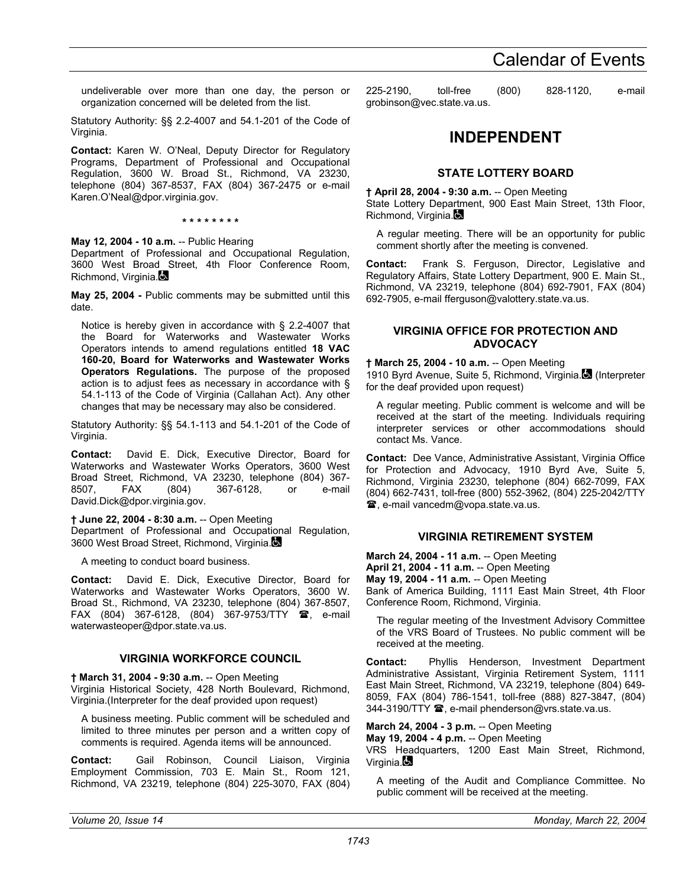undeliverable over more than one day, the person or organization concerned will be deleted from the list.

Statutory Authority: §§ 2.2-4007 and 54.1-201 of the Code of Virginia.

**Contact:** Karen W. O'Neal, Deputy Director for Regulatory Programs, Department of Professional and Occupational Regulation, 3600 W. Broad St., Richmond, VA 23230, telephone (804) 367-8537, FAX (804) 367-2475 or e-mail Karen.O'Neal@dpor.virginia.gov.

\* \* \* \* \* \* \* \*

**May 12, 2004 - 10 a.m.** -- Public Hearing
Department of Professional and Occupational Regulation, 3600 West Broad Street, 4th Floor Conference Room, Richmond, Virginia.

**May 25, 2004 -** Public comments may be submitted until this date.

Notice is hereby given in accordance with § 2.2-4007 that the Board for Waterworks and Wastewater Works Operators intends to amend regulations entitled **18 VAC 160-20, Board for Waterworks and Wastewater Works Operators Regulations.** The purpose of the proposed action is to adjust fees as necessary in accordance with § 54.1-113 of the Code of Virginia (Callahan Act). Any other changes that may be necessary may also be considered.

Statutory Authority: §§ 54.1-113 and 54.1-201 of the Code of Virginia.

**Contact:** David E. Dick, Executive Director, Board for Waterworks and Wastewater Works Operators, 3600 West Broad Street, Richmond, VA 23230, telephone (804) 367-8507, FAX (804) 367-6128, or e-mail David.Dick@dpor.virginia.gov.

**† June 22, 2004 - 8:30 a.m.** -- Open Meeting
Department of Professional and Occupational Regulation, 3600 West Broad Street, Richmond, Virginia.

A meeting to conduct board business.

**Contact:** David E. Dick, Executive Director, Board for Waterworks and Wastewater Works Operators, 3600 W. Broad St., Richmond, VA 23230, telephone (804) 367-8507, FAX (804) 367-6128, (804) 367-9753/TTY ☎, e-mail waterwasteoper@dpor.state.va.us.

### VIRGINIA WORKFORCE COUNCIL

**† March 31, 2004 - 9:30 a.m.** -- Open Meeting
Virginia Historical Society, 428 North Boulevard, Richmond, Virginia.(Interpreter for the deaf provided upon request)

A business meeting. Public comment will be scheduled and limited to three minutes per person and a written copy of comments is required. Agenda items will be announced.

**Contact:** Gail Robinson, Council Liaison, Virginia Employment Commission, 703 E. Main St., Room 121, Richmond, VA 23219, telephone (804) 225-3070, FAX (804) 225-2190, toll-free (800) 828-1120, e-mail grobinson@vec.state.va.us.

## INDEPENDENT

### STATE LOTTERY BOARD

**† April 28, 2004 - 9:30 a.m.** -- Open Meeting
State Lottery Department, 900 East Main Street, 13th Floor, Richmond, Virginia.

A regular meeting. There will be an opportunity for public comment shortly after the meeting is convened.

**Contact:** Frank S. Ferguson, Director, Legislative and Regulatory Affairs, State Lottery Department, 900 E. Main St., Richmond, VA 23219, telephone (804) 692-7901, FAX (804) 692-7905, e-mail fferguson@valottery.state.va.us.

### VIRGINIA OFFICE FOR PROTECTION AND ADVOCACY

**† March 25, 2004 - 10 a.m.** -- Open Meeting
1910 Byrd Avenue, Suite 5, Richmond, Virginia. (Interpreter for the deaf provided upon request)

A regular meeting. Public comment is welcome and will be received at the start of the meeting. Individuals requiring interpreter services or other accommodations should contact Ms. Vance.

**Contact:** Dee Vance, Administrative Assistant, Virginia Office for Protection and Advocacy, 1910 Byrd Ave, Suite 5, Richmond, Virginia 23230, telephone (804) 662-7099, FAX (804) 662-7431, toll-free (800) 552-3962, (804) 225-2042/TTY ☎, e-mail vancedm@vopa.state.va.us.

### VIRGINIA RETIREMENT SYSTEM

**March 24, 2004 - 11 a.m.** -- Open Meeting
**April 21, 2004 - 11 a.m.** -- Open Meeting
**May 19, 2004 - 11 a.m.** -- Open Meeting
Bank of America Building, 1111 East Main Street, 4th Floor Conference Room, Richmond, Virginia.

The regular meeting of the Investment Advisory Committee of the VRS Board of Trustees. No public comment will be received at the meeting.

**Contact:** Phyllis Henderson, Investment Department Administrative Assistant, Virginia Retirement System, 1111 East Main Street, Richmond, VA 23219, telephone (804) 649-8059, FAX (804) 786-1541, toll-free (888) 827-3847, (804) 344-3190/TTY ☎, e-mail phenderson@vrs.state.va.us.

**March 24, 2004 - 3 p.m.** -- Open Meeting
**May 19, 2004 - 4 p.m.** -- Open Meeting
VRS Headquarters, 1200 East Main Street, Richmond, Virginia.

A meeting of the Audit and Compliance Committee. No public comment will be received at the meeting.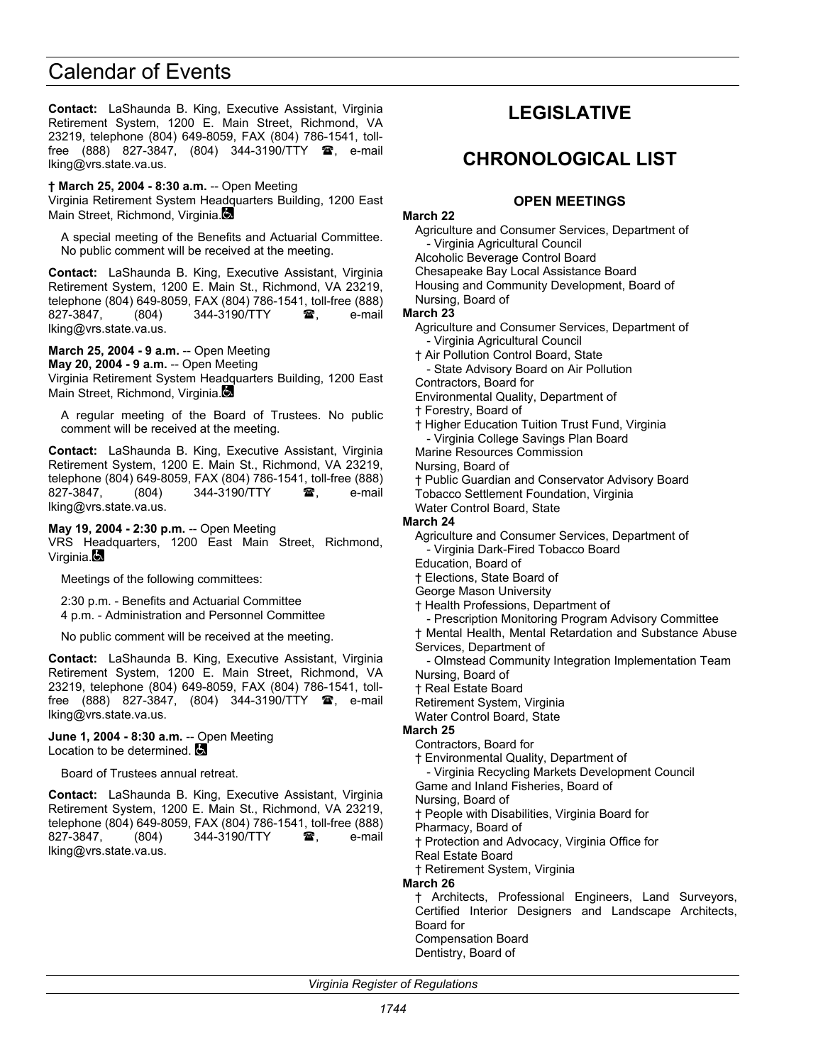**Contact:** LaShaunda B. King, Executive Assistant, Virginia Retirement System, 1200 E. Main Street, Richmond, VA 23219, telephone (804) 649-8059, FAX (804) 786-1541, toll-free (888) 827-3847, (804) 344-3190/TTY ☎, e-mail lking@vrs.state.va.us.

**† March 25, 2004 - 8:30 a.m.** -- Open Meeting
Virginia Retirement System Headquarters Building, 1200 East Main Street, Richmond, Virginia.

A special meeting of the Benefits and Actuarial Committee. No public comment will be received at the meeting.

**Contact:** LaShaunda B. King, Executive Assistant, Virginia Retirement System, 1200 E. Main St., Richmond, VA 23219, telephone (804) 649-8059, FAX (804) 786-1541, toll-free (888) 827-3847, (804) 344-3190/TTY ☎, e-mail lking@vrs.state.va.us.

**March 25, 2004 - 9 a.m.** -- Open Meeting
**May 20, 2004 - 9 a.m.** -- Open Meeting
Virginia Retirement System Headquarters Building, 1200 East Main Street, Richmond, Virginia.

A regular meeting of the Board of Trustees. No public comment will be received at the meeting.

**Contact:** LaShaunda B. King, Executive Assistant, Virginia Retirement System, 1200 E. Main St., Richmond, VA 23219, telephone (804) 649-8059, FAX (804) 786-1541, toll-free (888) 827-3847, (804) 344-3190/TTY ☎, e-mail lking@vrs.state.va.us.

**May 19, 2004 - 2:30 p.m.** -- Open Meeting
VRS Headquarters, 1200 East Main Street, Richmond, Virginia.

Meetings of the following committees:

2:30 p.m. - Benefits and Actuarial Committee
4 p.m. - Administration and Personnel Committee

No public comment will be received at the meeting.

**Contact:** LaShaunda B. King, Executive Assistant, Virginia Retirement System, 1200 E. Main Street, Richmond, VA 23219, telephone (804) 649-8059, FAX (804) 786-1541, toll-free (888) 827-3847, (804) 344-3190/TTY ☎, e-mail lking@vrs.state.va.us.

**June 1, 2004 - 8:30 a.m.** -- Open Meeting
Location to be determined.

Board of Trustees annual retreat.

**Contact:** LaShaunda B. King, Executive Assistant, Virginia Retirement System, 1200 E. Main St., Richmond, VA 23219, telephone (804) 649-8059, FAX (804) 786-1541, toll-free (888) 827-3847, (804) 344-3190/TTY ☎, e-mail lking@vrs.state.va.us.

# LEGISLATIVE

# CHRONOLOGICAL LIST

### OPEN MEETINGS

**March 22**

Agriculture and Consumer Services, Department of
- Virginia Agricultural Council

Alcoholic Beverage Control Board
Chesapeake Bay Local Assistance Board
Housing and Community Development, Board of
Nursing, Board of

**March 23**

Agriculture and Consumer Services, Department of
- Virginia Agricultural Council

† Air Pollution Control Board, State
- State Advisory Board on Air Pollution

Contractors, Board for
Environmental Quality, Department of
† Forestry, Board of
† Higher Education Tuition Trust Fund, Virginia
- Virginia College Savings Plan Board

Marine Resources Commission
Nursing, Board of
† Public Guardian and Conservator Advisory Board
Tobacco Settlement Foundation, Virginia
Water Control Board, State

**March 24**

Agriculture and Consumer Services, Department of
- Virginia Dark-Fired Tobacco Board

Education, Board of
† Elections, State Board of
George Mason University
† Health Professions, Department of
- Prescription Monitoring Program Advisory Committee

† Mental Health, Mental Retardation and Substance Abuse Services, Department of
- Olmstead Community Integration Implementation Team

Nursing, Board of
† Real Estate Board
Retirement System, Virginia
Water Control Board, State

**March 25**

Contractors, Board for
† Environmental Quality, Department of
- Virginia Recycling Markets Development Council

Game and Inland Fisheries, Board of
Nursing, Board of
† People with Disabilities, Virginia Board for
Pharmacy, Board of
† Protection and Advocacy, Virginia Office for
Real Estate Board
† Retirement System, Virginia

**March 26**

† Architects, Professional Engineers, Land Surveyors, Certified Interior Designers and Landscape Architects, Board for
Compensation Board
Dentistry, Board of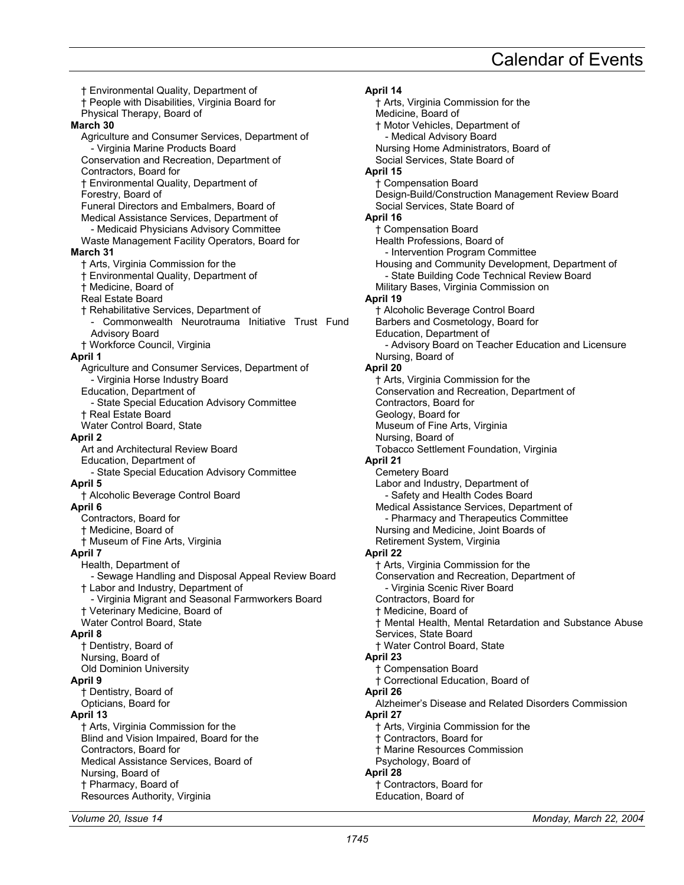† Environmental Quality, Department of
† People with Disabilities, Virginia Board for
Physical Therapy, Board of

**March 30**

Agriculture and Consumer Services, Department of
- Virginia Marine Products Board

Conservation and Recreation, Department of
Contractors, Board for
† Environmental Quality, Department of
Forestry, Board of
Funeral Directors and Embalmers, Board of
Medical Assistance Services, Department of
- Medicaid Physicians Advisory Committee

Waste Management Facility Operators, Board for

**March 31**

† Arts, Virginia Commission for the
† Environmental Quality, Department of
† Medicine, Board of
Real Estate Board
† Rehabilitative Services, Department of
- Commonwealth Neurotrauma Initiative Trust Fund Advisory Board

† Workforce Council, Virginia

**April 1**

Agriculture and Consumer Services, Department of
- Virginia Horse Industry Board

Education, Department of
- State Special Education Advisory Committee

† Real Estate Board
Water Control Board, State

**April 2**

Art and Architectural Review Board
Education, Department of
- State Special Education Advisory Committee

**April 5**

† Alcoholic Beverage Control Board

**April 6**

Contractors, Board for
† Medicine, Board of
† Museum of Fine Arts, Virginia

**April 7**

Health, Department of
- Sewage Handling and Disposal Appeal Review Board

† Labor and Industry, Department of
- Virginia Migrant and Seasonal Farmworkers Board

† Veterinary Medicine, Board of
Water Control Board, State

**April 8**

† Dentistry, Board of
Nursing, Board of
Old Dominion University

**April 9**

† Dentistry, Board of
Opticians, Board for

**April 13**

† Arts, Virginia Commission for the
Blind and Vision Impaired, Board for the
Contractors, Board for
Medical Assistance Services, Board of
Nursing, Board of
† Pharmacy, Board of
Resources Authority, Virginia

**April 14**

† Arts, Virginia Commission for the
Medicine, Board of
† Motor Vehicles, Department of
- Medical Advisory Board

Nursing Home Administrators, Board of
Social Services, State Board of

**April 15**

† Compensation Board
Design-Build/Construction Management Review Board
Social Services, State Board of

**April 16**

† Compensation Board
Health Professions, Board of
- Intervention Program Committee

Housing and Community Development, Department of
- State Building Code Technical Review Board

Military Bases, Virginia Commission on

**April 19**

† Alcoholic Beverage Control Board
Barbers and Cosmetology, Board for
Education, Department of
- Advisory Board on Teacher Education and Licensure

Nursing, Board of

**April 20**

† Arts, Virginia Commission for the
Conservation and Recreation, Department of
Contractors, Board for
Geology, Board for
Museum of Fine Arts, Virginia
Nursing, Board of
Tobacco Settlement Foundation, Virginia

**April 21**

Cemetery Board
Labor and Industry, Department of
- Safety and Health Codes Board

Medical Assistance Services, Department of
- Pharmacy and Therapeutics Committee

Nursing and Medicine, Joint Boards of
Retirement System, Virginia

**April 22**

† Arts, Virginia Commission for the
Conservation and Recreation, Department of
- Virginia Scenic River Board

Contractors, Board for
† Medicine, Board of
† Mental Health, Mental Retardation and Substance Abuse Services, State Board
† Water Control Board, State

**April 23**

† Compensation Board
† Correctional Education, Board of

**April 26**

Alzheimer's Disease and Related Disorders Commission

**April 27**

† Arts, Virginia Commission for the
† Contractors, Board for
† Marine Resources Commission
Psychology, Board of

**April 28**

† Contractors, Board for
Education, Board of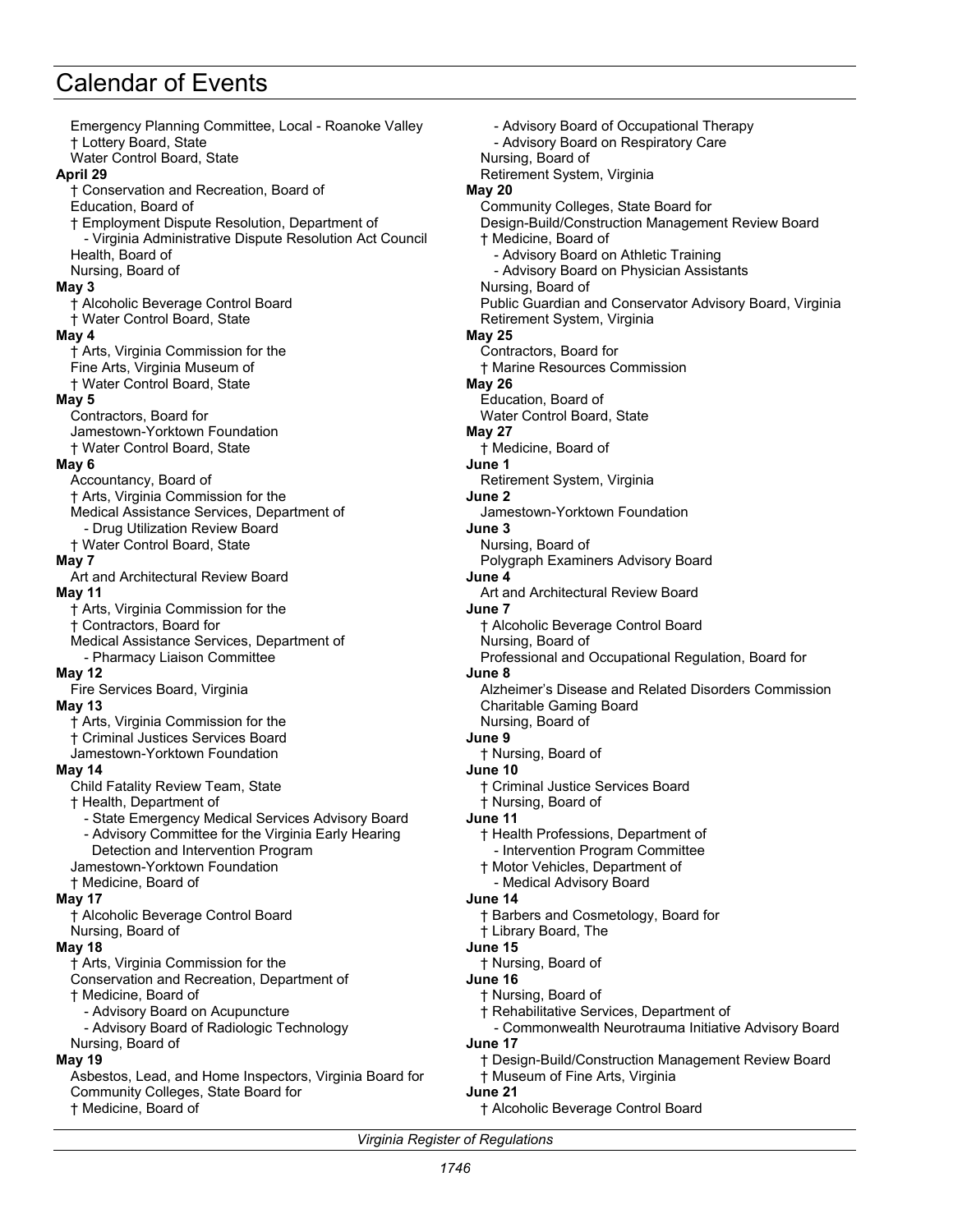# Calendar of Events

Emergency Planning Committee, Local - Roanoke Valley
† Lottery Board, State
Water Control Board, State

**April 29**

† Conservation and Recreation, Board of
Education, Board of
† Employment Dispute Resolution, Department of
- Virginia Administrative Dispute Resolution Act Council

Health, Board of
Nursing, Board of

**May 3**

† Alcoholic Beverage Control Board
† Water Control Board, State

**May 4**

† Arts, Virginia Commission for the
Fine Arts, Virginia Museum of
† Water Control Board, State

**May 5**

Contractors, Board for
Jamestown-Yorktown Foundation
† Water Control Board, State

**May 6**

Accountancy, Board of
† Arts, Virginia Commission for the
Medical Assistance Services, Department of
- Drug Utilization Review Board

† Water Control Board, State

**May 7**

Art and Architectural Review Board

**May 11**

† Arts, Virginia Commission for the
† Contractors, Board for
Medical Assistance Services, Department of
- Pharmacy Liaison Committee

**May 12**

Fire Services Board, Virginia

**May 13**

† Arts, Virginia Commission for the
† Criminal Justices Services Board
Jamestown-Yorktown Foundation

**May 14**

Child Fatality Review Team, State
† Health, Department of
- State Emergency Medical Services Advisory Board
- Advisory Committee for the Virginia Early Hearing Detection and Intervention Program

Jamestown-Yorktown Foundation
† Medicine, Board of

**May 17**

† Alcoholic Beverage Control Board
Nursing, Board of

**May 18**

† Arts, Virginia Commission for the
Conservation and Recreation, Department of
† Medicine, Board of
- Advisory Board on Acupuncture
- Advisory Board of Radiologic Technology

Nursing, Board of

**May 19**

Asbestos, Lead, and Home Inspectors, Virginia Board for
Community Colleges, State Board for
† Medicine, Board of
- Advisory Board of Occupational Therapy
- Advisory Board on Respiratory Care

Nursing, Board of
Retirement System, Virginia

**May 20**

Community Colleges, State Board for
Design-Build/Construction Management Review Board
† Medicine, Board of
- Advisory Board on Athletic Training
- Advisory Board on Physician Assistants

Nursing, Board of
Public Guardian and Conservator Advisory Board, Virginia
Retirement System, Virginia

**May 25**

Contractors, Board for
† Marine Resources Commission

**May 26**

Education, Board of
Water Control Board, State

**May 27**

† Medicine, Board of

**June 1**

Retirement System, Virginia

**June 2**

Jamestown-Yorktown Foundation

**June 3**

Nursing, Board of
Polygraph Examiners Advisory Board

**June 4**

Art and Architectural Review Board

**June 7**

† Alcoholic Beverage Control Board
Nursing, Board of
Professional and Occupational Regulation, Board for

**June 8**

Alzheimer's Disease and Related Disorders Commission
Charitable Gaming Board
Nursing, Board of

**June 9**

† Nursing, Board of

**June 10**

† Criminal Justice Services Board
† Nursing, Board of

**June 11**

† Health Professions, Department of
- Intervention Program Committee

† Motor Vehicles, Department of
- Medical Advisory Board

**June 14**

† Barbers and Cosmetology, Board for
† Library Board, The

**June 15**

† Nursing, Board of

**June 16**

† Nursing, Board of
† Rehabilitative Services, Department of
- Commonwealth Neurotrauma Initiative Advisory Board

**June 17**

† Design-Build/Construction Management Review Board
† Museum of Fine Arts, Virginia

**June 21**

† Alcoholic Beverage Control Board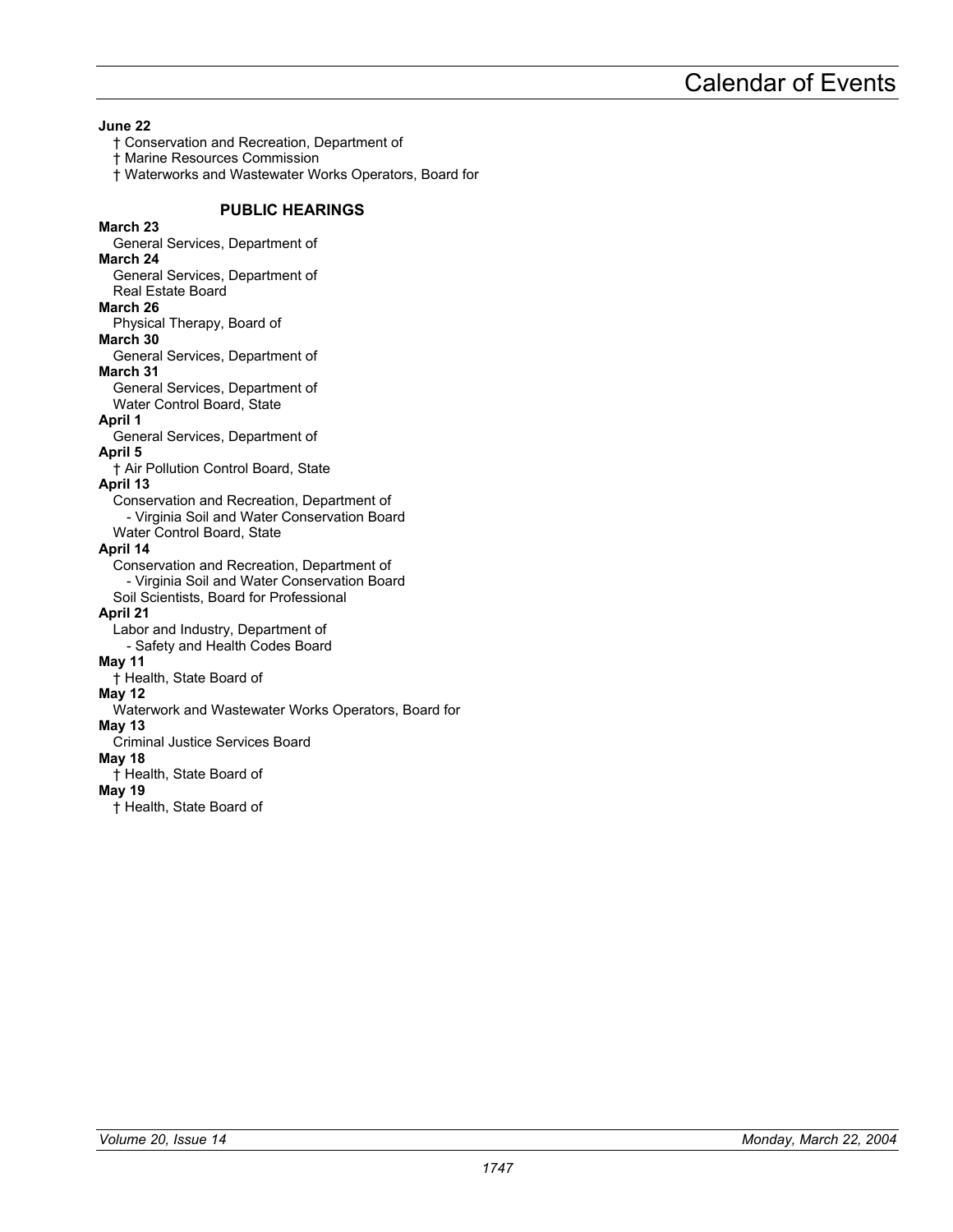**June 22**

† Conservation and Recreation, Department of
† Marine Resources Commission
† Waterworks and Wastewater Works Operators, Board for

### PUBLIC HEARINGS

**March 23**

General Services, Department of

**March 24**

General Services, Department of
Real Estate Board

**March 26**

Physical Therapy, Board of

**March 30**

General Services, Department of

**March 31**

General Services, Department of
Water Control Board, State

**April 1**

General Services, Department of

**April 5**

† Air Pollution Control Board, State

**April 13**

Conservation and Recreation, Department of
- Virginia Soil and Water Conservation Board

Water Control Board, State

**April 14**

Conservation and Recreation, Department of
- Virginia Soil and Water Conservation Board

Soil Scientists, Board for Professional

**April 21**

Labor and Industry, Department of
- Safety and Health Codes Board

**May 11**

† Health, State Board of

**May 12**

Waterwork and Wastewater Works Operators, Board for

**May 13**

Criminal Justice Services Board

**May 18**

† Health, State Board of

**May 19**

† Health, State Board of